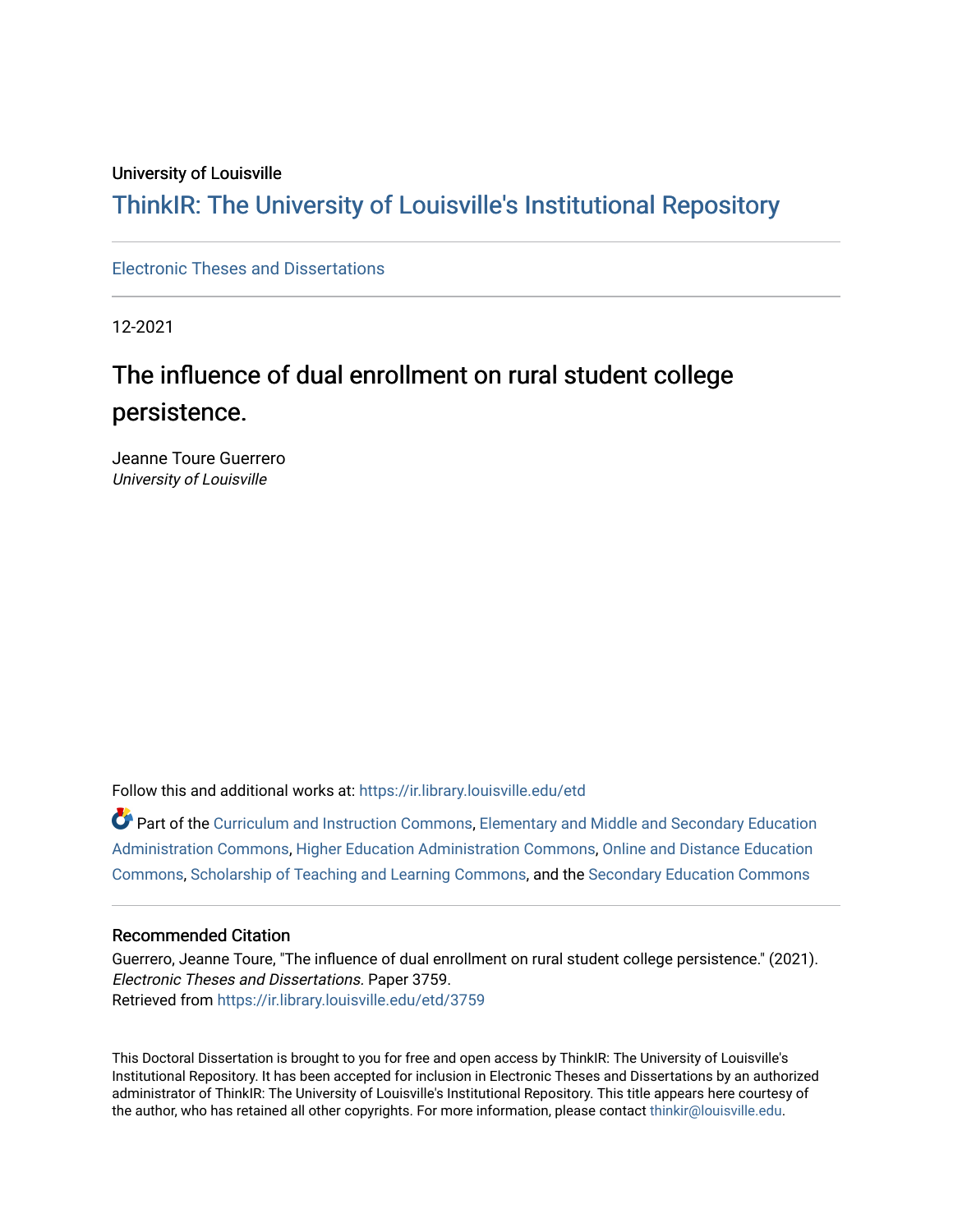University of Louisville

# ThinkIR: The University of Louisville's Institutional Repository

Electronic Theses and Dissertations

12-2021

## The influence of dual enrollment on rural student college persistence.

Jeanne Toure Guerrero
*University of Louisville*

Follow this and additional works at: https://ir.library.louisville.edu/etd

Part of the Curriculum and Instruction Commons, Elementary and Middle and Secondary Education Administration Commons, Higher Education Administration Commons, Online and Distance Education Commons, Scholarship of Teaching and Learning Commons, and the Secondary Education Commons

### Recommended Citation

Guerrero, Jeanne Toure, "The influence of dual enrollment on rural student college persistence." (2021). *Electronic Theses and Dissertations.* Paper 3759.
Retrieved from https://ir.library.louisville.edu/etd/3759

This Doctoral Dissertation is brought to you for free and open access by ThinkIR: The University of Louisville's Institutional Repository. It has been accepted for inclusion in Electronic Theses and Dissertations by an authorized administrator of ThinkIR: The University of Louisville's Institutional Repository. This title appears here courtesy of the author, who has retained all other copyrights. For more information, please contact thinkir@louisville.edu.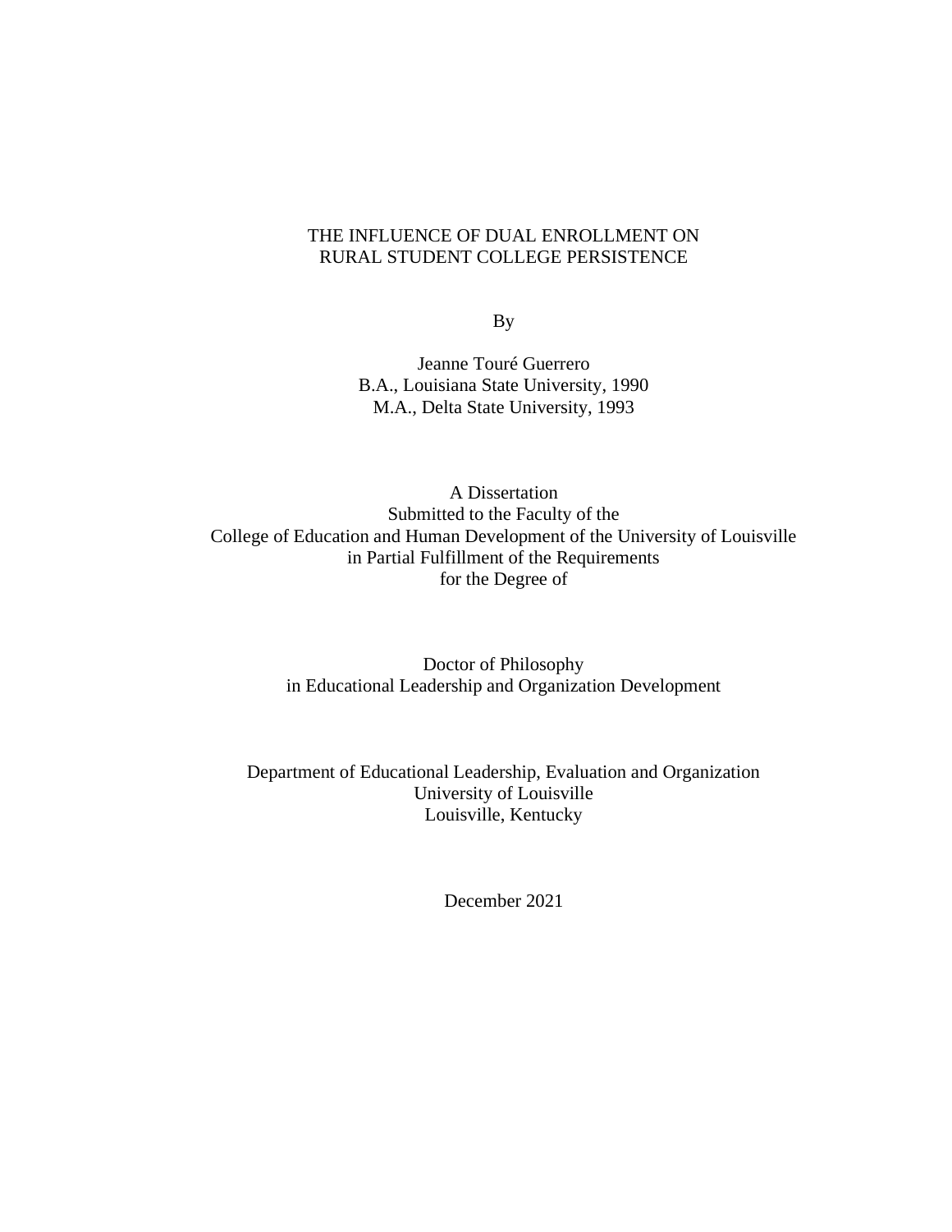THE INFLUENCE OF DUAL ENROLLMENT ON
RURAL STUDENT COLLEGE PERSISTENCE

By

Jeanne Touré Guerrero
B.A., Louisiana State University, 1990
M.A., Delta State University, 1993

A Dissertation
Submitted to the Faculty of the
College of Education and Human Development of the University of Louisville
in Partial Fulfillment of the Requirements
for the Degree of

Doctor of Philosophy
in Educational Leadership and Organization Development

Department of Educational Leadership, Evaluation and Organization
University of Louisville
Louisville, Kentucky

December 2021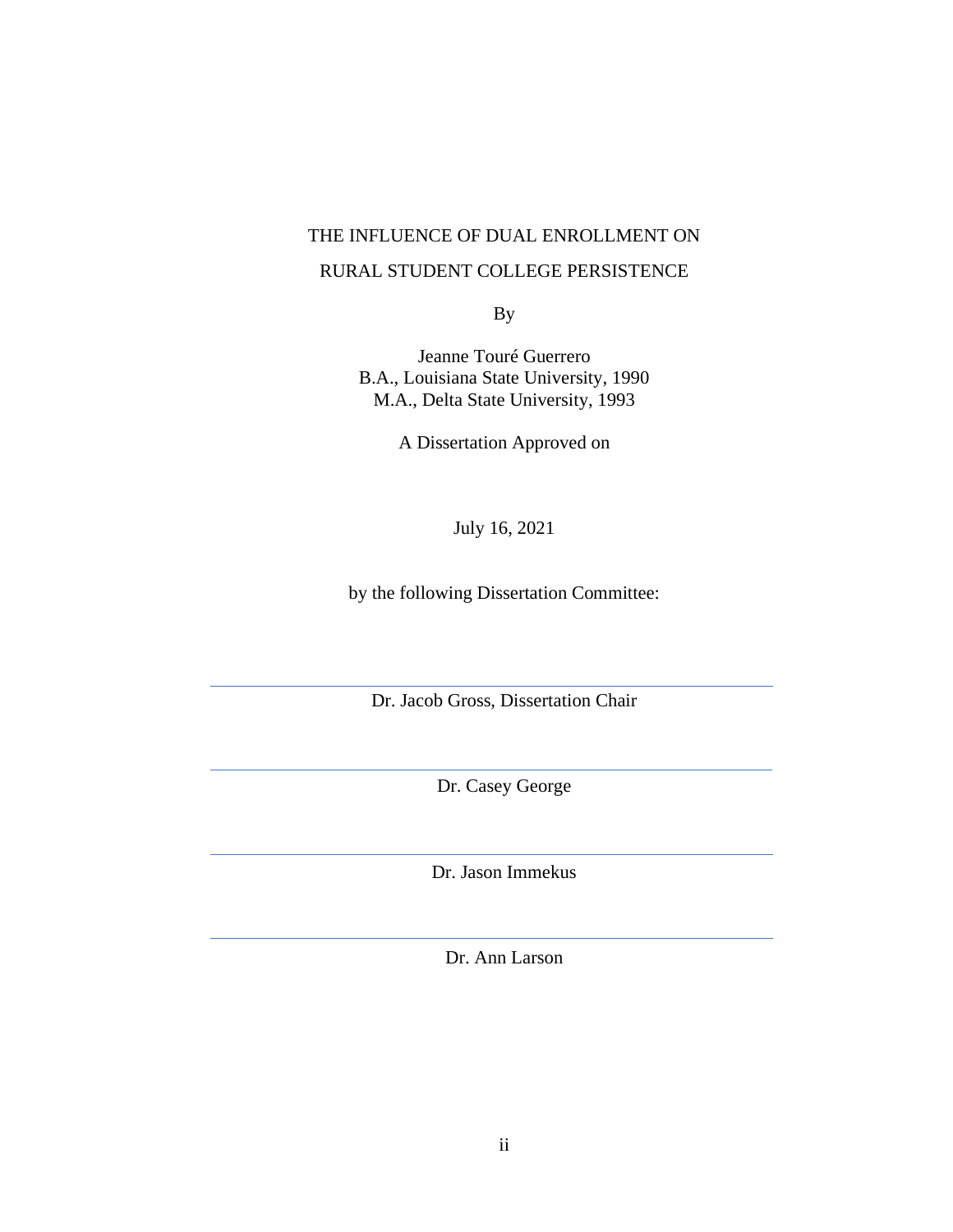THE INFLUENCE OF DUAL ENROLLMENT ON

RURAL STUDENT COLLEGE PERSISTENCE

By

Jeanne Touré Guerrero
B.A., Louisiana State University, 1990
M.A., Delta State University, 1993

A Dissertation Approved on

July 16, 2021

by the following Dissertation Committee:

---

Dr. Jacob Gross, Dissertation Chair

---

Dr. Casey George

---

Dr. Jason Immekus

---

Dr. Ann Larson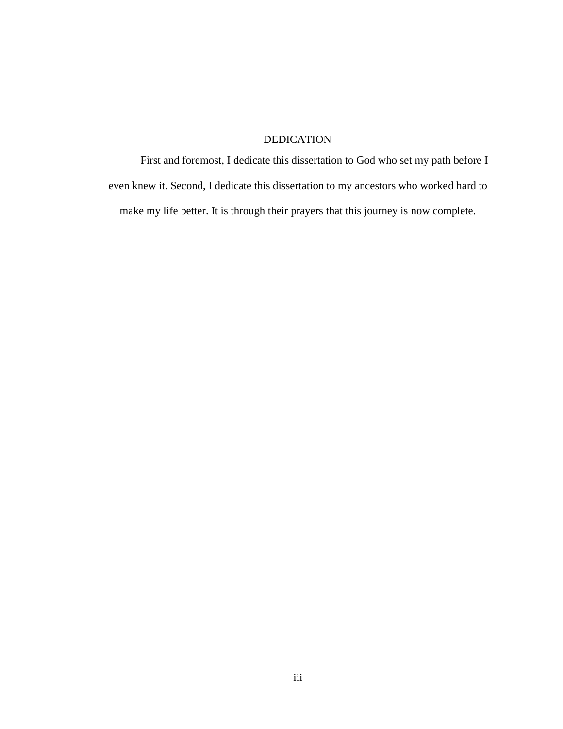# DEDICATION

First and foremost, I dedicate this dissertation to God who set my path before I even knew it. Second, I dedicate this dissertation to my ancestors who worked hard to make my life better. It is through their prayers that this journey is now complete.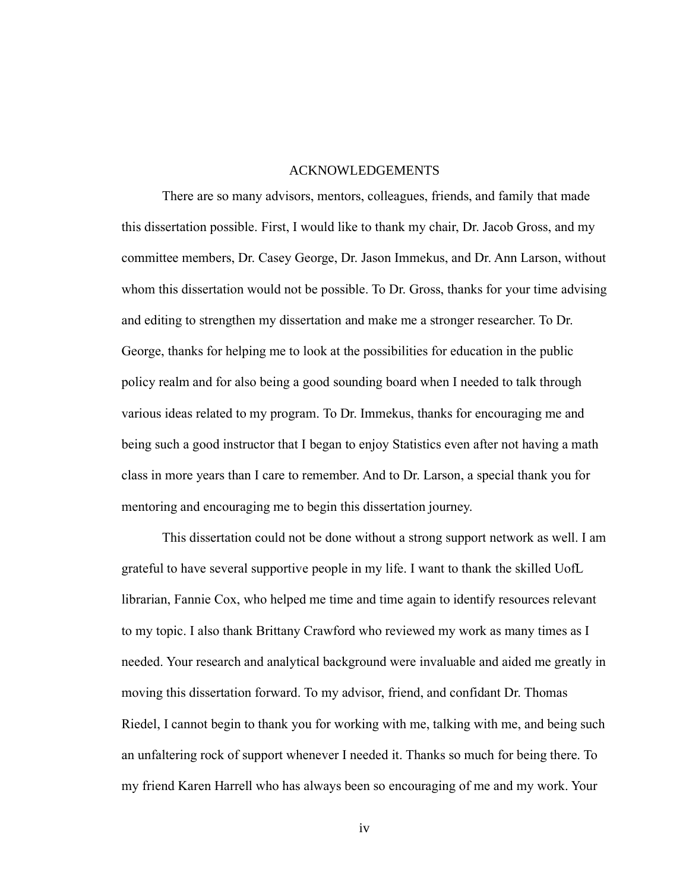# ACKNOWLEDGEMENTS

There are so many advisors, mentors, colleagues, friends, and family that made this dissertation possible. First, I would like to thank my chair, Dr. Jacob Gross, and my committee members, Dr. Casey George, Dr. Jason Immekus, and Dr. Ann Larson, without whom this dissertation would not be possible. To Dr. Gross, thanks for your time advising and editing to strengthen my dissertation and make me a stronger researcher. To Dr. George, thanks for helping me to look at the possibilities for education in the public policy realm and for also being a good sounding board when I needed to talk through various ideas related to my program. To Dr. Immekus, thanks for encouraging me and being such a good instructor that I began to enjoy Statistics even after not having a math class in more years than I care to remember. And to Dr. Larson, a special thank you for mentoring and encouraging me to begin this dissertation journey.

This dissertation could not be done without a strong support network as well. I am grateful to have several supportive people in my life. I want to thank the skilled UofL librarian, Fannie Cox, who helped me time and time again to identify resources relevant to my topic. I also thank Brittany Crawford who reviewed my work as many times as I needed. Your research and analytical background were invaluable and aided me greatly in moving this dissertation forward. To my advisor, friend, and confidant Dr. Thomas Riedel, I cannot begin to thank you for working with me, talking with me, and being such an unfaltering rock of support whenever I needed it. Thanks so much for being there. To my friend Karen Harrell who has always been so encouraging of me and my work. Your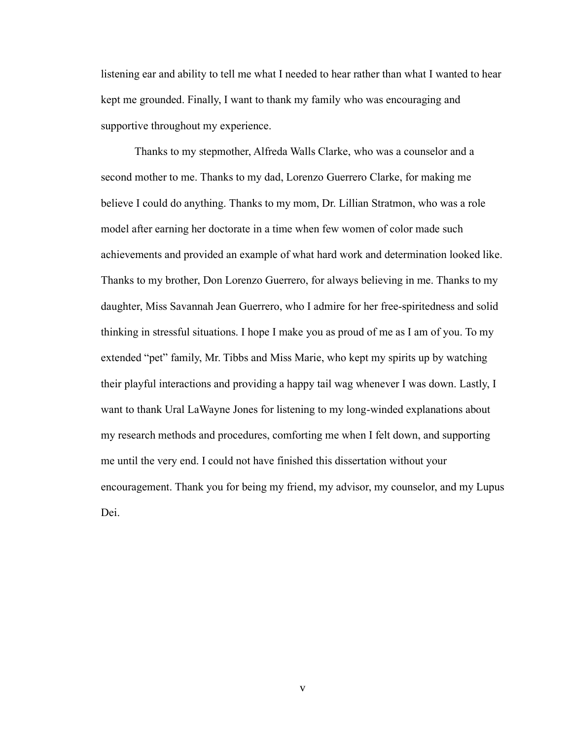listening ear and ability to tell me what I needed to hear rather than what I wanted to hear kept me grounded. Finally, I want to thank my family who was encouraging and supportive throughout my experience.

Thanks to my stepmother, Alfreda Walls Clarke, who was a counselor and a second mother to me. Thanks to my dad, Lorenzo Guerrero Clarke, for making me believe I could do anything. Thanks to my mom, Dr. Lillian Stratmon, who was a role model after earning her doctorate in a time when few women of color made such achievements and provided an example of what hard work and determination looked like. Thanks to my brother, Don Lorenzo Guerrero, for always believing in me. Thanks to my daughter, Miss Savannah Jean Guerrero, who I admire for her free-spiritedness and solid thinking in stressful situations. I hope I make you as proud of me as I am of you. To my extended "pet" family, Mr. Tibbs and Miss Marie, who kept my spirits up by watching their playful interactions and providing a happy tail wag whenever I was down. Lastly, I want to thank Ural LaWayne Jones for listening to my long-winded explanations about my research methods and procedures, comforting me when I felt down, and supporting me until the very end. I could not have finished this dissertation without your encouragement. Thank you for being my friend, my advisor, my counselor, and my Lupus Dei.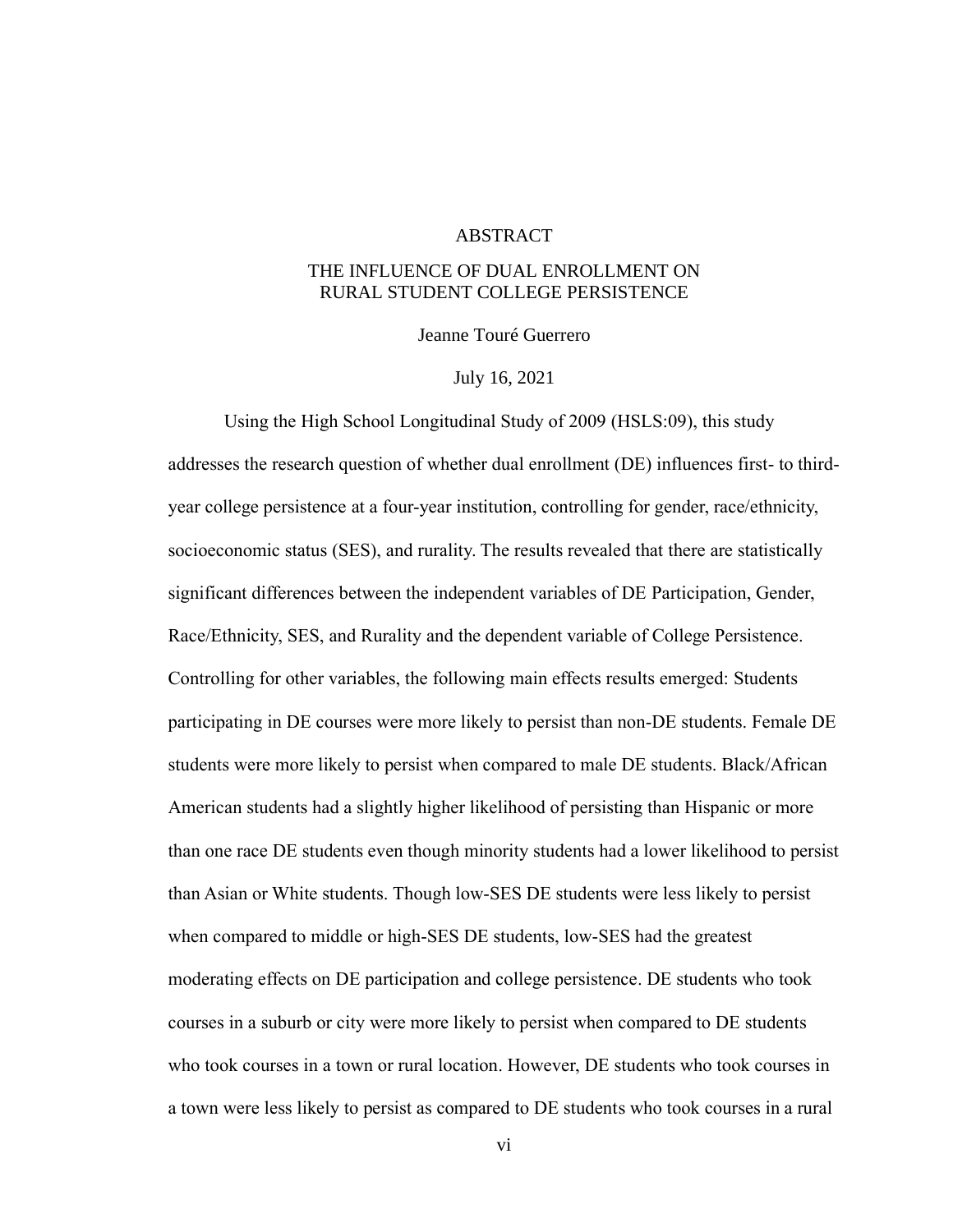# ABSTRACT

## THE INFLUENCE OF DUAL ENROLLMENT ON RURAL STUDENT COLLEGE PERSISTENCE

Jeanne Touré Guerrero

July 16, 2021

Using the High School Longitudinal Study of 2009 (HSLS:09), this study addresses the research question of whether dual enrollment (DE) influences first- to third-year college persistence at a four-year institution, controlling for gender, race/ethnicity, socioeconomic status (SES), and rurality. The results revealed that there are statistically significant differences between the independent variables of DE Participation, Gender, Race/Ethnicity, SES, and Rurality and the dependent variable of College Persistence. Controlling for other variables, the following main effects results emerged: Students participating in DE courses were more likely to persist than non-DE students. Female DE students were more likely to persist when compared to male DE students. Black/African American students had a slightly higher likelihood of persisting than Hispanic or more than one race DE students even though minority students had a lower likelihood to persist than Asian or White students. Though low-SES DE students were less likely to persist when compared to middle or high-SES DE students, low-SES had the greatest moderating effects on DE participation and college persistence. DE students who took courses in a suburb or city were more likely to persist when compared to DE students who took courses in a town or rural location. However, DE students who took courses in a town were less likely to persist as compared to DE students who took courses in a rural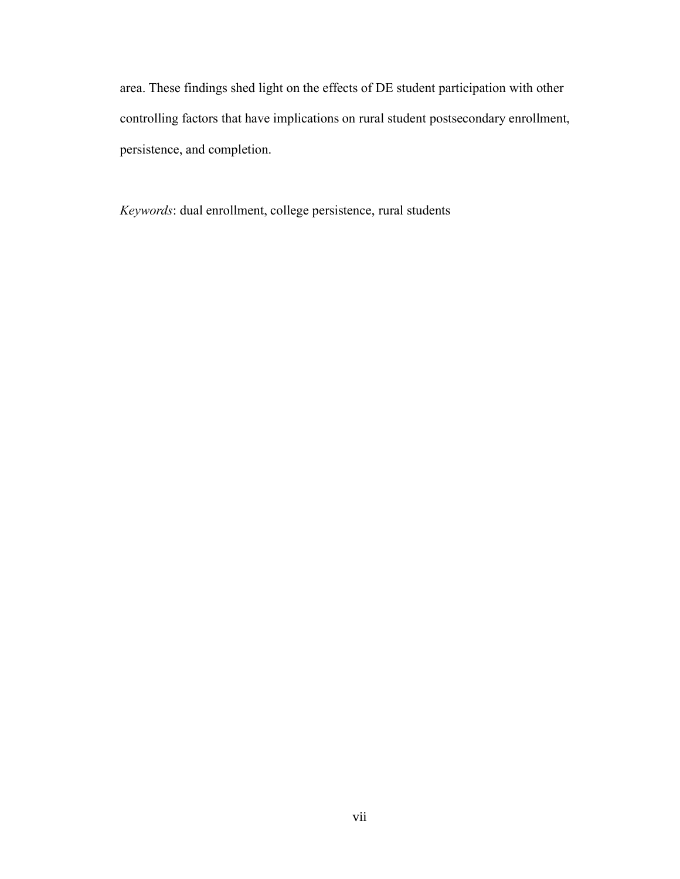area. These findings shed light on the effects of DE student participation with other controlling factors that have implications on rural student postsecondary enrollment, persistence, and completion.

*Keywords*: dual enrollment, college persistence, rural students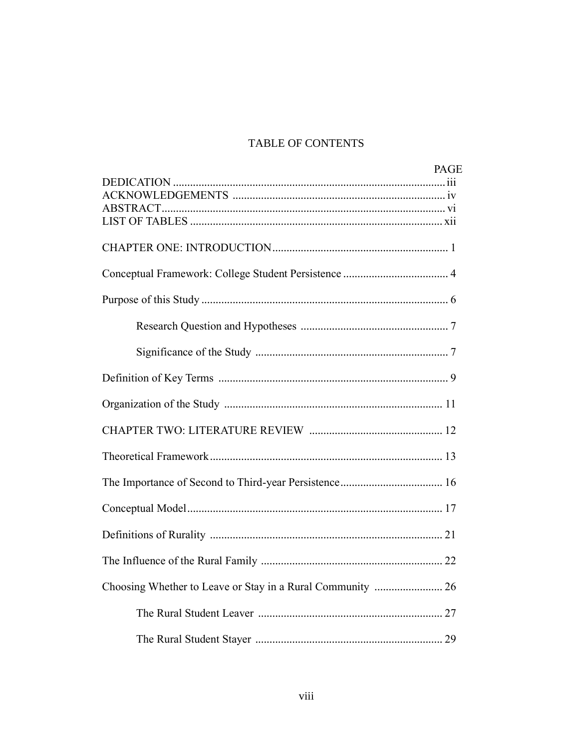# TABLE OF CONTENTS

| | PAGE |
|---|---|
| DEDICATION | iii |
| ACKNOWLEDGEMENTS | iv |
| ABSTRACT | vi |
| LIST OF TABLES | xii |
| CHAPTER ONE: INTRODUCTION | 1 |
| Conceptual Framework: College Student Persistence | 4 |
| Purpose of this Study | 6 |
| Research Question and Hypotheses | 7 |
| Significance of the Study | 7 |
| Definition of Key Terms | 9 |
| Organization of the Study | 11 |
| CHAPTER TWO: LITERATURE REVIEW | 12 |
| Theoretical Framework | 13 |
| The Importance of Second to Third-year Persistence | 16 |
| Conceptual Model | 17 |
| Definitions of Rurality | 21 |
| The Influence of the Rural Family | 22 |
| Choosing Whether to Leave or Stay in a Rural Community | 26 |
| The Rural Student Leaver | 27 |
| The Rural Student Stayer | 29 |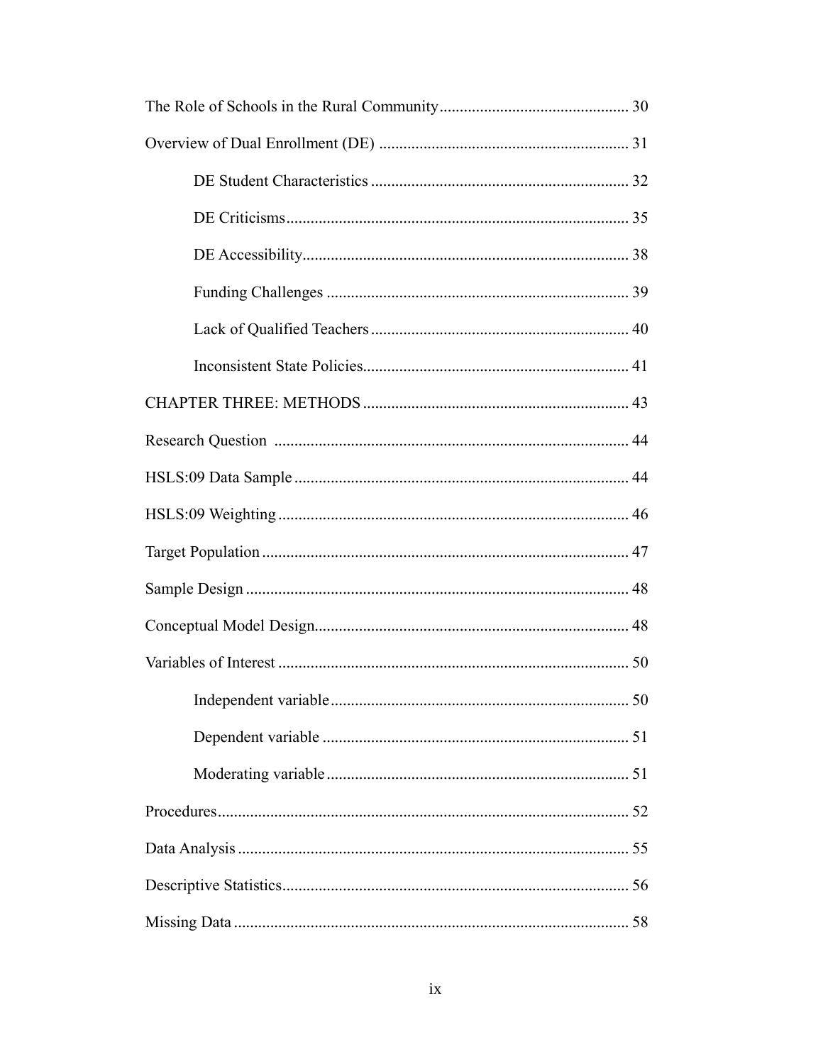The Role of Schools in the Rural Community .............................................. 30

Overview of Dual Enrollment (DE) ............................................................. 31

  DE Student Characteristics ............................................................... 32

  DE Criticisms .................................................................................... 35

  DE Accessibility ................................................................................ 38

  Funding Challenges .......................................................................... 39

  Lack of Qualified Teachers ............................................................... 40

  Inconsistent State Policies ................................................................. 41

CHAPTER THREE: METHODS ................................................................. 43

Research Question ....................................................................................... 44

HSLS:09 Data Sample ................................................................................. 44

HSLS:09 Weighting ..................................................................................... 46

Target Population ......................................................................................... 47

Sample Design ............................................................................................. 48

Conceptual Model Design ............................................................................ 48

Variables of Interest ..................................................................................... 50

  Independent variable ......................................................................... 50

  Dependent variable ........................................................................... 51

  Moderating variable .......................................................................... 51

Procedures .................................................................................................... 52

Data Analysis ................................................................................................ 55

Descriptive Statistics ..................................................................................... 56

Missing Data ................................................................................................. 58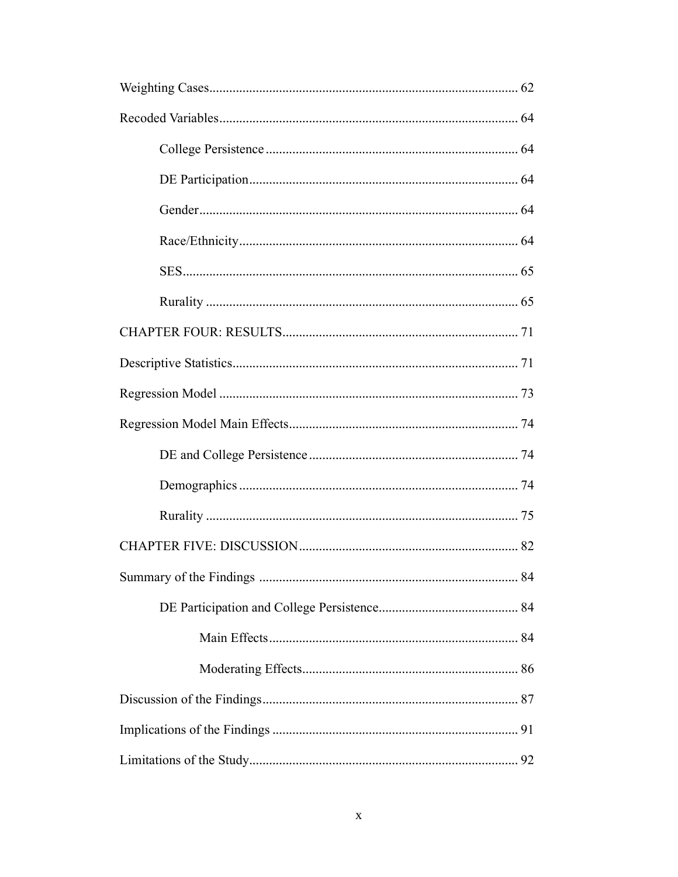Weighting Cases............................................................................................ 62

Recoded Variables......................................................................................... 64

    College Persistence........................................................................... 64

    DE Participation................................................................................ 64

    Gender............................................................................................... 64

    Race/Ethnicity................................................................................... 64

    SES.................................................................................................... 65

    Rurality ............................................................................................. 65

CHAPTER FOUR: RESULTS...................................................................... 71

Descriptive Statistics..................................................................................... 71

Regression Model ......................................................................................... 73

Regression Model Main Effects.................................................................... 74

    DE and College Persistence............................................................... 74

    Demographics................................................................................... 74

    Rurality ............................................................................................. 75

CHAPTER FIVE: DISCUSSION................................................................. 82

Summary of the Findings ............................................................................. 84

    DE Participation and College Persistence......................................... 84

        Main Effects.......................................................................... 84

        Moderating Effects................................................................ 86

Discussion of the Findings............................................................................ 87

Implications of the Findings ......................................................................... 91

Limitations of the Study................................................................................ 92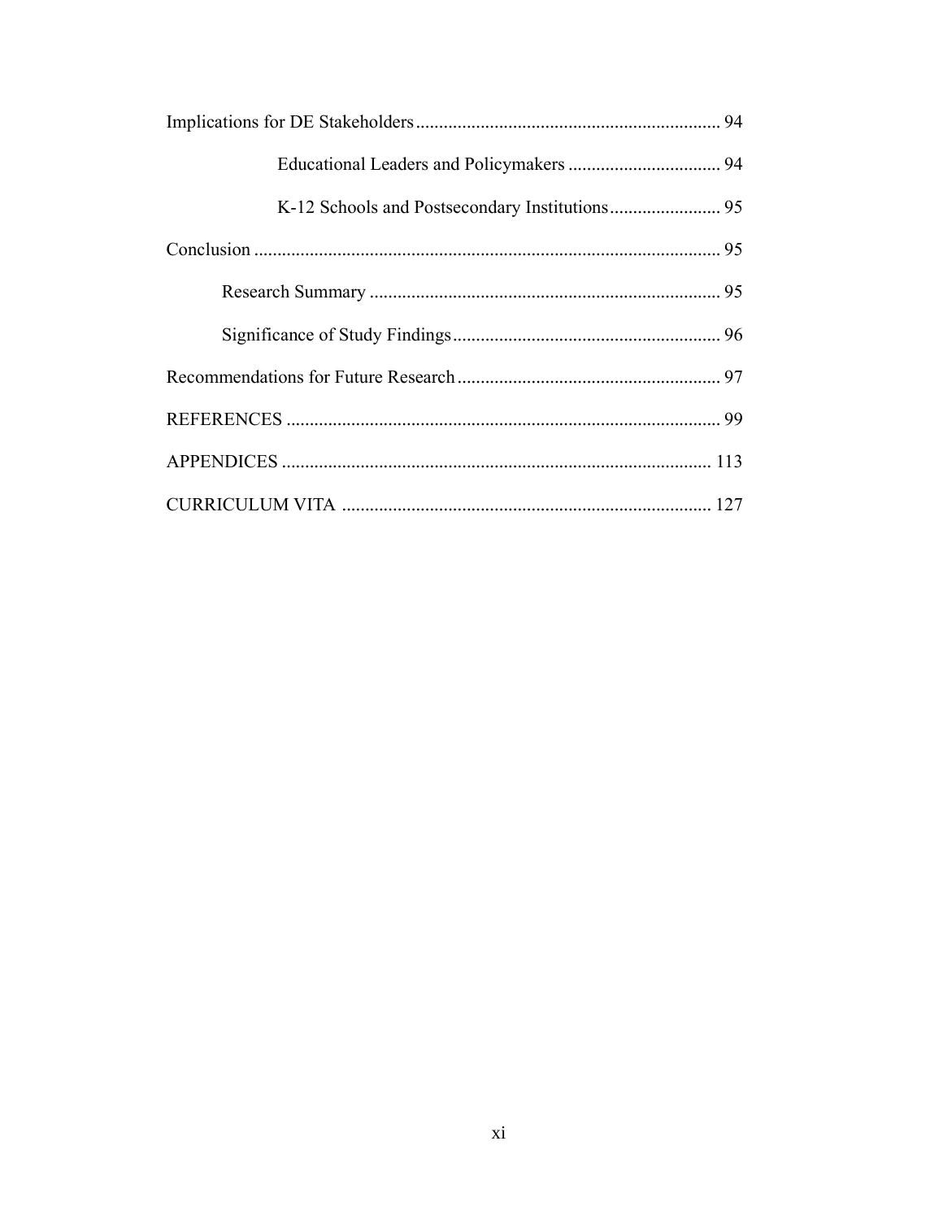Implications for DE Stakeholders ................................................................. 94

Educational Leaders and Policymakers ................................. 94

K-12 Schools and Postsecondary Institutions........................ 95

Conclusion .................................................................................................... 95

Research Summary ............................................................................ 95

Significance of Study Findings.......................................................... 96

Recommendations for Future Research......................................................... 97

REFERENCES ............................................................................................. 99

APPENDICES ............................................................................................. 113

CURRICULUM VITA ................................................................................ 127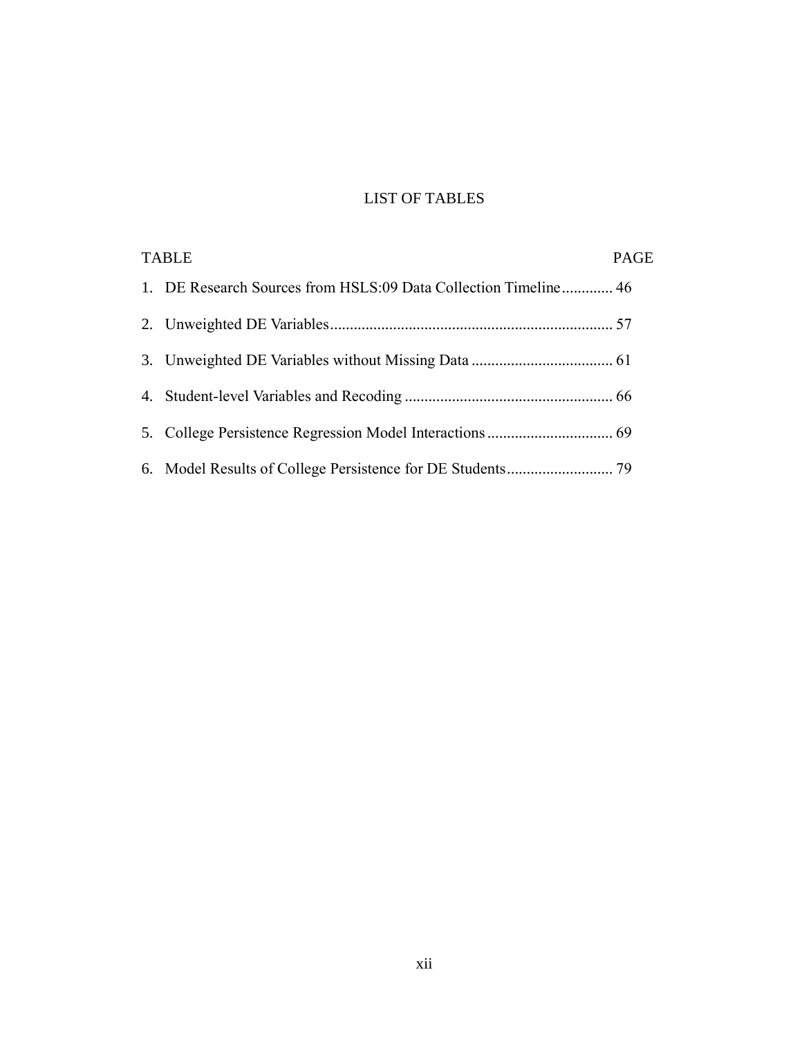# LIST OF TABLES

| TABLE | PAGE |
|---|---|
| 1. DE Research Sources from HSLS:09 Data Collection Timeline | 46 |
| 2. Unweighted DE Variables | 57 |
| 3. Unweighted DE Variables without Missing Data | 61 |
| 4. Student-level Variables and Recoding | 66 |
| 5. College Persistence Regression Model Interactions | 69 |
| 6. Model Results of College Persistence for DE Students | 79 |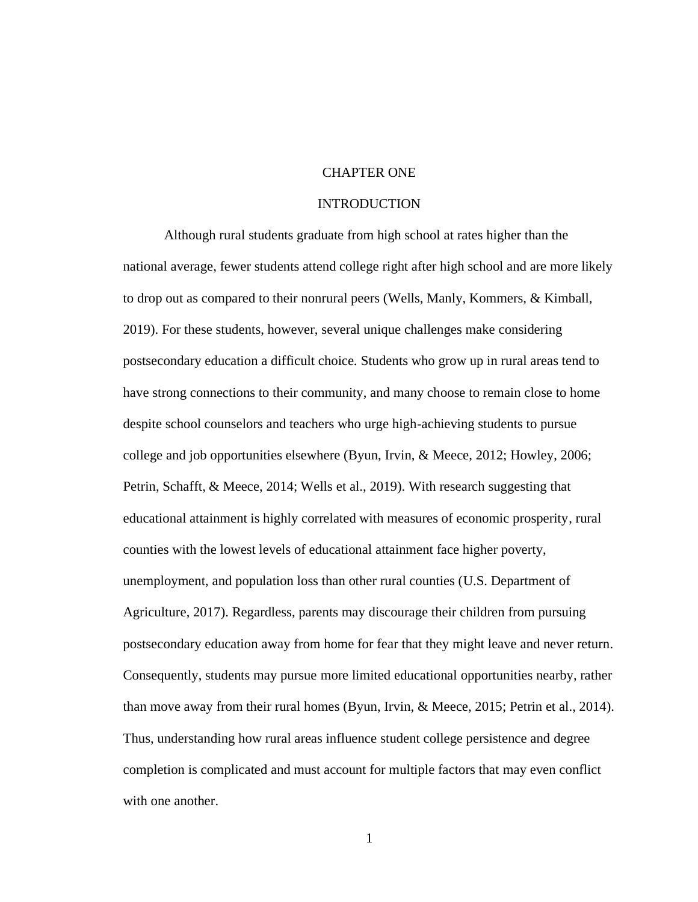# CHAPTER ONE

## INTRODUCTION

Although rural students graduate from high school at rates higher than the national average, fewer students attend college right after high school and are more likely to drop out as compared to their nonrural peers (Wells, Manly, Kommers, & Kimball, 2019). For these students, however, several unique challenges make considering postsecondary education a difficult choice. Students who grow up in rural areas tend to have strong connections to their community, and many choose to remain close to home despite school counselors and teachers who urge high-achieving students to pursue college and job opportunities elsewhere (Byun, Irvin, & Meece, 2012; Howley, 2006; Petrin, Schafft, & Meece, 2014; Wells et al., 2019). With research suggesting that educational attainment is highly correlated with measures of economic prosperity, rural counties with the lowest levels of educational attainment face higher poverty, unemployment, and population loss than other rural counties (U.S. Department of Agriculture, 2017). Regardless, parents may discourage their children from pursuing postsecondary education away from home for fear that they might leave and never return. Consequently, students may pursue more limited educational opportunities nearby, rather than move away from their rural homes (Byun, Irvin, & Meece, 2015; Petrin et al., 2014). Thus, understanding how rural areas influence student college persistence and degree completion is complicated and must account for multiple factors that may even conflict with one another.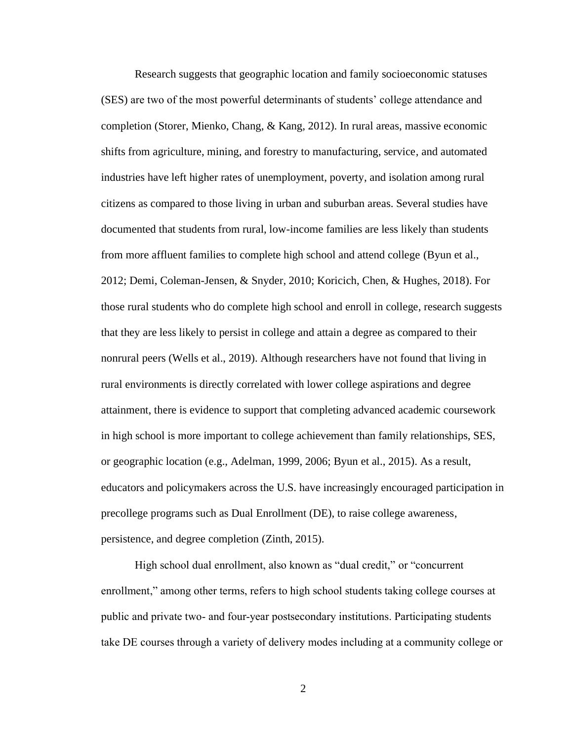Research suggests that geographic location and family socioeconomic statuses (SES) are two of the most powerful determinants of students' college attendance and completion (Storer, Mienko, Chang, & Kang, 2012). In rural areas, massive economic shifts from agriculture, mining, and forestry to manufacturing, service, and automated industries have left higher rates of unemployment, poverty, and isolation among rural citizens as compared to those living in urban and suburban areas. Several studies have documented that students from rural, low-income families are less likely than students from more affluent families to complete high school and attend college (Byun et al., 2012; Demi, Coleman-Jensen, & Snyder, 2010; Koricich, Chen, & Hughes, 2018). For those rural students who do complete high school and enroll in college, research suggests that they are less likely to persist in college and attain a degree as compared to their nonrural peers (Wells et al., 2019). Although researchers have not found that living in rural environments is directly correlated with lower college aspirations and degree attainment, there is evidence to support that completing advanced academic coursework in high school is more important to college achievement than family relationships, SES, or geographic location (e.g., Adelman, 1999, 2006; Byun et al., 2015). As a result, educators and policymakers across the U.S. have increasingly encouraged participation in precollege programs such as Dual Enrollment (DE), to raise college awareness, persistence, and degree completion (Zinth, 2015).

High school dual enrollment, also known as "dual credit," or "concurrent enrollment," among other terms, refers to high school students taking college courses at public and private two- and four-year postsecondary institutions. Participating students take DE courses through a variety of delivery modes including at a community college or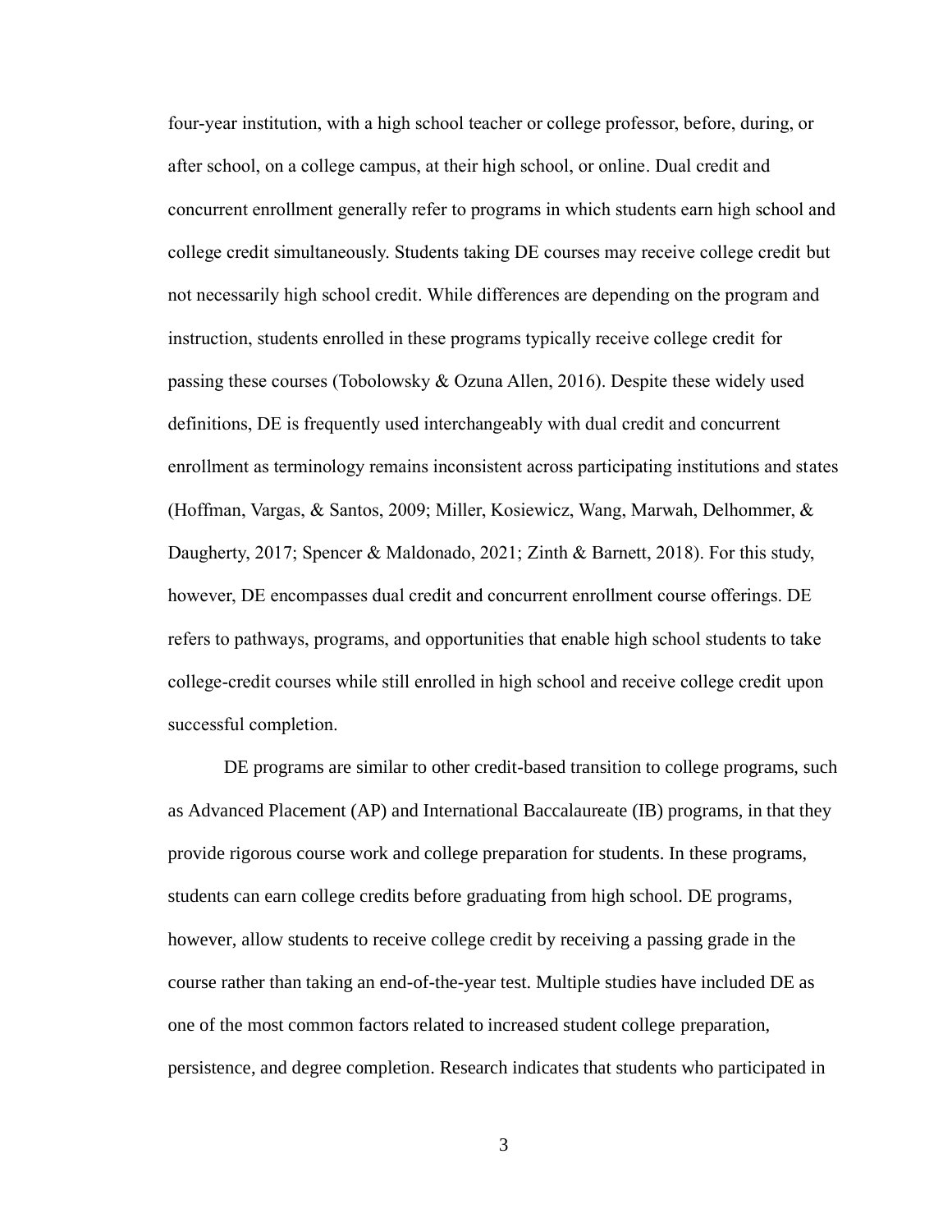four-year institution, with a high school teacher or college professor, before, during, or after school, on a college campus, at their high school, or online. Dual credit and concurrent enrollment generally refer to programs in which students earn high school and college credit simultaneously. Students taking DE courses may receive college credit but not necessarily high school credit. While differences are depending on the program and instruction, students enrolled in these programs typically receive college credit for passing these courses (Tobolowsky & Ozuna Allen, 2016). Despite these widely used definitions, DE is frequently used interchangeably with dual credit and concurrent enrollment as terminology remains inconsistent across participating institutions and states (Hoffman, Vargas, & Santos, 2009; Miller, Kosiewicz, Wang, Marwah, Delhommer, & Daugherty, 2017; Spencer & Maldonado, 2021; Zinth & Barnett, 2018). For this study, however, DE encompasses dual credit and concurrent enrollment course offerings. DE refers to pathways, programs, and opportunities that enable high school students to take college-credit courses while still enrolled in high school and receive college credit upon successful completion.

DE programs are similar to other credit-based transition to college programs, such as Advanced Placement (AP) and International Baccalaureate (IB) programs, in that they provide rigorous course work and college preparation for students. In these programs, students can earn college credits before graduating from high school. DE programs, however, allow students to receive college credit by receiving a passing grade in the course rather than taking an end-of-the-year test. Multiple studies have included DE as one of the most common factors related to increased student college preparation, persistence, and degree completion. Research indicates that students who participated in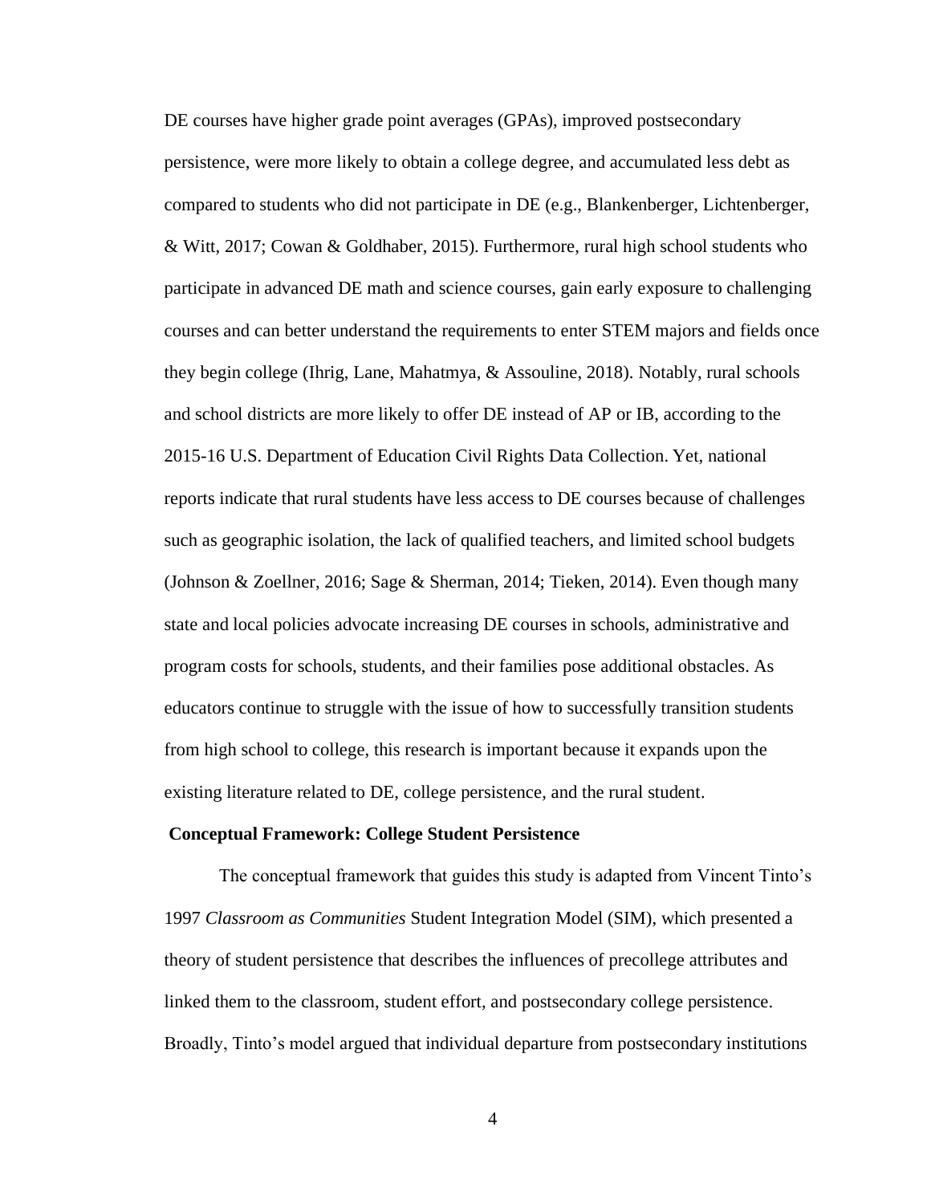DE courses have higher grade point averages (GPAs), improved postsecondary persistence, were more likely to obtain a college degree, and accumulated less debt as compared to students who did not participate in DE (e.g., Blankenberger, Lichtenberger, & Witt, 2017; Cowan & Goldhaber, 2015). Furthermore, rural high school students who participate in advanced DE math and science courses, gain early exposure to challenging courses and can better understand the requirements to enter STEM majors and fields once they begin college (Ihrig, Lane, Mahatmya, & Assouline, 2018). Notably, rural schools and school districts are more likely to offer DE instead of AP or IB, according to the 2015-16 U.S. Department of Education Civil Rights Data Collection. Yet, national reports indicate that rural students have less access to DE courses because of challenges such as geographic isolation, the lack of qualified teachers, and limited school budgets (Johnson & Zoellner, 2016; Sage & Sherman, 2014; Tieken, 2014). Even though many state and local policies advocate increasing DE courses in schools, administrative and program costs for schools, students, and their families pose additional obstacles. As educators continue to struggle with the issue of how to successfully transition students from high school to college, this research is important because it expands upon the existing literature related to DE, college persistence, and the rural student.

**Conceptual Framework: College Student Persistence**

The conceptual framework that guides this study is adapted from Vincent Tinto's 1997 *Classroom as Communities* Student Integration Model (SIM), which presented a theory of student persistence that describes the influences of precollege attributes and linked them to the classroom, student effort, and postsecondary college persistence. Broadly, Tinto's model argued that individual departure from postsecondary institutions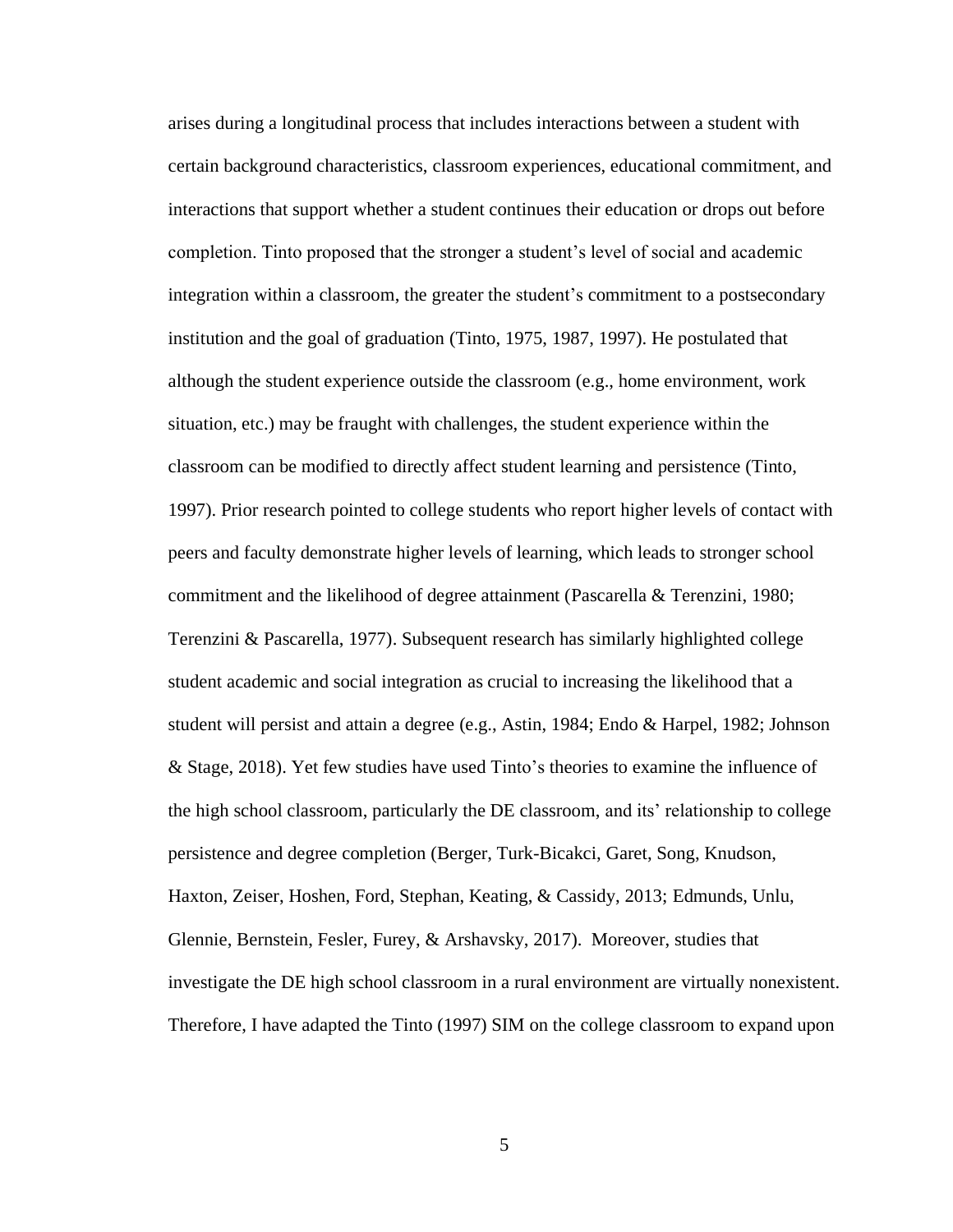arises during a longitudinal process that includes interactions between a student with certain background characteristics, classroom experiences, educational commitment, and interactions that support whether a student continues their education or drops out before completion. Tinto proposed that the stronger a student's level of social and academic integration within a classroom, the greater the student's commitment to a postsecondary institution and the goal of graduation (Tinto, 1975, 1987, 1997). He postulated that although the student experience outside the classroom (e.g., home environment, work situation, etc.) may be fraught with challenges, the student experience within the classroom can be modified to directly affect student learning and persistence (Tinto, 1997). Prior research pointed to college students who report higher levels of contact with peers and faculty demonstrate higher levels of learning, which leads to stronger school commitment and the likelihood of degree attainment (Pascarella & Terenzini, 1980; Terenzini & Pascarella, 1977). Subsequent research has similarly highlighted college student academic and social integration as crucial to increasing the likelihood that a student will persist and attain a degree (e.g., Astin, 1984; Endo & Harpel, 1982; Johnson & Stage, 2018). Yet few studies have used Tinto's theories to examine the influence of the high school classroom, particularly the DE classroom, and its' relationship to college persistence and degree completion (Berger, Turk-Bicakci, Garet, Song, Knudson, Haxton, Zeiser, Hoshen, Ford, Stephan, Keating, & Cassidy, 2013; Edmunds, Unlu, Glennie, Bernstein, Fesler, Furey, & Arshavsky, 2017). Moreover, studies that investigate the DE high school classroom in a rural environment are virtually nonexistent. Therefore, I have adapted the Tinto (1997) SIM on the college classroom to expand upon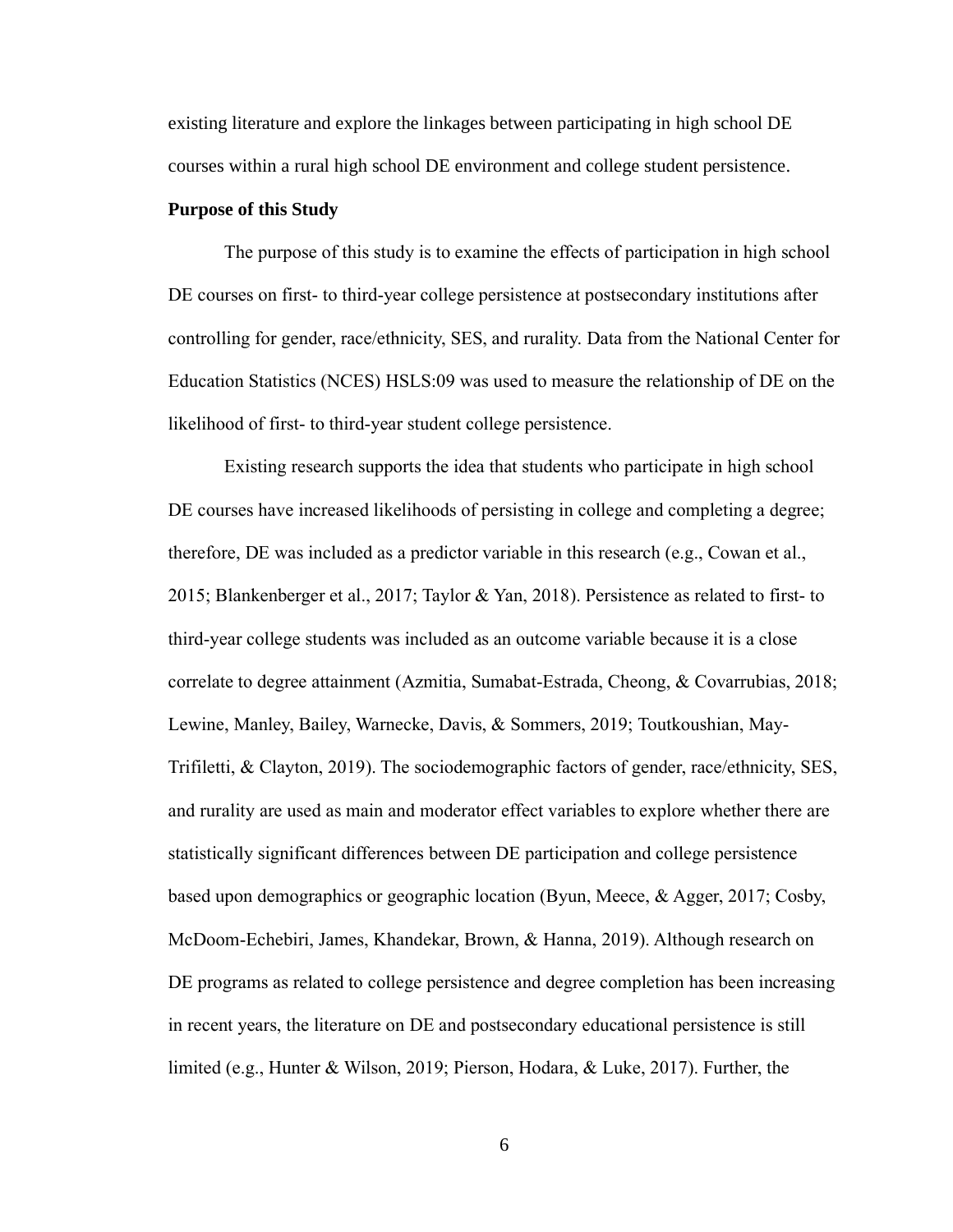existing literature and explore the linkages between participating in high school DE courses within a rural high school DE environment and college student persistence.

**Purpose of this Study**

The purpose of this study is to examine the effects of participation in high school DE courses on first- to third-year college persistence at postsecondary institutions after controlling for gender, race/ethnicity, SES, and rurality. Data from the National Center for Education Statistics (NCES) HSLS:09 was used to measure the relationship of DE on the likelihood of first- to third-year student college persistence.

Existing research supports the idea that students who participate in high school DE courses have increased likelihoods of persisting in college and completing a degree; therefore, DE was included as a predictor variable in this research (e.g., Cowan et al., 2015; Blankenberger et al., 2017; Taylor & Yan, 2018). Persistence as related to first- to third-year college students was included as an outcome variable because it is a close correlate to degree attainment (Azmitia, Sumabat-Estrada, Cheong, & Covarrubias, 2018; Lewine, Manley, Bailey, Warnecke, Davis, & Sommers, 2019; Toutkoushian, May-Trifiletti, & Clayton, 2019). The sociodemographic factors of gender, race/ethnicity, SES, and rurality are used as main and moderator effect variables to explore whether there are statistically significant differences between DE participation and college persistence based upon demographics or geographic location (Byun, Meece, & Agger, 2017; Cosby, McDoom-Echebiri, James, Khandekar, Brown, & Hanna, 2019). Although research on DE programs as related to college persistence and degree completion has been increasing in recent years, the literature on DE and postsecondary educational persistence is still limited (e.g., Hunter & Wilson, 2019; Pierson, Hodara, & Luke, 2017). Further, the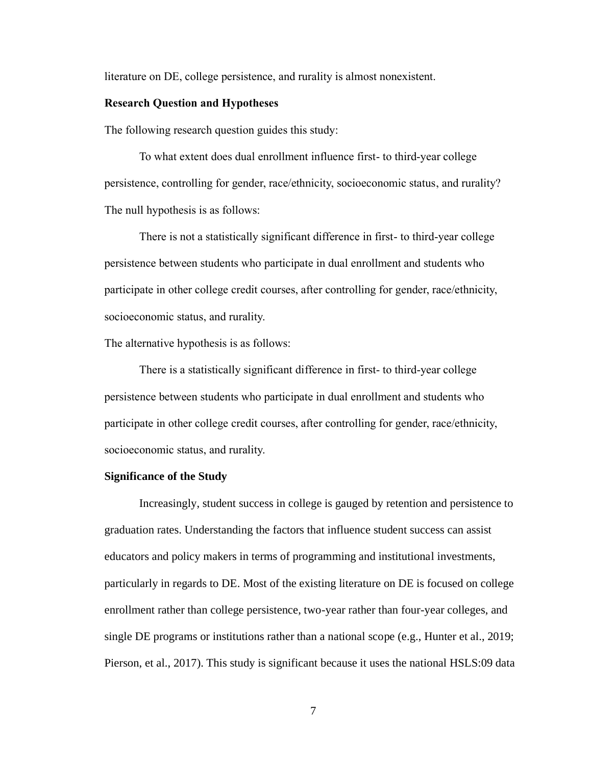literature on DE, college persistence, and rurality is almost nonexistent.

**Research Question and Hypotheses**

The following research question guides this study:

To what extent does dual enrollment influence first- to third-year college persistence, controlling for gender, race/ethnicity, socioeconomic status, and rurality?

The null hypothesis is as follows:

There is not a statistically significant difference in first- to third-year college persistence between students who participate in dual enrollment and students who participate in other college credit courses, after controlling for gender, race/ethnicity, socioeconomic status, and rurality.

The alternative hypothesis is as follows:

There is a statistically significant difference in first- to third-year college persistence between students who participate in dual enrollment and students who participate in other college credit courses, after controlling for gender, race/ethnicity, socioeconomic status, and rurality.

**Significance of the Study**

Increasingly, student success in college is gauged by retention and persistence to graduation rates. Understanding the factors that influence student success can assist educators and policy makers in terms of programming and institutional investments, particularly in regards to DE. Most of the existing literature on DE is focused on college enrollment rather than college persistence, two-year rather than four-year colleges, and single DE programs or institutions rather than a national scope (e.g., Hunter et al., 2019; Pierson, et al., 2017). This study is significant because it uses the national HSLS:09 data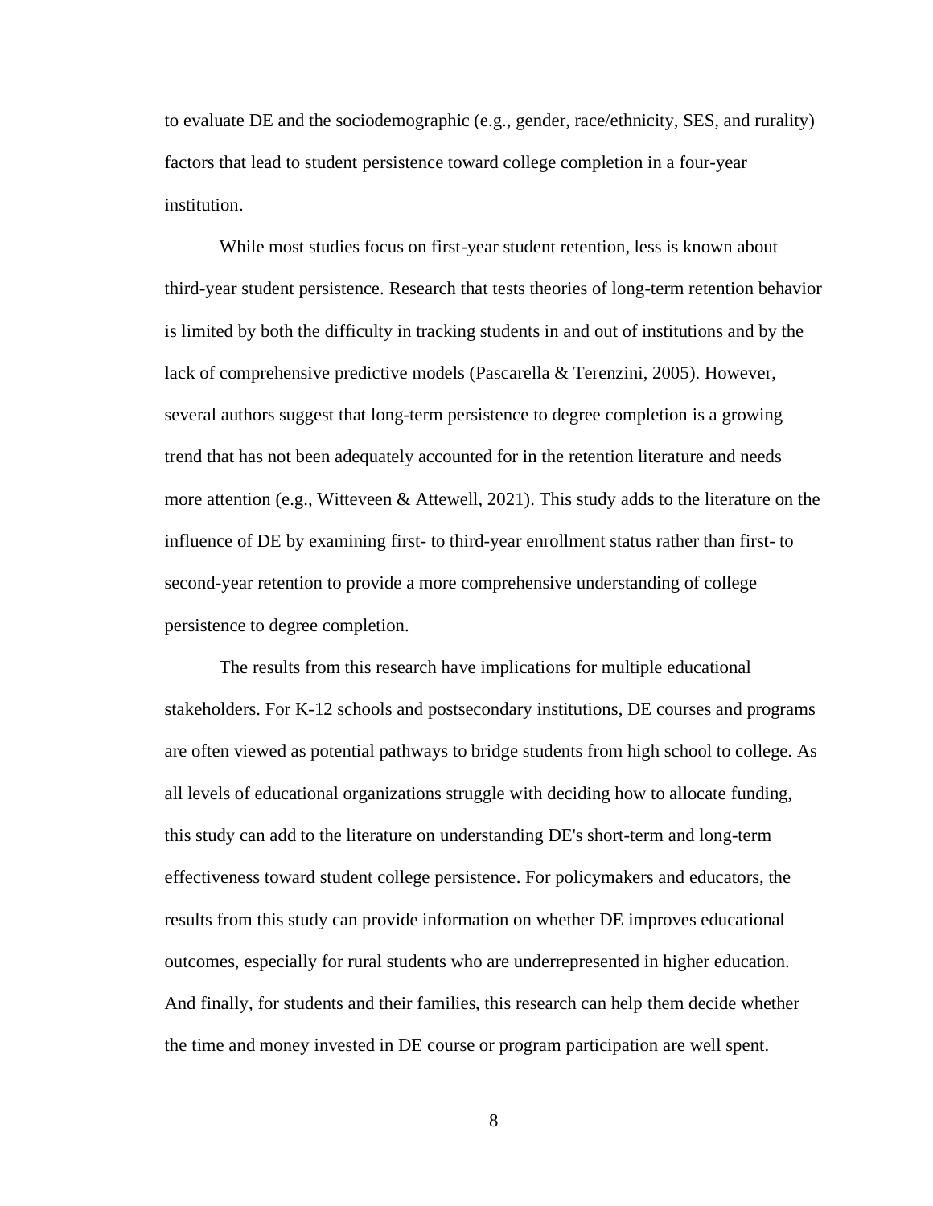to evaluate DE and the sociodemographic (e.g., gender, race/ethnicity, SES, and rurality) factors that lead to student persistence toward college completion in a four-year institution.

While most studies focus on first-year student retention, less is known about third-year student persistence. Research that tests theories of long-term retention behavior is limited by both the difficulty in tracking students in and out of institutions and by the lack of comprehensive predictive models (Pascarella & Terenzini, 2005). However, several authors suggest that long-term persistence to degree completion is a growing trend that has not been adequately accounted for in the retention literature and needs more attention (e.g., Witteveen & Attewell, 2021). This study adds to the literature on the influence of DE by examining first- to third-year enrollment status rather than first- to second-year retention to provide a more comprehensive understanding of college persistence to degree completion.

The results from this research have implications for multiple educational stakeholders. For K-12 schools and postsecondary institutions, DE courses and programs are often viewed as potential pathways to bridge students from high school to college. As all levels of educational organizations struggle with deciding how to allocate funding, this study can add to the literature on understanding DE's short-term and long-term effectiveness toward student college persistence. For policymakers and educators, the results from this study can provide information on whether DE improves educational outcomes, especially for rural students who are underrepresented in higher education. And finally, for students and their families, this research can help them decide whether the time and money invested in DE course or program participation are well spent.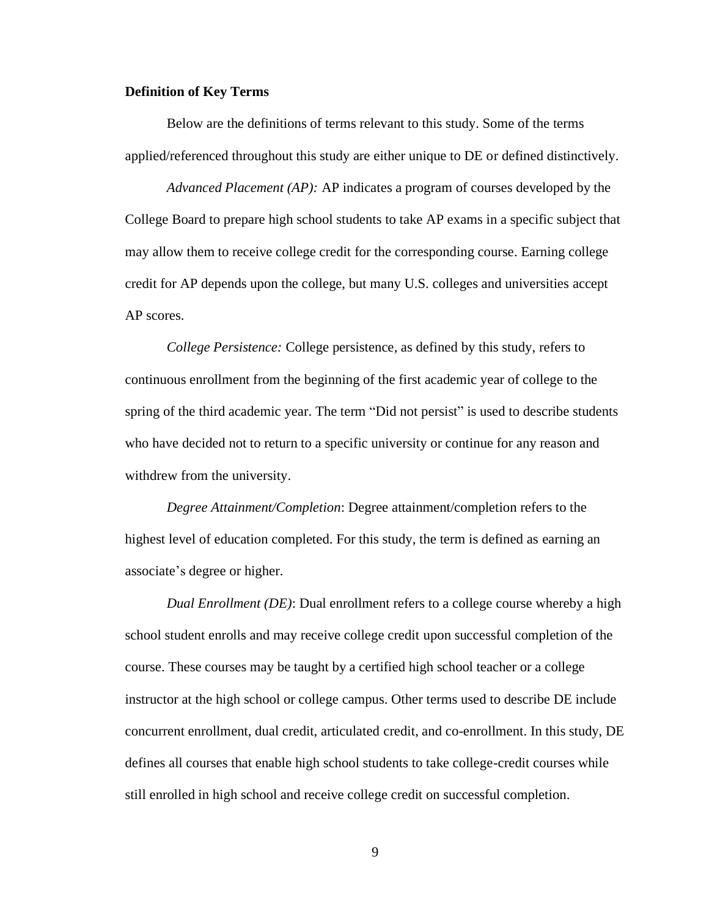**Definition of Key Terms**

Below are the definitions of terms relevant to this study. Some of the terms applied/referenced throughout this study are either unique to DE or defined distinctively.

*Advanced Placement (AP):* AP indicates a program of courses developed by the College Board to prepare high school students to take AP exams in a specific subject that may allow them to receive college credit for the corresponding course. Earning college credit for AP depends upon the college, but many U.S. colleges and universities accept AP scores.

*College Persistence:* College persistence, as defined by this study, refers to continuous enrollment from the beginning of the first academic year of college to the spring of the third academic year. The term "Did not persist" is used to describe students who have decided not to return to a specific university or continue for any reason and withdrew from the university.

*Degree Attainment/Completion*: Degree attainment/completion refers to the highest level of education completed. For this study, the term is defined as earning an associate's degree or higher.

*Dual Enrollment (DE)*: Dual enrollment refers to a college course whereby a high school student enrolls and may receive college credit upon successful completion of the course. These courses may be taught by a certified high school teacher or a college instructor at the high school or college campus. Other terms used to describe DE include concurrent enrollment, dual credit, articulated credit, and co-enrollment. In this study, DE defines all courses that enable high school students to take college-credit courses while still enrolled in high school and receive college credit on successful completion.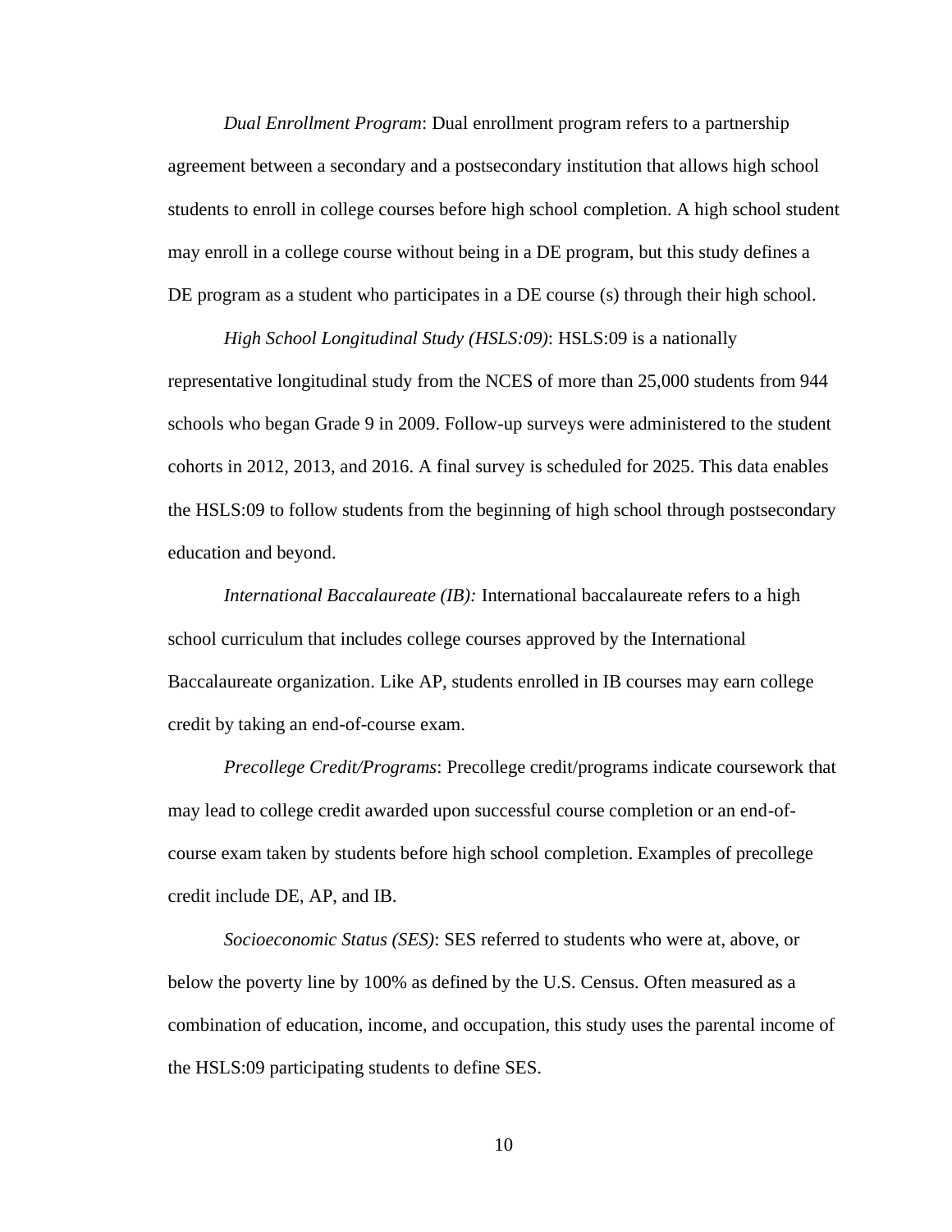*Dual Enrollment Program*: Dual enrollment program refers to a partnership agreement between a secondary and a postsecondary institution that allows high school students to enroll in college courses before high school completion. A high school student may enroll in a college course without being in a DE program, but this study defines a DE program as a student who participates in a DE course (s) through their high school.

*High School Longitudinal Study (HSLS:09)*: HSLS:09 is a nationally representative longitudinal study from the NCES of more than 25,000 students from 944 schools who began Grade 9 in 2009. Follow-up surveys were administered to the student cohorts in 2012, 2013, and 2016. A final survey is scheduled for 2025. This data enables the HSLS:09 to follow students from the beginning of high school through postsecondary education and beyond.

*International Baccalaureate (IB):* International baccalaureate refers to a high school curriculum that includes college courses approved by the International Baccalaureate organization. Like AP, students enrolled in IB courses may earn college credit by taking an end-of-course exam.

*Precollege Credit/Programs*: Precollege credit/programs indicate coursework that may lead to college credit awarded upon successful course completion or an end-of-course exam taken by students before high school completion. Examples of precollege credit include DE, AP, and IB.

*Socioeconomic Status (SES)*: SES referred to students who were at, above, or below the poverty line by 100% as defined by the U.S. Census. Often measured as a combination of education, income, and occupation, this study uses the parental income of the HSLS:09 participating students to define SES.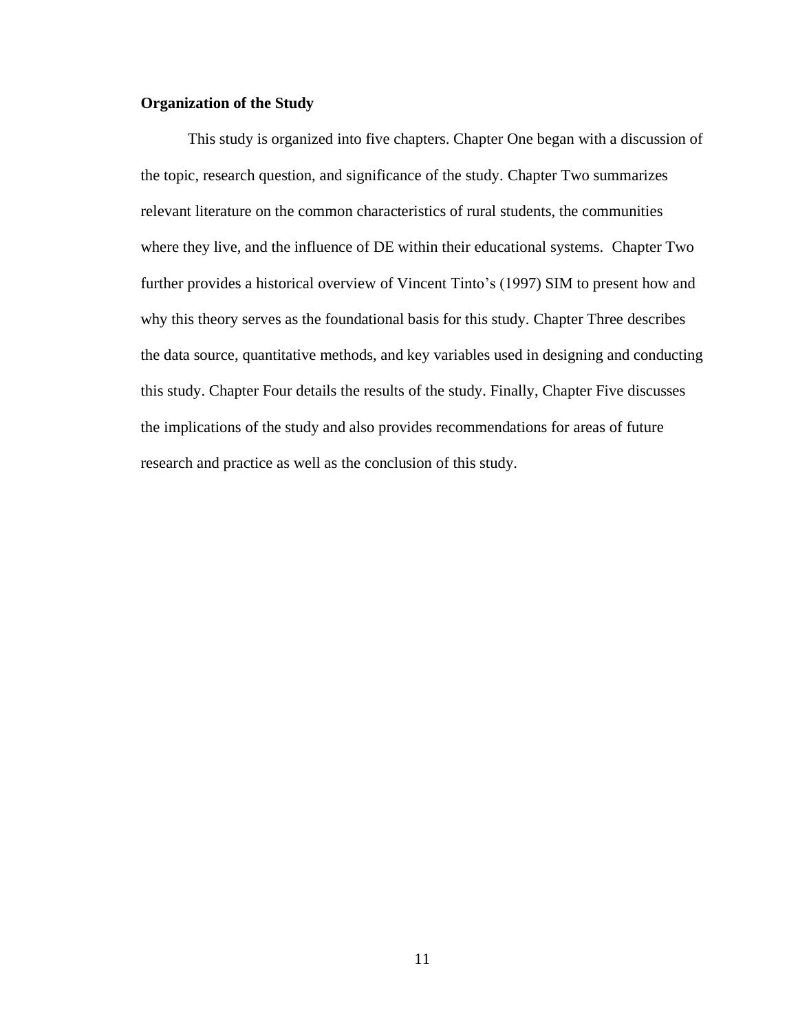### Organization of the Study

This study is organized into five chapters. Chapter One began with a discussion of the topic, research question, and significance of the study. Chapter Two summarizes relevant literature on the common characteristics of rural students, the communities where they live, and the influence of DE within their educational systems. Chapter Two further provides a historical overview of Vincent Tinto's (1997) SIM to present how and why this theory serves as the foundational basis for this study. Chapter Three describes the data source, quantitative methods, and key variables used in designing and conducting this study. Chapter Four details the results of the study. Finally, Chapter Five discusses the implications of the study and also provides recommendations for areas of future research and practice as well as the conclusion of this study.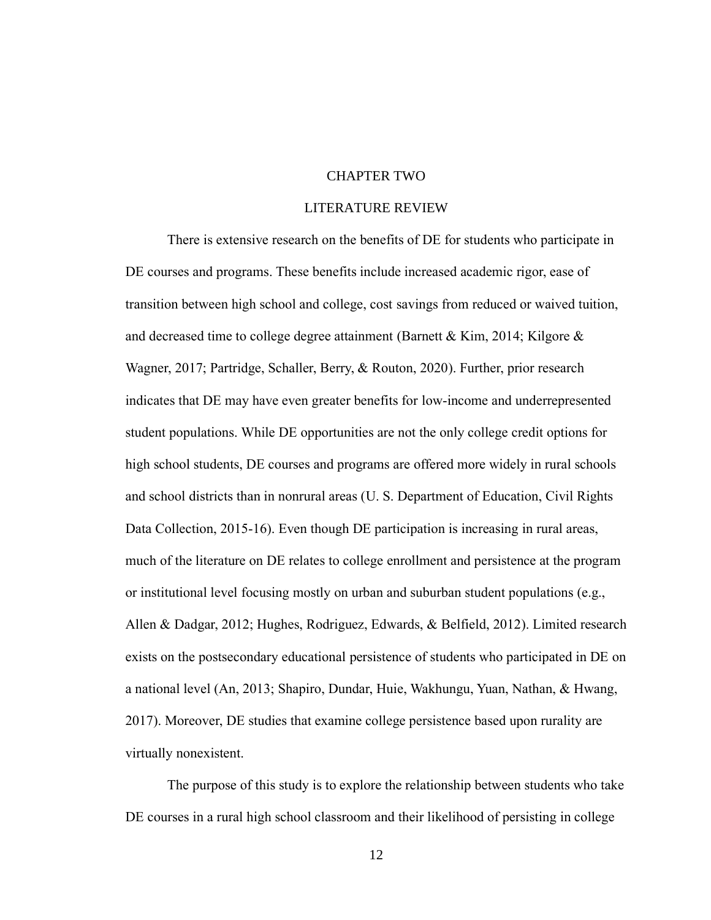# CHAPTER TWO

## LITERATURE REVIEW

There is extensive research on the benefits of DE for students who participate in DE courses and programs. These benefits include increased academic rigor, ease of transition between high school and college, cost savings from reduced or waived tuition, and decreased time to college degree attainment (Barnett & Kim, 2014; Kilgore & Wagner, 2017; Partridge, Schaller, Berry, & Routon, 2020). Further, prior research indicates that DE may have even greater benefits for low-income and underrepresented student populations. While DE opportunities are not the only college credit options for high school students, DE courses and programs are offered more widely in rural schools and school districts than in nonrural areas (U. S. Department of Education, Civil Rights Data Collection, 2015-16). Even though DE participation is increasing in rural areas, much of the literature on DE relates to college enrollment and persistence at the program or institutional level focusing mostly on urban and suburban student populations (e.g., Allen & Dadgar, 2012; Hughes, Rodriguez, Edwards, & Belfield, 2012). Limited research exists on the postsecondary educational persistence of students who participated in DE on a national level (An, 2013; Shapiro, Dundar, Huie, Wakhungu, Yuan, Nathan, & Hwang, 2017). Moreover, DE studies that examine college persistence based upon rurality are virtually nonexistent.

The purpose of this study is to explore the relationship between students who take DE courses in a rural high school classroom and their likelihood of persisting in college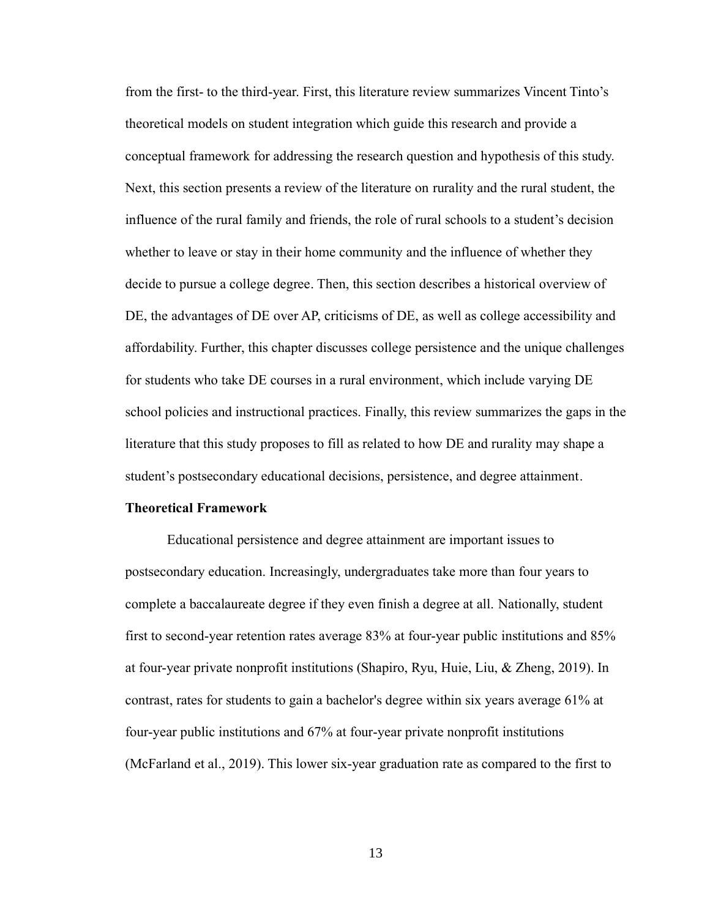from the first- to the third-year. First, this literature review summarizes Vincent Tinto's theoretical models on student integration which guide this research and provide a conceptual framework for addressing the research question and hypothesis of this study. Next, this section presents a review of the literature on rurality and the rural student, the influence of the rural family and friends, the role of rural schools to a student's decision whether to leave or stay in their home community and the influence of whether they decide to pursue a college degree. Then, this section describes a historical overview of DE, the advantages of DE over AP, criticisms of DE, as well as college accessibility and affordability. Further, this chapter discusses college persistence and the unique challenges for students who take DE courses in a rural environment, which include varying DE school policies and instructional practices. Finally, this review summarizes the gaps in the literature that this study proposes to fill as related to how DE and rurality may shape a student's postsecondary educational decisions, persistence, and degree attainment.

**Theoretical Framework**

Educational persistence and degree attainment are important issues to postsecondary education. Increasingly, undergraduates take more than four years to complete a baccalaureate degree if they even finish a degree at all. Nationally, student first to second-year retention rates average 83% at four-year public institutions and 85% at four-year private nonprofit institutions (Shapiro, Ryu, Huie, Liu, & Zheng, 2019). In contrast, rates for students to gain a bachelor's degree within six years average 61% at four-year public institutions and 67% at four-year private nonprofit institutions (McFarland et al., 2019). This lower six-year graduation rate as compared to the first to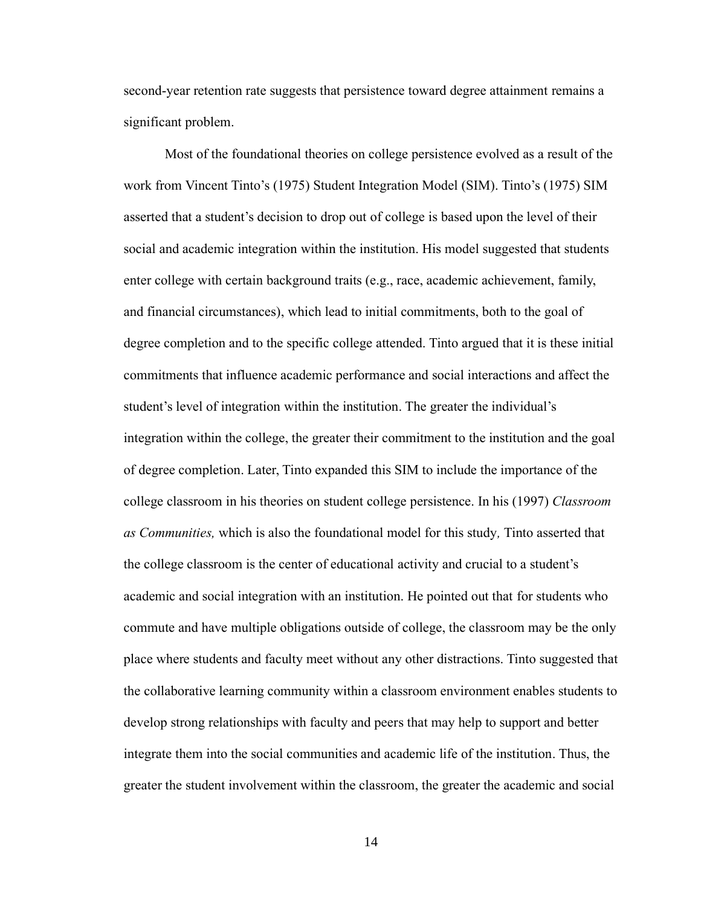second-year retention rate suggests that persistence toward degree attainment remains a significant problem.

Most of the foundational theories on college persistence evolved as a result of the work from Vincent Tinto's (1975) Student Integration Model (SIM). Tinto's (1975) SIM asserted that a student's decision to drop out of college is based upon the level of their social and academic integration within the institution. His model suggested that students enter college with certain background traits (e.g., race, academic achievement, family, and financial circumstances), which lead to initial commitments, both to the goal of degree completion and to the specific college attended. Tinto argued that it is these initial commitments that influence academic performance and social interactions and affect the student's level of integration within the institution. The greater the individual's integration within the college, the greater their commitment to the institution and the goal of degree completion. Later, Tinto expanded this SIM to include the importance of the college classroom in his theories on student college persistence. In his (1997) *Classroom as Communities,* which is also the foundational model for this study*,* Tinto asserted that the college classroom is the center of educational activity and crucial to a student's academic and social integration with an institution. He pointed out that for students who commute and have multiple obligations outside of college, the classroom may be the only place where students and faculty meet without any other distractions. Tinto suggested that the collaborative learning community within a classroom environment enables students to develop strong relationships with faculty and peers that may help to support and better integrate them into the social communities and academic life of the institution. Thus, the greater the student involvement within the classroom, the greater the academic and social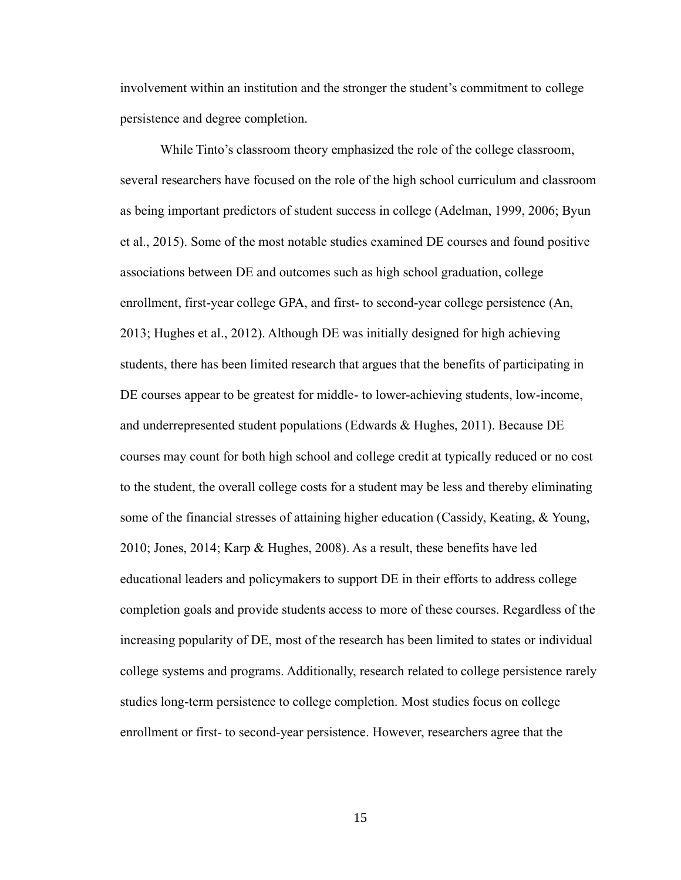involvement within an institution and the stronger the student's commitment to college persistence and degree completion.

While Tinto's classroom theory emphasized the role of the college classroom, several researchers have focused on the role of the high school curriculum and classroom as being important predictors of student success in college (Adelman, 1999, 2006; Byun et al., 2015). Some of the most notable studies examined DE courses and found positive associations between DE and outcomes such as high school graduation, college enrollment, first-year college GPA, and first- to second-year college persistence (An, 2013; Hughes et al., 2012). Although DE was initially designed for high achieving students, there has been limited research that argues that the benefits of participating in DE courses appear to be greatest for middle- to lower-achieving students, low-income, and underrepresented student populations (Edwards & Hughes, 2011). Because DE courses may count for both high school and college credit at typically reduced or no cost to the student, the overall college costs for a student may be less and thereby eliminating some of the financial stresses of attaining higher education (Cassidy, Keating, & Young, 2010; Jones, 2014; Karp & Hughes, 2008). As a result, these benefits have led educational leaders and policymakers to support DE in their efforts to address college completion goals and provide students access to more of these courses. Regardless of the increasing popularity of DE, most of the research has been limited to states or individual college systems and programs. Additionally, research related to college persistence rarely studies long-term persistence to college completion. Most studies focus on college enrollment or first- to second-year persistence. However, researchers agree that the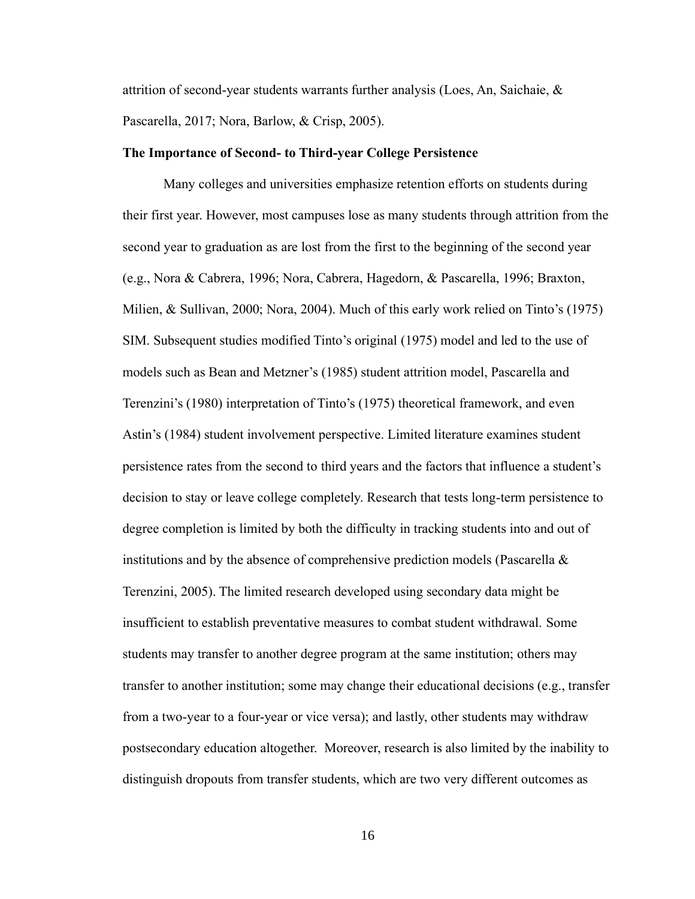attrition of second-year students warrants further analysis (Loes, An, Saichaie, & Pascarella, 2017; Nora, Barlow, & Crisp, 2005).

**The Importance of Second- to Third-year College Persistence**

Many colleges and universities emphasize retention efforts on students during their first year. However, most campuses lose as many students through attrition from the second year to graduation as are lost from the first to the beginning of the second year (e.g., Nora & Cabrera, 1996; Nora, Cabrera, Hagedorn, & Pascarella, 1996; Braxton, Milien, & Sullivan, 2000; Nora, 2004). Much of this early work relied on Tinto's (1975) SIM. Subsequent studies modified Tinto's original (1975) model and led to the use of models such as Bean and Metzner's (1985) student attrition model, Pascarella and Terenzini's (1980) interpretation of Tinto's (1975) theoretical framework, and even Astin's (1984) student involvement perspective. Limited literature examines student persistence rates from the second to third years and the factors that influence a student's decision to stay or leave college completely. Research that tests long-term persistence to degree completion is limited by both the difficulty in tracking students into and out of institutions and by the absence of comprehensive prediction models (Pascarella & Terenzini, 2005). The limited research developed using secondary data might be insufficient to establish preventative measures to combat student withdrawal. Some students may transfer to another degree program at the same institution; others may transfer to another institution; some may change their educational decisions (e.g., transfer from a two-year to a four-year or vice versa); and lastly, other students may withdraw postsecondary education altogether. Moreover, research is also limited by the inability to distinguish dropouts from transfer students, which are two very different outcomes as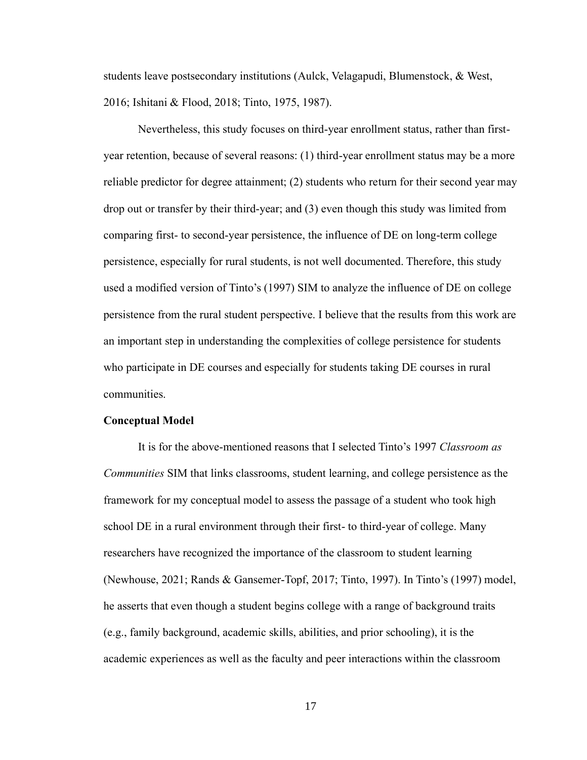students leave postsecondary institutions (Aulck, Velagapudi, Blumenstock, & West, 2016; Ishitani & Flood, 2018; Tinto, 1975, 1987).

Nevertheless, this study focuses on third-year enrollment status, rather than first-year retention, because of several reasons: (1) third-year enrollment status may be a more reliable predictor for degree attainment; (2) students who return for their second year may drop out or transfer by their third-year; and (3) even though this study was limited from comparing first- to second-year persistence, the influence of DE on long-term college persistence, especially for rural students, is not well documented. Therefore, this study used a modified version of Tinto's (1997) SIM to analyze the influence of DE on college persistence from the rural student perspective. I believe that the results from this work are an important step in understanding the complexities of college persistence for students who participate in DE courses and especially for students taking DE courses in rural communities.

**Conceptual Model**

It is for the above-mentioned reasons that I selected Tinto's 1997 *Classroom as Communities* SIM that links classrooms, student learning, and college persistence as the framework for my conceptual model to assess the passage of a student who took high school DE in a rural environment through their first- to third-year of college. Many researchers have recognized the importance of the classroom to student learning (Newhouse, 2021; Rands & Gansemer-Topf, 2017; Tinto, 1997). In Tinto's (1997) model, he asserts that even though a student begins college with a range of background traits (e.g., family background, academic skills, abilities, and prior schooling), it is the academic experiences as well as the faculty and peer interactions within the classroom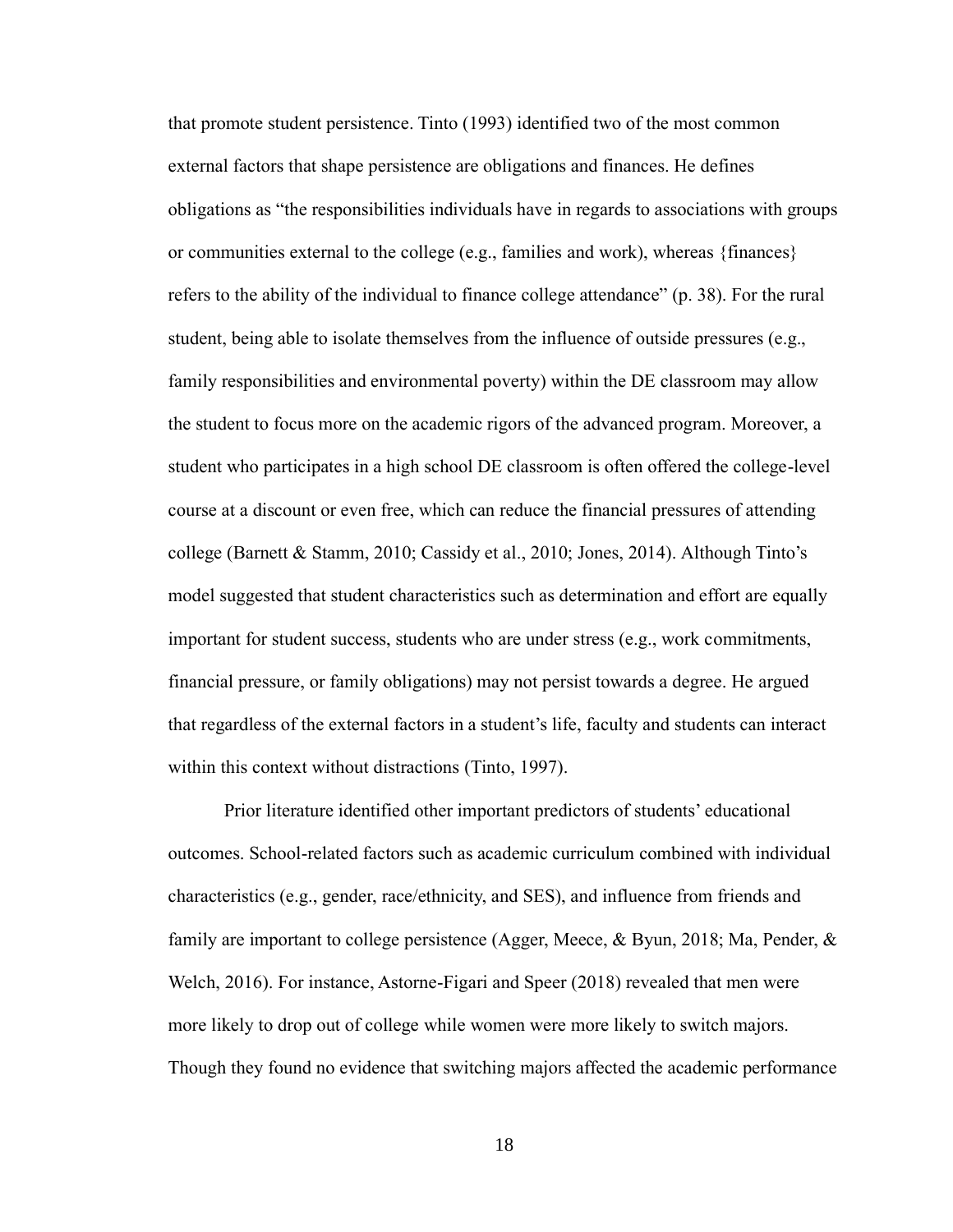that promote student persistence. Tinto (1993) identified two of the most common external factors that shape persistence are obligations and finances. He defines obligations as "the responsibilities individuals have in regards to associations with groups or communities external to the college (e.g., families and work), whereas {finances} refers to the ability of the individual to finance college attendance" (p. 38). For the rural student, being able to isolate themselves from the influence of outside pressures (e.g., family responsibilities and environmental poverty) within the DE classroom may allow the student to focus more on the academic rigors of the advanced program. Moreover, a student who participates in a high school DE classroom is often offered the college-level course at a discount or even free, which can reduce the financial pressures of attending college (Barnett & Stamm, 2010; Cassidy et al., 2010; Jones, 2014). Although Tinto's model suggested that student characteristics such as determination and effort are equally important for student success, students who are under stress (e.g., work commitments, financial pressure, or family obligations) may not persist towards a degree. He argued that regardless of the external factors in a student's life, faculty and students can interact within this context without distractions (Tinto, 1997).

Prior literature identified other important predictors of students' educational outcomes. School-related factors such as academic curriculum combined with individual characteristics (e.g., gender, race/ethnicity, and SES), and influence from friends and family are important to college persistence (Agger, Meece, & Byun, 2018; Ma, Pender, & Welch, 2016). For instance, Astorne-Figari and Speer (2018) revealed that men were more likely to drop out of college while women were more likely to switch majors. Though they found no evidence that switching majors affected the academic performance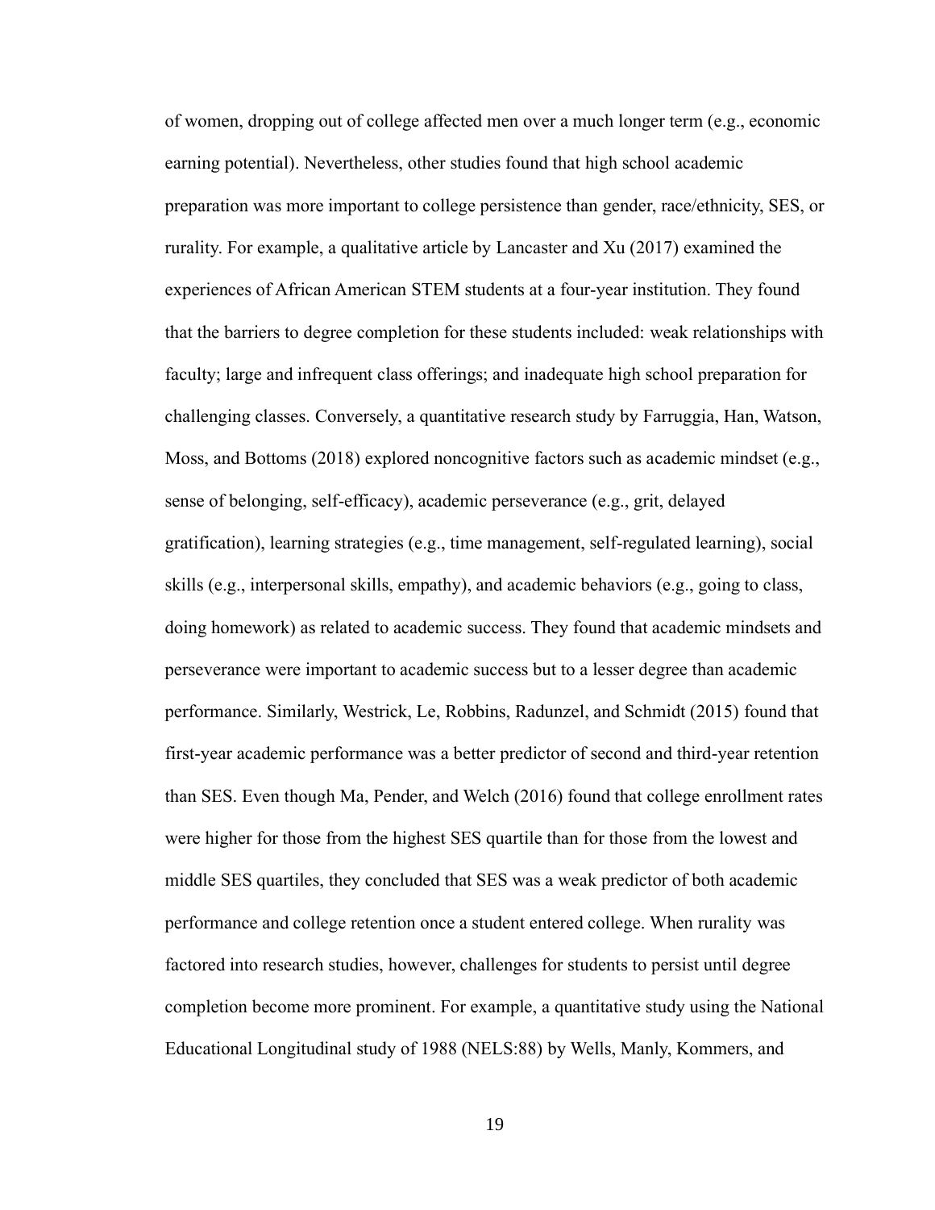of women, dropping out of college affected men over a much longer term (e.g., economic earning potential). Nevertheless, other studies found that high school academic preparation was more important to college persistence than gender, race/ethnicity, SES, or rurality. For example, a qualitative article by Lancaster and Xu (2017) examined the experiences of African American STEM students at a four-year institution. They found that the barriers to degree completion for these students included: weak relationships with faculty; large and infrequent class offerings; and inadequate high school preparation for challenging classes. Conversely, a quantitative research study by Farruggia, Han, Watson, Moss, and Bottoms (2018) explored noncognitive factors such as academic mindset (e.g., sense of belonging, self-efficacy), academic perseverance (e.g., grit, delayed gratification), learning strategies (e.g., time management, self-regulated learning), social skills (e.g., interpersonal skills, empathy), and academic behaviors (e.g., going to class, doing homework) as related to academic success. They found that academic mindsets and perseverance were important to academic success but to a lesser degree than academic performance. Similarly, Westrick, Le, Robbins, Radunzel, and Schmidt (2015) found that first-year academic performance was a better predictor of second and third-year retention than SES. Even though Ma, Pender, and Welch (2016) found that college enrollment rates were higher for those from the highest SES quartile than for those from the lowest and middle SES quartiles, they concluded that SES was a weak predictor of both academic performance and college retention once a student entered college. When rurality was factored into research studies, however, challenges for students to persist until degree completion become more prominent. For example, a quantitative study using the National Educational Longitudinal study of 1988 (NELS:88) by Wells, Manly, Kommers, and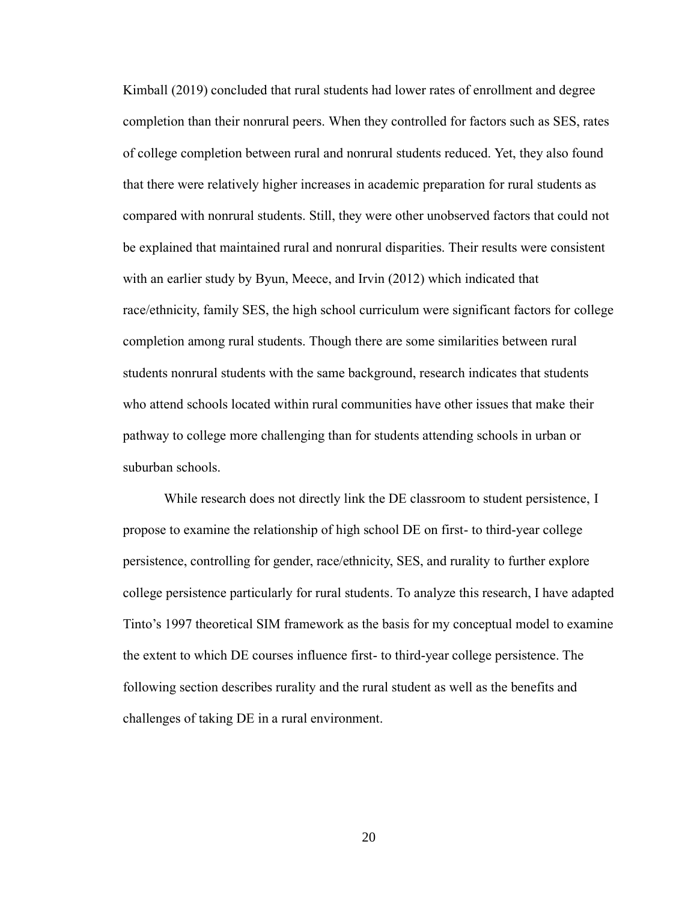Kimball (2019) concluded that rural students had lower rates of enrollment and degree completion than their nonrural peers. When they controlled for factors such as SES, rates of college completion between rural and nonrural students reduced. Yet, they also found that there were relatively higher increases in academic preparation for rural students as compared with nonrural students. Still, they were other unobserved factors that could not be explained that maintained rural and nonrural disparities. Their results were consistent with an earlier study by Byun, Meece, and Irvin (2012) which indicated that race/ethnicity, family SES, the high school curriculum were significant factors for college completion among rural students. Though there are some similarities between rural students nonrural students with the same background, research indicates that students who attend schools located within rural communities have other issues that make their pathway to college more challenging than for students attending schools in urban or suburban schools.

While research does not directly link the DE classroom to student persistence, I propose to examine the relationship of high school DE on first- to third-year college persistence, controlling for gender, race/ethnicity, SES, and rurality to further explore college persistence particularly for rural students. To analyze this research, I have adapted Tinto's 1997 theoretical SIM framework as the basis for my conceptual model to examine the extent to which DE courses influence first- to third-year college persistence. The following section describes rurality and the rural student as well as the benefits and challenges of taking DE in a rural environment.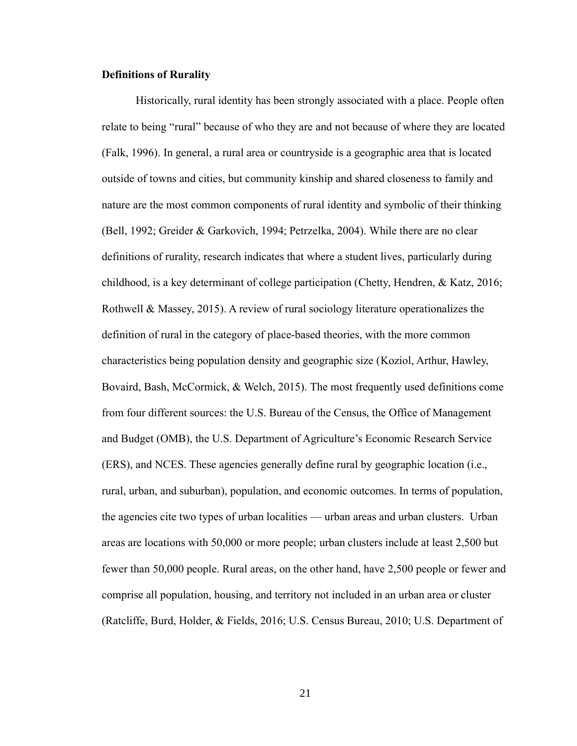**Definitions of Rurality**

Historically, rural identity has been strongly associated with a place. People often relate to being "rural" because of who they are and not because of where they are located (Falk, 1996). In general, a rural area or countryside is a geographic area that is located outside of towns and cities, but community kinship and shared closeness to family and nature are the most common components of rural identity and symbolic of their thinking (Bell, 1992; Greider & Garkovich, 1994; Petrzelka, 2004). While there are no clear definitions of rurality, research indicates that where a student lives, particularly during childhood, is a key determinant of college participation (Chetty, Hendren, & Katz, 2016; Rothwell & Massey, 2015). A review of rural sociology literature operationalizes the definition of rural in the category of place-based theories, with the more common characteristics being population density and geographic size (Koziol, Arthur, Hawley, Bovaird, Bash, McCormick, & Welch, 2015). The most frequently used definitions come from four different sources: the U.S. Bureau of the Census, the Office of Management and Budget (OMB), the U.S. Department of Agriculture's Economic Research Service (ERS), and NCES. These agencies generally define rural by geographic location (i.e., rural, urban, and suburban), population, and economic outcomes. In terms of population, the agencies cite two types of urban localities — urban areas and urban clusters. Urban areas are locations with 50,000 or more people; urban clusters include at least 2,500 but fewer than 50,000 people. Rural areas, on the other hand, have 2,500 people or fewer and comprise all population, housing, and territory not included in an urban area or cluster (Ratcliffe, Burd, Holder, & Fields, 2016; U.S. Census Bureau, 2010; U.S. Department of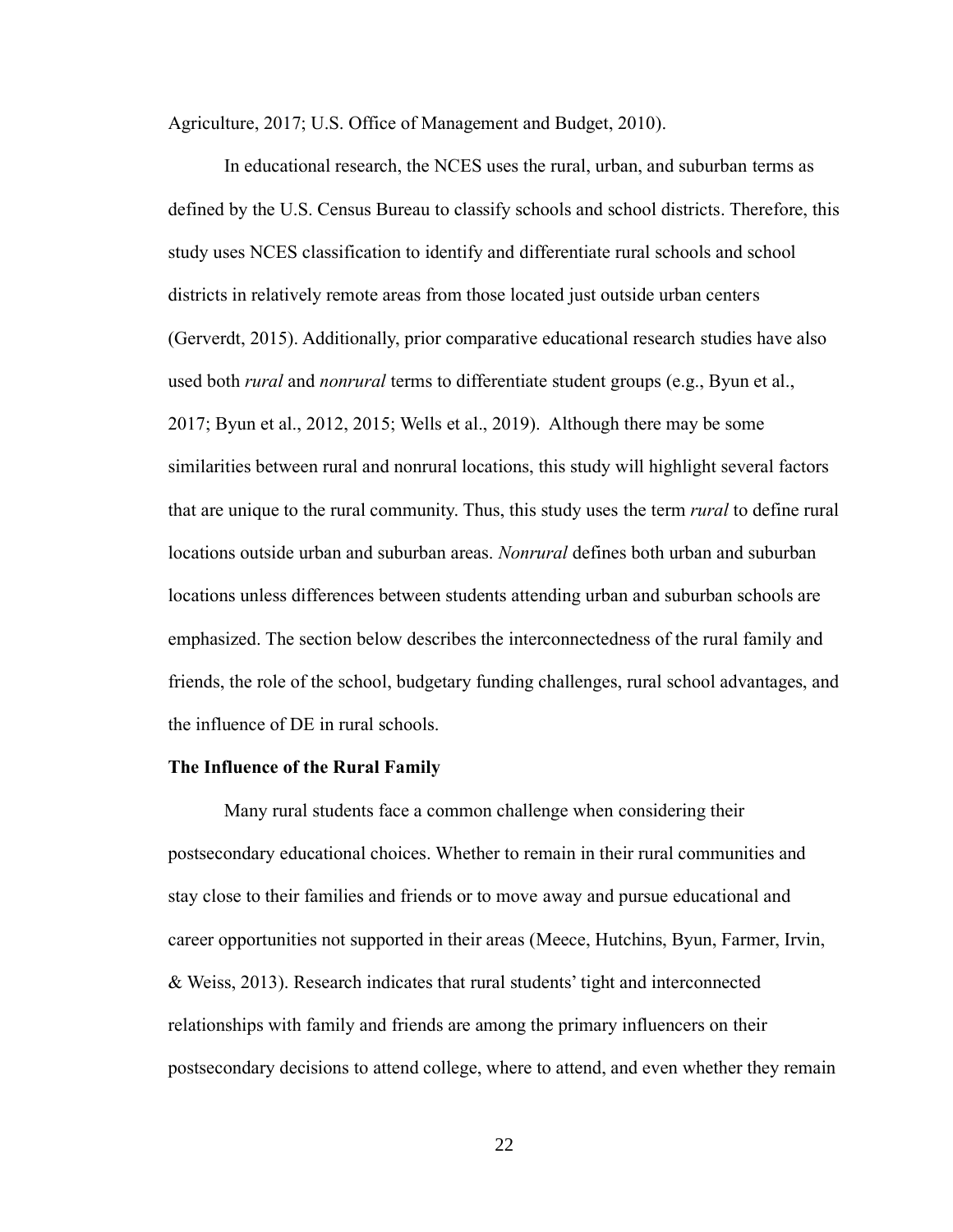Agriculture, 2017; U.S. Office of Management and Budget, 2010).

In educational research, the NCES uses the rural, urban, and suburban terms as defined by the U.S. Census Bureau to classify schools and school districts. Therefore, this study uses NCES classification to identify and differentiate rural schools and school districts in relatively remote areas from those located just outside urban centers (Gerverdt, 2015). Additionally, prior comparative educational research studies have also used both *rural* and *nonrural* terms to differentiate student groups (e.g., Byun et al., 2017; Byun et al., 2012, 2015; Wells et al., 2019). Although there may be some similarities between rural and nonrural locations, this study will highlight several factors that are unique to the rural community. Thus, this study uses the term *rural* to define rural locations outside urban and suburban areas. *Nonrural* defines both urban and suburban locations unless differences between students attending urban and suburban schools are emphasized. The section below describes the interconnectedness of the rural family and friends, the role of the school, budgetary funding challenges, rural school advantages, and the influence of DE in rural schools.

**The Influence of the Rural Family**

Many rural students face a common challenge when considering their postsecondary educational choices. Whether to remain in their rural communities and stay close to their families and friends or to move away and pursue educational and career opportunities not supported in their areas (Meece, Hutchins, Byun, Farmer, Irvin, & Weiss, 2013). Research indicates that rural students' tight and interconnected relationships with family and friends are among the primary influencers on their postsecondary decisions to attend college, where to attend, and even whether they remain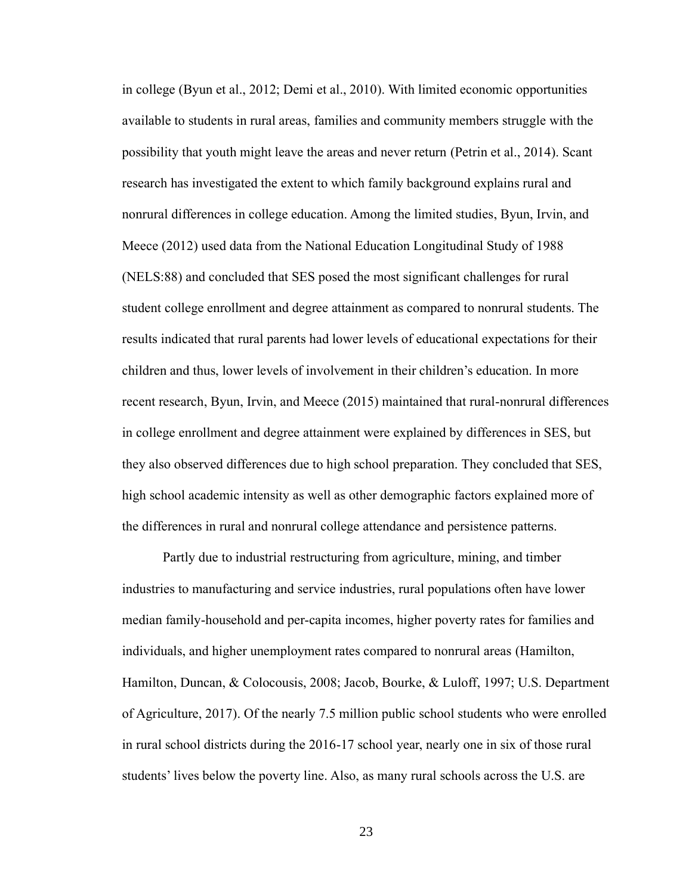in college (Byun et al., 2012; Demi et al., 2010). With limited economic opportunities available to students in rural areas, families and community members struggle with the possibility that youth might leave the areas and never return (Petrin et al., 2014). Scant research has investigated the extent to which family background explains rural and nonrural differences in college education. Among the limited studies, Byun, Irvin, and Meece (2012) used data from the National Education Longitudinal Study of 1988 (NELS:88) and concluded that SES posed the most significant challenges for rural student college enrollment and degree attainment as compared to nonrural students. The results indicated that rural parents had lower levels of educational expectations for their children and thus, lower levels of involvement in their children's education. In more recent research, Byun, Irvin, and Meece (2015) maintained that rural-nonrural differences in college enrollment and degree attainment were explained by differences in SES, but they also observed differences due to high school preparation. They concluded that SES, high school academic intensity as well as other demographic factors explained more of the differences in rural and nonrural college attendance and persistence patterns.

Partly due to industrial restructuring from agriculture, mining, and timber industries to manufacturing and service industries, rural populations often have lower median family-household and per-capita incomes, higher poverty rates for families and individuals, and higher unemployment rates compared to nonrural areas (Hamilton, Hamilton, Duncan, & Colocousis, 2008; Jacob, Bourke, & Luloff, 1997; U.S. Department of Agriculture, 2017). Of the nearly 7.5 million public school students who were enrolled in rural school districts during the 2016-17 school year, nearly one in six of those rural students' lives below the poverty line. Also, as many rural schools across the U.S. are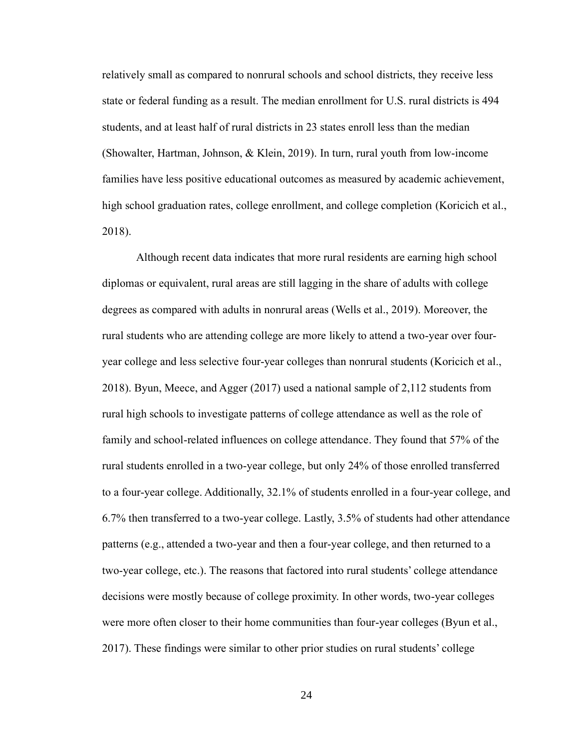relatively small as compared to nonrural schools and school districts, they receive less state or federal funding as a result. The median enrollment for U.S. rural districts is 494 students, and at least half of rural districts in 23 states enroll less than the median (Showalter, Hartman, Johnson, & Klein, 2019). In turn, rural youth from low-income families have less positive educational outcomes as measured by academic achievement, high school graduation rates, college enrollment, and college completion (Koricich et al., 2018).

Although recent data indicates that more rural residents are earning high school diplomas or equivalent, rural areas are still lagging in the share of adults with college degrees as compared with adults in nonrural areas (Wells et al., 2019). Moreover, the rural students who are attending college are more likely to attend a two-year over four-year college and less selective four-year colleges than nonrural students (Koricich et al., 2018). Byun, Meece, and Agger (2017) used a national sample of 2,112 students from rural high schools to investigate patterns of college attendance as well as the role of family and school-related influences on college attendance. They found that 57% of the rural students enrolled in a two-year college, but only 24% of those enrolled transferred to a four-year college. Additionally, 32.1% of students enrolled in a four-year college, and 6.7% then transferred to a two-year college. Lastly, 3.5% of students had other attendance patterns (e.g., attended a two-year and then a four-year college, and then returned to a two-year college, etc.). The reasons that factored into rural students' college attendance decisions were mostly because of college proximity. In other words, two-year colleges were more often closer to their home communities than four-year colleges (Byun et al., 2017). These findings were similar to other prior studies on rural students' college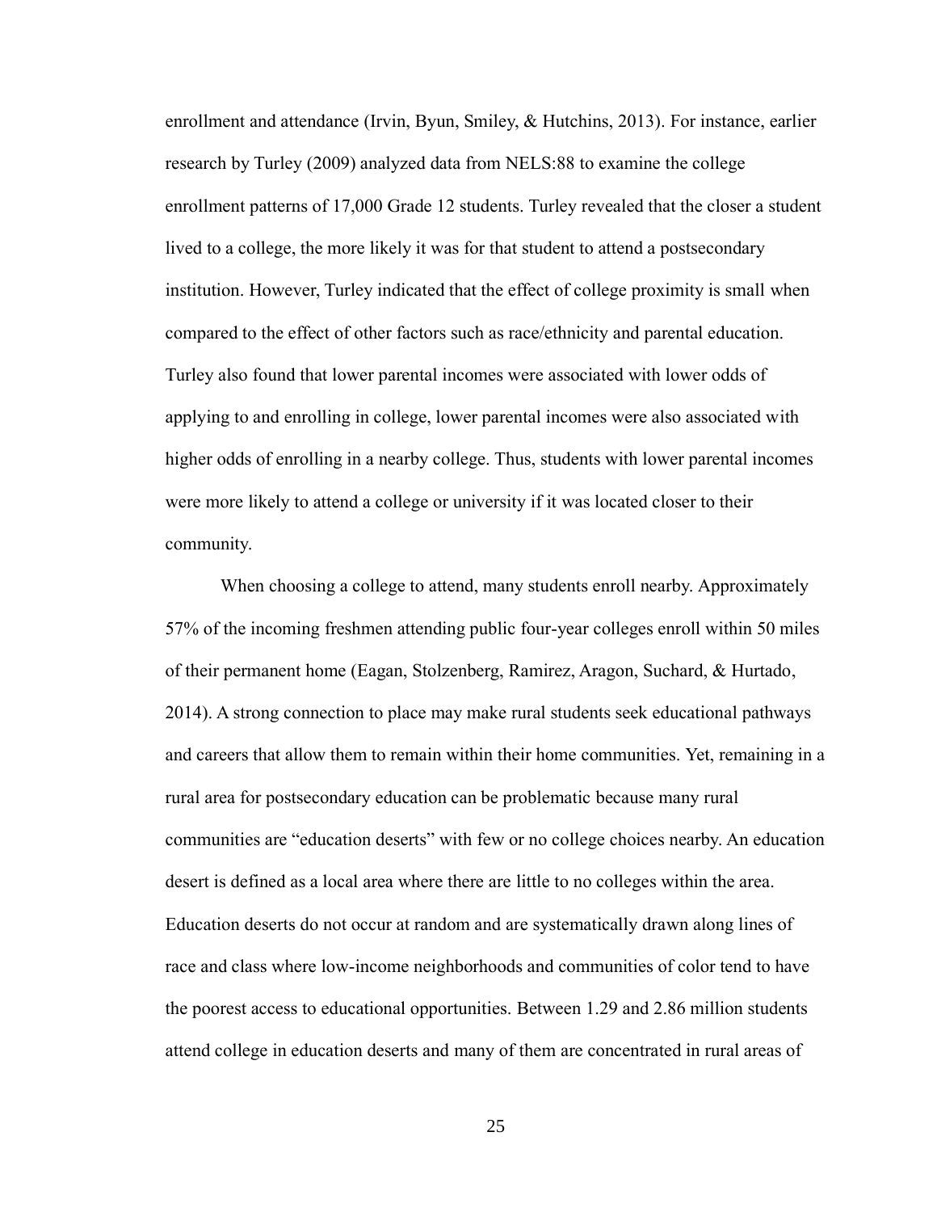enrollment and attendance (Irvin, Byun, Smiley, & Hutchins, 2013). For instance, earlier research by Turley (2009) analyzed data from NELS:88 to examine the college enrollment patterns of 17,000 Grade 12 students. Turley revealed that the closer a student lived to a college, the more likely it was for that student to attend a postsecondary institution. However, Turley indicated that the effect of college proximity is small when compared to the effect of other factors such as race/ethnicity and parental education. Turley also found that lower parental incomes were associated with lower odds of applying to and enrolling in college, lower parental incomes were also associated with higher odds of enrolling in a nearby college. Thus, students with lower parental incomes were more likely to attend a college or university if it was located closer to their community.

When choosing a college to attend, many students enroll nearby. Approximately 57% of the incoming freshmen attending public four-year colleges enroll within 50 miles of their permanent home (Eagan, Stolzenberg, Ramirez, Aragon, Suchard, & Hurtado, 2014). A strong connection to place may make rural students seek educational pathways and careers that allow them to remain within their home communities. Yet, remaining in a rural area for postsecondary education can be problematic because many rural communities are "education deserts" with few or no college choices nearby. An education desert is defined as a local area where there are little to no colleges within the area. Education deserts do not occur at random and are systematically drawn along lines of race and class where low-income neighborhoods and communities of color tend to have the poorest access to educational opportunities. Between 1.29 and 2.86 million students attend college in education deserts and many of them are concentrated in rural areas of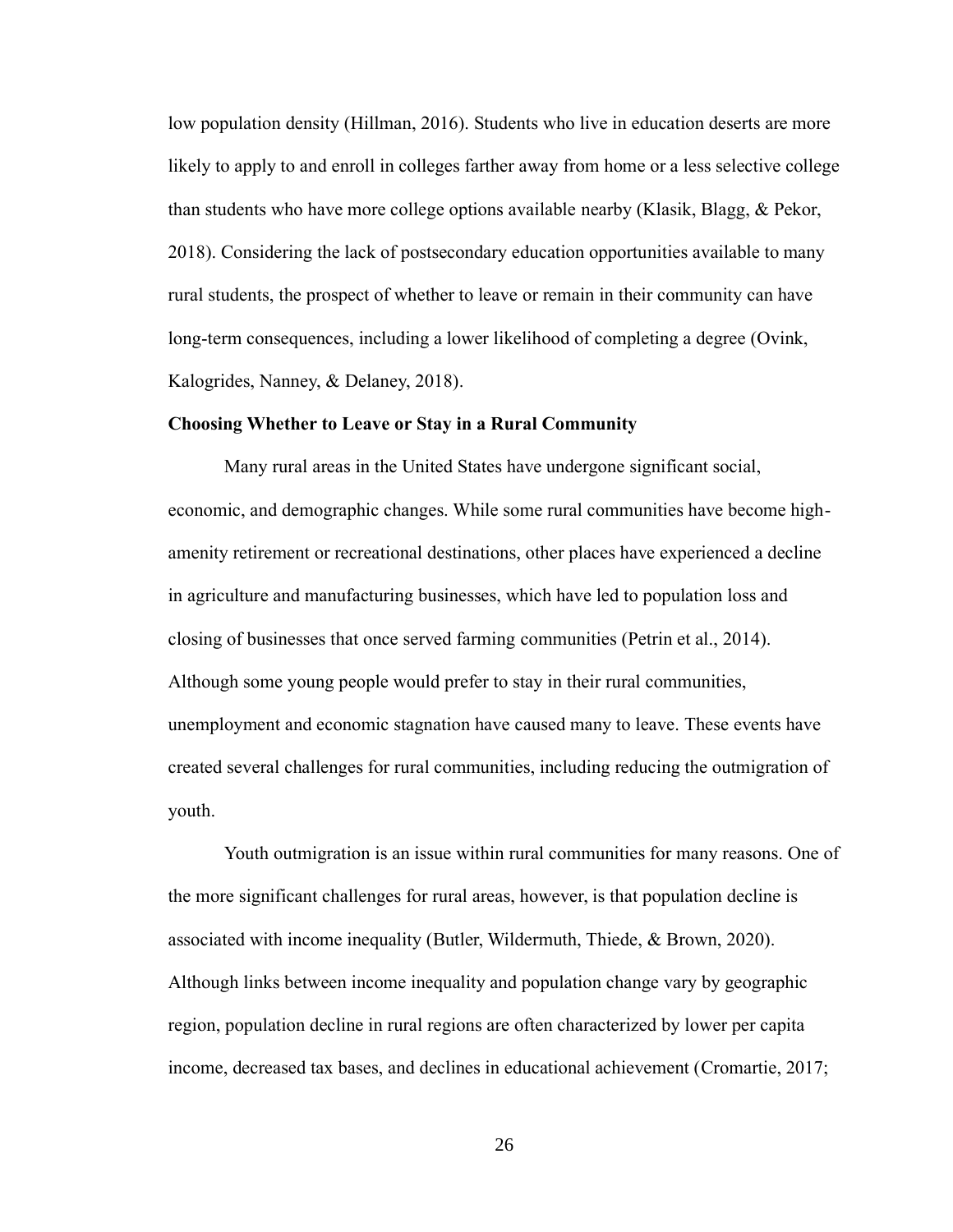low population density (Hillman, 2016). Students who live in education deserts are more likely to apply to and enroll in colleges farther away from home or a less selective college than students who have more college options available nearby (Klasik, Blagg, & Pekor, 2018). Considering the lack of postsecondary education opportunities available to many rural students, the prospect of whether to leave or remain in their community can have long-term consequences, including a lower likelihood of completing a degree (Ovink, Kalogrides, Nanney, & Delaney, 2018).

**Choosing Whether to Leave or Stay in a Rural Community**

Many rural areas in the United States have undergone significant social, economic, and demographic changes. While some rural communities have become high-amenity retirement or recreational destinations, other places have experienced a decline in agriculture and manufacturing businesses, which have led to population loss and closing of businesses that once served farming communities (Petrin et al., 2014). Although some young people would prefer to stay in their rural communities, unemployment and economic stagnation have caused many to leave. These events have created several challenges for rural communities, including reducing the outmigration of youth.

Youth outmigration is an issue within rural communities for many reasons. One of the more significant challenges for rural areas, however, is that population decline is associated with income inequality (Butler, Wildermuth, Thiede, & Brown, 2020). Although links between income inequality and population change vary by geographic region, population decline in rural regions are often characterized by lower per capita income, decreased tax bases, and declines in educational achievement (Cromartie, 2017;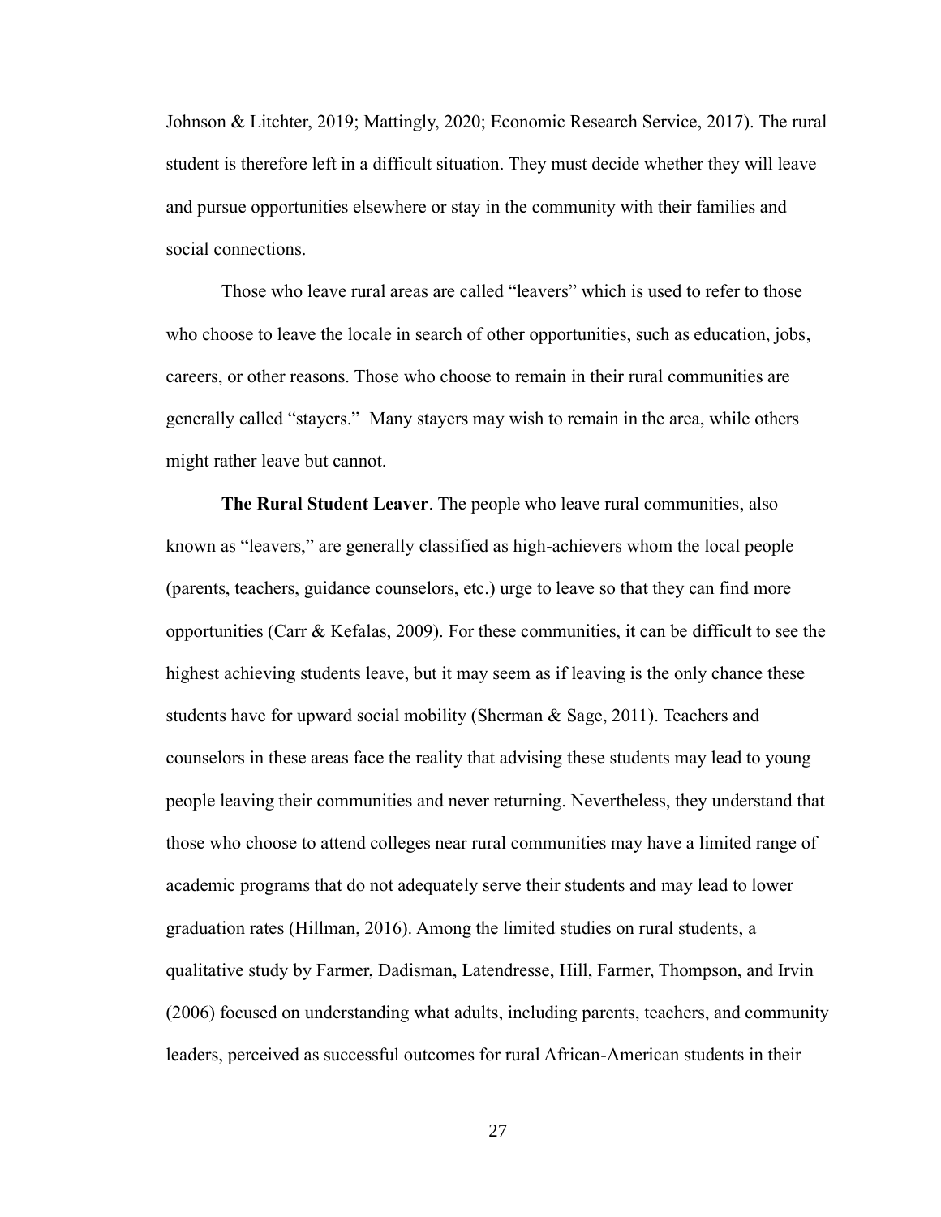Johnson & Litchter, 2019; Mattingly, 2020; Economic Research Service, 2017). The rural student is therefore left in a difficult situation. They must decide whether they will leave and pursue opportunities elsewhere or stay in the community with their families and social connections.

Those who leave rural areas are called "leavers" which is used to refer to those who choose to leave the locale in search of other opportunities, such as education, jobs, careers, or other reasons. Those who choose to remain in their rural communities are generally called "stayers." Many stayers may wish to remain in the area, while others might rather leave but cannot.

**The Rural Student Leaver**. The people who leave rural communities, also known as "leavers," are generally classified as high-achievers whom the local people (parents, teachers, guidance counselors, etc.) urge to leave so that they can find more opportunities (Carr & Kefalas, 2009). For these communities, it can be difficult to see the highest achieving students leave, but it may seem as if leaving is the only chance these students have for upward social mobility (Sherman & Sage, 2011). Teachers and counselors in these areas face the reality that advising these students may lead to young people leaving their communities and never returning. Nevertheless, they understand that those who choose to attend colleges near rural communities may have a limited range of academic programs that do not adequately serve their students and may lead to lower graduation rates (Hillman, 2016). Among the limited studies on rural students, a qualitative study by Farmer, Dadisman, Latendresse, Hill, Farmer, Thompson, and Irvin (2006) focused on understanding what adults, including parents, teachers, and community leaders, perceived as successful outcomes for rural African-American students in their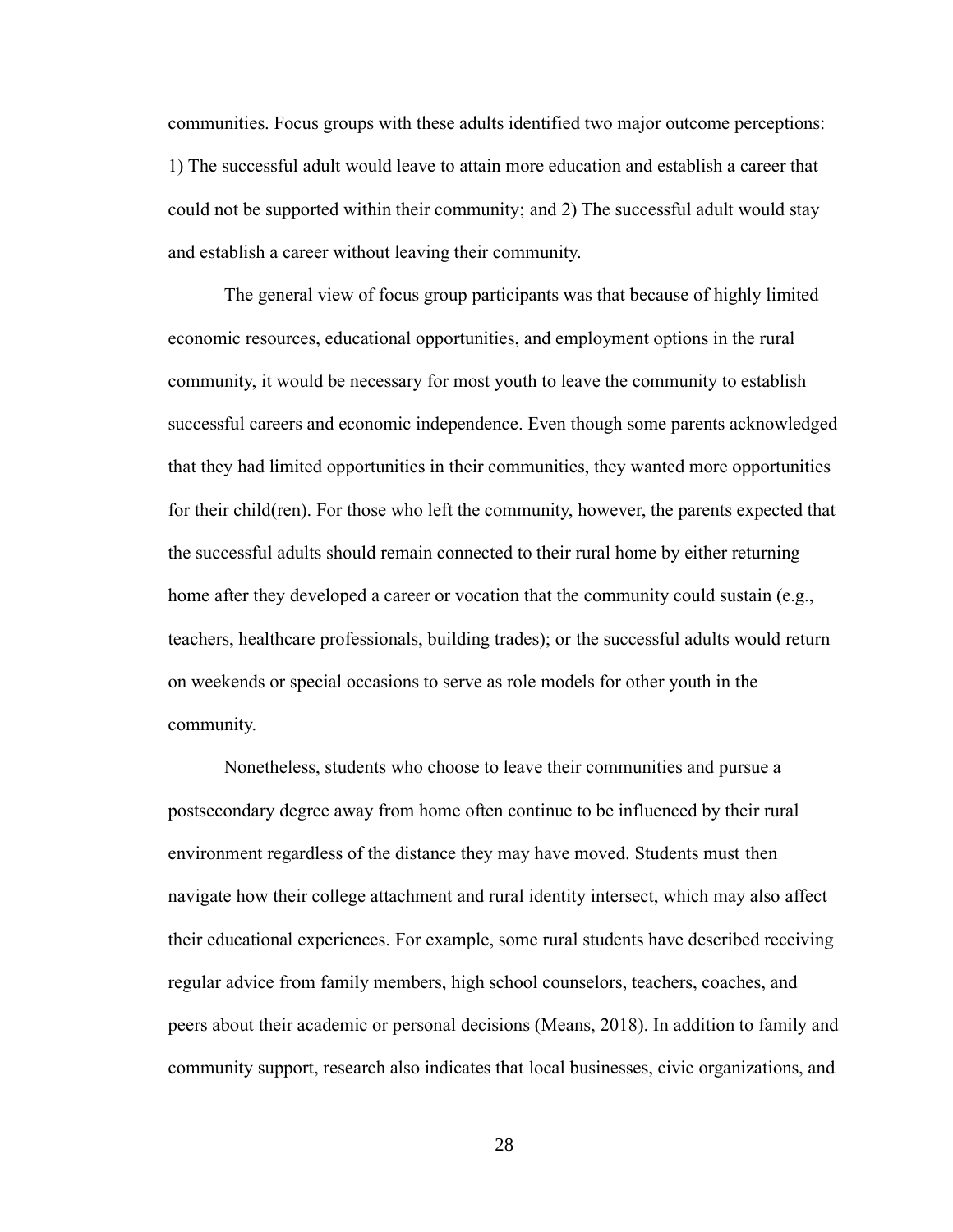communities. Focus groups with these adults identified two major outcome perceptions: 1) The successful adult would leave to attain more education and establish a career that could not be supported within their community; and 2) The successful adult would stay and establish a career without leaving their community.

The general view of focus group participants was that because of highly limited economic resources, educational opportunities, and employment options in the rural community, it would be necessary for most youth to leave the community to establish successful careers and economic independence. Even though some parents acknowledged that they had limited opportunities in their communities, they wanted more opportunities for their child(ren). For those who left the community, however, the parents expected that the successful adults should remain connected to their rural home by either returning home after they developed a career or vocation that the community could sustain (e.g., teachers, healthcare professionals, building trades); or the successful adults would return on weekends or special occasions to serve as role models for other youth in the community.

Nonetheless, students who choose to leave their communities and pursue a postsecondary degree away from home often continue to be influenced by their rural environment regardless of the distance they may have moved. Students must then navigate how their college attachment and rural identity intersect, which may also affect their educational experiences. For example, some rural students have described receiving regular advice from family members, high school counselors, teachers, coaches, and peers about their academic or personal decisions (Means, 2018). In addition to family and community support, research also indicates that local businesses, civic organizations, and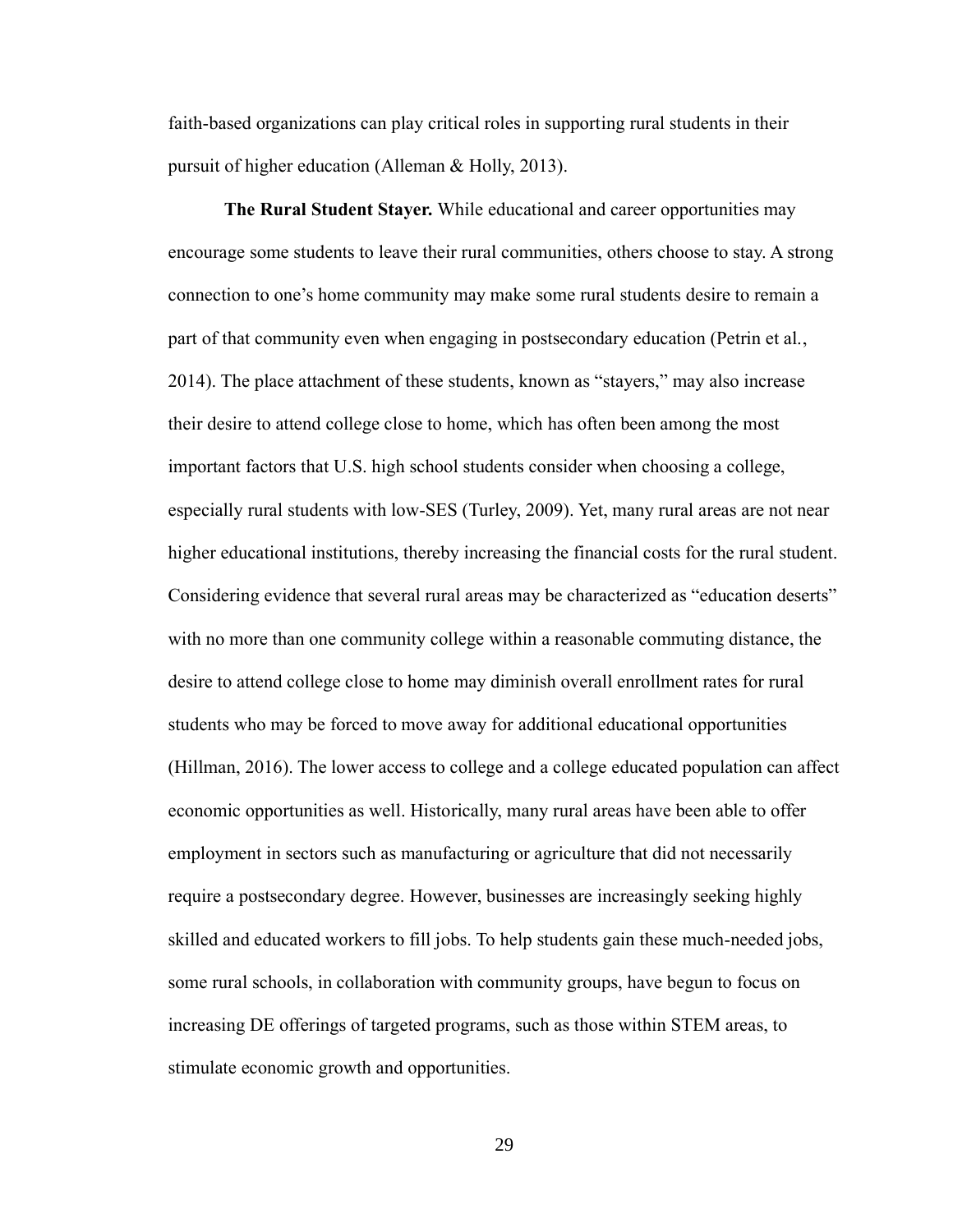faith-based organizations can play critical roles in supporting rural students in their pursuit of higher education (Alleman & Holly, 2013).

**The Rural Student Stayer.** While educational and career opportunities may encourage some students to leave their rural communities, others choose to stay. A strong connection to one's home community may make some rural students desire to remain a part of that community even when engaging in postsecondary education (Petrin et al., 2014). The place attachment of these students, known as "stayers," may also increase their desire to attend college close to home, which has often been among the most important factors that U.S. high school students consider when choosing a college, especially rural students with low-SES (Turley, 2009). Yet, many rural areas are not near higher educational institutions, thereby increasing the financial costs for the rural student. Considering evidence that several rural areas may be characterized as "education deserts" with no more than one community college within a reasonable commuting distance, the desire to attend college close to home may diminish overall enrollment rates for rural students who may be forced to move away for additional educational opportunities (Hillman, 2016). The lower access to college and a college educated population can affect economic opportunities as well. Historically, many rural areas have been able to offer employment in sectors such as manufacturing or agriculture that did not necessarily require a postsecondary degree. However, businesses are increasingly seeking highly skilled and educated workers to fill jobs. To help students gain these much-needed jobs, some rural schools, in collaboration with community groups, have begun to focus on increasing DE offerings of targeted programs, such as those within STEM areas, to stimulate economic growth and opportunities.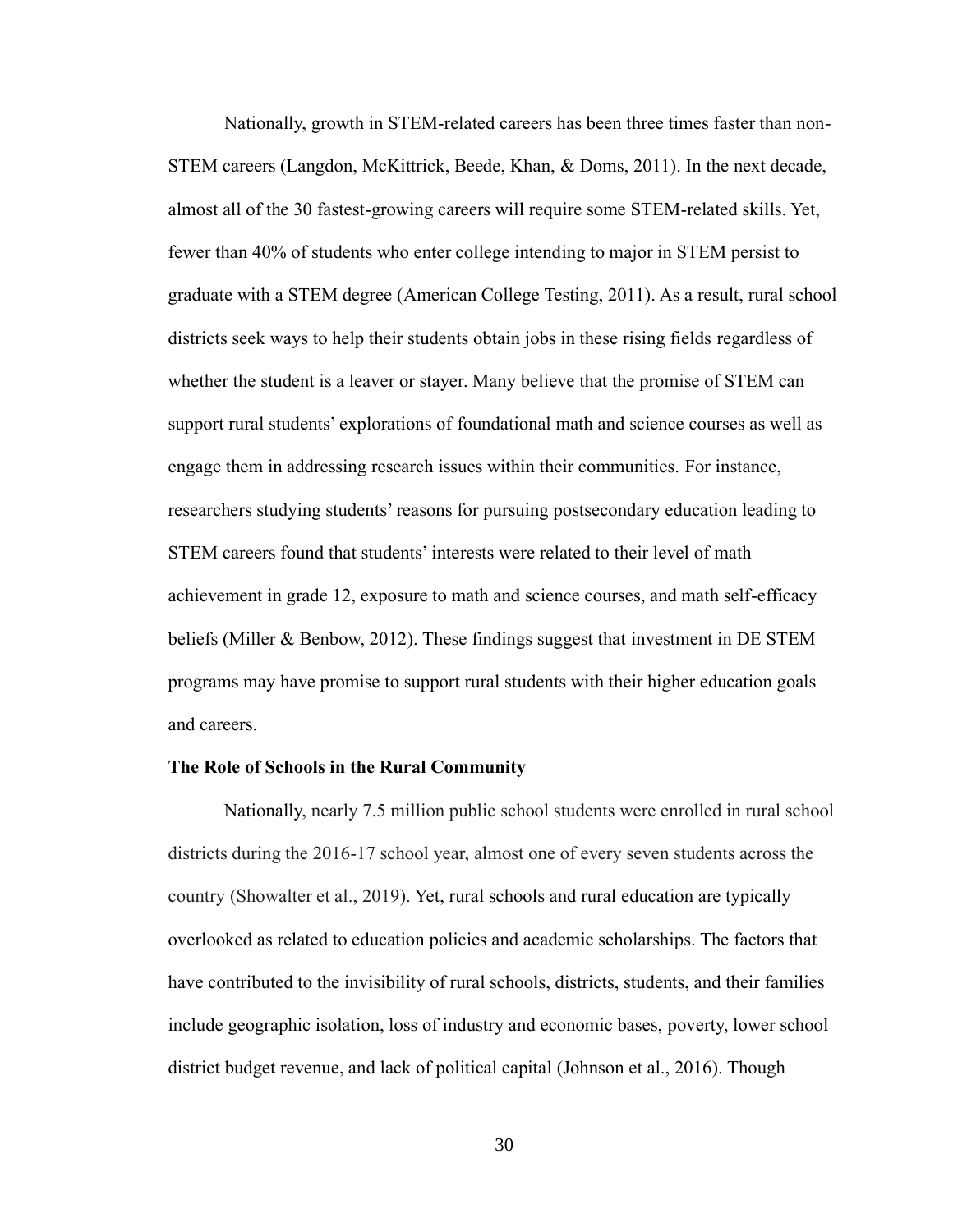Nationally, growth in STEM-related careers has been three times faster than non-STEM careers (Langdon, McKittrick, Beede, Khan, & Doms, 2011). In the next decade, almost all of the 30 fastest-growing careers will require some STEM-related skills. Yet, fewer than 40% of students who enter college intending to major in STEM persist to graduate with a STEM degree (American College Testing, 2011). As a result, rural school districts seek ways to help their students obtain jobs in these rising fields regardless of whether the student is a leaver or stayer. Many believe that the promise of STEM can support rural students' explorations of foundational math and science courses as well as engage them in addressing research issues within their communities. For instance, researchers studying students' reasons for pursuing postsecondary education leading to STEM careers found that students' interests were related to their level of math achievement in grade 12, exposure to math and science courses, and math self-efficacy beliefs (Miller & Benbow, 2012). These findings suggest that investment in DE STEM programs may have promise to support rural students with their higher education goals and careers.

### The Role of Schools in the Rural Community

Nationally, nearly 7.5 million public school students were enrolled in rural school districts during the 2016-17 school year, almost one of every seven students across the country (Showalter et al., 2019). Yet, rural schools and rural education are typically overlooked as related to education policies and academic scholarships. The factors that have contributed to the invisibility of rural schools, districts, students, and their families include geographic isolation, loss of industry and economic bases, poverty, lower school district budget revenue, and lack of political capital (Johnson et al., 2016). Though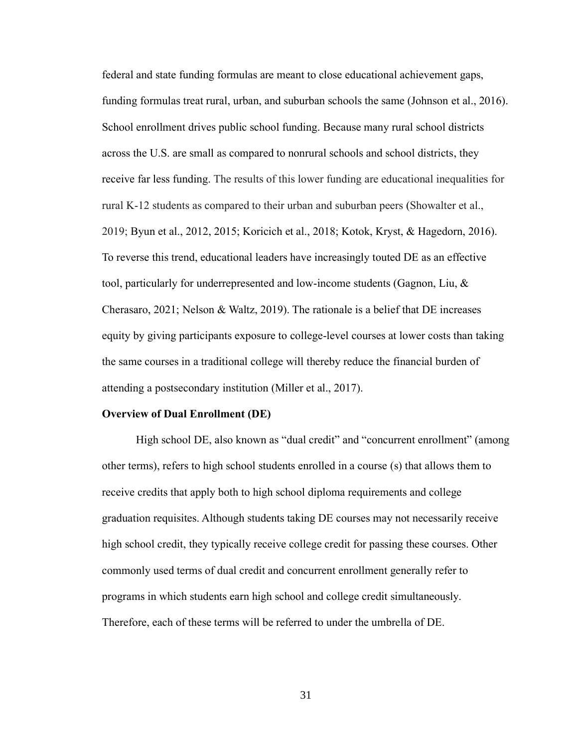federal and state funding formulas are meant to close educational achievement gaps, funding formulas treat rural, urban, and suburban schools the same (Johnson et al., 2016). School enrollment drives public school funding. Because many rural school districts across the U.S. are small as compared to nonrural schools and school districts, they receive far less funding. The results of this lower funding are educational inequalities for rural K-12 students as compared to their urban and suburban peers (Showalter et al., 2019; Byun et al., 2012, 2015; Koricich et al., 2018; Kotok, Kryst, & Hagedorn, 2016). To reverse this trend, educational leaders have increasingly touted DE as an effective tool, particularly for underrepresented and low-income students (Gagnon, Liu, & Cherasaro, 2021; Nelson & Waltz, 2019). The rationale is a belief that DE increases equity by giving participants exposure to college-level courses at lower costs than taking the same courses in a traditional college will thereby reduce the financial burden of attending a postsecondary institution (Miller et al., 2017).

**Overview of Dual Enrollment (DE)**

High school DE, also known as "dual credit" and "concurrent enrollment" (among other terms), refers to high school students enrolled in a course (s) that allows them to receive credits that apply both to high school diploma requirements and college graduation requisites. Although students taking DE courses may not necessarily receive high school credit, they typically receive college credit for passing these courses. Other commonly used terms of dual credit and concurrent enrollment generally refer to programs in which students earn high school and college credit simultaneously. Therefore, each of these terms will be referred to under the umbrella of DE.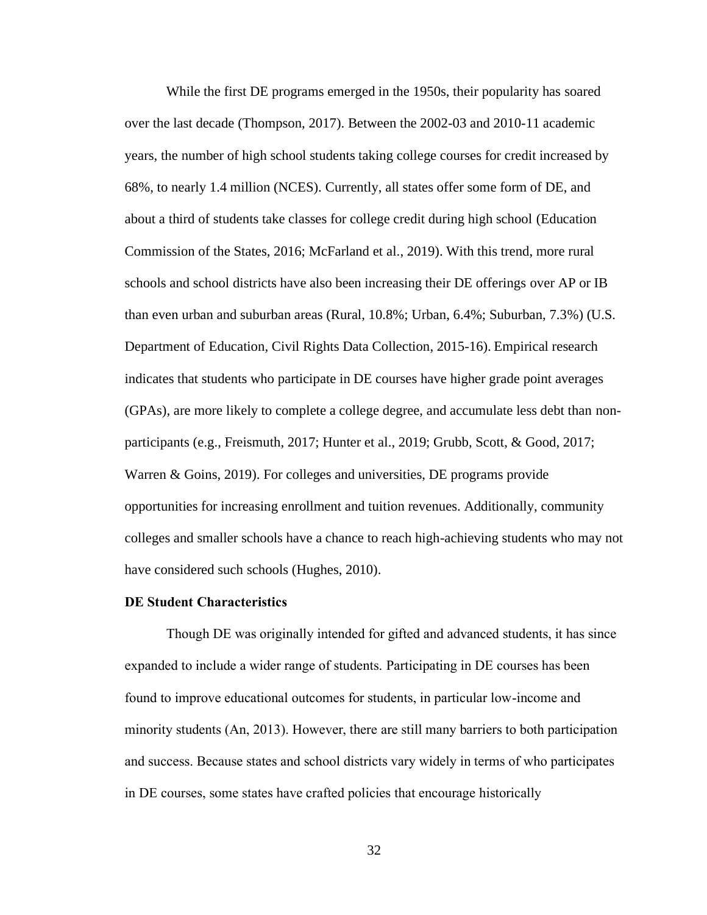While the first DE programs emerged in the 1950s, their popularity has soared over the last decade (Thompson, 2017). Between the 2002-03 and 2010-11 academic years, the number of high school students taking college courses for credit increased by 68%, to nearly 1.4 million (NCES). Currently, all states offer some form of DE, and about a third of students take classes for college credit during high school (Education Commission of the States, 2016; McFarland et al., 2019). With this trend, more rural schools and school districts have also been increasing their DE offerings over AP or IB than even urban and suburban areas (Rural, 10.8%; Urban, 6.4%; Suburban, 7.3%) (U.S. Department of Education, Civil Rights Data Collection, 2015-16). Empirical research indicates that students who participate in DE courses have higher grade point averages (GPAs), are more likely to complete a college degree, and accumulate less debt than non-participants (e.g., Freismuth, 2017; Hunter et al., 2019; Grubb, Scott, & Good, 2017; Warren & Goins, 2019). For colleges and universities, DE programs provide opportunities for increasing enrollment and tuition revenues. Additionally, community colleges and smaller schools have a chance to reach high-achieving students who may not have considered such schools (Hughes, 2010).

**DE Student Characteristics**

Though DE was originally intended for gifted and advanced students, it has since expanded to include a wider range of students. Participating in DE courses has been found to improve educational outcomes for students, in particular low-income and minority students (An, 2013). However, there are still many barriers to both participation and success. Because states and school districts vary widely in terms of who participates in DE courses, some states have crafted policies that encourage historically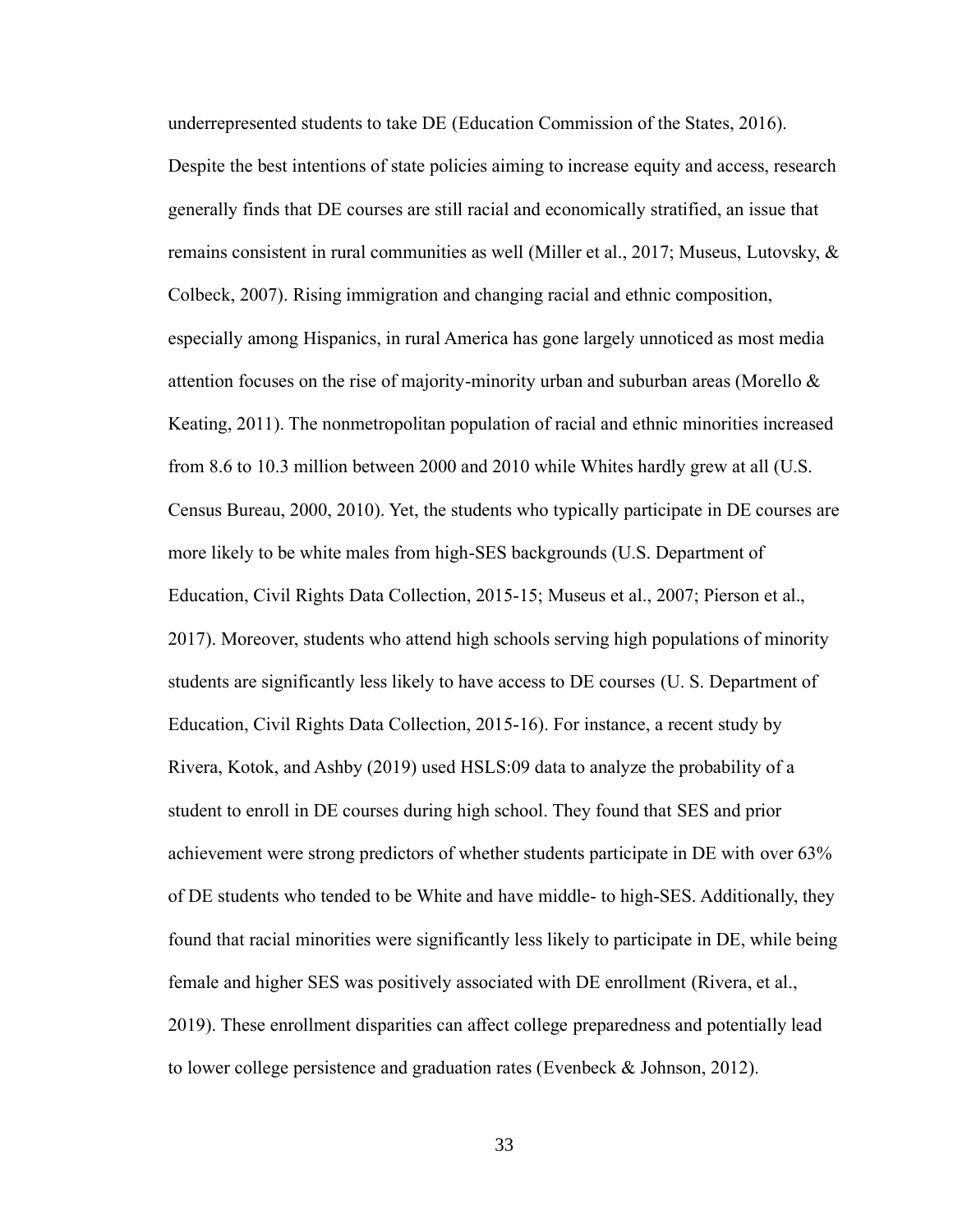underrepresented students to take DE (Education Commission of the States, 2016). Despite the best intentions of state policies aiming to increase equity and access, research generally finds that DE courses are still racial and economically stratified, an issue that remains consistent in rural communities as well (Miller et al., 2017; Museus, Lutovsky, & Colbeck, 2007). Rising immigration and changing racial and ethnic composition, especially among Hispanics, in rural America has gone largely unnoticed as most media attention focuses on the rise of majority-minority urban and suburban areas (Morello & Keating, 2011). The nonmetropolitan population of racial and ethnic minorities increased from 8.6 to 10.3 million between 2000 and 2010 while Whites hardly grew at all (U.S. Census Bureau, 2000, 2010). Yet, the students who typically participate in DE courses are more likely to be white males from high-SES backgrounds (U.S. Department of Education, Civil Rights Data Collection, 2015-15; Museus et al., 2007; Pierson et al., 2017). Moreover, students who attend high schools serving high populations of minority students are significantly less likely to have access to DE courses (U. S. Department of Education, Civil Rights Data Collection, 2015-16). For instance, a recent study by Rivera, Kotok, and Ashby (2019) used HSLS:09 data to analyze the probability of a student to enroll in DE courses during high school. They found that SES and prior achievement were strong predictors of whether students participate in DE with over 63% of DE students who tended to be White and have middle- to high-SES. Additionally, they found that racial minorities were significantly less likely to participate in DE, while being female and higher SES was positively associated with DE enrollment (Rivera, et al., 2019). These enrollment disparities can affect college preparedness and potentially lead to lower college persistence and graduation rates (Evenbeck & Johnson, 2012).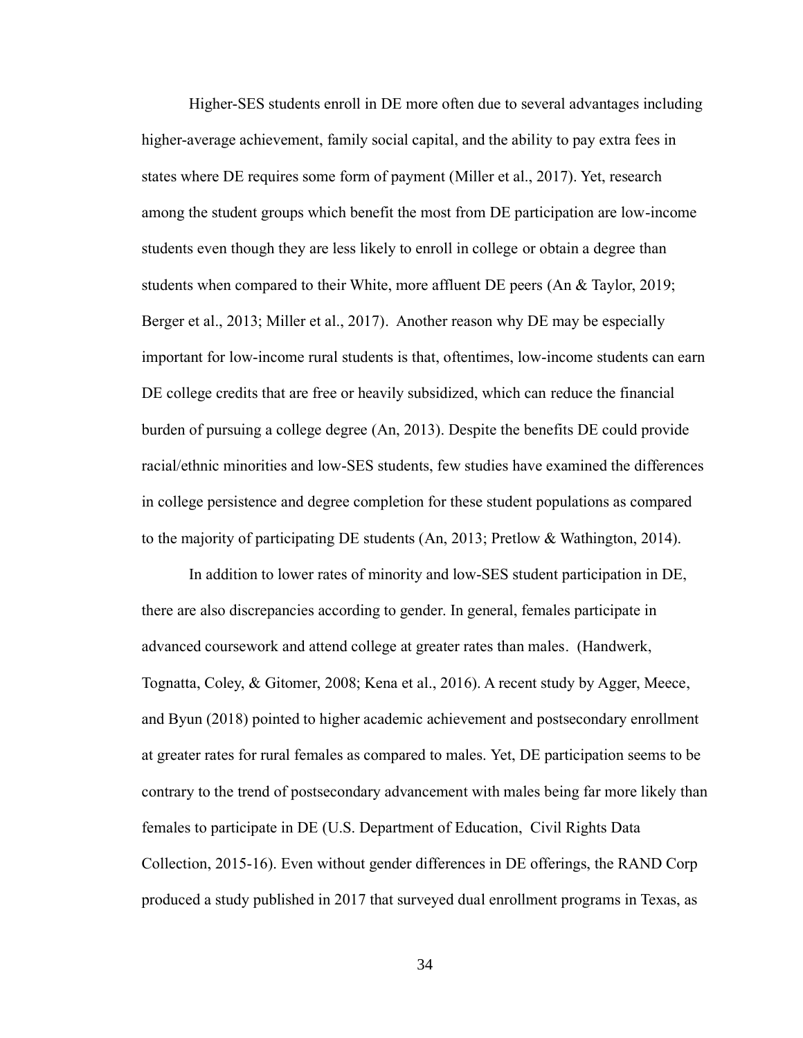Higher-SES students enroll in DE more often due to several advantages including higher-average achievement, family social capital, and the ability to pay extra fees in states where DE requires some form of payment (Miller et al., 2017). Yet, research among the student groups which benefit the most from DE participation are low-income students even though they are less likely to enroll in college or obtain a degree than students when compared to their White, more affluent DE peers (An & Taylor, 2019; Berger et al., 2013; Miller et al., 2017). Another reason why DE may be especially important for low-income rural students is that, oftentimes, low-income students can earn DE college credits that are free or heavily subsidized, which can reduce the financial burden of pursuing a college degree (An, 2013). Despite the benefits DE could provide racial/ethnic minorities and low-SES students, few studies have examined the differences in college persistence and degree completion for these student populations as compared to the majority of participating DE students (An, 2013; Pretlow & Wathington, 2014).

In addition to lower rates of minority and low-SES student participation in DE, there are also discrepancies according to gender. In general, females participate in advanced coursework and attend college at greater rates than males. (Handwerk, Tognatta, Coley, & Gitomer, 2008; Kena et al., 2016). A recent study by Agger, Meece, and Byun (2018) pointed to higher academic achievement and postsecondary enrollment at greater rates for rural females as compared to males. Yet, DE participation seems to be contrary to the trend of postsecondary advancement with males being far more likely than females to participate in DE (U.S. Department of Education, Civil Rights Data Collection, 2015-16). Even without gender differences in DE offerings, the RAND Corp produced a study published in 2017 that surveyed dual enrollment programs in Texas, as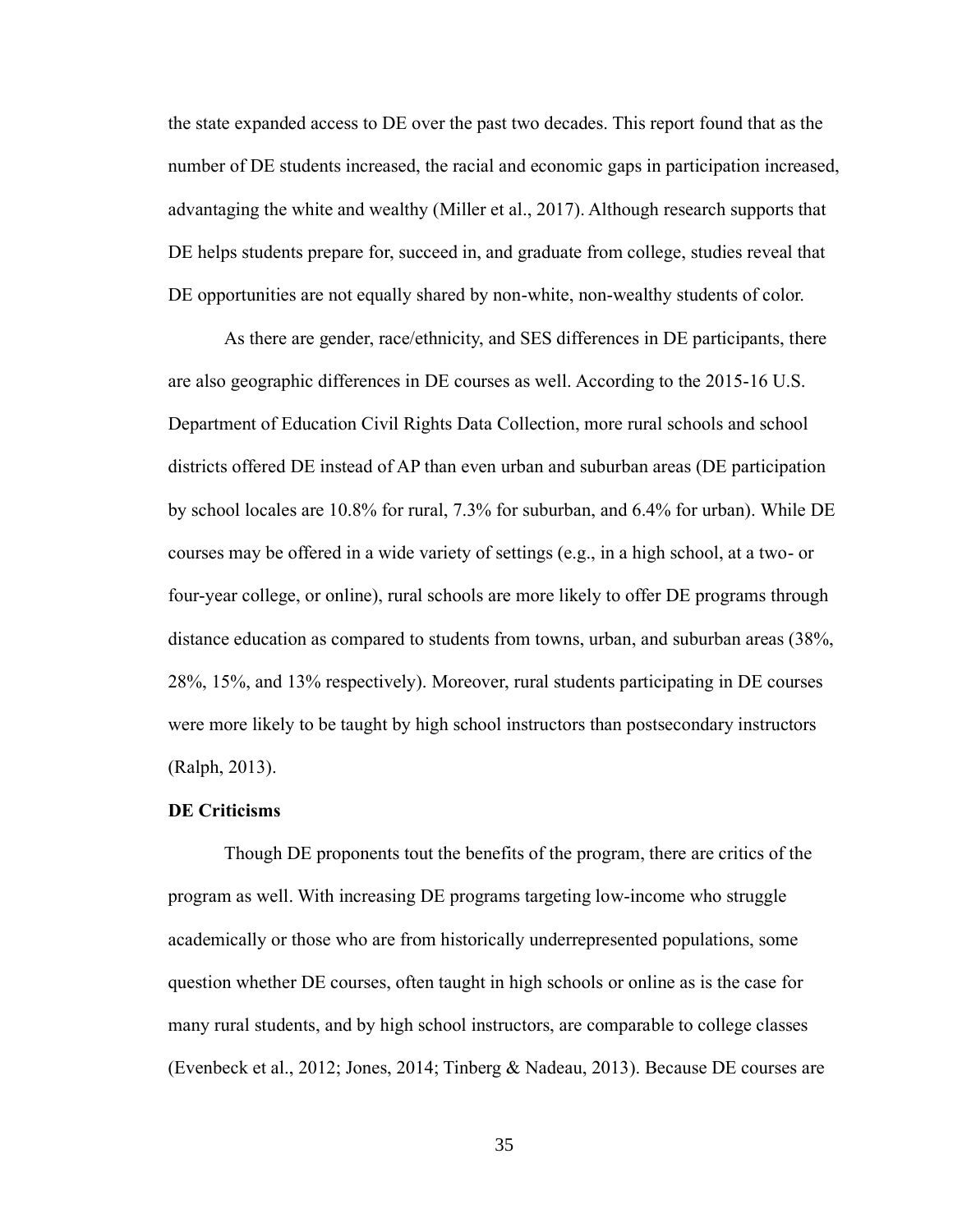the state expanded access to DE over the past two decades. This report found that as the number of DE students increased, the racial and economic gaps in participation increased, advantaging the white and wealthy (Miller et al., 2017). Although research supports that DE helps students prepare for, succeed in, and graduate from college, studies reveal that DE opportunities are not equally shared by non-white, non-wealthy students of color.

As there are gender, race/ethnicity, and SES differences in DE participants, there are also geographic differences in DE courses as well. According to the 2015-16 U.S. Department of Education Civil Rights Data Collection, more rural schools and school districts offered DE instead of AP than even urban and suburban areas (DE participation by school locales are 10.8% for rural, 7.3% for suburban, and 6.4% for urban). While DE courses may be offered in a wide variety of settings (e.g., in a high school, at a two- or four-year college, or online), rural schools are more likely to offer DE programs through distance education as compared to students from towns, urban, and suburban areas (38%, 28%, 15%, and 13% respectively). Moreover, rural students participating in DE courses were more likely to be taught by high school instructors than postsecondary instructors (Ralph, 2013).

**DE Criticisms**

Though DE proponents tout the benefits of the program, there are critics of the program as well. With increasing DE programs targeting low-income who struggle academically or those who are from historically underrepresented populations, some question whether DE courses, often taught in high schools or online as is the case for many rural students, and by high school instructors, are comparable to college classes (Evenbeck et al., 2012; Jones, 2014; Tinberg & Nadeau, 2013). Because DE courses are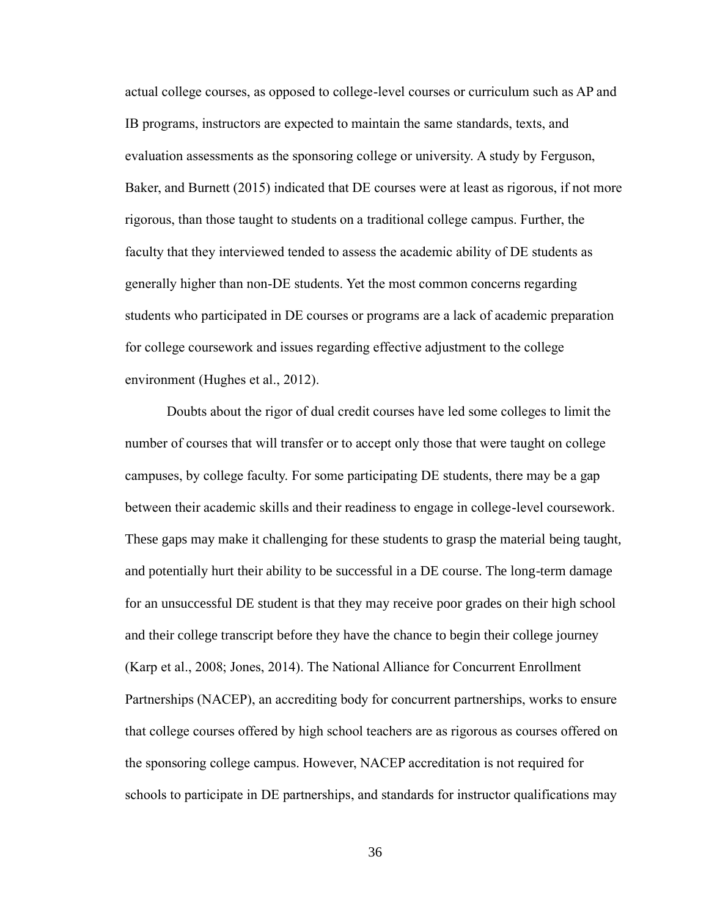actual college courses, as opposed to college-level courses or curriculum such as AP and IB programs, instructors are expected to maintain the same standards, texts, and evaluation assessments as the sponsoring college or university. A study by Ferguson, Baker, and Burnett (2015) indicated that DE courses were at least as rigorous, if not more rigorous, than those taught to students on a traditional college campus. Further, the faculty that they interviewed tended to assess the academic ability of DE students as generally higher than non-DE students. Yet the most common concerns regarding students who participated in DE courses or programs are a lack of academic preparation for college coursework and issues regarding effective adjustment to the college environment (Hughes et al., 2012).

Doubts about the rigor of dual credit courses have led some colleges to limit the number of courses that will transfer or to accept only those that were taught on college campuses, by college faculty. For some participating DE students, there may be a gap between their academic skills and their readiness to engage in college-level coursework. These gaps may make it challenging for these students to grasp the material being taught, and potentially hurt their ability to be successful in a DE course. The long-term damage for an unsuccessful DE student is that they may receive poor grades on their high school and their college transcript before they have the chance to begin their college journey (Karp et al., 2008; Jones, 2014). The National Alliance for Concurrent Enrollment Partnerships (NACEP), an accrediting body for concurrent partnerships, works to ensure that college courses offered by high school teachers are as rigorous as courses offered on the sponsoring college campus. However, NACEP accreditation is not required for schools to participate in DE partnerships, and standards for instructor qualifications may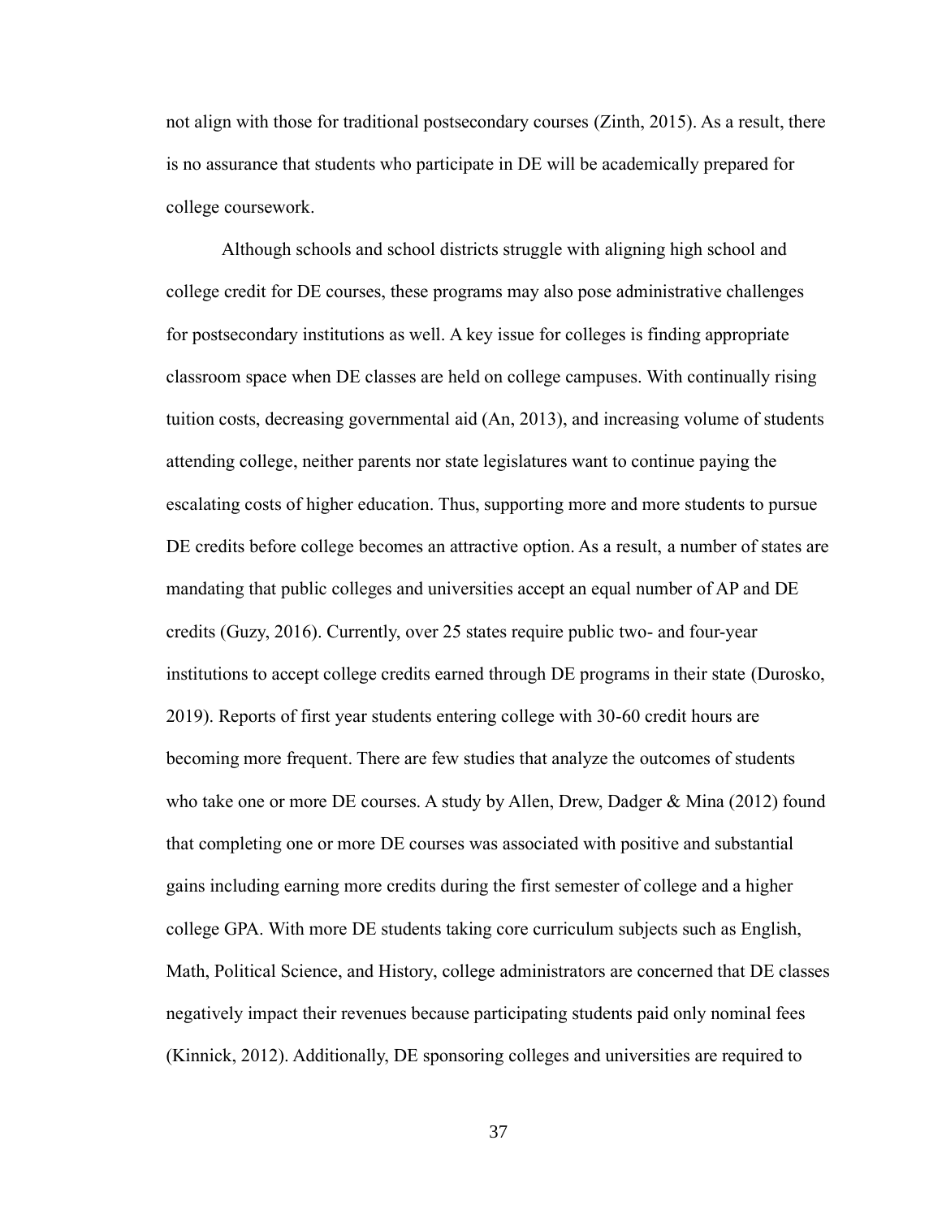not align with those for traditional postsecondary courses (Zinth, 2015). As a result, there is no assurance that students who participate in DE will be academically prepared for college coursework.

Although schools and school districts struggle with aligning high school and college credit for DE courses, these programs may also pose administrative challenges for postsecondary institutions as well. A key issue for colleges is finding appropriate classroom space when DE classes are held on college campuses. With continually rising tuition costs, decreasing governmental aid (An, 2013), and increasing volume of students attending college, neither parents nor state legislatures want to continue paying the escalating costs of higher education. Thus, supporting more and more students to pursue DE credits before college becomes an attractive option. As a result, a number of states are mandating that public colleges and universities accept an equal number of AP and DE credits (Guzy, 2016). Currently, over 25 states require public two- and four-year institutions to accept college credits earned through DE programs in their state (Durosko, 2019). Reports of first year students entering college with 30-60 credit hours are becoming more frequent. There are few studies that analyze the outcomes of students who take one or more DE courses. A study by Allen, Drew, Dadger & Mina (2012) found that completing one or more DE courses was associated with positive and substantial gains including earning more credits during the first semester of college and a higher college GPA. With more DE students taking core curriculum subjects such as English, Math, Political Science, and History, college administrators are concerned that DE classes negatively impact their revenues because participating students paid only nominal fees (Kinnick, 2012). Additionally, DE sponsoring colleges and universities are required to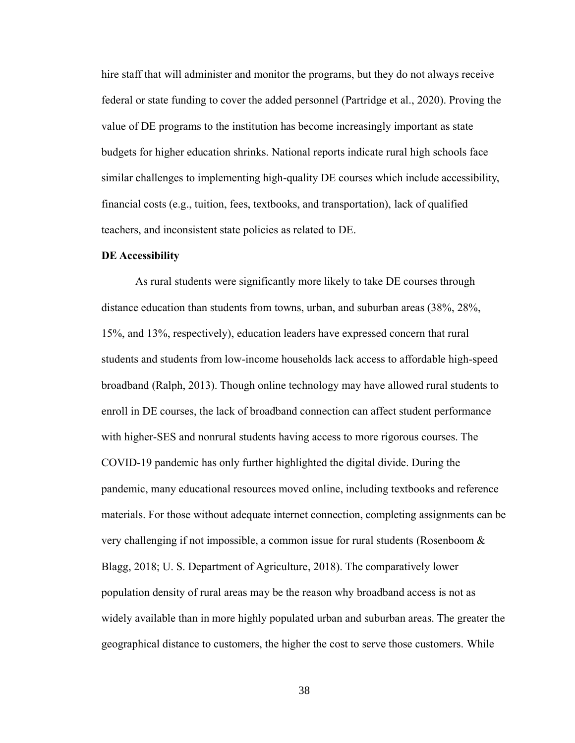hire staff that will administer and monitor the programs, but they do not always receive federal or state funding to cover the added personnel (Partridge et al., 2020). Proving the value of DE programs to the institution has become increasingly important as state budgets for higher education shrinks. National reports indicate rural high schools face similar challenges to implementing high-quality DE courses which include accessibility, financial costs (e.g., tuition, fees, textbooks, and transportation), lack of qualified teachers, and inconsistent state policies as related to DE.

**DE Accessibility**

As rural students were significantly more likely to take DE courses through distance education than students from towns, urban, and suburban areas (38%, 28%, 15%, and 13%, respectively), education leaders have expressed concern that rural students and students from low-income households lack access to affordable high-speed broadband (Ralph, 2013). Though online technology may have allowed rural students to enroll in DE courses, the lack of broadband connection can affect student performance with higher-SES and nonrural students having access to more rigorous courses. The COVID-19 pandemic has only further highlighted the digital divide. During the pandemic, many educational resources moved online, including textbooks and reference materials. For those without adequate internet connection, completing assignments can be very challenging if not impossible, a common issue for rural students (Rosenboom & Blagg, 2018; U. S. Department of Agriculture, 2018). The comparatively lower population density of rural areas may be the reason why broadband access is not as widely available than in more highly populated urban and suburban areas. The greater the geographical distance to customers, the higher the cost to serve those customers. While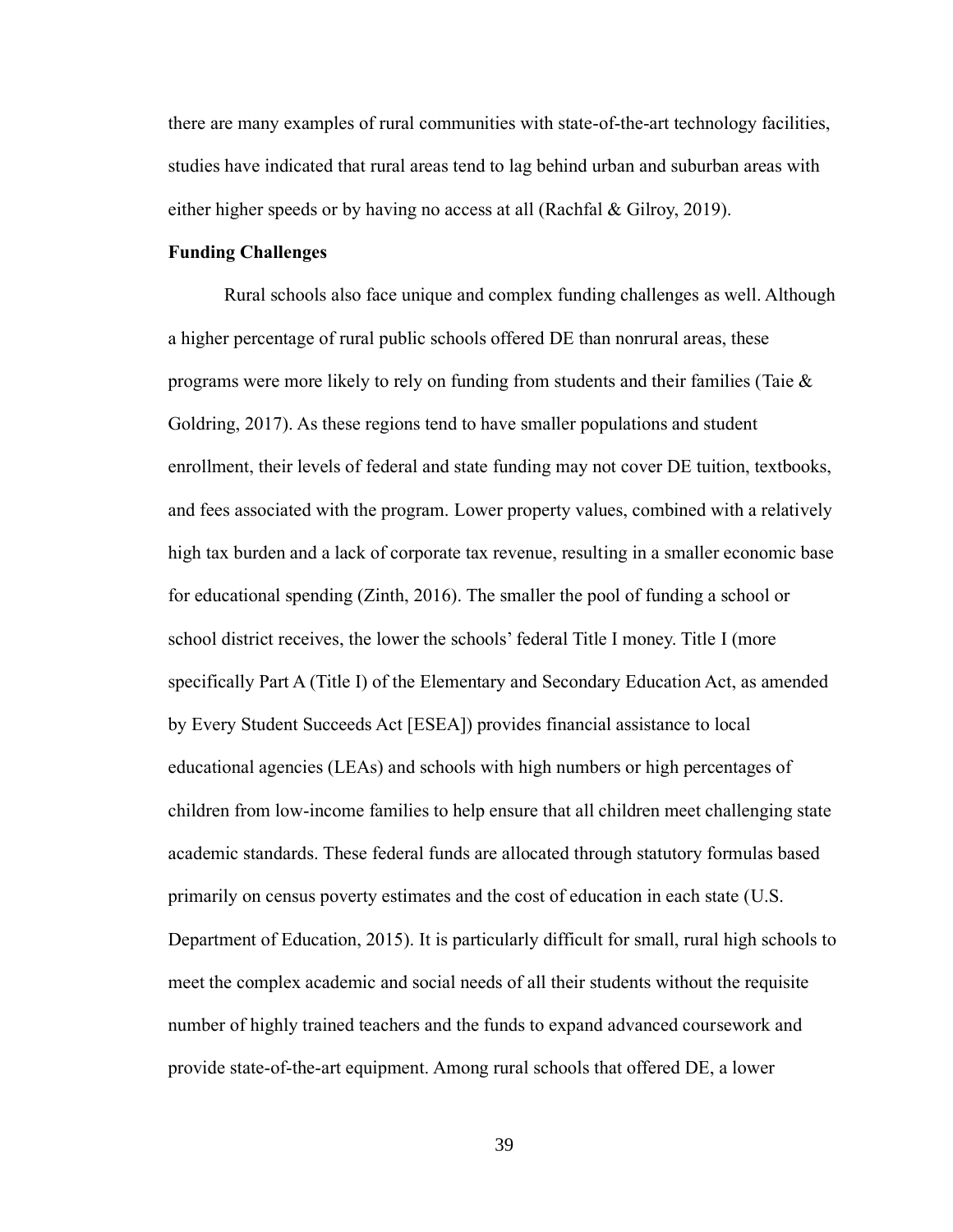there are many examples of rural communities with state-of-the-art technology facilities, studies have indicated that rural areas tend to lag behind urban and suburban areas with either higher speeds or by having no access at all (Rachfal & Gilroy, 2019).

**Funding Challenges**

Rural schools also face unique and complex funding challenges as well. Although a higher percentage of rural public schools offered DE than nonrural areas, these programs were more likely to rely on funding from students and their families (Taie & Goldring, 2017). As these regions tend to have smaller populations and student enrollment, their levels of federal and state funding may not cover DE tuition, textbooks, and fees associated with the program. Lower property values, combined with a relatively high tax burden and a lack of corporate tax revenue, resulting in a smaller economic base for educational spending (Zinth, 2016). The smaller the pool of funding a school or school district receives, the lower the schools' federal Title I money. Title I (more specifically Part A (Title I) of the Elementary and Secondary Education Act, as amended by Every Student Succeeds Act [ESEA]) provides financial assistance to local educational agencies (LEAs) and schools with high numbers or high percentages of children from low-income families to help ensure that all children meet challenging state academic standards. These federal funds are allocated through statutory formulas based primarily on census poverty estimates and the cost of education in each state (U.S. Department of Education, 2015). It is particularly difficult for small, rural high schools to meet the complex academic and social needs of all their students without the requisite number of highly trained teachers and the funds to expand advanced coursework and provide state-of-the-art equipment. Among rural schools that offered DE, a lower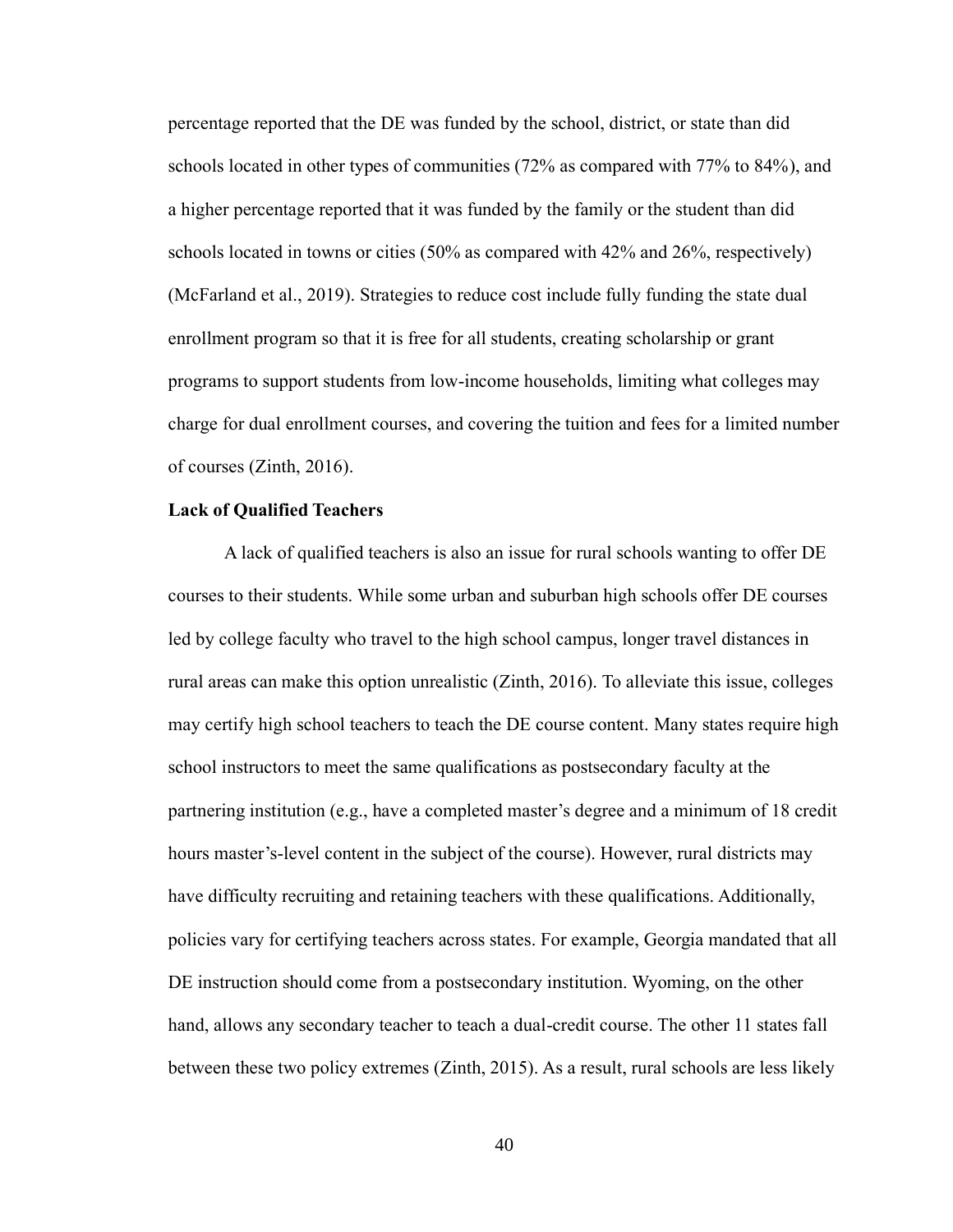percentage reported that the DE was funded by the school, district, or state than did schools located in other types of communities (72% as compared with 77% to 84%), and a higher percentage reported that it was funded by the family or the student than did schools located in towns or cities (50% as compared with 42% and 26%, respectively) (McFarland et al., 2019). Strategies to reduce cost include fully funding the state dual enrollment program so that it is free for all students, creating scholarship or grant programs to support students from low-income households, limiting what colleges may charge for dual enrollment courses, and covering the tuition and fees for a limited number of courses (Zinth, 2016).

**Lack of Qualified Teachers**

A lack of qualified teachers is also an issue for rural schools wanting to offer DE courses to their students. While some urban and suburban high schools offer DE courses led by college faculty who travel to the high school campus, longer travel distances in rural areas can make this option unrealistic (Zinth, 2016). To alleviate this issue, colleges may certify high school teachers to teach the DE course content. Many states require high school instructors to meet the same qualifications as postsecondary faculty at the partnering institution (e.g., have a completed master's degree and a minimum of 18 credit hours master's-level content in the subject of the course). However, rural districts may have difficulty recruiting and retaining teachers with these qualifications. Additionally, policies vary for certifying teachers across states. For example, Georgia mandated that all DE instruction should come from a postsecondary institution. Wyoming, on the other hand, allows any secondary teacher to teach a dual-credit course. The other 11 states fall between these two policy extremes (Zinth, 2015). As a result, rural schools are less likely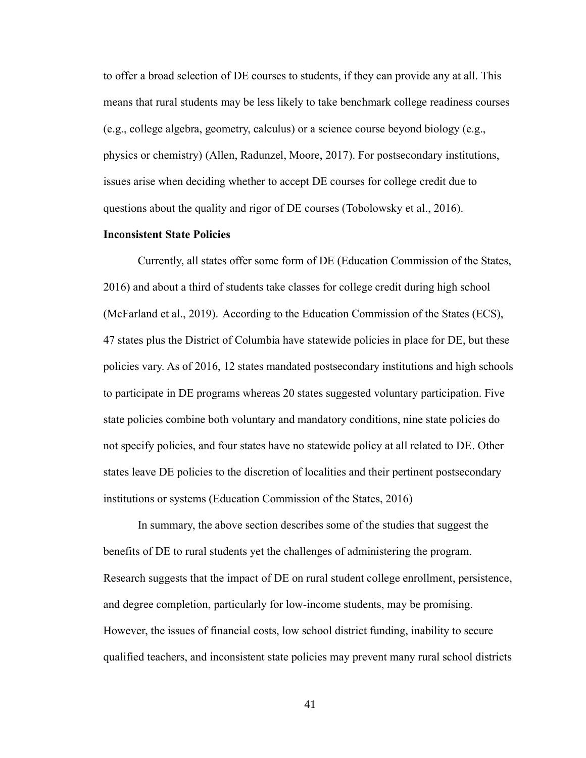to offer a broad selection of DE courses to students, if they can provide any at all. This means that rural students may be less likely to take benchmark college readiness courses (e.g., college algebra, geometry, calculus) or a science course beyond biology (e.g., physics or chemistry) (Allen, Radunzel, Moore, 2017). For postsecondary institutions, issues arise when deciding whether to accept DE courses for college credit due to questions about the quality and rigor of DE courses (Tobolowsky et al., 2016).

**Inconsistent State Policies**

Currently, all states offer some form of DE (Education Commission of the States, 2016) and about a third of students take classes for college credit during high school (McFarland et al., 2019). According to the Education Commission of the States (ECS), 47 states plus the District of Columbia have statewide policies in place for DE, but these policies vary. As of 2016, 12 states mandated postsecondary institutions and high schools to participate in DE programs whereas 20 states suggested voluntary participation. Five state policies combine both voluntary and mandatory conditions, nine state policies do not specify policies, and four states have no statewide policy at all related to DE. Other states leave DE policies to the discretion of localities and their pertinent postsecondary institutions or systems (Education Commission of the States, 2016)

In summary, the above section describes some of the studies that suggest the benefits of DE to rural students yet the challenges of administering the program. Research suggests that the impact of DE on rural student college enrollment, persistence, and degree completion, particularly for low-income students, may be promising. However, the issues of financial costs, low school district funding, inability to secure qualified teachers, and inconsistent state policies may prevent many rural school districts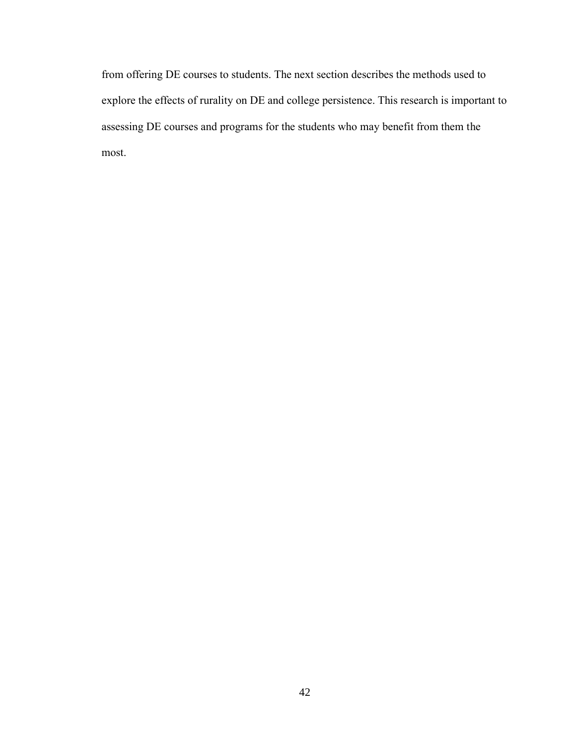from offering DE courses to students. The next section describes the methods used to explore the effects of rurality on DE and college persistence. This research is important to assessing DE courses and programs for the students who may benefit from them the most.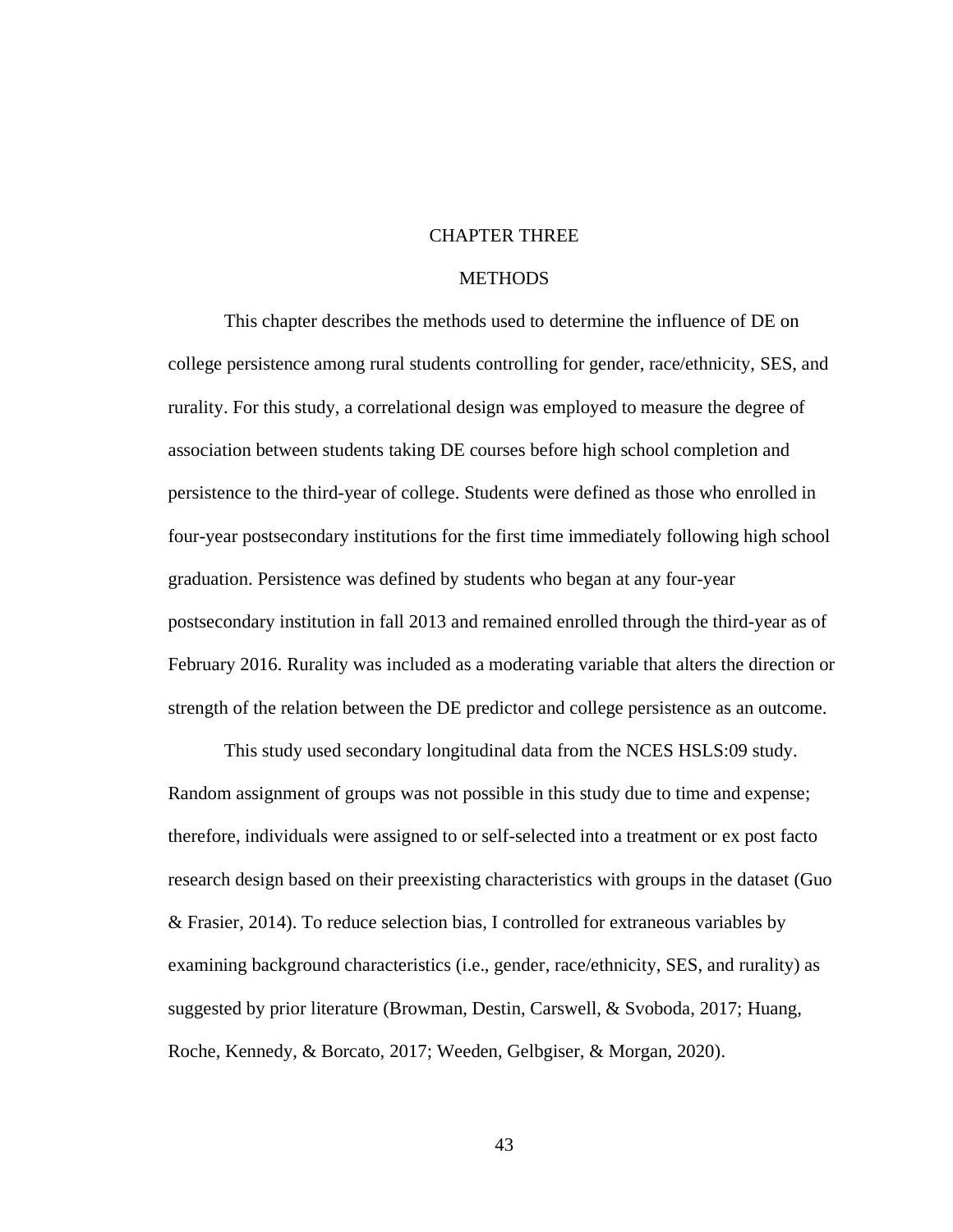# CHAPTER THREE

## METHODS

This chapter describes the methods used to determine the influence of DE on college persistence among rural students controlling for gender, race/ethnicity, SES, and rurality. For this study, a correlational design was employed to measure the degree of association between students taking DE courses before high school completion and persistence to the third-year of college. Students were defined as those who enrolled in four-year postsecondary institutions for the first time immediately following high school graduation. Persistence was defined by students who began at any four-year postsecondary institution in fall 2013 and remained enrolled through the third-year as of February 2016. Rurality was included as a moderating variable that alters the direction or strength of the relation between the DE predictor and college persistence as an outcome.

This study used secondary longitudinal data from the NCES HSLS:09 study. Random assignment of groups was not possible in this study due to time and expense; therefore, individuals were assigned to or self-selected into a treatment or ex post facto research design based on their preexisting characteristics with groups in the dataset (Guo & Frasier, 2014). To reduce selection bias, I controlled for extraneous variables by examining background characteristics (i.e., gender, race/ethnicity, SES, and rurality) as suggested by prior literature (Browman, Destin, Carswell, & Svoboda, 2017; Huang, Roche, Kennedy, & Borcato, 2017; Weeden, Gelbgiser, & Morgan, 2020).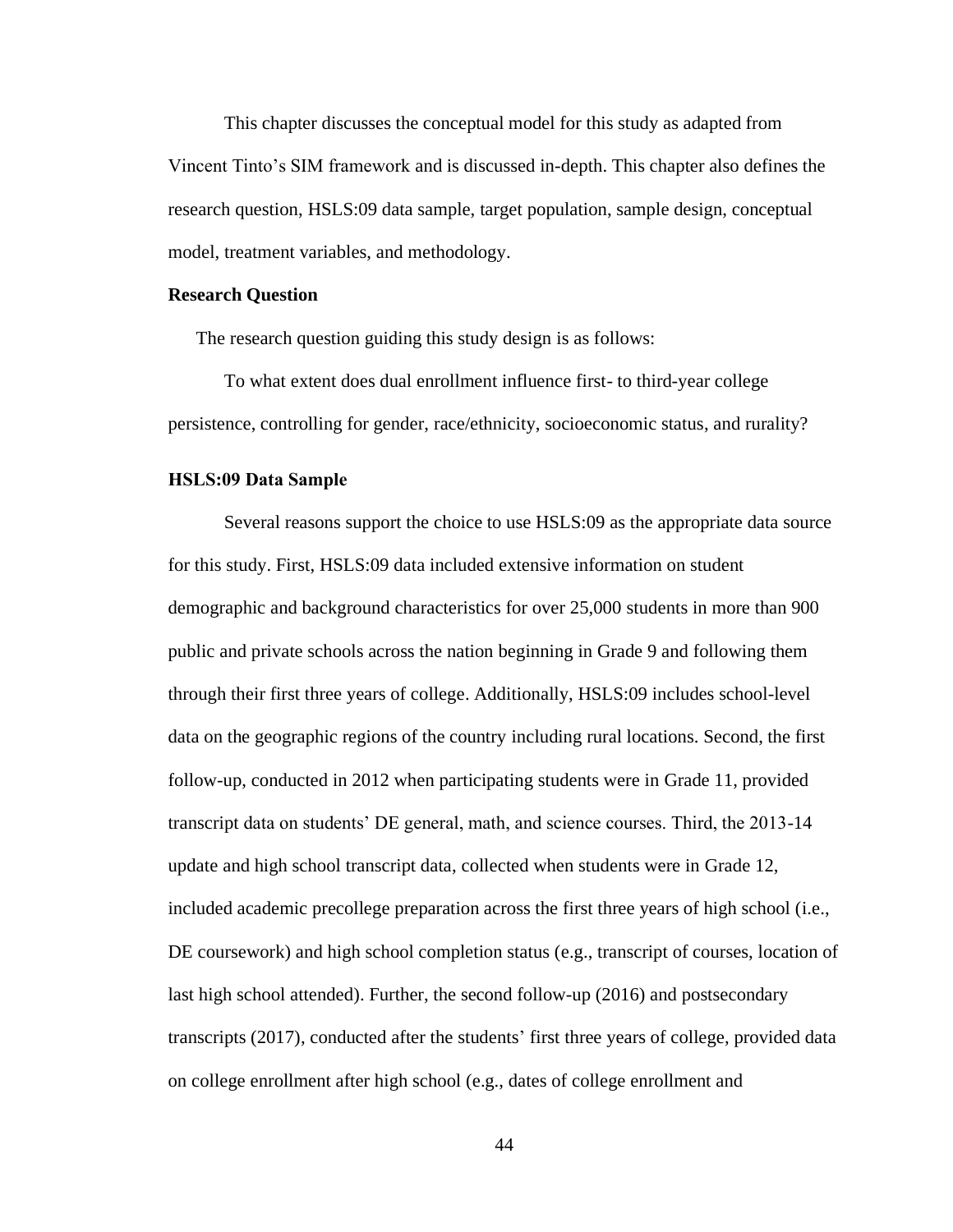This chapter discusses the conceptual model for this study as adapted from Vincent Tinto's SIM framework and is discussed in-depth. This chapter also defines the research question, HSLS:09 data sample, target population, sample design, conceptual model, treatment variables, and methodology.

## Research Question

The research question guiding this study design is as follows:

To what extent does dual enrollment influence first- to third-year college persistence, controlling for gender, race/ethnicity, socioeconomic status, and rurality?

## HSLS:09 Data Sample

Several reasons support the choice to use HSLS:09 as the appropriate data source for this study. First, HSLS:09 data included extensive information on student demographic and background characteristics for over 25,000 students in more than 900 public and private schools across the nation beginning in Grade 9 and following them through their first three years of college. Additionally, HSLS:09 includes school-level data on the geographic regions of the country including rural locations. Second, the first follow-up, conducted in 2012 when participating students were in Grade 11, provided transcript data on students' DE general, math, and science courses. Third, the 2013-14 update and high school transcript data, collected when students were in Grade 12, included academic precollege preparation across the first three years of high school (i.e., DE coursework) and high school completion status (e.g., transcript of courses, location of last high school attended). Further, the second follow-up (2016) and postsecondary transcripts (2017), conducted after the students' first three years of college, provided data on college enrollment after high school (e.g., dates of college enrollment and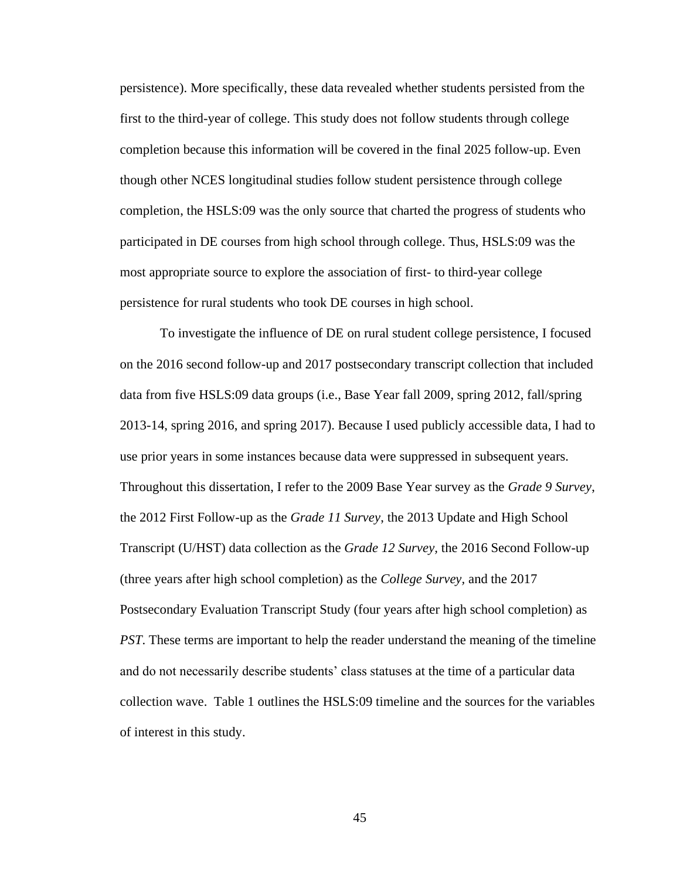persistence). More specifically, these data revealed whether students persisted from the first to the third-year of college. This study does not follow students through college completion because this information will be covered in the final 2025 follow-up. Even though other NCES longitudinal studies follow student persistence through college completion, the HSLS:09 was the only source that charted the progress of students who participated in DE courses from high school through college. Thus, HSLS:09 was the most appropriate source to explore the association of first- to third-year college persistence for rural students who took DE courses in high school.

To investigate the influence of DE on rural student college persistence, I focused on the 2016 second follow-up and 2017 postsecondary transcript collection that included data from five HSLS:09 data groups (i.e., Base Year fall 2009, spring 2012, fall/spring 2013-14, spring 2016, and spring 2017). Because I used publicly accessible data, I had to use prior years in some instances because data were suppressed in subsequent years. Throughout this dissertation, I refer to the 2009 Base Year survey as the *Grade 9 Survey*, the 2012 First Follow-up as the *Grade 11 Survey*, the 2013 Update and High School Transcript (U/HST) data collection as the *Grade 12 Survey*, the 2016 Second Follow-up (three years after high school completion) as the *College Survey*, and the 2017 Postsecondary Evaluation Transcript Study (four years after high school completion) as *PST*. These terms are important to help the reader understand the meaning of the timeline and do not necessarily describe students' class statuses at the time of a particular data collection wave. Table 1 outlines the HSLS:09 timeline and the sources for the variables of interest in this study.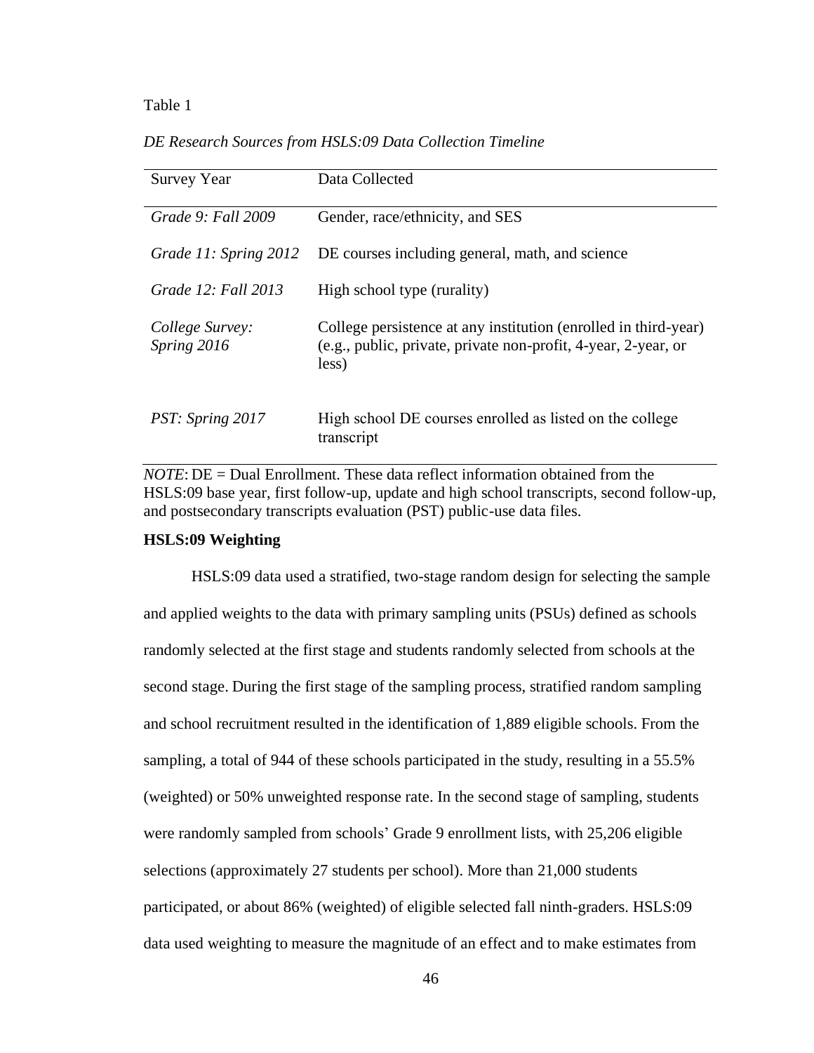Table 1

*DE Research Sources from HSLS:09 Data Collection Timeline*

| Survey Year | Data Collected |
|---|---|
| *Grade 9: Fall 2009* | Gender, race/ethnicity, and SES |
| *Grade 11: Spring 2012* | DE courses including general, math, and science |
| *Grade 12: Fall 2013* | High school type (rurality) |
| *College Survey: Spring 2016* | College persistence at any institution (enrolled in third-year) (e.g., public, private, private non-profit, 4-year, 2-year, or less) |
| *PST: Spring 2017* | High school DE courses enrolled as listed on the college transcript |

*NOTE*: DE = Dual Enrollment. These data reflect information obtained from the HSLS:09 base year, first follow-up, update and high school transcripts, second follow-up, and postsecondary transcripts evaluation (PST) public-use data files.

**HSLS:09 Weighting**

HSLS:09 data used a stratified, two-stage random design for selecting the sample and applied weights to the data with primary sampling units (PSUs) defined as schools randomly selected at the first stage and students randomly selected from schools at the second stage. During the first stage of the sampling process, stratified random sampling and school recruitment resulted in the identification of 1,889 eligible schools. From the sampling, a total of 944 of these schools participated in the study, resulting in a 55.5% (weighted) or 50% unweighted response rate. In the second stage of sampling, students were randomly sampled from schools' Grade 9 enrollment lists, with 25,206 eligible selections (approximately 27 students per school). More than 21,000 students participated, or about 86% (weighted) of eligible selected fall ninth-graders. HSLS:09 data used weighting to measure the magnitude of an effect and to make estimates from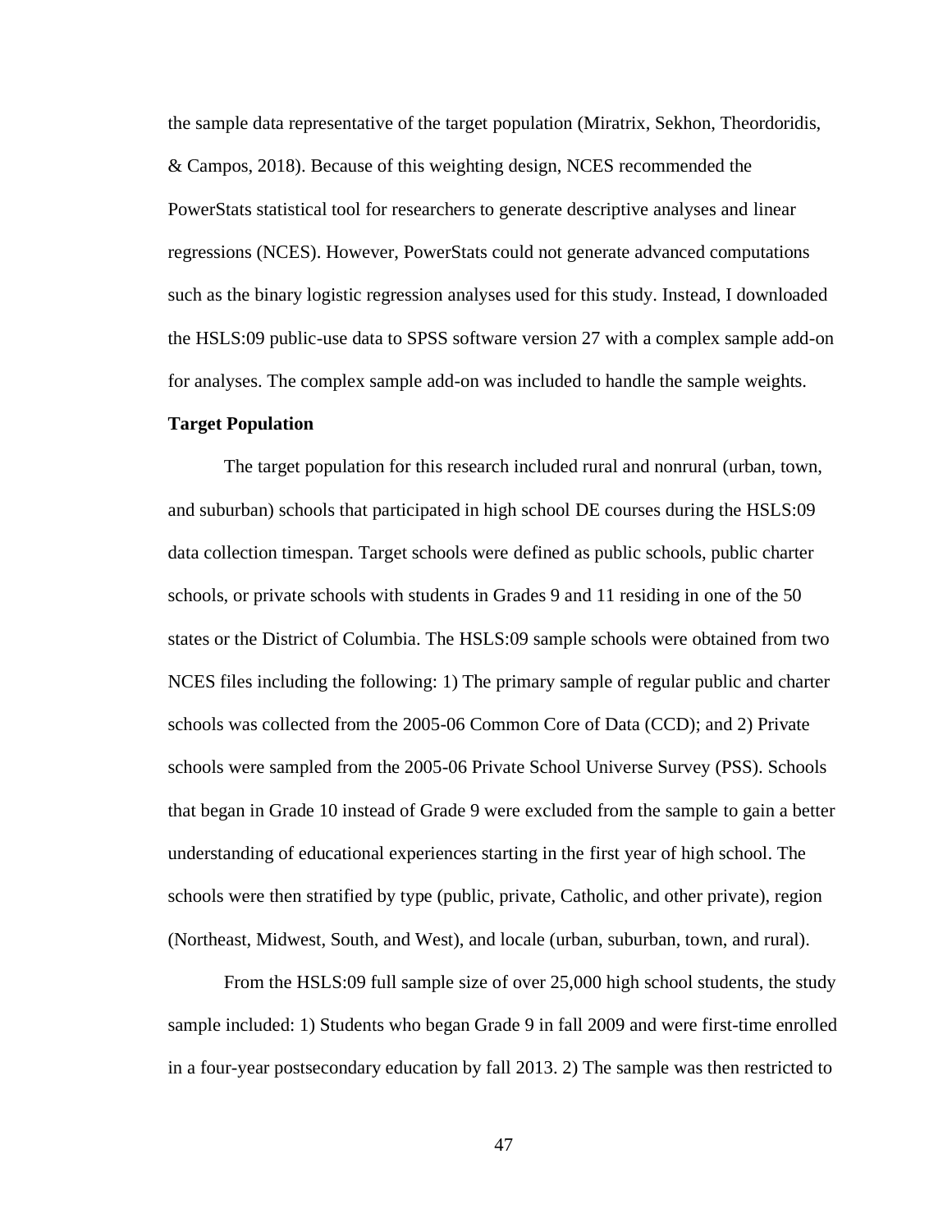the sample data representative of the target population (Miratrix, Sekhon, Theordoridis, & Campos, 2018). Because of this weighting design, NCES recommended the PowerStats statistical tool for researchers to generate descriptive analyses and linear regressions (NCES). However, PowerStats could not generate advanced computations such as the binary logistic regression analyses used for this study. Instead, I downloaded the HSLS:09 public-use data to SPSS software version 27 with a complex sample add-on for analyses. The complex sample add-on was included to handle the sample weights.

**Target Population**

The target population for this research included rural and nonrural (urban, town, and suburban) schools that participated in high school DE courses during the HSLS:09 data collection timespan. Target schools were defined as public schools, public charter schools, or private schools with students in Grades 9 and 11 residing in one of the 50 states or the District of Columbia. The HSLS:09 sample schools were obtained from two NCES files including the following: 1) The primary sample of regular public and charter schools was collected from the 2005-06 Common Core of Data (CCD); and 2) Private schools were sampled from the 2005-06 Private School Universe Survey (PSS). Schools that began in Grade 10 instead of Grade 9 were excluded from the sample to gain a better understanding of educational experiences starting in the first year of high school. The schools were then stratified by type (public, private, Catholic, and other private), region (Northeast, Midwest, South, and West), and locale (urban, suburban, town, and rural).

From the HSLS:09 full sample size of over 25,000 high school students, the study sample included: 1) Students who began Grade 9 in fall 2009 and were first-time enrolled in a four-year postsecondary education by fall 2013. 2) The sample was then restricted to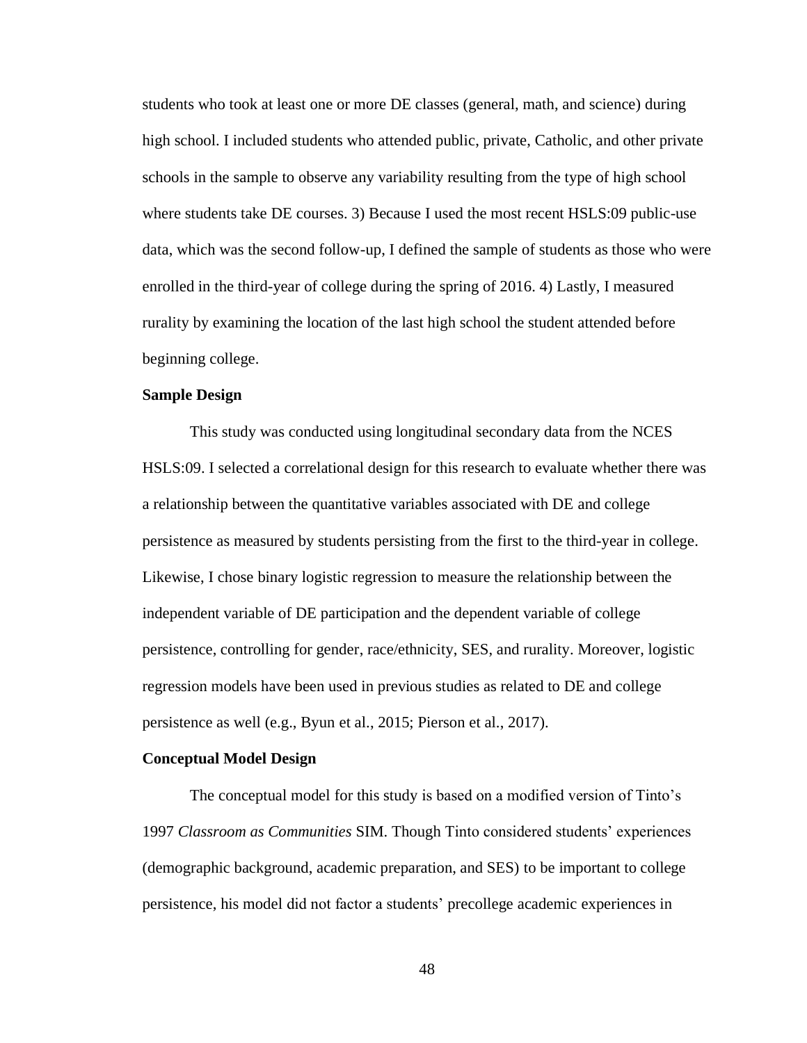students who took at least one or more DE classes (general, math, and science) during high school. I included students who attended public, private, Catholic, and other private schools in the sample to observe any variability resulting from the type of high school where students take DE courses. 3) Because I used the most recent HSLS:09 public-use data, which was the second follow-up, I defined the sample of students as those who were enrolled in the third-year of college during the spring of 2016. 4) Lastly, I measured rurality by examining the location of the last high school the student attended before beginning college.

**Sample Design**

This study was conducted using longitudinal secondary data from the NCES HSLS:09. I selected a correlational design for this research to evaluate whether there was a relationship between the quantitative variables associated with DE and college persistence as measured by students persisting from the first to the third-year in college. Likewise, I chose binary logistic regression to measure the relationship between the independent variable of DE participation and the dependent variable of college persistence, controlling for gender, race/ethnicity, SES, and rurality. Moreover, logistic regression models have been used in previous studies as related to DE and college persistence as well (e.g., Byun et al., 2015; Pierson et al., 2017).

**Conceptual Model Design**

The conceptual model for this study is based on a modified version of Tinto's 1997 *Classroom as Communities* SIM. Though Tinto considered students' experiences (demographic background, academic preparation, and SES) to be important to college persistence, his model did not factor a students' precollege academic experiences in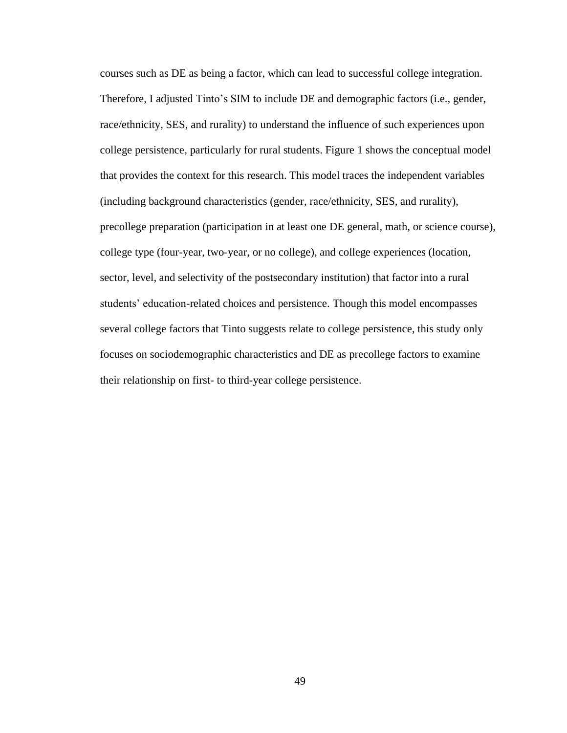courses such as DE as being a factor, which can lead to successful college integration. Therefore, I adjusted Tinto's SIM to include DE and demographic factors (i.e., gender, race/ethnicity, SES, and rurality) to understand the influence of such experiences upon college persistence, particularly for rural students. Figure 1 shows the conceptual model that provides the context for this research. This model traces the independent variables (including background characteristics (gender, race/ethnicity, SES, and rurality), precollege preparation (participation in at least one DE general, math, or science course), college type (four-year, two-year, or no college), and college experiences (location, sector, level, and selectivity of the postsecondary institution) that factor into a rural students' education-related choices and persistence. Though this model encompasses several college factors that Tinto suggests relate to college persistence, this study only focuses on sociodemographic characteristics and DE as precollege factors to examine their relationship on first- to third-year college persistence.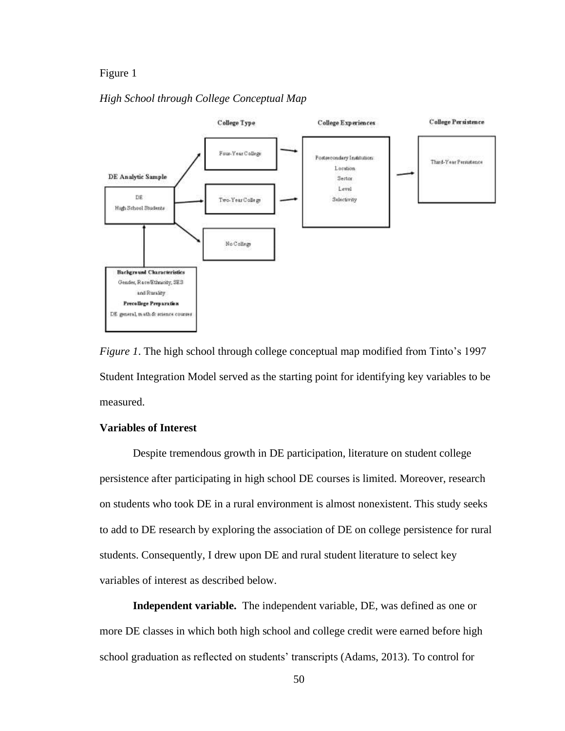Figure 1

*High School through College Conceptual Map*

*Figure 1*. The high school through college conceptual map modified from Tinto's 1997 Student Integration Model served as the starting point for identifying key variables to be measured.

**Variables of Interest**

Despite tremendous growth in DE participation, literature on student college persistence after participating in high school DE courses is limited. Moreover, research on students who took DE in a rural environment is almost nonexistent. This study seeks to add to DE research by exploring the association of DE on college persistence for rural students. Consequently, I drew upon DE and rural student literature to select key variables of interest as described below.

**Independent variable.** The independent variable, DE, was defined as one or more DE classes in which both high school and college credit were earned before high school graduation as reflected on students' transcripts (Adams, 2013). To control for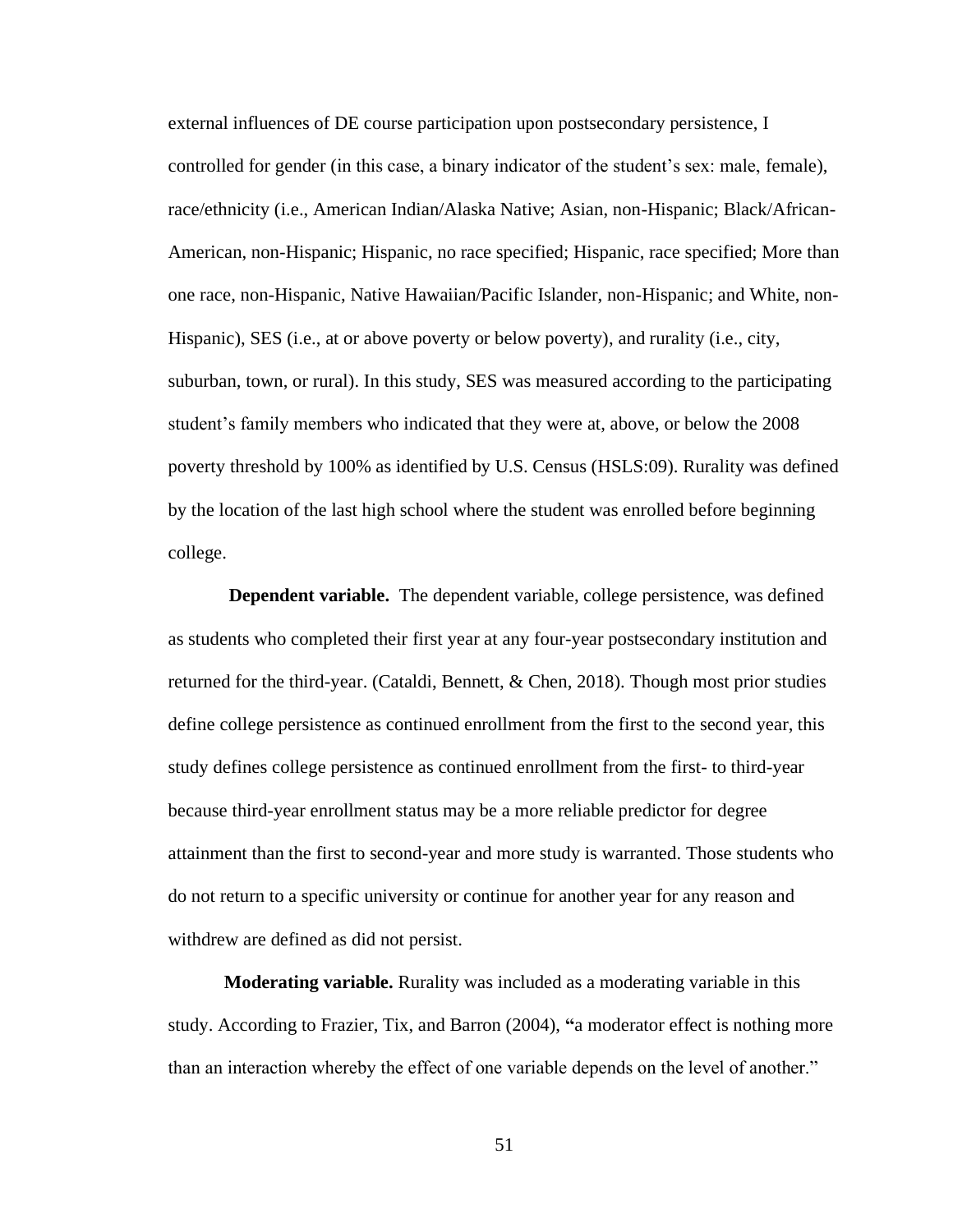external influences of DE course participation upon postsecondary persistence, I controlled for gender (in this case, a binary indicator of the student's sex: male, female), race/ethnicity (i.e., American Indian/Alaska Native; Asian, non-Hispanic; Black/African-American, non-Hispanic; Hispanic, no race specified; Hispanic, race specified; More than one race, non-Hispanic, Native Hawaiian/Pacific Islander, non-Hispanic; and White, non-Hispanic), SES (i.e., at or above poverty or below poverty), and rurality (i.e., city, suburban, town, or rural). In this study, SES was measured according to the participating student's family members who indicated that they were at, above, or below the 2008 poverty threshold by 100% as identified by U.S. Census (HSLS:09). Rurality was defined by the location of the last high school where the student was enrolled before beginning college.

**Dependent variable.** The dependent variable, college persistence, was defined as students who completed their first year at any four-year postsecondary institution and returned for the third-year. (Cataldi, Bennett, & Chen, 2018). Though most prior studies define college persistence as continued enrollment from the first to the second year, this study defines college persistence as continued enrollment from the first- to third-year because third-year enrollment status may be a more reliable predictor for degree attainment than the first to second-year and more study is warranted. Those students who do not return to a specific university or continue for another year for any reason and withdrew are defined as did not persist.

**Moderating variable.** Rurality was included as a moderating variable in this study. According to Frazier, Tix, and Barron (2004), "a moderator effect is nothing more than an interaction whereby the effect of one variable depends on the level of another."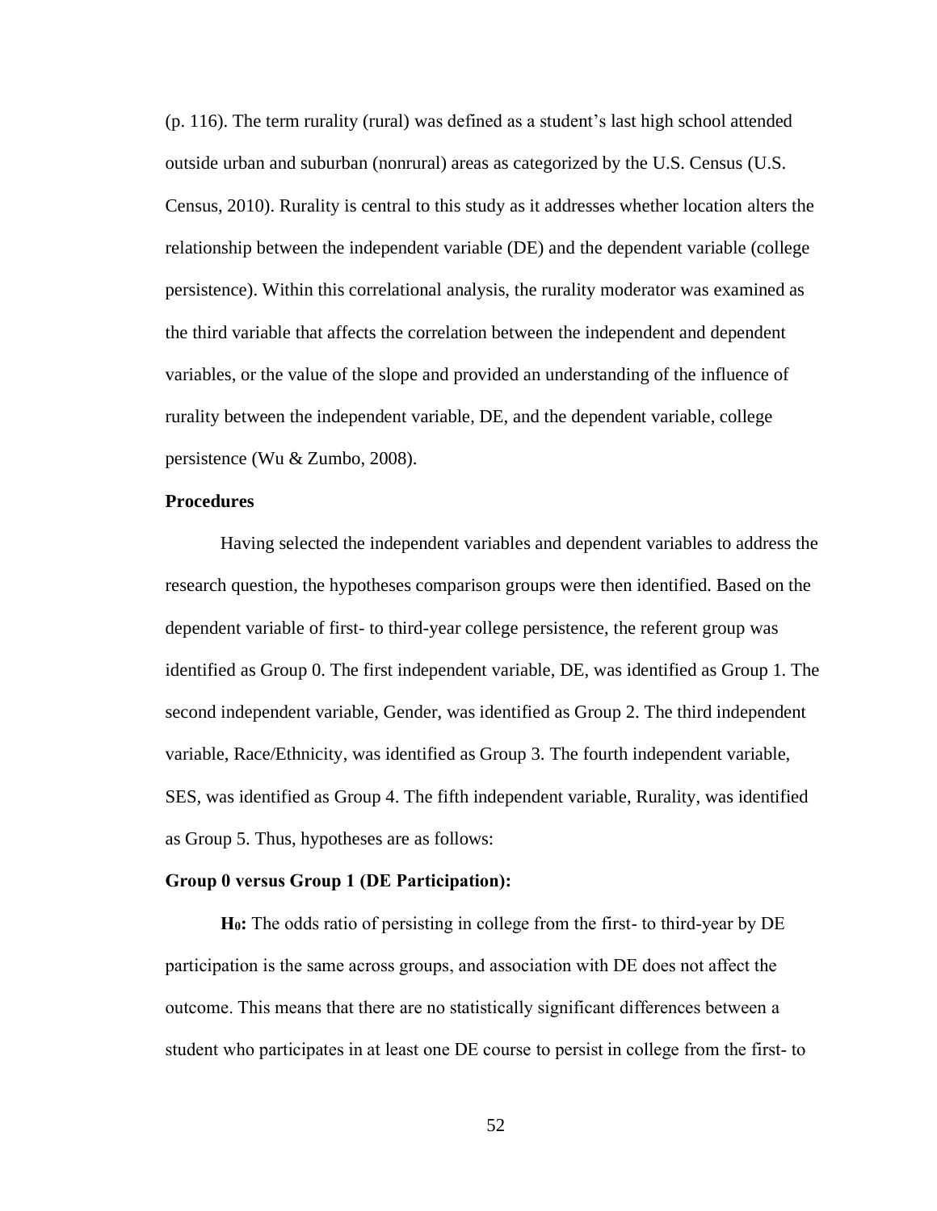(p. 116). The term rurality (rural) was defined as a student's last high school attended outside urban and suburban (nonrural) areas as categorized by the U.S. Census (U.S. Census, 2010). Rurality is central to this study as it addresses whether location alters the relationship between the independent variable (DE) and the dependent variable (college persistence). Within this correlational analysis, the rurality moderator was examined as the third variable that affects the correlation between the independent and dependent variables, or the value of the slope and provided an understanding of the influence of rurality between the independent variable, DE, and the dependent variable, college persistence (Wu & Zumbo, 2008).

**Procedures**

Having selected the independent variables and dependent variables to address the research question, the hypotheses comparison groups were then identified. Based on the dependent variable of first- to third-year college persistence, the referent group was identified as Group 0. The first independent variable, DE, was identified as Group 1. The second independent variable, Gender, was identified as Group 2. The third independent variable, Race/Ethnicity, was identified as Group 3. The fourth independent variable, SES, was identified as Group 4. The fifth independent variable, Rurality, was identified as Group 5. Thus, hypotheses are as follows:

**Group 0 versus Group 1 (DE Participation):**

**$H_0$:** The odds ratio of persisting in college from the first- to third-year by DE participation is the same across groups, and association with DE does not affect the outcome. This means that there are no statistically significant differences between a student who participates in at least one DE course to persist in college from the first- to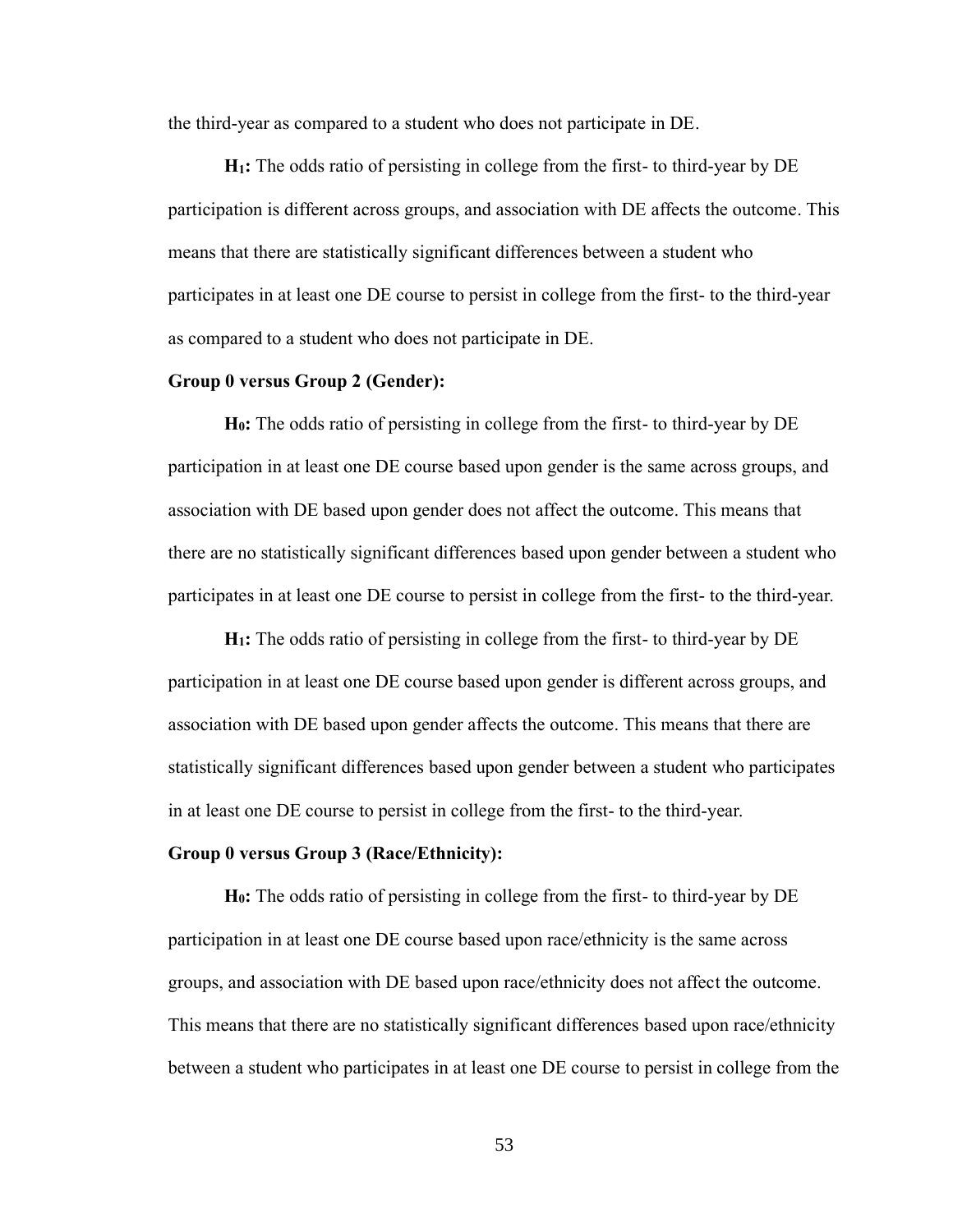the third-year as compared to a student who does not participate in DE.

**$H_1$:** The odds ratio of persisting in college from the first- to third-year by DE participation is different across groups, and association with DE affects the outcome. This means that there are statistically significant differences between a student who participates in at least one DE course to persist in college from the first- to the third-year as compared to a student who does not participate in DE.

**Group 0 versus Group 2 (Gender):**

**$H_0$:** The odds ratio of persisting in college from the first- to third-year by DE participation in at least one DE course based upon gender is the same across groups, and association with DE based upon gender does not affect the outcome. This means that there are no statistically significant differences based upon gender between a student who participates in at least one DE course to persist in college from the first- to the third-year.

**$H_1$:** The odds ratio of persisting in college from the first- to third-year by DE participation in at least one DE course based upon gender is different across groups, and association with DE based upon gender affects the outcome. This means that there are statistically significant differences based upon gender between a student who participates in at least one DE course to persist in college from the first- to the third-year.

**Group 0 versus Group 3 (Race/Ethnicity):**

**$H_0$:** The odds ratio of persisting in college from the first- to third-year by DE participation in at least one DE course based upon race/ethnicity is the same across groups, and association with DE based upon race/ethnicity does not affect the outcome. This means that there are no statistically significant differences based upon race/ethnicity between a student who participates in at least one DE course to persist in college from the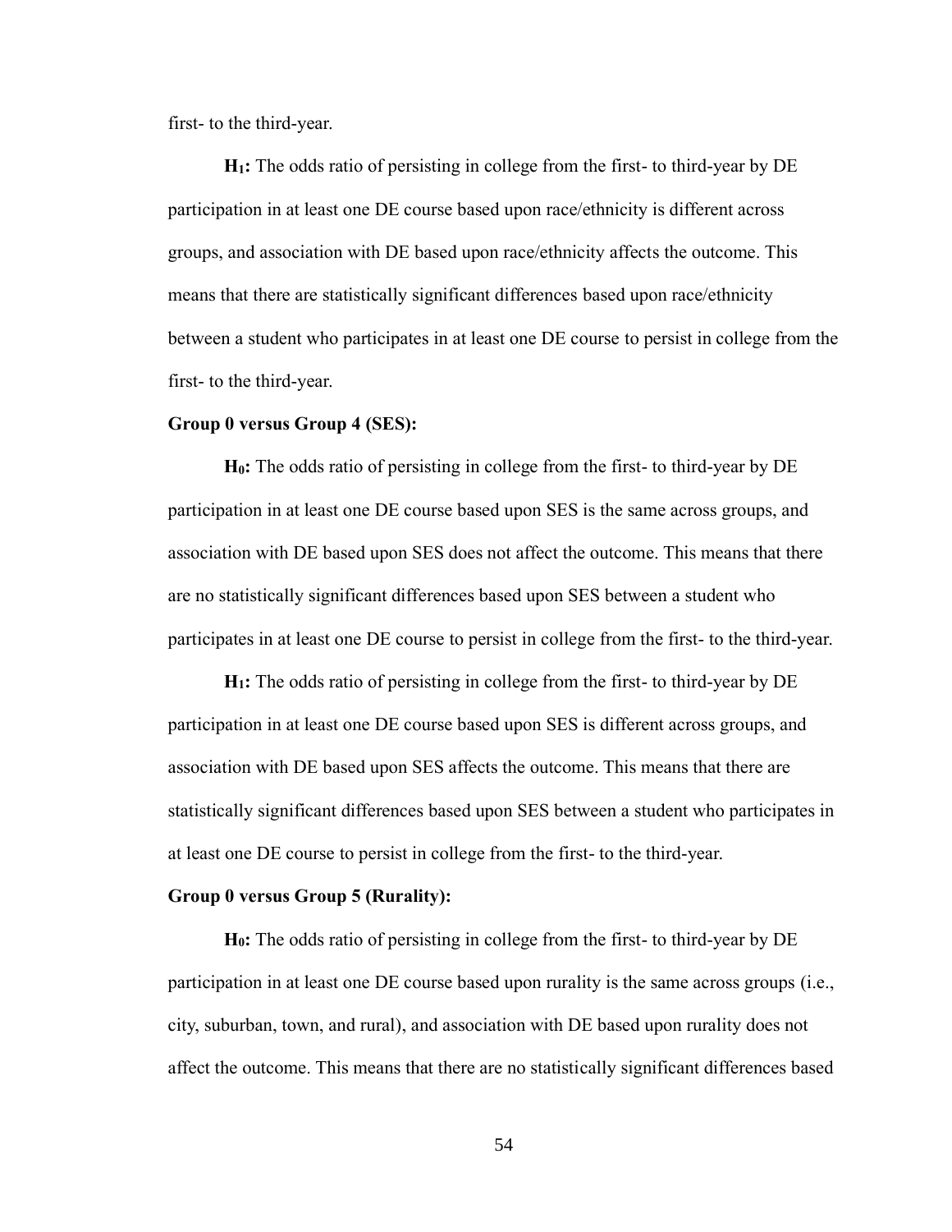first- to the third-year.

**$H_1$:** The odds ratio of persisting in college from the first- to third-year by DE participation in at least one DE course based upon race/ethnicity is different across groups, and association with DE based upon race/ethnicity affects the outcome. This means that there are statistically significant differences based upon race/ethnicity between a student who participates in at least one DE course to persist in college from the first- to the third-year.

**Group 0 versus Group 4 (SES):**

**$H_0$:** The odds ratio of persisting in college from the first- to third-year by DE participation in at least one DE course based upon SES is the same across groups, and association with DE based upon SES does not affect the outcome. This means that there are no statistically significant differences based upon SES between a student who participates in at least one DE course to persist in college from the first- to the third-year.

**$H_1$:** The odds ratio of persisting in college from the first- to third-year by DE participation in at least one DE course based upon SES is different across groups, and association with DE based upon SES affects the outcome. This means that there are statistically significant differences based upon SES between a student who participates in at least one DE course to persist in college from the first- to the third-year.

**Group 0 versus Group 5 (Rurality):**

**$H_0$:** The odds ratio of persisting in college from the first- to third-year by DE participation in at least one DE course based upon rurality is the same across groups (i.e., city, suburban, town, and rural), and association with DE based upon rurality does not affect the outcome. This means that there are no statistically significant differences based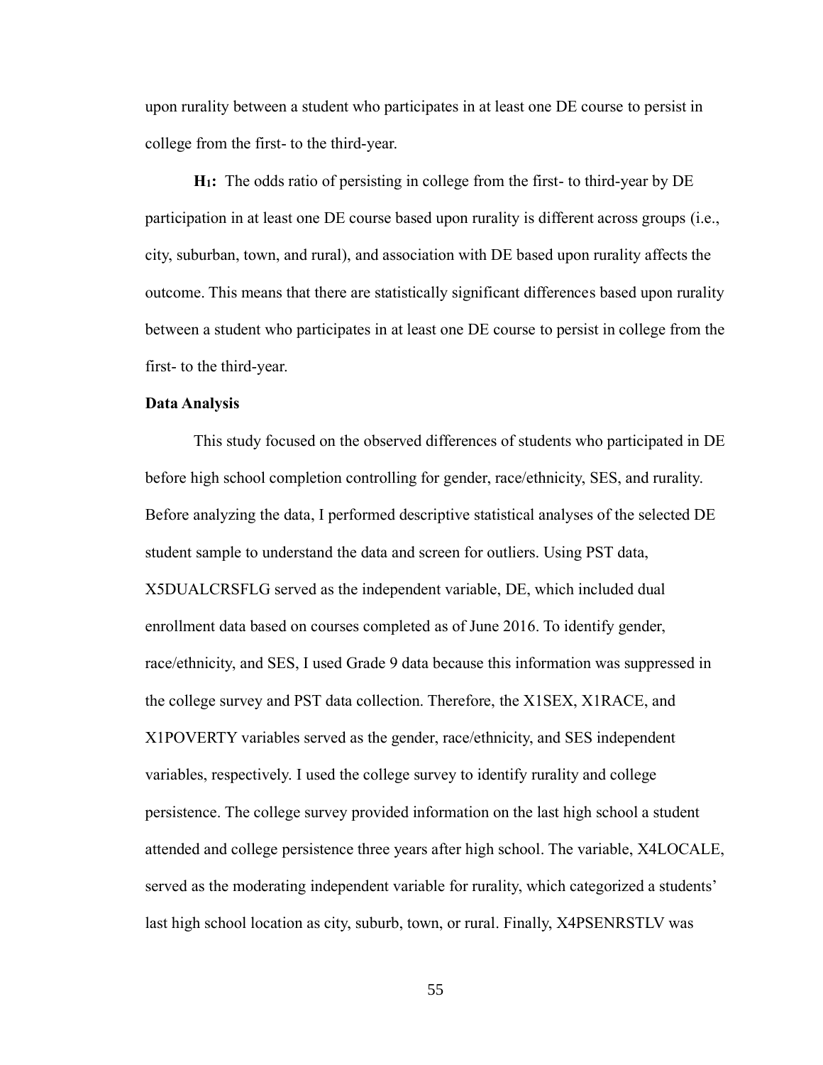upon rurality between a student who participates in at least one DE course to persist in college from the first- to the third-year.

**$H_1$:** The odds ratio of persisting in college from the first- to third-year by DE participation in at least one DE course based upon rurality is different across groups (i.e., city, suburban, town, and rural), and association with DE based upon rurality affects the outcome. This means that there are statistically significant differences based upon rurality between a student who participates in at least one DE course to persist in college from the first- to the third-year.

**Data Analysis**

This study focused on the observed differences of students who participated in DE before high school completion controlling for gender, race/ethnicity, SES, and rurality. Before analyzing the data, I performed descriptive statistical analyses of the selected DE student sample to understand the data and screen for outliers. Using PST data, X5DUALCRSFLG served as the independent variable, DE, which included dual enrollment data based on courses completed as of June 2016. To identify gender, race/ethnicity, and SES, I used Grade 9 data because this information was suppressed in the college survey and PST data collection. Therefore, the X1SEX, X1RACE, and X1POVERTY variables served as the gender, race/ethnicity, and SES independent variables, respectively. I used the college survey to identify rurality and college persistence. The college survey provided information on the last high school a student attended and college persistence three years after high school. The variable, X4LOCALE, served as the moderating independent variable for rurality, which categorized a students' last high school location as city, suburb, town, or rural. Finally, X4PSENRSTLV was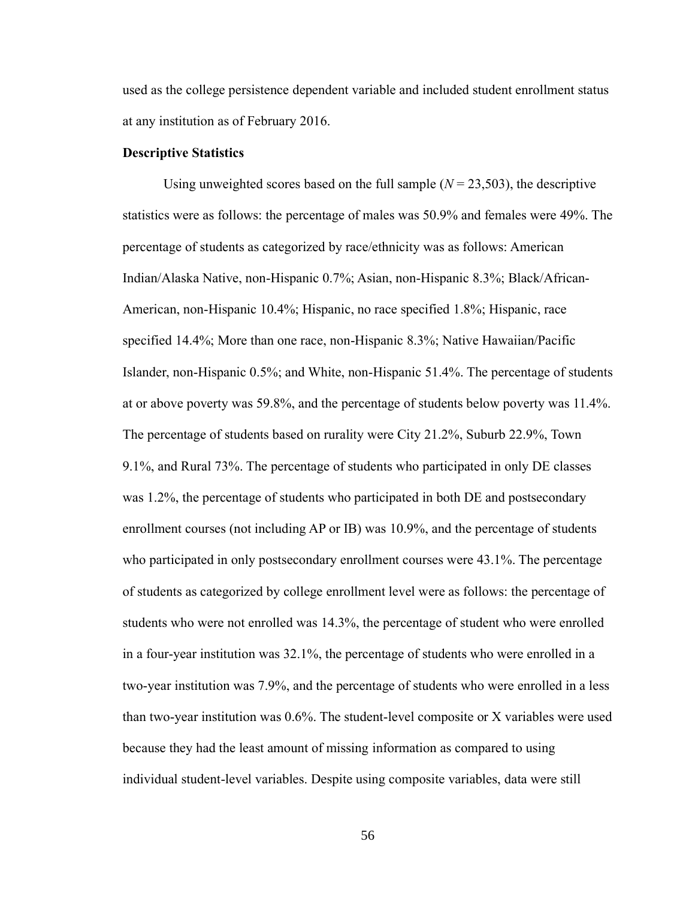used as the college persistence dependent variable and included student enrollment status at any institution as of February 2016.

**Descriptive Statistics**

Using unweighted scores based on the full sample ($N$ = 23,503), the descriptive statistics were as follows: the percentage of males was 50.9% and females were 49%. The percentage of students as categorized by race/ethnicity was as follows: American Indian/Alaska Native, non-Hispanic 0.7%; Asian, non-Hispanic 8.3%; Black/African-American, non-Hispanic 10.4%; Hispanic, no race specified 1.8%; Hispanic, race specified 14.4%; More than one race, non-Hispanic 8.3%; Native Hawaiian/Pacific Islander, non-Hispanic 0.5%; and White, non-Hispanic 51.4%. The percentage of students at or above poverty was 59.8%, and the percentage of students below poverty was 11.4%. The percentage of students based on rurality were City 21.2%, Suburb 22.9%, Town 9.1%, and Rural 73%. The percentage of students who participated in only DE classes was 1.2%, the percentage of students who participated in both DE and postsecondary enrollment courses (not including AP or IB) was 10.9%, and the percentage of students who participated in only postsecondary enrollment courses were 43.1%. The percentage of students as categorized by college enrollment level were as follows: the percentage of students who were not enrolled was 14.3%, the percentage of student who were enrolled in a four-year institution was 32.1%, the percentage of students who were enrolled in a two-year institution was 7.9%, and the percentage of students who were enrolled in a less than two-year institution was 0.6%. The student-level composite or X variables were used because they had the least amount of missing information as compared to using individual student-level variables. Despite using composite variables, data were still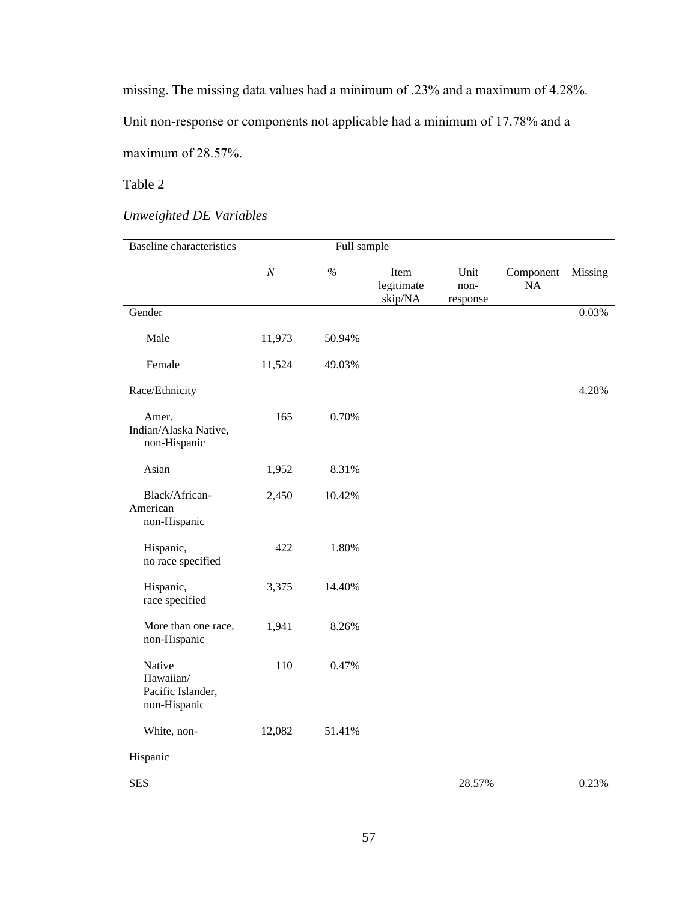missing. The missing data values had a minimum of .23% and a maximum of 4.28%. Unit non-response or components not applicable had a minimum of 17.78% and a maximum of 28.57%.

Table 2

*Unweighted DE Variables*

| Baseline characteristics | Full sample | | | | | |
|---|---|---|---|---|---|---|
| | *N* | % | Item legitimate skip/NA | Unit non-response | Component NA | Missing |
| Gender | | | | | | 0.03% |
| Male | 11,973 | 50.94% | | | | |
| Female | 11,524 | 49.03% | | | | |
| Race/Ethnicity | | | | | | 4.28% |
| Amer. Indian/Alaska Native, non-Hispanic | 165 | 0.70% | | | | |
| Asian | 1,952 | 8.31% | | | | |
| Black/African-American non-Hispanic | 2,450 | 10.42% | | | | |
| Hispanic, no race specified | 422 | 1.80% | | | | |
| Hispanic, race specified | 3,375 | 14.40% | | | | |
| More than one race, non-Hispanic | 1,941 | 8.26% | | | | |
| Native Hawaiian/ Pacific Islander, non-Hispanic | 110 | 0.47% | | | | |
| White, non-Hispanic | 12,082 | 51.41% | | | | |
| SES | | | | 28.57% | | 0.23% |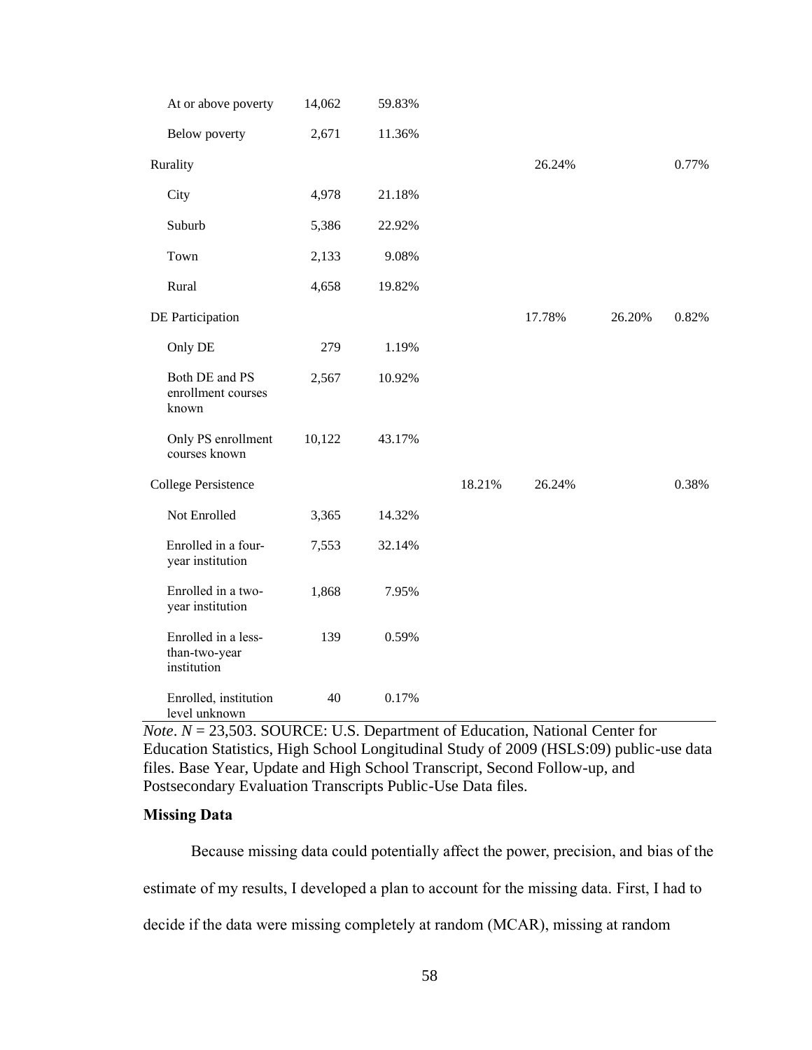| | | | | | | |
|---|---|---|---|---|---|---|
| At or above poverty | 14,062 | 59.83% | | | | |
| Below poverty | 2,671 | 11.36% | | | | |
| Rurality | | | | 26.24% | | 0.77% |
| City | 4,978 | 21.18% | | | | |
| Suburb | 5,386 | 22.92% | | | | |
| Town | 2,133 | 9.08% | | | | |
| Rural | 4,658 | 19.82% | | | | |
| DE Participation | | | | 17.78% | 26.20% | 0.82% |
| Only DE | 279 | 1.19% | | | | |
| Both DE and PS enrollment courses known | 2,567 | 10.92% | | | | |
| Only PS enrollment courses known | 10,122 | 43.17% | | | | |
| College Persistence | | | 18.21% | 26.24% | | 0.38% |
| Not Enrolled | 3,365 | 14.32% | | | | |
| Enrolled in a four-year institution | 7,553 | 32.14% | | | | |
| Enrolled in a two-year institution | 1,868 | 7.95% | | | | |
| Enrolled in a less-than-two-year institution | 139 | 0.59% | | | | |
| Enrolled, institution level unknown | 40 | 0.17% | | | | |

*Note*. $N$ = 23,503. SOURCE: U.S. Department of Education, National Center for Education Statistics, High School Longitudinal Study of 2009 (HSLS:09) public-use data files. Base Year, Update and High School Transcript, Second Follow-up, and Postsecondary Evaluation Transcripts Public-Use Data files.

### Missing Data

Because missing data could potentially affect the power, precision, and bias of the estimate of my results, I developed a plan to account for the missing data. First, I had to decide if the data were missing completely at random (MCAR), missing at random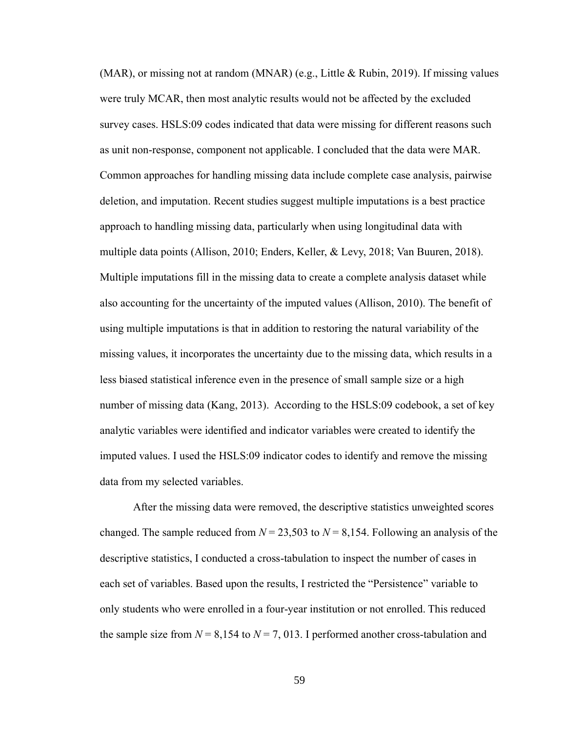(MAR), or missing not at random (MNAR) (e.g., Little & Rubin, 2019). If missing values were truly MCAR, then most analytic results would not be affected by the excluded survey cases. HSLS:09 codes indicated that data were missing for different reasons such as unit non-response, component not applicable. I concluded that the data were MAR. Common approaches for handling missing data include complete case analysis, pairwise deletion, and imputation. Recent studies suggest multiple imputations is a best practice approach to handling missing data, particularly when using longitudinal data with multiple data points (Allison, 2010; Enders, Keller, & Levy, 2018; Van Buuren, 2018). Multiple imputations fill in the missing data to create a complete analysis dataset while also accounting for the uncertainty of the imputed values (Allison, 2010). The benefit of using multiple imputations is that in addition to restoring the natural variability of the missing values, it incorporates the uncertainty due to the missing data, which results in a less biased statistical inference even in the presence of small sample size or a high number of missing data (Kang, 2013). According to the HSLS:09 codebook, a set of key analytic variables were identified and indicator variables were created to identify the imputed values. I used the HSLS:09 indicator codes to identify and remove the missing data from my selected variables.

After the missing data were removed, the descriptive statistics unweighted scores changed. The sample reduced from $N = 23{,}503$ to $N = 8{,}154$. Following an analysis of the descriptive statistics, I conducted a cross-tabulation to inspect the number of cases in each set of variables. Based upon the results, I restricted the "Persistence" variable to only students who were enrolled in a four-year institution or not enrolled. This reduced the sample size from $N = 8{,}154$ to $N = 7{,}013$. I performed another cross-tabulation and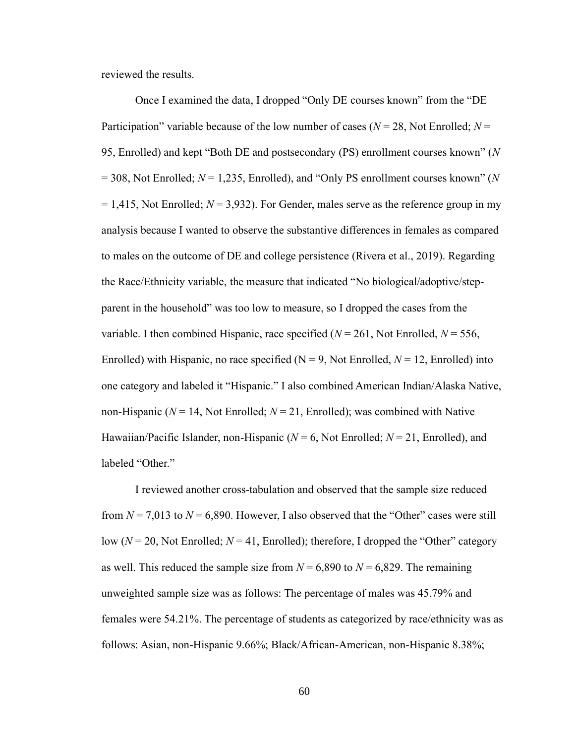reviewed the results.

Once I examined the data, I dropped "Only DE courses known" from the "DE Participation" variable because of the low number of cases (*N* = 28, Not Enrolled; *N* = 95, Enrolled) and kept "Both DE and postsecondary (PS) enrollment courses known" (*N* = 308, Not Enrolled; *N* = 1,235, Enrolled), and "Only PS enrollment courses known" (*N* = 1,415, Not Enrolled; *N* = 3,932). For Gender, males serve as the reference group in my analysis because I wanted to observe the substantive differences in females as compared to males on the outcome of DE and college persistence (Rivera et al., 2019). Regarding the Race/Ethnicity variable, the measure that indicated "No biological/adoptive/step-parent in the household" was too low to measure, so I dropped the cases from the variable. I then combined Hispanic, race specified (*N* = 261, Not Enrolled, *N* = 556, Enrolled) with Hispanic, no race specified (N = 9, Not Enrolled, *N* = 12, Enrolled) into one category and labeled it "Hispanic." I also combined American Indian/Alaska Native, non-Hispanic (*N* = 14, Not Enrolled; *N* = 21, Enrolled); was combined with Native Hawaiian/Pacific Islander, non-Hispanic (*N* = 6, Not Enrolled; *N* = 21, Enrolled), and labeled "Other."

I reviewed another cross-tabulation and observed that the sample size reduced from *N* = 7,013 to *N* = 6,890. However, I also observed that the "Other" cases were still low (*N* = 20, Not Enrolled; *N* = 41, Enrolled); therefore, I dropped the "Other" category as well. This reduced the sample size from *N* = 6,890 to *N* = 6,829. The remaining unweighted sample size was as follows: The percentage of males was 45.79% and females were 54.21%. The percentage of students as categorized by race/ethnicity was as follows: Asian, non-Hispanic 9.66%; Black/African-American, non-Hispanic 8.38%;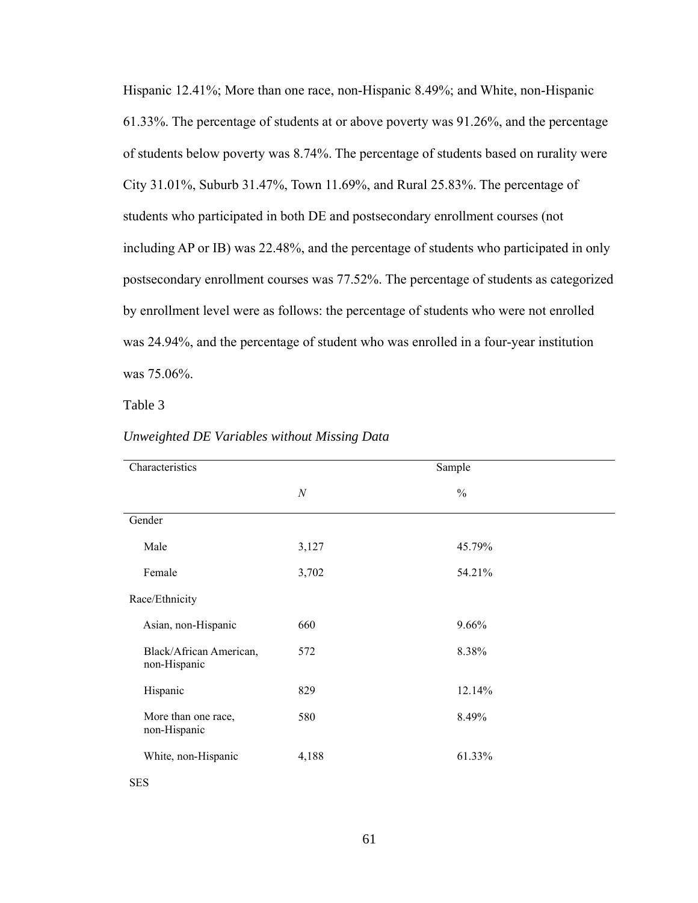Hispanic 12.41%; More than one race, non-Hispanic 8.49%; and White, non-Hispanic 61.33%. The percentage of students at or above poverty was 91.26%, and the percentage of students below poverty was 8.74%. The percentage of students based on rurality were City 31.01%, Suburb 31.47%, Town 11.69%, and Rural 25.83%. The percentage of students who participated in both DE and postsecondary enrollment courses (not including AP or IB) was 22.48%, and the percentage of students who participated in only postsecondary enrollment courses was 77.52%. The percentage of students as categorized by enrollment level were as follows: the percentage of students who were not enrolled was 24.94%, and the percentage of student who was enrolled in a four-year institution was 75.06%.

Table 3

*Unweighted DE Variables without Missing Data*

| Characteristics | Sample | |
|---|---|---|
| | *N* | % |
| Gender | | |
| Male | 3,127 | 45.79% |
| Female | 3,702 | 54.21% |
| Race/Ethnicity | | |
| Asian, non-Hispanic | 660 | 9.66% |
| Black/African American, non-Hispanic | 572 | 8.38% |
| Hispanic | 829 | 12.14% |
| More than one race, non-Hispanic | 580 | 8.49% |
| White, non-Hispanic | 4,188 | 61.33% |
| SES | | |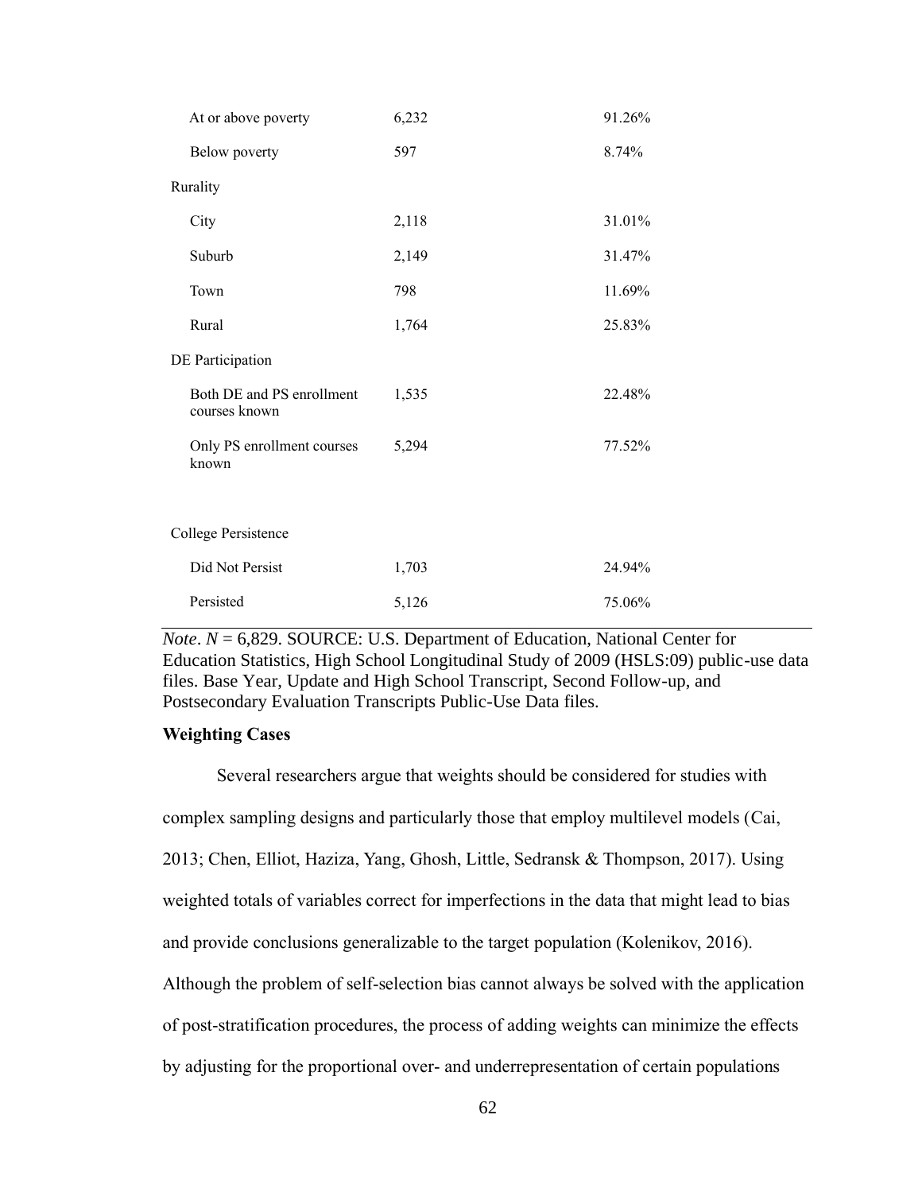| | | |
|---|---|---|
| At or above poverty | 6,232 | 91.26% |
| Below poverty | 597 | 8.74% |
| Rurality | | |
| City | 2,118 | 31.01% |
| Suburb | 2,149 | 31.47% |
| Town | 798 | 11.69% |
| Rural | 1,764 | 25.83% |
| DE Participation | | |
| Both DE and PS enrollment courses known | 1,535 | 22.48% |
| Only PS enrollment courses known | 5,294 | 77.52% |
| College Persistence | | |
| Did Not Persist | 1,703 | 24.94% |
| Persisted | 5,126 | 75.06% |

*Note*. $N$ = 6,829. SOURCE: U.S. Department of Education, National Center for Education Statistics, High School Longitudinal Study of 2009 (HSLS:09) public-use data files. Base Year, Update and High School Transcript, Second Follow-up, and Postsecondary Evaluation Transcripts Public-Use Data files.

**Weighting Cases**

Several researchers argue that weights should be considered for studies with complex sampling designs and particularly those that employ multilevel models (Cai, 2013; Chen, Elliot, Haziza, Yang, Ghosh, Little, Sedransk & Thompson, 2017). Using weighted totals of variables correct for imperfections in the data that might lead to bias and provide conclusions generalizable to the target population (Kolenikov, 2016). Although the problem of self-selection bias cannot always be solved with the application of post-stratification procedures, the process of adding weights can minimize the effects by adjusting for the proportional over- and underrepresentation of certain populations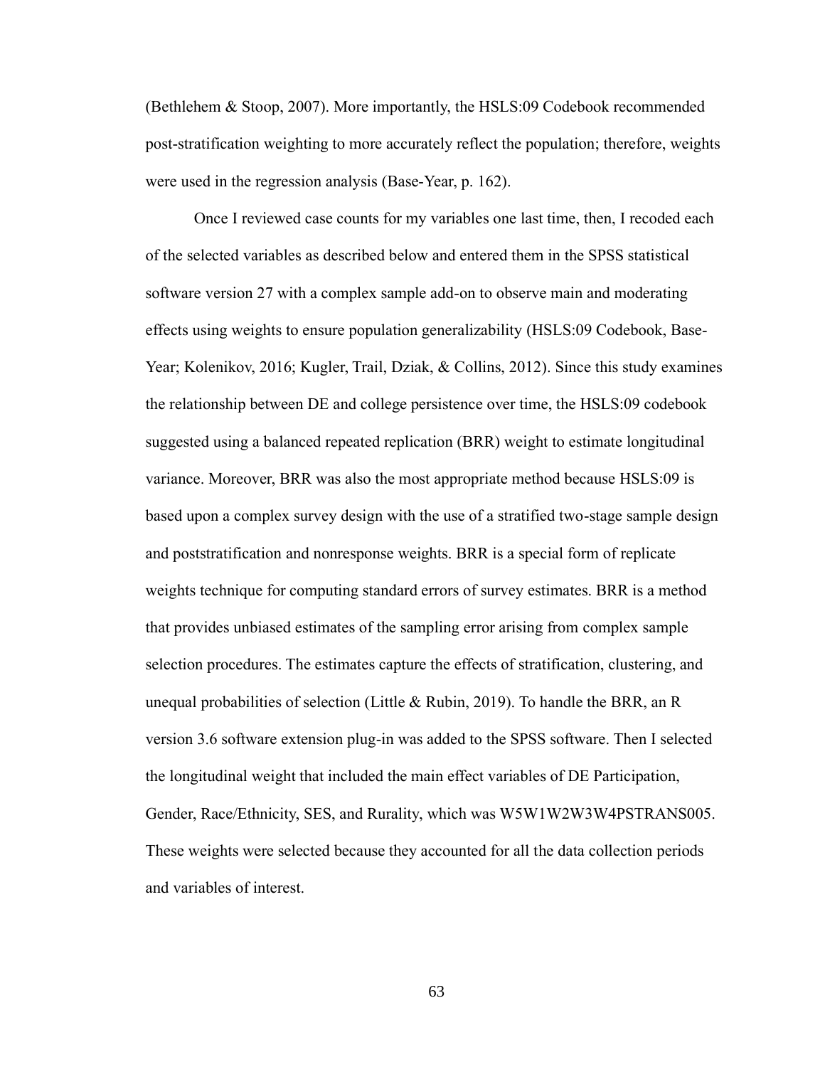(Bethlehem & Stoop, 2007). More importantly, the HSLS:09 Codebook recommended post-stratification weighting to more accurately reflect the population; therefore, weights were used in the regression analysis (Base-Year, p. 162).

Once I reviewed case counts for my variables one last time, then, I recoded each of the selected variables as described below and entered them in the SPSS statistical software version 27 with a complex sample add-on to observe main and moderating effects using weights to ensure population generalizability (HSLS:09 Codebook, Base-Year; Kolenikov, 2016; Kugler, Trail, Dziak, & Collins, 2012). Since this study examines the relationship between DE and college persistence over time, the HSLS:09 codebook suggested using a balanced repeated replication (BRR) weight to estimate longitudinal variance. Moreover, BRR was also the most appropriate method because HSLS:09 is based upon a complex survey design with the use of a stratified two-stage sample design and poststratification and nonresponse weights. BRR is a special form of replicate weights technique for computing standard errors of survey estimates. BRR is a method that provides unbiased estimates of the sampling error arising from complex sample selection procedures. The estimates capture the effects of stratification, clustering, and unequal probabilities of selection (Little & Rubin, 2019). To handle the BRR, an R version 3.6 software extension plug-in was added to the SPSS software. Then I selected the longitudinal weight that included the main effect variables of DE Participation, Gender, Race/Ethnicity, SES, and Rurality, which was W5W1W2W3W4PSTRANS005. These weights were selected because they accounted for all the data collection periods and variables of interest.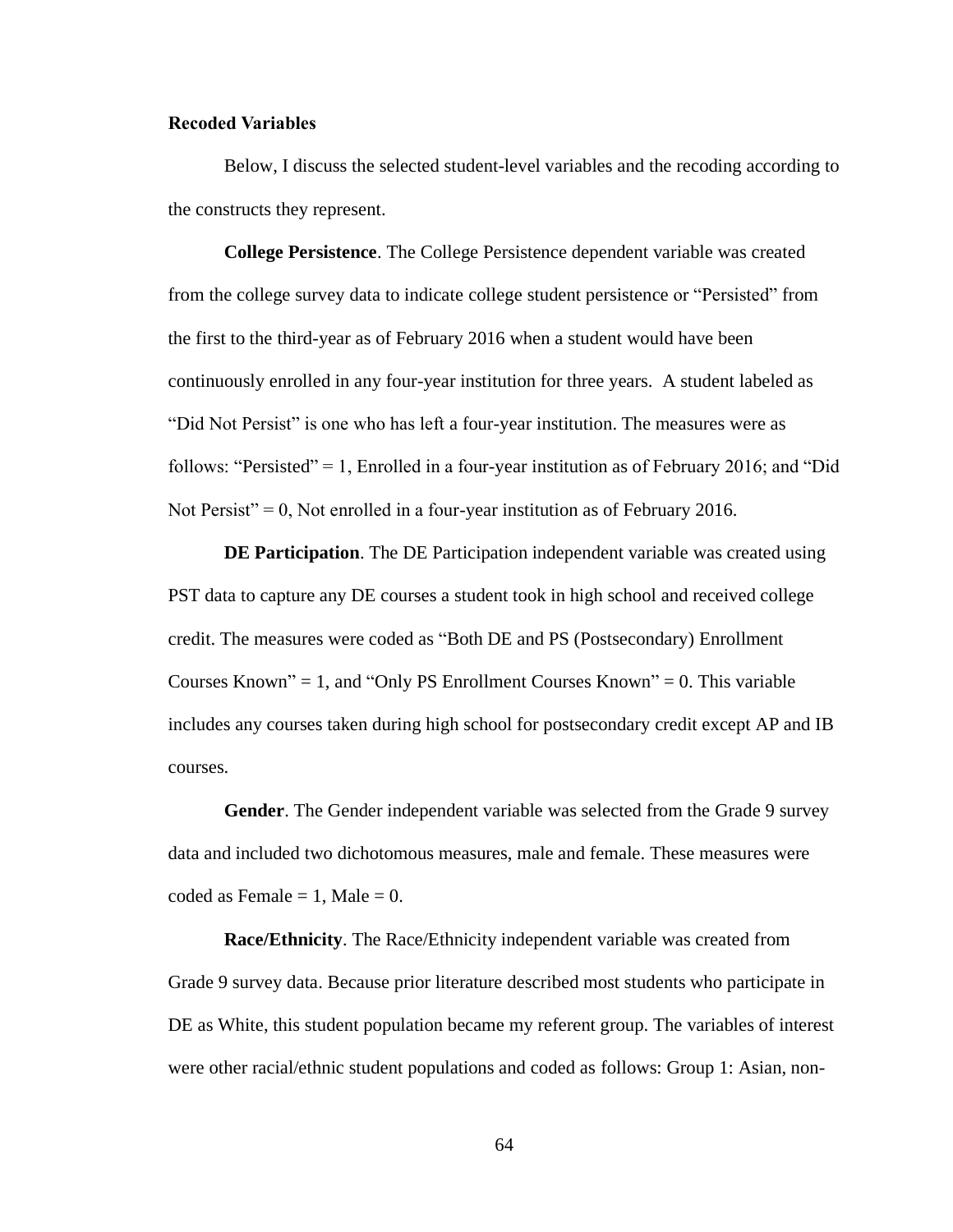### Recoded Variables

Below, I discuss the selected student-level variables and the recoding according to the constructs they represent.

**College Persistence**. The College Persistence dependent variable was created from the college survey data to indicate college student persistence or "Persisted" from the first to the third-year as of February 2016 when a student would have been continuously enrolled in any four-year institution for three years. A student labeled as "Did Not Persist" is one who has left a four-year institution. The measures were as follows: "Persisted" = 1, Enrolled in a four-year institution as of February 2016; and "Did Not Persist" = 0, Not enrolled in a four-year institution as of February 2016.

**DE Participation**. The DE Participation independent variable was created using PST data to capture any DE courses a student took in high school and received college credit. The measures were coded as "Both DE and PS (Postsecondary) Enrollment Courses Known" = 1, and "Only PS Enrollment Courses Known" = 0. This variable includes any courses taken during high school for postsecondary credit except AP and IB courses.

**Gender**. The Gender independent variable was selected from the Grade 9 survey data and included two dichotomous measures, male and female. These measures were coded as Female = 1, Male = 0.

**Race/Ethnicity**. The Race/Ethnicity independent variable was created from Grade 9 survey data. Because prior literature described most students who participate in DE as White, this student population became my referent group. The variables of interest were other racial/ethnic student populations and coded as follows: Group 1: Asian, non-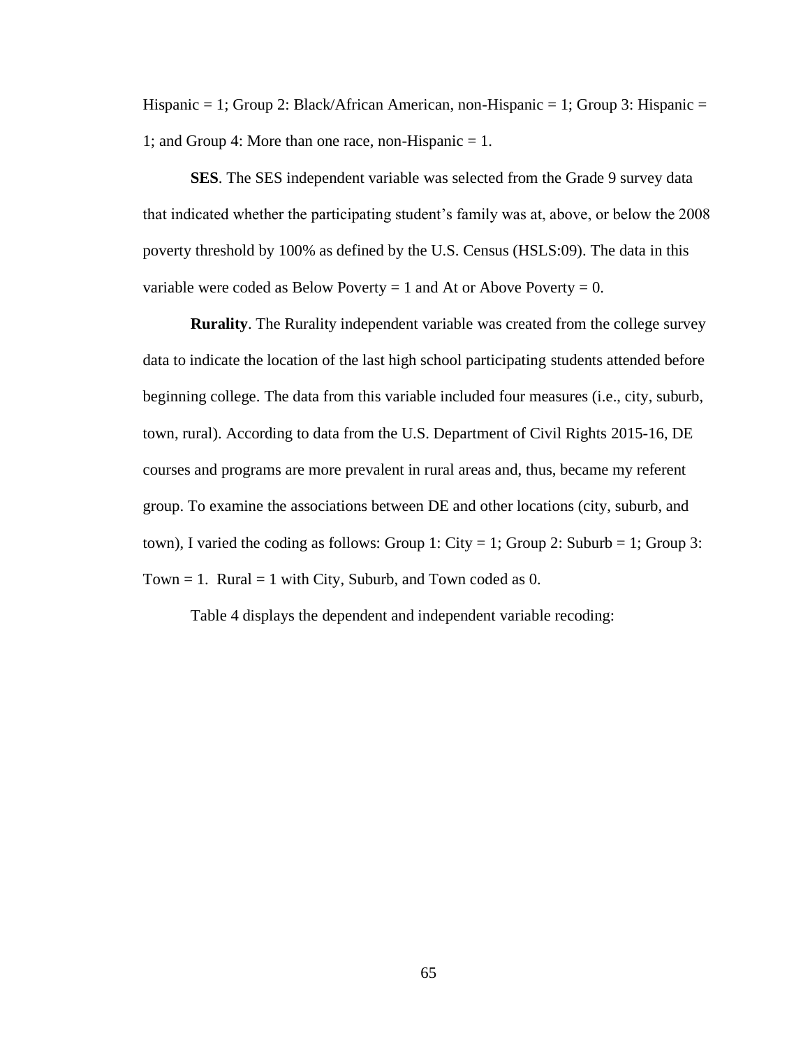Hispanic = 1; Group 2: Black/African American, non-Hispanic = 1; Group 3: Hispanic = 1; and Group 4: More than one race, non-Hispanic = 1.

**SES**. The SES independent variable was selected from the Grade 9 survey data that indicated whether the participating student's family was at, above, or below the 2008 poverty threshold by 100% as defined by the U.S. Census (HSLS:09). The data in this variable were coded as Below Poverty = 1 and At or Above Poverty = 0.

**Rurality**. The Rurality independent variable was created from the college survey data to indicate the location of the last high school participating students attended before beginning college. The data from this variable included four measures (i.e., city, suburb, town, rural). According to data from the U.S. Department of Civil Rights 2015-16, DE courses and programs are more prevalent in rural areas and, thus, became my referent group. To examine the associations between DE and other locations (city, suburb, and town), I varied the coding as follows: Group 1: City = 1; Group 2: Suburb = 1; Group 3: Town = 1. Rural = 1 with City, Suburb, and Town coded as 0.

Table 4 displays the dependent and independent variable recoding: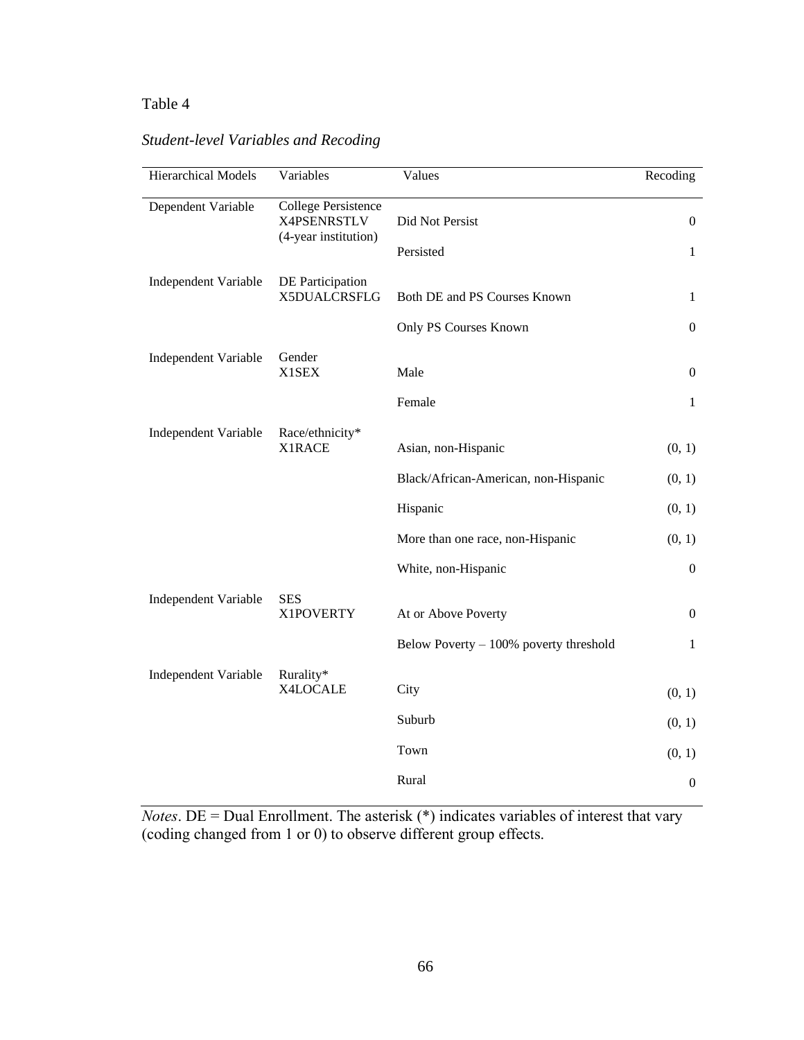Table 4

*Student-level Variables and Recoding*

| Hierarchical Models | Variables | Values | Recoding |
|---|---|---|---|
| Dependent Variable | College Persistence X4PSENRSTLV (4-year institution) | Did Not Persist | 0 |
| | | Persisted | 1 |
| Independent Variable | DE Participation X5DUALCRSFLG | Both DE and PS Courses Known | 1 |
| | | Only PS Courses Known | 0 |
| Independent Variable | Gender X1SEX | Male | 0 |
| | | Female | 1 |
| Independent Variable | Race/ethnicity* X1RACE | Asian, non-Hispanic | (0, 1) |
| | | Black/African-American, non-Hispanic | (0, 1) |
| | | Hispanic | (0, 1) |
| | | More than one race, non-Hispanic | (0, 1) |
| | | White, non-Hispanic | 0 |
| Independent Variable | SES X1POVERTY | At or Above Poverty | 0 |
| | | Below Poverty – 100% poverty threshold | 1 |
| Independent Variable | Rurality* X4LOCALE | City | (0, 1) |
| | | Suburb | (0, 1) |
| | | Town | (0, 1) |
| | | Rural | 0 |

*Notes*. DE = Dual Enrollment. The asterisk (*) indicates variables of interest that vary (coding changed from 1 or 0) to observe different group effects.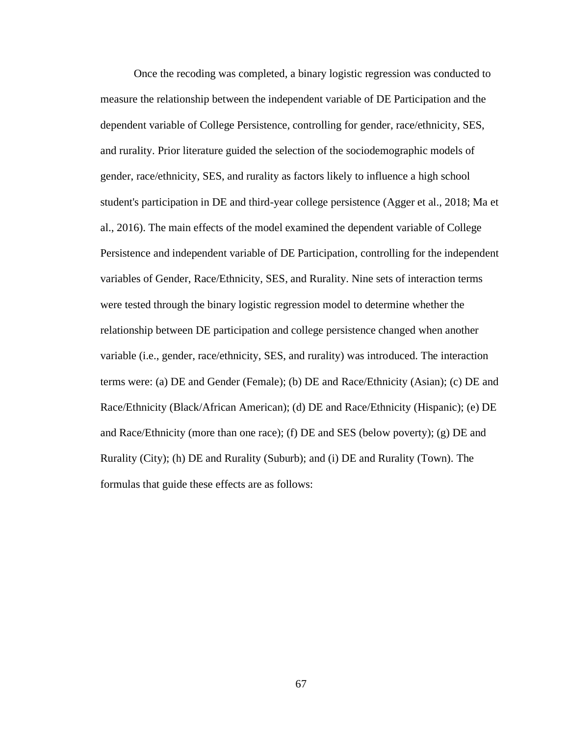Once the recoding was completed, a binary logistic regression was conducted to measure the relationship between the independent variable of DE Participation and the dependent variable of College Persistence, controlling for gender, race/ethnicity, SES, and rurality. Prior literature guided the selection of the sociodemographic models of gender, race/ethnicity, SES, and rurality as factors likely to influence a high school student's participation in DE and third-year college persistence (Agger et al., 2018; Ma et al., 2016). The main effects of the model examined the dependent variable of College Persistence and independent variable of DE Participation, controlling for the independent variables of Gender, Race/Ethnicity, SES, and Rurality. Nine sets of interaction terms were tested through the binary logistic regression model to determine whether the relationship between DE participation and college persistence changed when another variable (i.e., gender, race/ethnicity, SES, and rurality) was introduced. The interaction terms were: (a) DE and Gender (Female); (b) DE and Race/Ethnicity (Asian); (c) DE and Race/Ethnicity (Black/African American); (d) DE and Race/Ethnicity (Hispanic); (e) DE and Race/Ethnicity (more than one race); (f) DE and SES (below poverty); (g) DE and Rurality (City); (h) DE and Rurality (Suburb); and (i) DE and Rurality (Town). The formulas that guide these effects are as follows: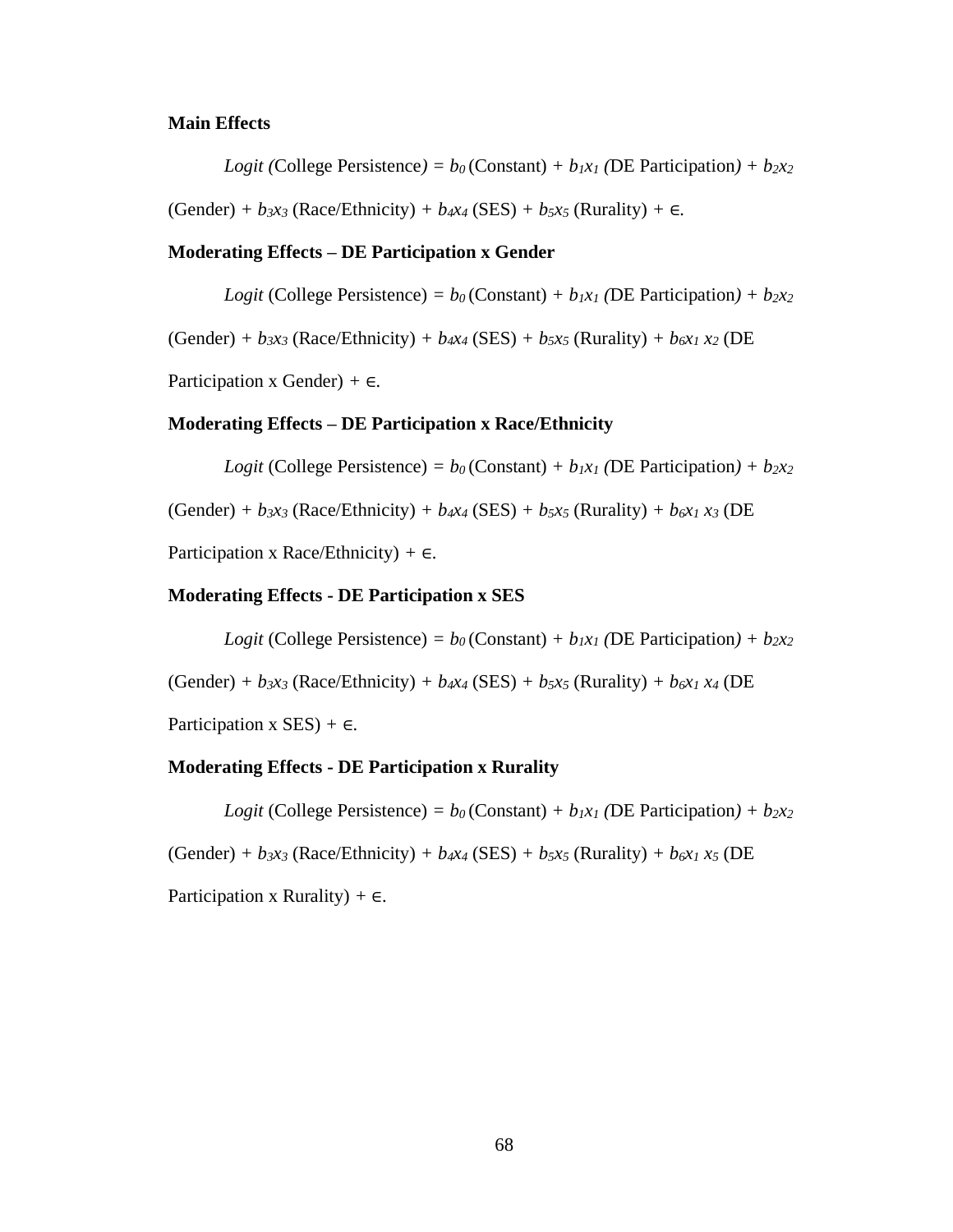**Main Effects**

*Logit (*College Persistence*)* = $b_0$ (Constant) + $b_1x_1$ *(*DE Participation*)* + $b_2x_2$ (Gender) + $b_3x_3$ (Race/Ethnicity) + $b_4x_4$ (SES) + $b_5x_5$ (Rurality) + ∈.

**Moderating Effects – DE Participation x Gender**

*Logit* (College Persistence) = $b_0$ (Constant) + $b_1x_1$ *(*DE Participation*)* + $b_2x_2$ (Gender) + $b_3x_3$ (Race/Ethnicity) + $b_4x_4$ (SES) + $b_5x_5$ (Rurality) + $b_6x_1\, x_2$ (DE Participation x Gender) + ∈.

**Moderating Effects – DE Participation x Race/Ethnicity**

*Logit* (College Persistence) = $b_0$ (Constant) + $b_1x_1$ *(*DE Participation*)* + $b_2x_2$ (Gender) + $b_3x_3$ (Race/Ethnicity) + $b_4x_4$ (SES) + $b_5x_5$ (Rurality) + $b_6x_1\, x_3$ (DE Participation x Race/Ethnicity) + ∈.

**Moderating Effects - DE Participation x SES**

*Logit* (College Persistence) = $b_0$ (Constant) + $b_1x_1$ *(*DE Participation*)* + $b_2x_2$ (Gender) + $b_3x_3$ (Race/Ethnicity) + $b_4x_4$ (SES) + $b_5x_5$ (Rurality) + $b_6x_1\, x_4$ (DE Participation x SES) + ∈.

**Moderating Effects - DE Participation x Rurality**

*Logit* (College Persistence) = $b_0$ (Constant) + $b_1x_1$ *(*DE Participation*)* + $b_2x_2$ (Gender) + $b_3x_3$ (Race/Ethnicity) + $b_4x_4$ (SES) + $b_5x_5$ (Rurality) + $b_6x_1\, x_5$ (DE Participation x Rurality) + ∈.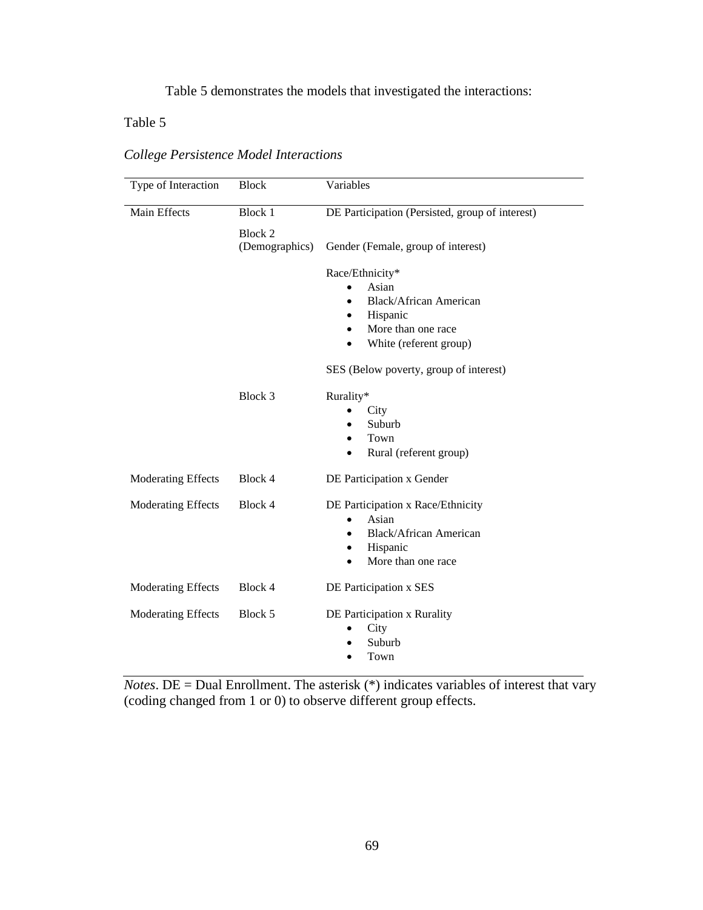Table 5 demonstrates the models that investigated the interactions:

Table 5

*College Persistence Model Interactions*

| Type of Interaction | Block | Variables |
|---|---|---|
| Main Effects | Block 1 | DE Participation (Persisted, group of interest) |
| | Block 2 (Demographics) | Gender (Female, group of interest) |
| | | Race/Ethnicity* <br>• Asian <br>• Black/African American <br>• Hispanic <br>• More than one race <br>• White (referent group) |
| | | SES (Below poverty, group of interest) |
| | Block 3 | Rurality* <br>• City <br>• Suburb <br>• Town <br>• Rural (referent group) |
| Moderating Effects | Block 4 | DE Participation x Gender |
| Moderating Effects | Block 4 | DE Participation x Race/Ethnicity <br>• Asian <br>• Black/African American <br>• Hispanic <br>• More than one race |
| Moderating Effects | Block 4 | DE Participation x SES |
| Moderating Effects | Block 5 | DE Participation x Rurality <br>• City <br>• Suburb <br>• Town |

*Notes*. DE = Dual Enrollment. The asterisk (*) indicates variables of interest that vary (coding changed from 1 or 0) to observe different group effects.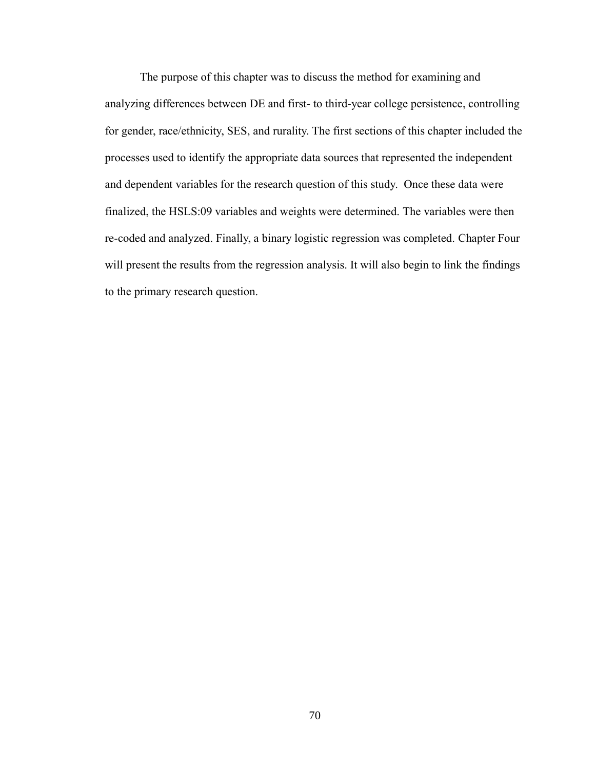The purpose of this chapter was to discuss the method for examining and analyzing differences between DE and first- to third-year college persistence, controlling for gender, race/ethnicity, SES, and rurality. The first sections of this chapter included the processes used to identify the appropriate data sources that represented the independent and dependent variables for the research question of this study. Once these data were finalized, the HSLS:09 variables and weights were determined. The variables were then re-coded and analyzed. Finally, a binary logistic regression was completed. Chapter Four will present the results from the regression analysis. It will also begin to link the findings to the primary research question.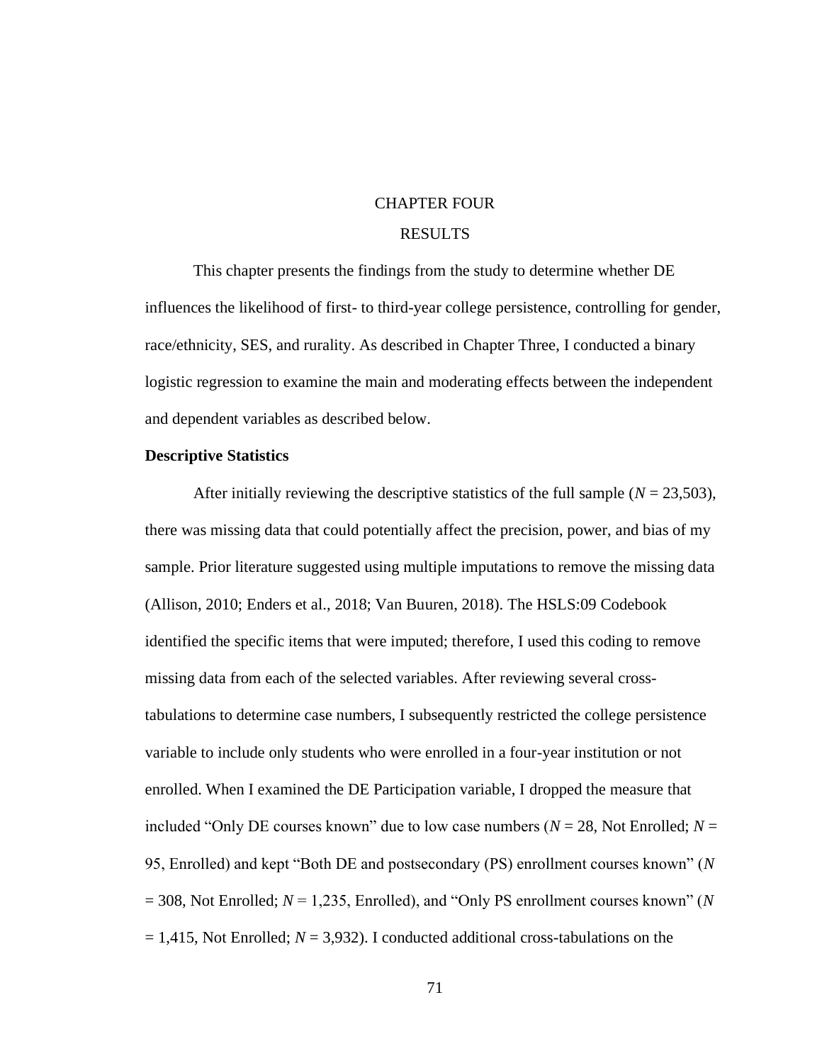# CHAPTER FOUR

# RESULTS

This chapter presents the findings from the study to determine whether DE influences the likelihood of first- to third-year college persistence, controlling for gender, race/ethnicity, SES, and rurality. As described in Chapter Three, I conducted a binary logistic regression to examine the main and moderating effects between the independent and dependent variables as described below.

## Descriptive Statistics

After initially reviewing the descriptive statistics of the full sample ($N$ = 23,503), there was missing data that could potentially affect the precision, power, and bias of my sample. Prior literature suggested using multiple imputations to remove the missing data (Allison, 2010; Enders et al., 2018; Van Buuren, 2018). The HSLS:09 Codebook identified the specific items that were imputed; therefore, I used this coding to remove missing data from each of the selected variables. After reviewing several cross-tabulations to determine case numbers, I subsequently restricted the college persistence variable to include only students who were enrolled in a four-year institution or not enrolled. When I examined the DE Participation variable, I dropped the measure that included "Only DE courses known" due to low case numbers ($N$ = 28, Not Enrolled; $N$ = 95, Enrolled) and kept "Both DE and postsecondary (PS) enrollment courses known" ($N$ = 308, Not Enrolled; $N$ = 1,235, Enrolled), and "Only PS enrollment courses known" ($N$ = 1,415, Not Enrolled; $N$ = 3,932). I conducted additional cross-tabulations on the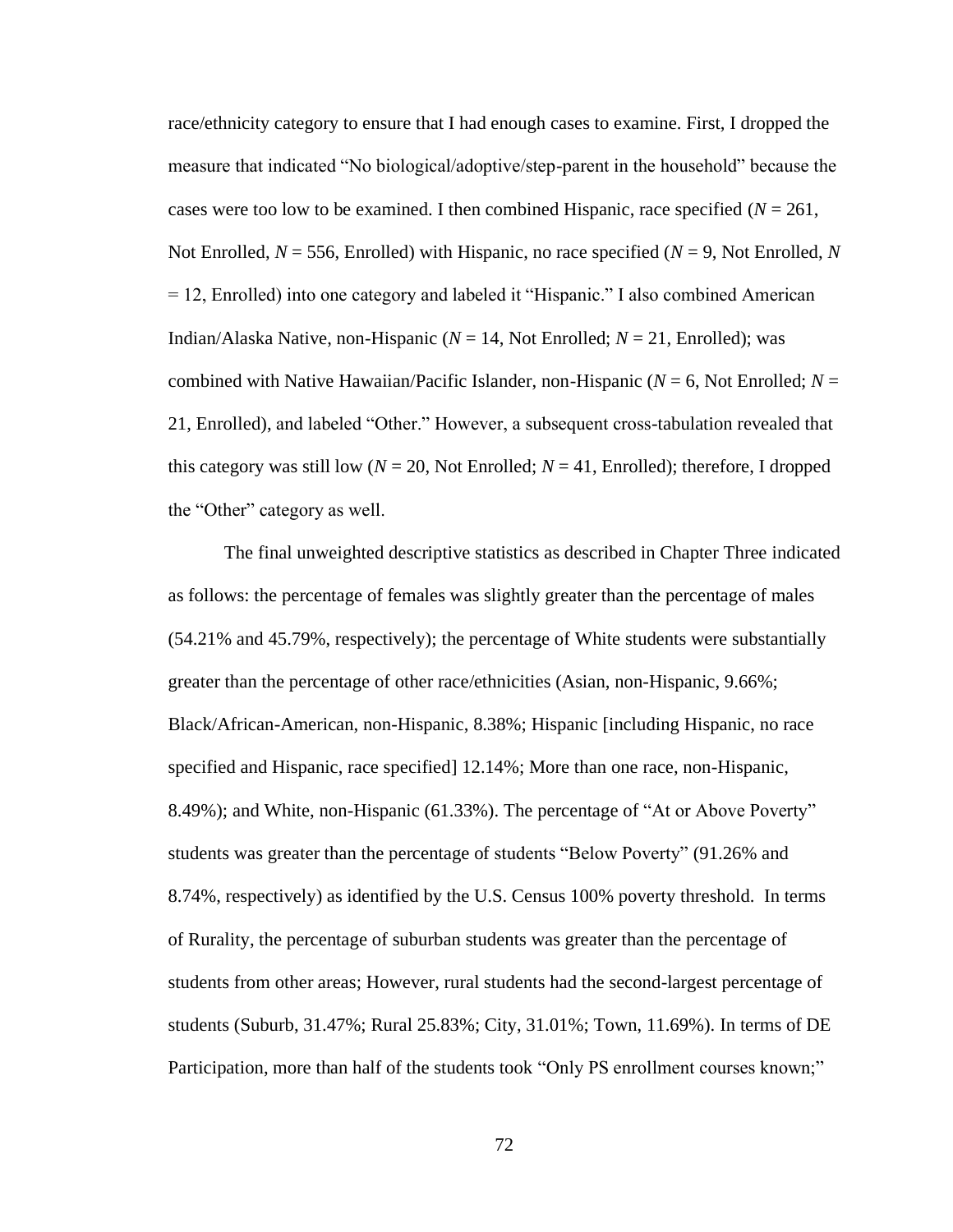race/ethnicity category to ensure that I had enough cases to examine. First, I dropped the measure that indicated "No biological/adoptive/step-parent in the household" because the cases were too low to be examined. I then combined Hispanic, race specified ($N$ = 261, Not Enrolled, $N$ = 556, Enrolled) with Hispanic, no race specified ($N$ = 9, Not Enrolled, $N$ = 12, Enrolled) into one category and labeled it "Hispanic." I also combined American Indian/Alaska Native, non-Hispanic ($N$ = 14, Not Enrolled; $N$ = 21, Enrolled); was combined with Native Hawaiian/Pacific Islander, non-Hispanic ($N$ = 6, Not Enrolled; $N$ = 21, Enrolled), and labeled "Other." However, a subsequent cross-tabulation revealed that this category was still low ($N$ = 20, Not Enrolled; $N$ = 41, Enrolled); therefore, I dropped the "Other" category as well.

The final unweighted descriptive statistics as described in Chapter Three indicated as follows: the percentage of females was slightly greater than the percentage of males (54.21% and 45.79%, respectively); the percentage of White students were substantially greater than the percentage of other race/ethnicities (Asian, non-Hispanic, 9.66%; Black/African-American, non-Hispanic, 8.38%; Hispanic [including Hispanic, no race specified and Hispanic, race specified] 12.14%; More than one race, non-Hispanic, 8.49%); and White, non-Hispanic (61.33%). The percentage of "At or Above Poverty" students was greater than the percentage of students "Below Poverty" (91.26% and 8.74%, respectively) as identified by the U.S. Census 100% poverty threshold. In terms of Rurality, the percentage of suburban students was greater than the percentage of students from other areas; However, rural students had the second-largest percentage of students (Suburb, 31.47%; Rural 25.83%; City, 31.01%; Town, 11.69%). In terms of DE Participation, more than half of the students took "Only PS enrollment courses known;"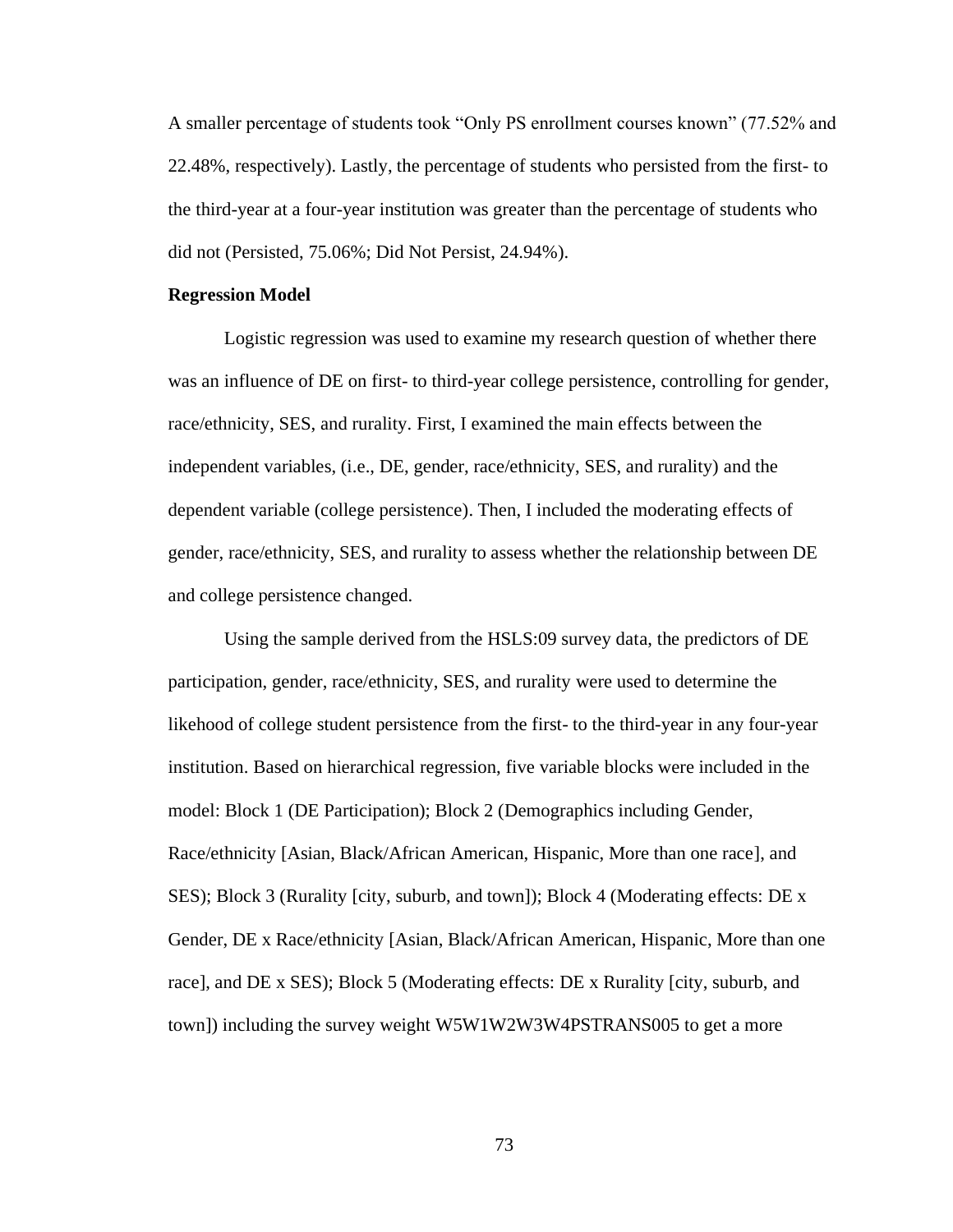A smaller percentage of students took "Only PS enrollment courses known" (77.52% and 22.48%, respectively). Lastly, the percentage of students who persisted from the first- to the third-year at a four-year institution was greater than the percentage of students who did not (Persisted, 75.06%; Did Not Persist, 24.94%).

**Regression Model**

Logistic regression was used to examine my research question of whether there was an influence of DE on first- to third-year college persistence, controlling for gender, race/ethnicity, SES, and rurality. First, I examined the main effects between the independent variables, (i.e., DE, gender, race/ethnicity, SES, and rurality) and the dependent variable (college persistence). Then, I included the moderating effects of gender, race/ethnicity, SES, and rurality to assess whether the relationship between DE and college persistence changed.

Using the sample derived from the HSLS:09 survey data, the predictors of DE participation, gender, race/ethnicity, SES, and rurality were used to determine the likehood of college student persistence from the first- to the third-year in any four-year institution. Based on hierarchical regression, five variable blocks were included in the model: Block 1 (DE Participation); Block 2 (Demographics including Gender, Race/ethnicity [Asian, Black/African American, Hispanic, More than one race], and SES); Block 3 (Rurality [city, suburb, and town]); Block 4 (Moderating effects: DE x Gender, DE x Race/ethnicity [Asian, Black/African American, Hispanic, More than one race], and DE x SES); Block 5 (Moderating effects: DE x Rurality [city, suburb, and town]) including the survey weight W5W1W2W3W4PSTRANS005 to get a more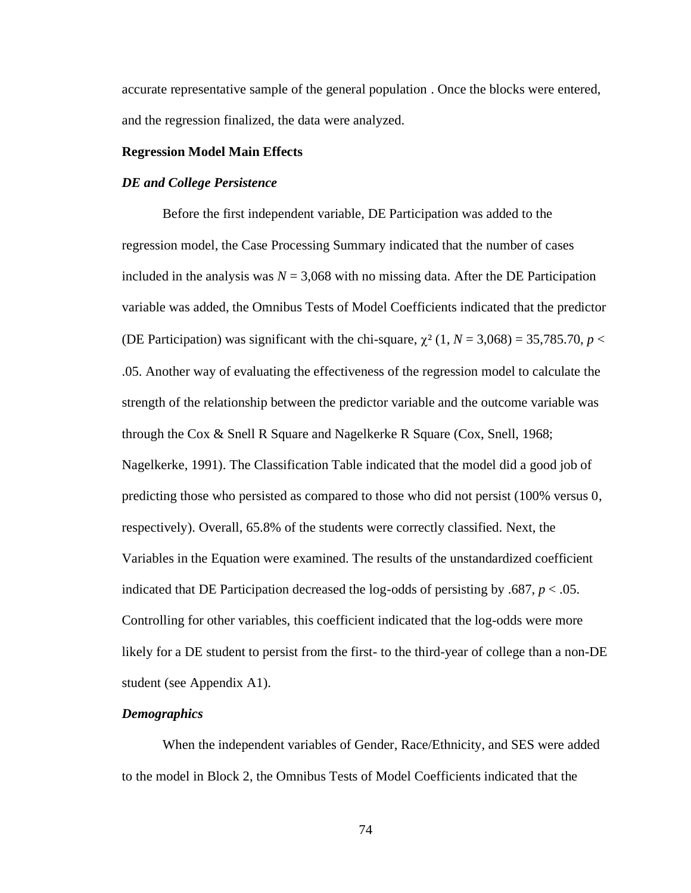accurate representative sample of the general population . Once the blocks were entered, and the regression finalized, the data were analyzed.

**Regression Model Main Effects**

***DE and College Persistence***

Before the first independent variable, DE Participation was added to the regression model, the Case Processing Summary indicated that the number of cases included in the analysis was $N = 3{,}068$ with no missing data. After the DE Participation variable was added, the Omnibus Tests of Model Coefficients indicated that the predictor (DE Participation) was significant with the chi-square, $\chi^2\ (1, N = 3{,}068) = 35{,}785.70$, $p < .05$. Another way of evaluating the effectiveness of the regression model to calculate the strength of the relationship between the predictor variable and the outcome variable was through the Cox & Snell R Square and Nagelkerke R Square (Cox, Snell, 1968; Nagelkerke, 1991). The Classification Table indicated that the model did a good job of predicting those who persisted as compared to those who did not persist (100% versus 0, respectively). Overall, 65.8% of the students were correctly classified. Next, the Variables in the Equation were examined. The results of the unstandardized coefficient indicated that DE Participation decreased the log-odds of persisting by .687, $p < .05$. Controlling for other variables, this coefficient indicated that the log-odds were more likely for a DE student to persist from the first- to the third-year of college than a non-DE student (see Appendix A1).

***Demographics***

When the independent variables of Gender, Race/Ethnicity, and SES were added to the model in Block 2, the Omnibus Tests of Model Coefficients indicated that the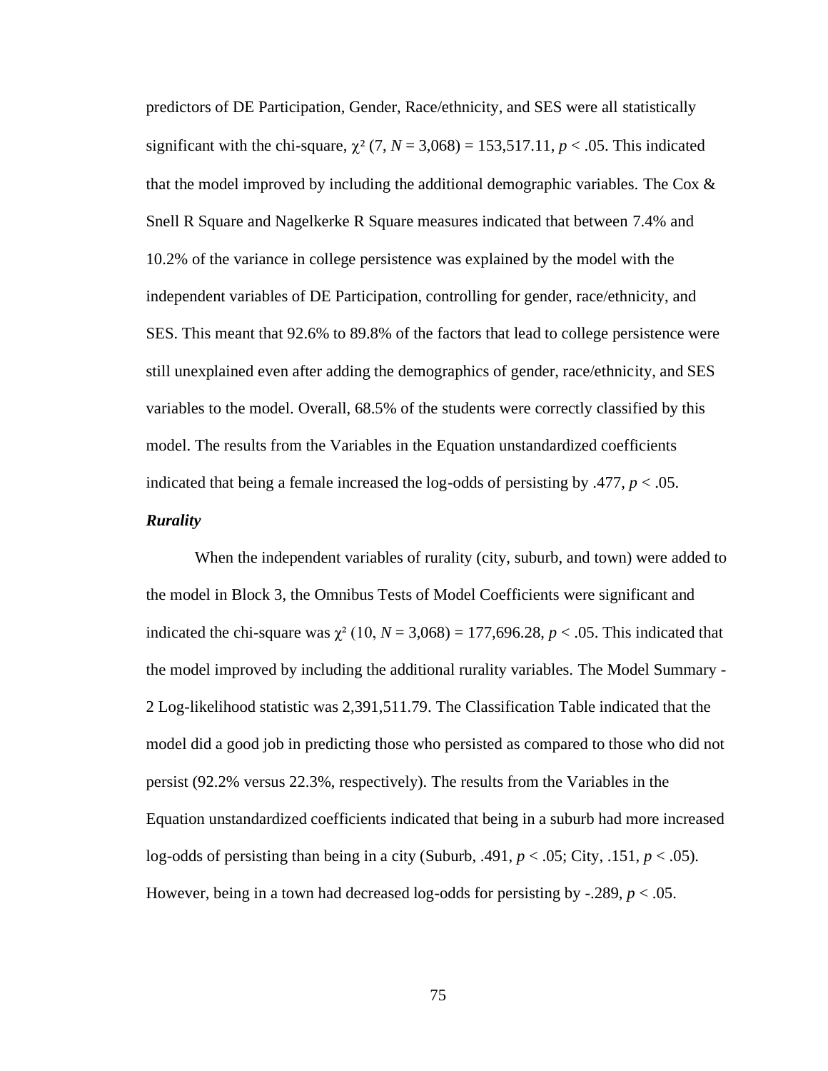predictors of DE Participation, Gender, Race/ethnicity, and SES were all statistically significant with the chi-square, $\chi^2$ (7, $N$ = 3,068) = 153,517.11, $p < .05$. This indicated that the model improved by including the additional demographic variables. The Cox & Snell R Square and Nagelkerke R Square measures indicated that between 7.4% and 10.2% of the variance in college persistence was explained by the model with the independent variables of DE Participation, controlling for gender, race/ethnicity, and SES. This meant that 92.6% to 89.8% of the factors that lead to college persistence were still unexplained even after adding the demographics of gender, race/ethnicity, and SES variables to the model. Overall, 68.5% of the students were correctly classified by this model. The results from the Variables in the Equation unstandardized coefficients indicated that being a female increased the log-odds of persisting by .477, $p < .05$.

### *Rurality*

When the independent variables of rurality (city, suburb, and town) were added to the model in Block 3, the Omnibus Tests of Model Coefficients were significant and indicated the chi-square was $\chi^2$ (10, $N$ = 3,068) = 177,696.28, $p < .05$. This indicated that the model improved by including the additional rurality variables. The Model Summary -2 Log-likelihood statistic was 2,391,511.79. The Classification Table indicated that the model did a good job in predicting those who persisted as compared to those who did not persist (92.2% versus 22.3%, respectively). The results from the Variables in the Equation unstandardized coefficients indicated that being in a suburb had more increased log-odds of persisting than being in a city (Suburb, .491, $p < .05$; City, .151, $p < .05$). However, being in a town had decreased log-odds for persisting by -.289, $p < .05$.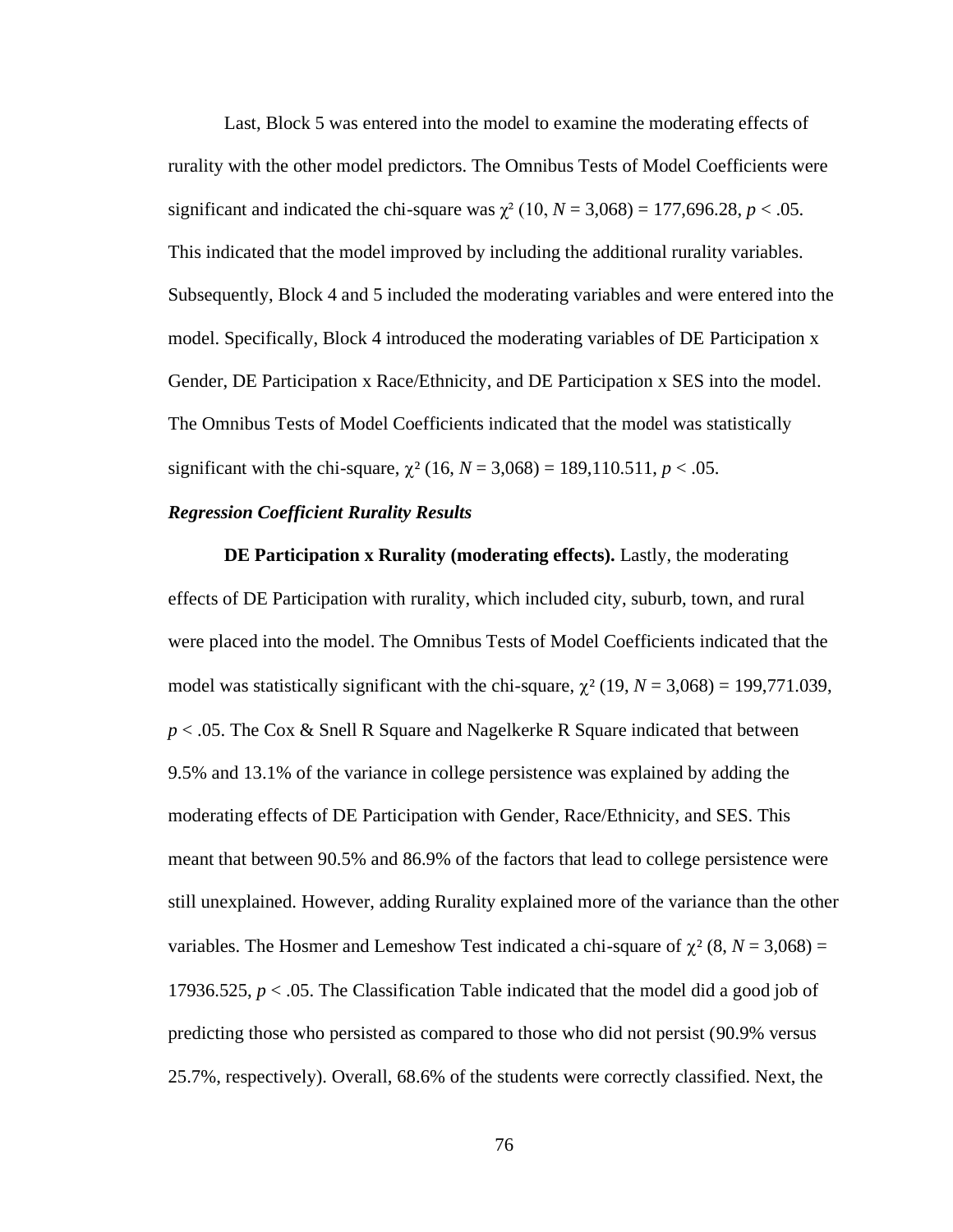Last, Block 5 was entered into the model to examine the moderating effects of rurality with the other model predictors. The Omnibus Tests of Model Coefficients were significant and indicated the chi-square was $\chi^2$ (10, $N$ = 3,068) = 177,696.28, $p < .05$. This indicated that the model improved by including the additional rurality variables. Subsequently, Block 4 and 5 included the moderating variables and were entered into the model. Specifically, Block 4 introduced the moderating variables of DE Participation x Gender, DE Participation x Race/Ethnicity, and DE Participation x SES into the model. The Omnibus Tests of Model Coefficients indicated that the model was statistically significant with the chi-square, $\chi^2$ (16, $N$ = 3,068) = 189,110.511, $p < .05$.

### *Regression Coefficient Rurality Results*

**DE Participation x Rurality (moderating effects).** Lastly, the moderating effects of DE Participation with rurality, which included city, suburb, town, and rural were placed into the model. The Omnibus Tests of Model Coefficients indicated that the model was statistically significant with the chi-square, $\chi^2$ (19, $N$ = 3,068) = 199,771.039, $p < .05$. The Cox & Snell R Square and Nagelkerke R Square indicated that between 9.5% and 13.1% of the variance in college persistence was explained by adding the moderating effects of DE Participation with Gender, Race/Ethnicity, and SES. This meant that between 90.5% and 86.9% of the factors that lead to college persistence were still unexplained. However, adding Rurality explained more of the variance than the other variables. The Hosmer and Lemeshow Test indicated a chi-square of $\chi^2$ (8, $N$ = 3,068) = 17936.525, $p < .05$. The Classification Table indicated that the model did a good job of predicting those who persisted as compared to those who did not persist (90.9% versus 25.7%, respectively). Overall, 68.6% of the students were correctly classified. Next, the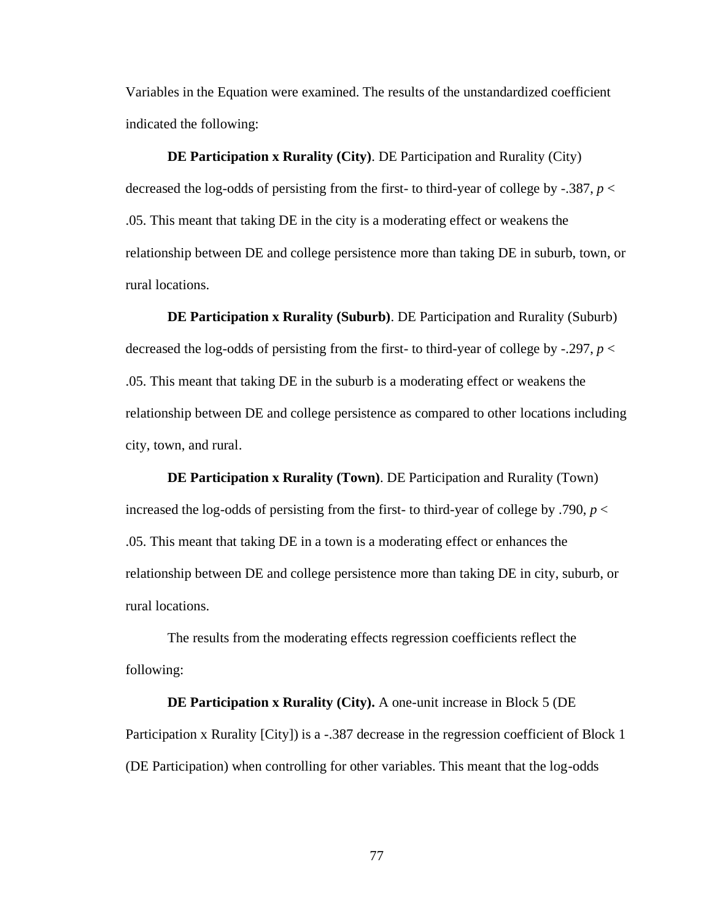Variables in the Equation were examined. The results of the unstandardized coefficient indicated the following:

**DE Participation x Rurality (City)**. DE Participation and Rurality (City) decreased the log-odds of persisting from the first- to third-year of college by -.387, $p < .05$. This meant that taking DE in the city is a moderating effect or weakens the relationship between DE and college persistence more than taking DE in suburb, town, or rural locations.

**DE Participation x Rurality (Suburb)**. DE Participation and Rurality (Suburb) decreased the log-odds of persisting from the first- to third-year of college by -.297, $p < .05$. This meant that taking DE in the suburb is a moderating effect or weakens the relationship between DE and college persistence as compared to other locations including city, town, and rural.

**DE Participation x Rurality (Town)**. DE Participation and Rurality (Town) increased the log-odds of persisting from the first- to third-year of college by .790, $p < .05$. This meant that taking DE in a town is a moderating effect or enhances the relationship between DE and college persistence more than taking DE in city, suburb, or rural locations.

The results from the moderating effects regression coefficients reflect the following:

**DE Participation x Rurality (City).** A one-unit increase in Block 5 (DE Participation x Rurality [City]) is a -.387 decrease in the regression coefficient of Block 1 (DE Participation) when controlling for other variables. This meant that the log-odds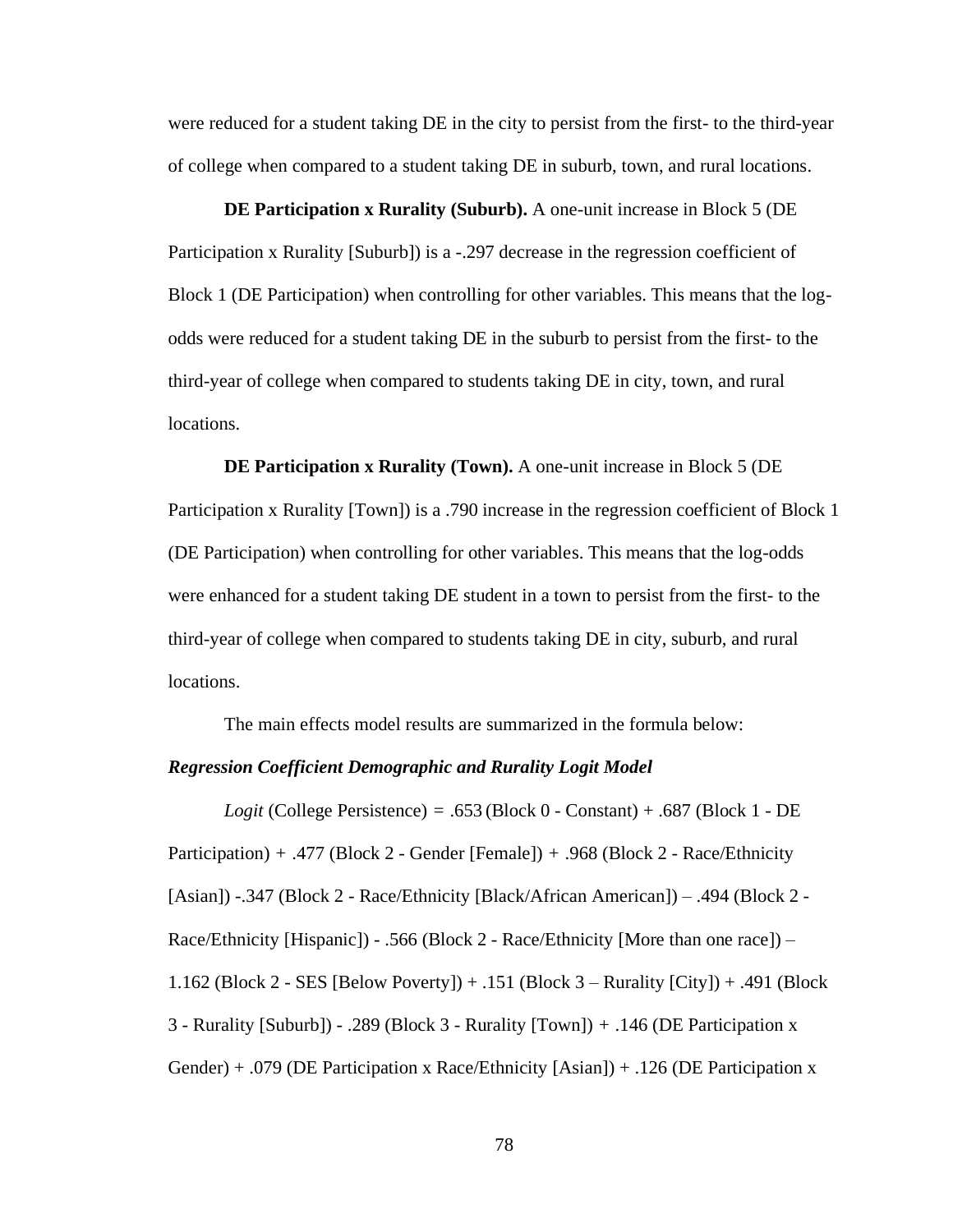were reduced for a student taking DE in the city to persist from the first- to the third-year of college when compared to a student taking DE in suburb, town, and rural locations.

**DE Participation x Rurality (Suburb).** A one-unit increase in Block 5 (DE Participation x Rurality [Suburb]) is a -.297 decrease in the regression coefficient of Block 1 (DE Participation) when controlling for other variables. This means that the log-odds were reduced for a student taking DE in the suburb to persist from the first- to the third-year of college when compared to students taking DE in city, town, and rural locations.

**DE Participation x Rurality (Town).** A one-unit increase in Block 5 (DE Participation x Rurality [Town]) is a .790 increase in the regression coefficient of Block 1 (DE Participation) when controlling for other variables. This means that the log-odds were enhanced for a student taking DE student in a town to persist from the first- to the third-year of college when compared to students taking DE in city, suburb, and rural locations.

The main effects model results are summarized in the formula below:

***Regression Coefficient Demographic and Rurality Logit Model***

*Logit* (College Persistence) = .653 (Block 0 - Constant) + .687 (Block 1 - DE Participation) + .477 (Block 2 - Gender [Female]) + .968 (Block 2 - Race/Ethnicity [Asian]) -.347 (Block 2 - Race/Ethnicity [Black/African American]) – .494 (Block 2 - Race/Ethnicity [Hispanic]) - .566 (Block 2 - Race/Ethnicity [More than one race]) – 1.162 (Block 2 - SES [Below Poverty]) + .151 (Block 3 – Rurality [City]) + .491 (Block 3 - Rurality [Suburb]) - .289 (Block 3 - Rurality [Town]) + .146 (DE Participation x Gender) + .079 (DE Participation x Race/Ethnicity [Asian]) + .126 (DE Participation x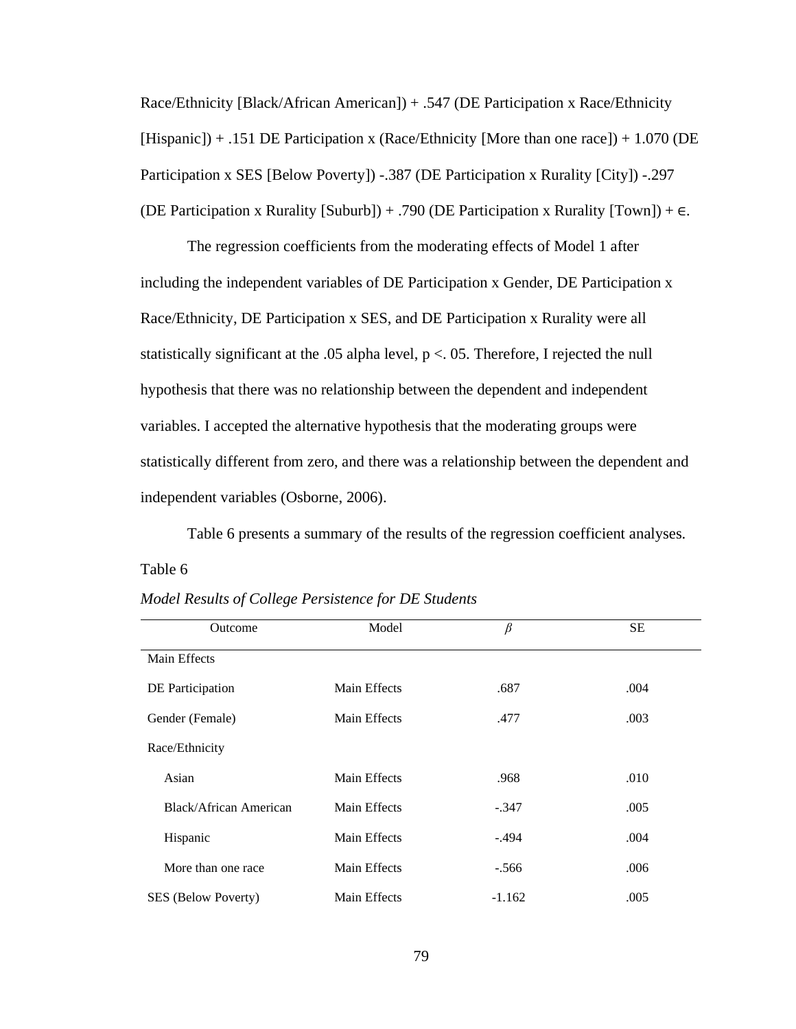Race/Ethnicity [Black/African American]) + .547 (DE Participation x Race/Ethnicity [Hispanic]) + .151 DE Participation x (Race/Ethnicity [More than one race]) + 1.070 (DE Participation x SES [Below Poverty]) -.387 (DE Participation x Rurality [City]) -.297 (DE Participation x Rurality [Suburb]) + .790 (DE Participation x Rurality [Town]) + ∈.

The regression coefficients from the moderating effects of Model 1 after including the independent variables of DE Participation x Gender, DE Participation x Race/Ethnicity, DE Participation x SES, and DE Participation x Rurality were all statistically significant at the .05 alpha level, p <. 05. Therefore, I rejected the null hypothesis that there was no relationship between the dependent and independent variables. I accepted the alternative hypothesis that the moderating groups were statistically different from zero, and there was a relationship between the dependent and independent variables (Osborne, 2006).

Table 6 presents a summary of the results of the regression coefficient analyses.

Table 6

*Model Results of College Persistence for DE Students*

| Outcome | Model | $\beta$ | SE |
|---|---|---|---|
| Main Effects | | | |
| DE Participation | Main Effects | .687 | .004 |
| Gender (Female) | Main Effects | .477 | .003 |
| Race/Ethnicity | | | |
| Asian | Main Effects | .968 | .010 |
| Black/African American | Main Effects | -.347 | .005 |
| Hispanic | Main Effects | -.494 | .004 |
| More than one race | Main Effects | -.566 | .006 |
| SES (Below Poverty) | Main Effects | -1.162 | .005 |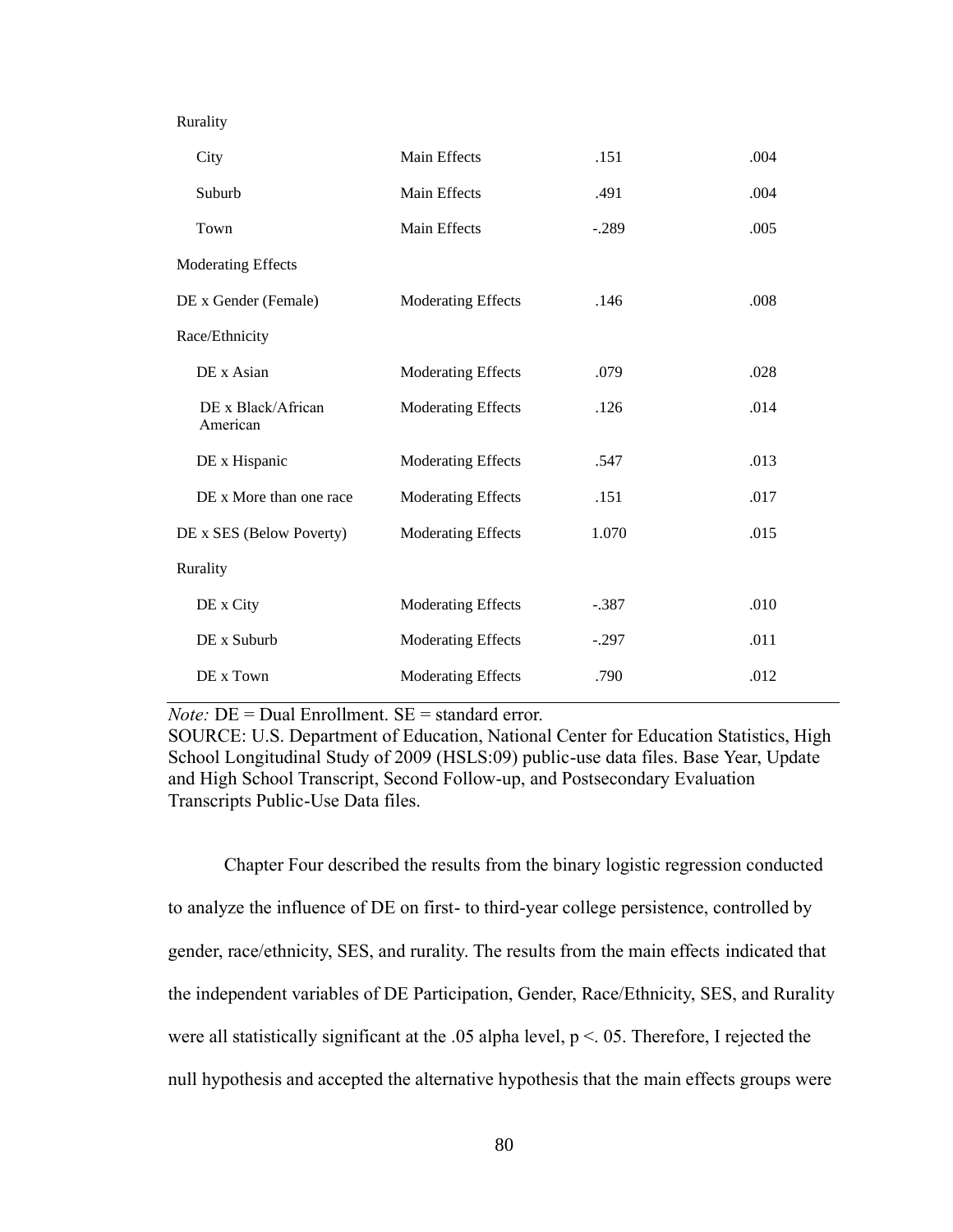| | | | |
|---|---|---|---|
| Rurality | | | |
| City | Main Effects | .151 | .004 |
| Suburb | Main Effects | .491 | .004 |
| Town | Main Effects | -.289 | .005 |
| Moderating Effects | | | |
| DE x Gender (Female) | Moderating Effects | .146 | .008 |
| Race/Ethnicity | | | |
| DE x Asian | Moderating Effects | .079 | .028 |
| DE x Black/African American | Moderating Effects | .126 | .014 |
| DE x Hispanic | Moderating Effects | .547 | .013 |
| DE x More than one race | Moderating Effects | .151 | .017 |
| DE x SES (Below Poverty) | Moderating Effects | 1.070 | .015 |
| Rurality | | | |
| DE x City | Moderating Effects | -.387 | .010 |
| DE x Suburb | Moderating Effects | -.297 | .011 |
| DE x Town | Moderating Effects | .790 | .012 |

*Note:* DE = Dual Enrollment. SE = standard error.
SOURCE: U.S. Department of Education, National Center for Education Statistics, High School Longitudinal Study of 2009 (HSLS:09) public-use data files. Base Year, Update and High School Transcript, Second Follow-up, and Postsecondary Evaluation Transcripts Public-Use Data files.

Chapter Four described the results from the binary logistic regression conducted to analyze the influence of DE on first- to third-year college persistence, controlled by gender, race/ethnicity, SES, and rurality. The results from the main effects indicated that the independent variables of DE Participation, Gender, Race/Ethnicity, SES, and Rurality were all statistically significant at the .05 alpha level, p <. 05. Therefore, I rejected the null hypothesis and accepted the alternative hypothesis that the main effects groups were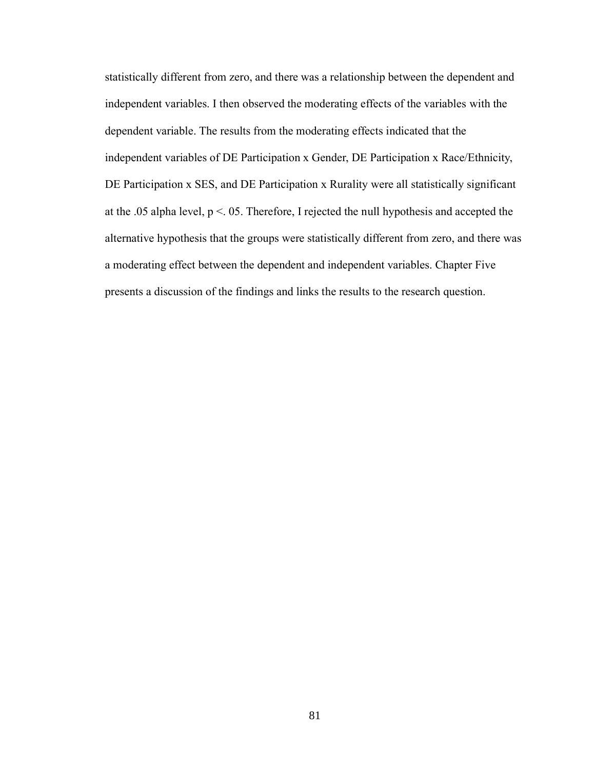statistically different from zero, and there was a relationship between the dependent and independent variables. I then observed the moderating effects of the variables with the dependent variable. The results from the moderating effects indicated that the independent variables of DE Participation x Gender, DE Participation x Race/Ethnicity, DE Participation x SES, and DE Participation x Rurality were all statistically significant at the .05 alpha level, $p < .05$. Therefore, I rejected the null hypothesis and accepted the alternative hypothesis that the groups were statistically different from zero, and there was a moderating effect between the dependent and independent variables. Chapter Five presents a discussion of the findings and links the results to the research question.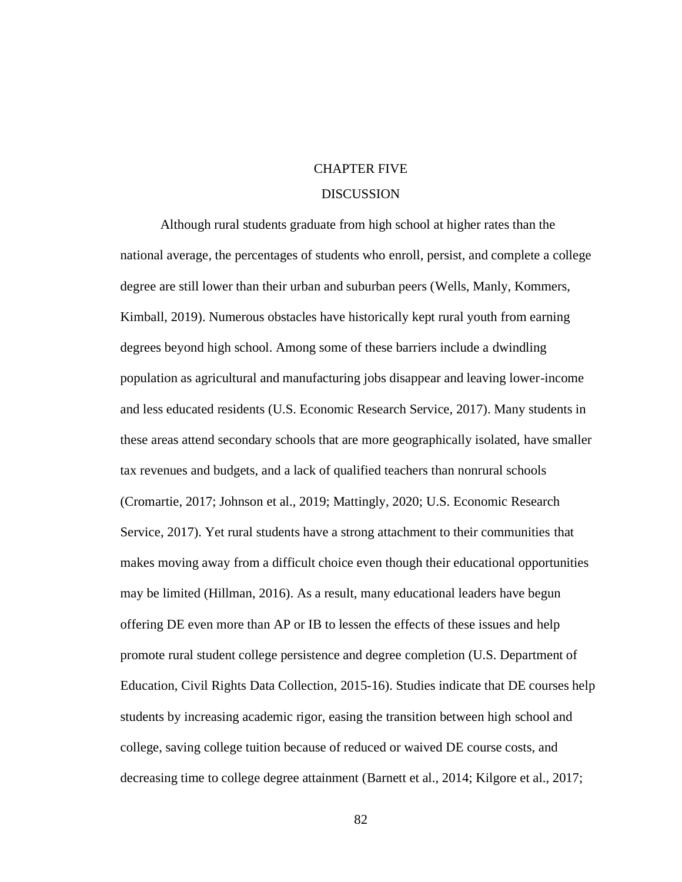# CHAPTER FIVE

## DISCUSSION

Although rural students graduate from high school at higher rates than the national average, the percentages of students who enroll, persist, and complete a college degree are still lower than their urban and suburban peers (Wells, Manly, Kommers, Kimball, 2019). Numerous obstacles have historically kept rural youth from earning degrees beyond high school. Among some of these barriers include a dwindling population as agricultural and manufacturing jobs disappear and leaving lower-income and less educated residents (U.S. Economic Research Service, 2017). Many students in these areas attend secondary schools that are more geographically isolated, have smaller tax revenues and budgets, and a lack of qualified teachers than nonrural schools (Cromartie, 2017; Johnson et al., 2019; Mattingly, 2020; U.S. Economic Research Service, 2017). Yet rural students have a strong attachment to their communities that makes moving away from a difficult choice even though their educational opportunities may be limited (Hillman, 2016). As a result, many educational leaders have begun offering DE even more than AP or IB to lessen the effects of these issues and help promote rural student college persistence and degree completion (U.S. Department of Education, Civil Rights Data Collection, 2015-16). Studies indicate that DE courses help students by increasing academic rigor, easing the transition between high school and college, saving college tuition because of reduced or waived DE course costs, and decreasing time to college degree attainment (Barnett et al., 2014; Kilgore et al., 2017;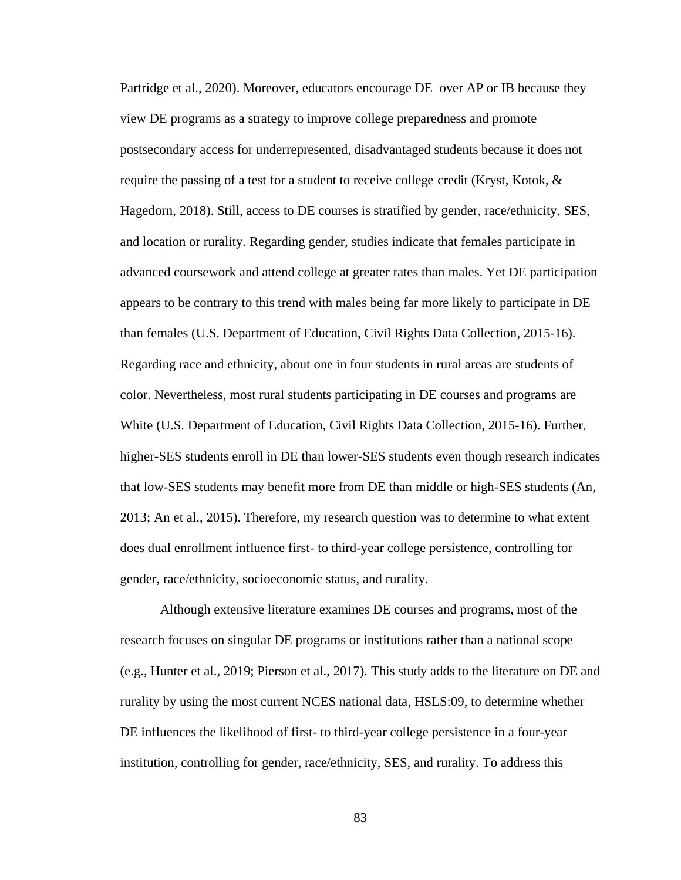Partridge et al., 2020). Moreover, educators encourage DE over AP or IB because they view DE programs as a strategy to improve college preparedness and promote postsecondary access for underrepresented, disadvantaged students because it does not require the passing of a test for a student to receive college credit (Kryst, Kotok, & Hagedorn, 2018). Still, access to DE courses is stratified by gender, race/ethnicity, SES, and location or rurality. Regarding gender, studies indicate that females participate in advanced coursework and attend college at greater rates than males. Yet DE participation appears to be contrary to this trend with males being far more likely to participate in DE than females (U.S. Department of Education, Civil Rights Data Collection, 2015-16). Regarding race and ethnicity, about one in four students in rural areas are students of color. Nevertheless, most rural students participating in DE courses and programs are White (U.S. Department of Education, Civil Rights Data Collection, 2015-16). Further, higher-SES students enroll in DE than lower-SES students even though research indicates that low-SES students may benefit more from DE than middle or high-SES students (An, 2013; An et al., 2015). Therefore, my research question was to determine to what extent does dual enrollment influence first- to third-year college persistence, controlling for gender, race/ethnicity, socioeconomic status, and rurality.

Although extensive literature examines DE courses and programs, most of the research focuses on singular DE programs or institutions rather than a national scope (e.g., Hunter et al., 2019; Pierson et al., 2017). This study adds to the literature on DE and rurality by using the most current NCES national data, HSLS:09, to determine whether DE influences the likelihood of first- to third-year college persistence in a four-year institution, controlling for gender, race/ethnicity, SES, and rurality. To address this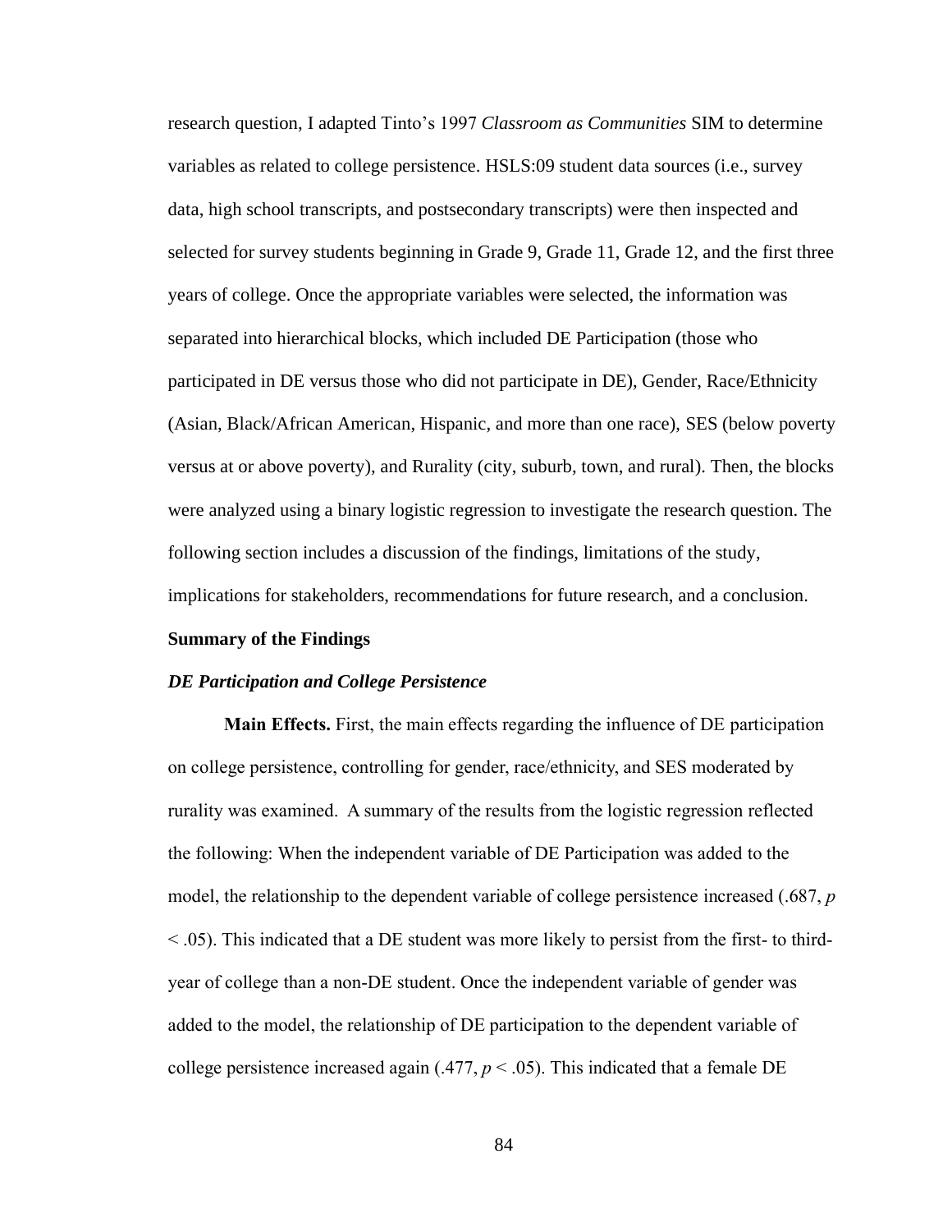research question, I adapted Tinto's 1997 *Classroom as Communities* SIM to determine variables as related to college persistence. HSLS:09 student data sources (i.e., survey data, high school transcripts, and postsecondary transcripts) were then inspected and selected for survey students beginning in Grade 9, Grade 11, Grade 12, and the first three years of college. Once the appropriate variables were selected, the information was separated into hierarchical blocks, which included DE Participation (those who participated in DE versus those who did not participate in DE), Gender, Race/Ethnicity (Asian, Black/African American, Hispanic, and more than one race), SES (below poverty versus at or above poverty), and Rurality (city, suburb, town, and rural). Then, the blocks were analyzed using a binary logistic regression to investigate the research question. The following section includes a discussion of the findings, limitations of the study, implications for stakeholders, recommendations for future research, and a conclusion.

## Summary of the Findings

### *DE Participation and College Persistence*

**Main Effects.** First, the main effects regarding the influence of DE participation on college persistence, controlling for gender, race/ethnicity, and SES moderated by rurality was examined. A summary of the results from the logistic regression reflected the following: When the independent variable of DE Participation was added to the model, the relationship to the dependent variable of college persistence increased (.687, $p < .05$). This indicated that a DE student was more likely to persist from the first- to third-year of college than a non-DE student. Once the independent variable of gender was added to the model, the relationship of DE participation to the dependent variable of college persistence increased again (.477, $p < .05$). This indicated that a female DE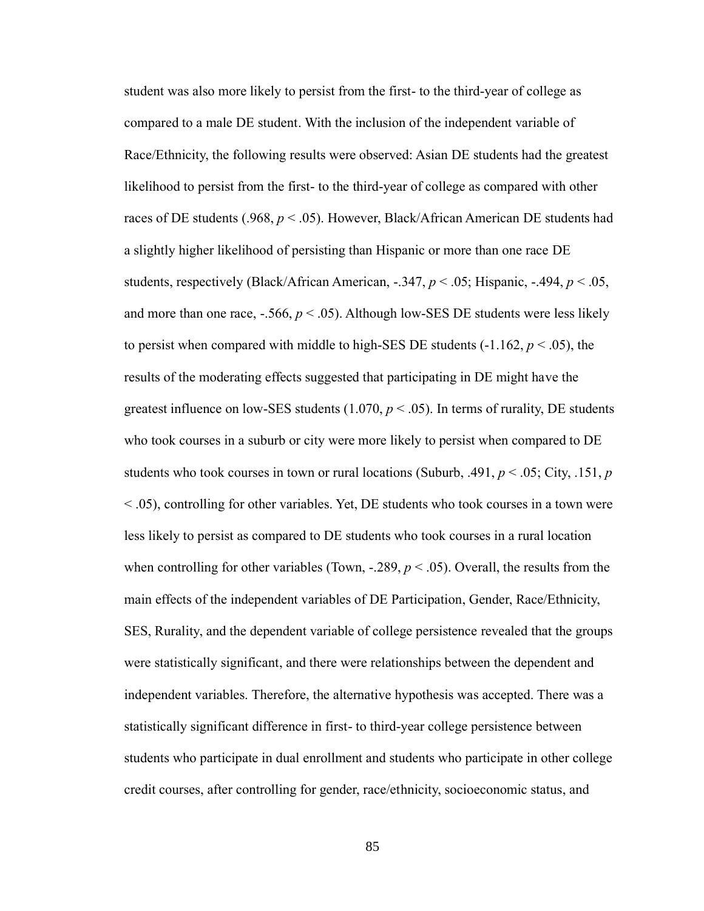student was also more likely to persist from the first- to the third-year of college as compared to a male DE student. With the inclusion of the independent variable of Race/Ethnicity, the following results were observed: Asian DE students had the greatest likelihood to persist from the first- to the third-year of college as compared with other races of DE students (.968, $p < .05$). However, Black/African American DE students had a slightly higher likelihood of persisting than Hispanic or more than one race DE students, respectively (Black/African American, -.347, $p < .05$; Hispanic, -.494, $p < .05$, and more than one race, -.566, $p < .05$). Although low-SES DE students were less likely to persist when compared with middle to high-SES DE students (-1.162, $p < .05$), the results of the moderating effects suggested that participating in DE might have the greatest influence on low-SES students (1.070, $p < .05$). In terms of rurality, DE students who took courses in a suburb or city were more likely to persist when compared to DE students who took courses in town or rural locations (Suburb, .491, $p < .05$; City, .151, $p < .05$), controlling for other variables. Yet, DE students who took courses in a town were less likely to persist as compared to DE students who took courses in a rural location when controlling for other variables (Town, -.289, $p < .05$). Overall, the results from the main effects of the independent variables of DE Participation, Gender, Race/Ethnicity, SES, Rurality, and the dependent variable of college persistence revealed that the groups were statistically significant, and there were relationships between the dependent and independent variables. Therefore, the alternative hypothesis was accepted. There was a statistically significant difference in first- to third-year college persistence between students who participate in dual enrollment and students who participate in other college credit courses, after controlling for gender, race/ethnicity, socioeconomic status, and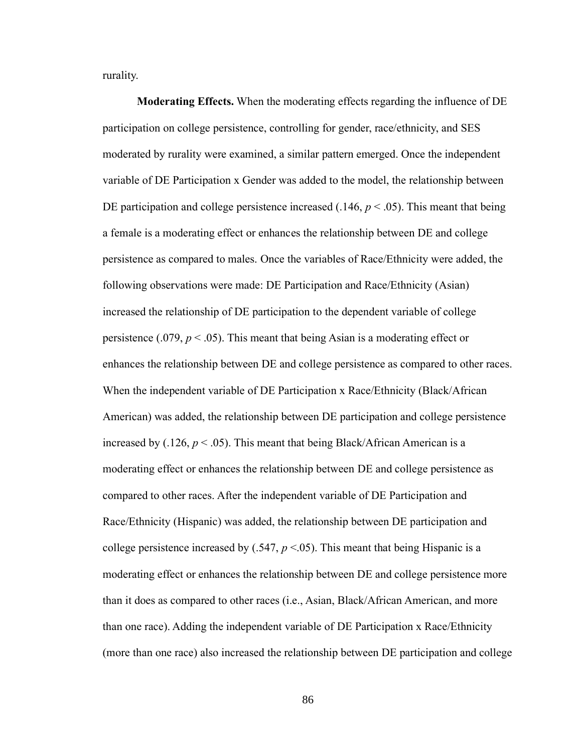rurality.

**Moderating Effects.** When the moderating effects regarding the influence of DE participation on college persistence, controlling for gender, race/ethnicity, and SES moderated by rurality were examined, a similar pattern emerged. Once the independent variable of DE Participation x Gender was added to the model, the relationship between DE participation and college persistence increased (.146, $p < .05$). This meant that being a female is a moderating effect or enhances the relationship between DE and college persistence as compared to males. Once the variables of Race/Ethnicity were added, the following observations were made: DE Participation and Race/Ethnicity (Asian) increased the relationship of DE participation to the dependent variable of college persistence (.079, $p < .05$). This meant that being Asian is a moderating effect or enhances the relationship between DE and college persistence as compared to other races. When the independent variable of DE Participation x Race/Ethnicity (Black/African American) was added, the relationship between DE participation and college persistence increased by (.126, $p < .05$). This meant that being Black/African American is a moderating effect or enhances the relationship between DE and college persistence as compared to other races. After the independent variable of DE Participation and Race/Ethnicity (Hispanic) was added, the relationship between DE participation and college persistence increased by (.547, $p < .05$). This meant that being Hispanic is a moderating effect or enhances the relationship between DE and college persistence more than it does as compared to other races (i.e., Asian, Black/African American, and more than one race). Adding the independent variable of DE Participation x Race/Ethnicity (more than one race) also increased the relationship between DE participation and college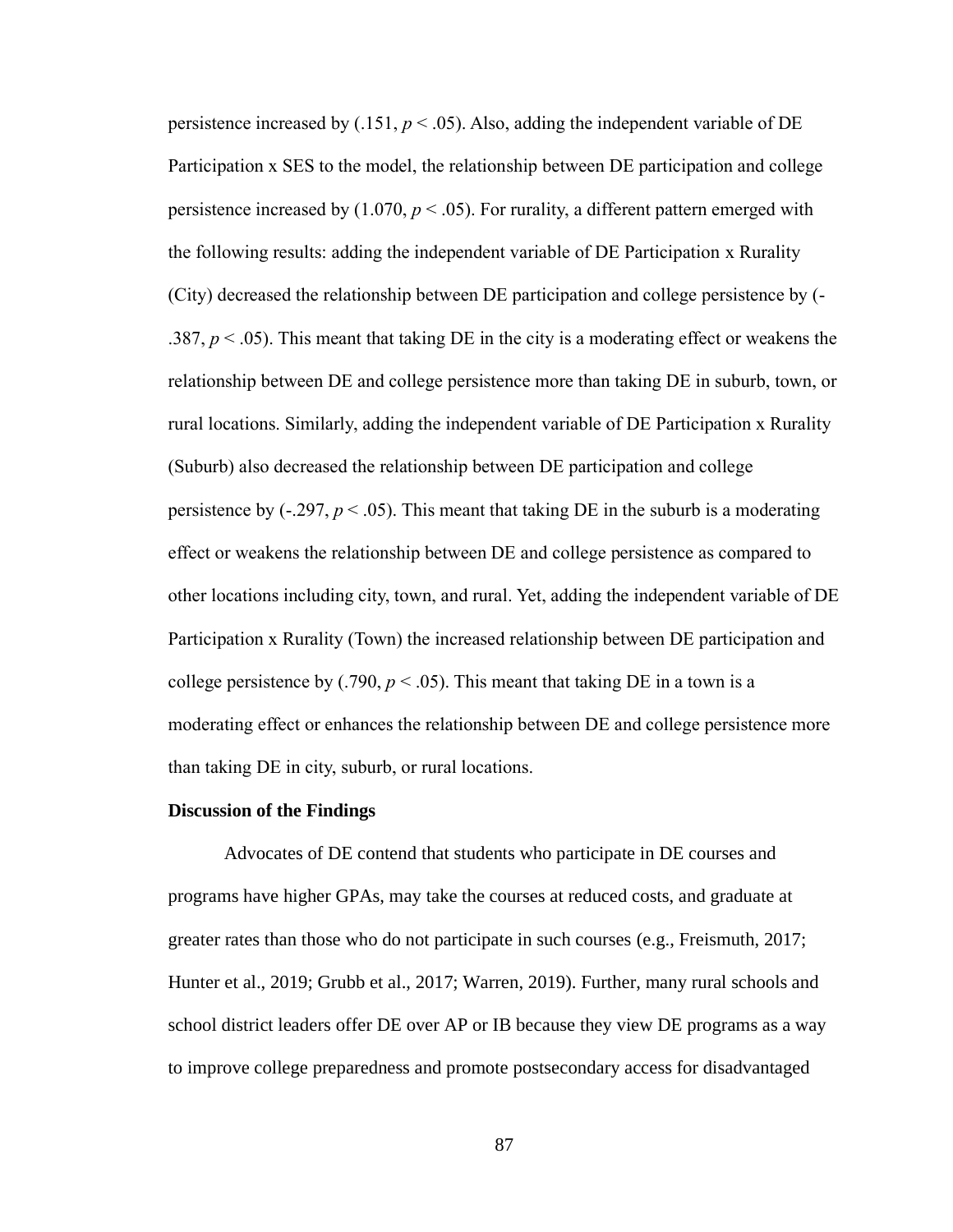persistence increased by (.151, $p < .05$). Also, adding the independent variable of DE Participation x SES to the model, the relationship between DE participation and college persistence increased by (1.070, $p < .05$). For rurality, a different pattern emerged with the following results: adding the independent variable of DE Participation x Rurality (City) decreased the relationship between DE participation and college persistence by (-.387, $p < .05$). This meant that taking DE in the city is a moderating effect or weakens the relationship between DE and college persistence more than taking DE in suburb, town, or rural locations. Similarly, adding the independent variable of DE Participation x Rurality (Suburb) also decreased the relationship between DE participation and college persistence by (-.297, $p < .05$). This meant that taking DE in the suburb is a moderating effect or weakens the relationship between DE and college persistence as compared to other locations including city, town, and rural. Yet, adding the independent variable of DE Participation x Rurality (Town) the increased relationship between DE participation and college persistence by (.790, $p < .05$). This meant that taking DE in a town is a moderating effect or enhances the relationship between DE and college persistence more than taking DE in city, suburb, or rural locations.

**Discussion of the Findings**

Advocates of DE contend that students who participate in DE courses and programs have higher GPAs, may take the courses at reduced costs, and graduate at greater rates than those who do not participate in such courses (e.g., Freismuth, 2017; Hunter et al., 2019; Grubb et al., 2017; Warren, 2019). Further, many rural schools and school district leaders offer DE over AP or IB because they view DE programs as a way to improve college preparedness and promote postsecondary access for disadvantaged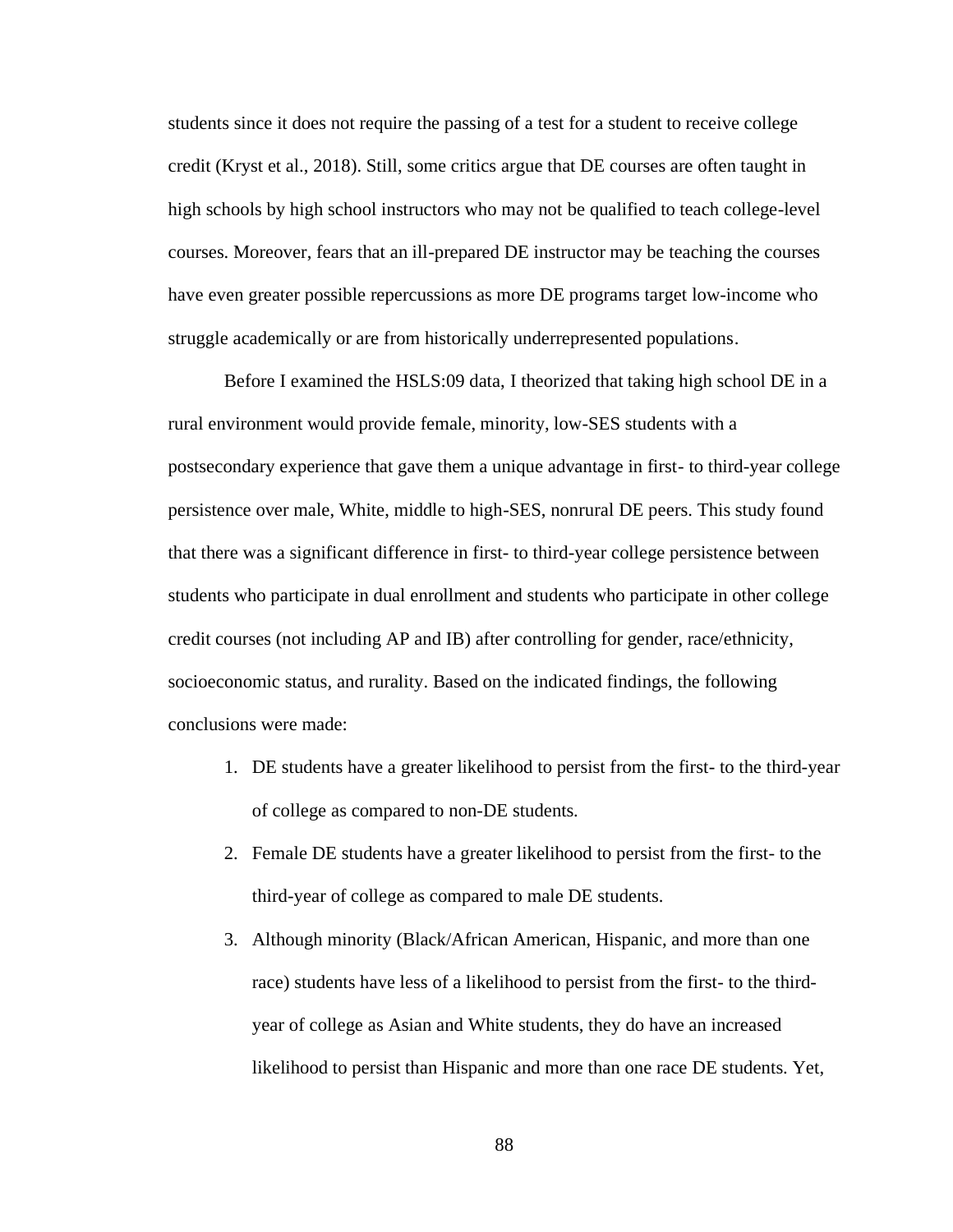students since it does not require the passing of a test for a student to receive college credit (Kryst et al., 2018). Still, some critics argue that DE courses are often taught in high schools by high school instructors who may not be qualified to teach college-level courses. Moreover, fears that an ill-prepared DE instructor may be teaching the courses have even greater possible repercussions as more DE programs target low-income who struggle academically or are from historically underrepresented populations.

Before I examined the HSLS:09 data, I theorized that taking high school DE in a rural environment would provide female, minority, low-SES students with a postsecondary experience that gave them a unique advantage in first- to third-year college persistence over male, White, middle to high-SES, nonrural DE peers. This study found that there was a significant difference in first- to third-year college persistence between students who participate in dual enrollment and students who participate in other college credit courses (not including AP and IB) after controlling for gender, race/ethnicity, socioeconomic status, and rurality. Based on the indicated findings, the following conclusions were made:

1. DE students have a greater likelihood to persist from the first- to the third-year of college as compared to non-DE students.
2. Female DE students have a greater likelihood to persist from the first- to the third-year of college as compared to male DE students.
3. Although minority (Black/African American, Hispanic, and more than one race) students have less of a likelihood to persist from the first- to the third-year of college as Asian and White students, they do have an increased likelihood to persist than Hispanic and more than one race DE students. Yet,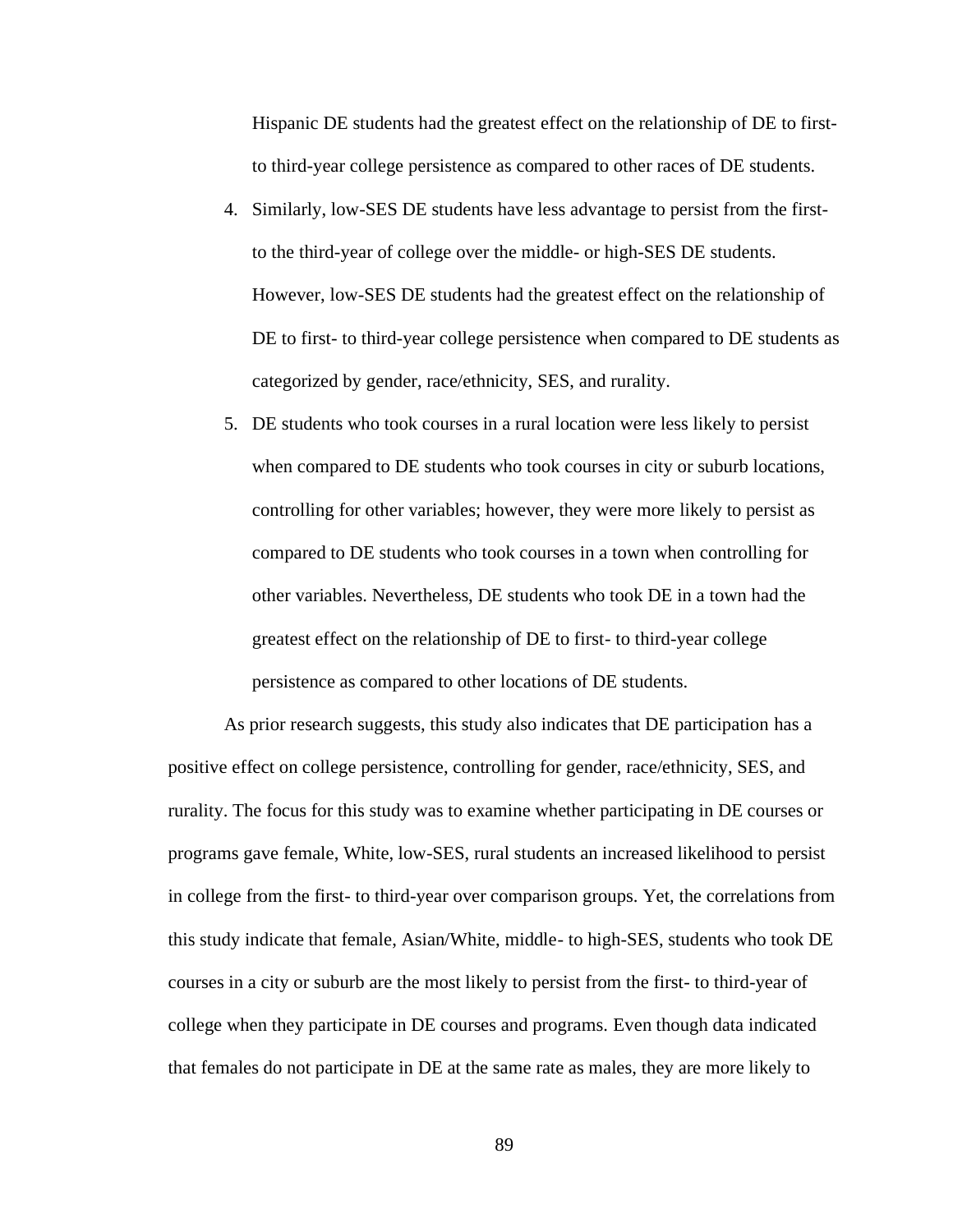Hispanic DE students had the greatest effect on the relationship of DE to first- to third-year college persistence as compared to other races of DE students.

4. Similarly, low-SES DE students have less advantage to persist from the first- to the third-year of college over the middle- or high-SES DE students. However, low-SES DE students had the greatest effect on the relationship of DE to first- to third-year college persistence when compared to DE students as categorized by gender, race/ethnicity, SES, and rurality.
5. DE students who took courses in a rural location were less likely to persist when compared to DE students who took courses in city or suburb locations, controlling for other variables; however, they were more likely to persist as compared to DE students who took courses in a town when controlling for other variables. Nevertheless, DE students who took DE in a town had the greatest effect on the relationship of DE to first- to third-year college persistence as compared to other locations of DE students.

As prior research suggests, this study also indicates that DE participation has a positive effect on college persistence, controlling for gender, race/ethnicity, SES, and rurality. The focus for this study was to examine whether participating in DE courses or programs gave female, White, low-SES, rural students an increased likelihood to persist in college from the first- to third-year over comparison groups. Yet, the correlations from this study indicate that female, Asian/White, middle- to high-SES, students who took DE courses in a city or suburb are the most likely to persist from the first- to third-year of college when they participate in DE courses and programs. Even though data indicated that females do not participate in DE at the same rate as males, they are more likely to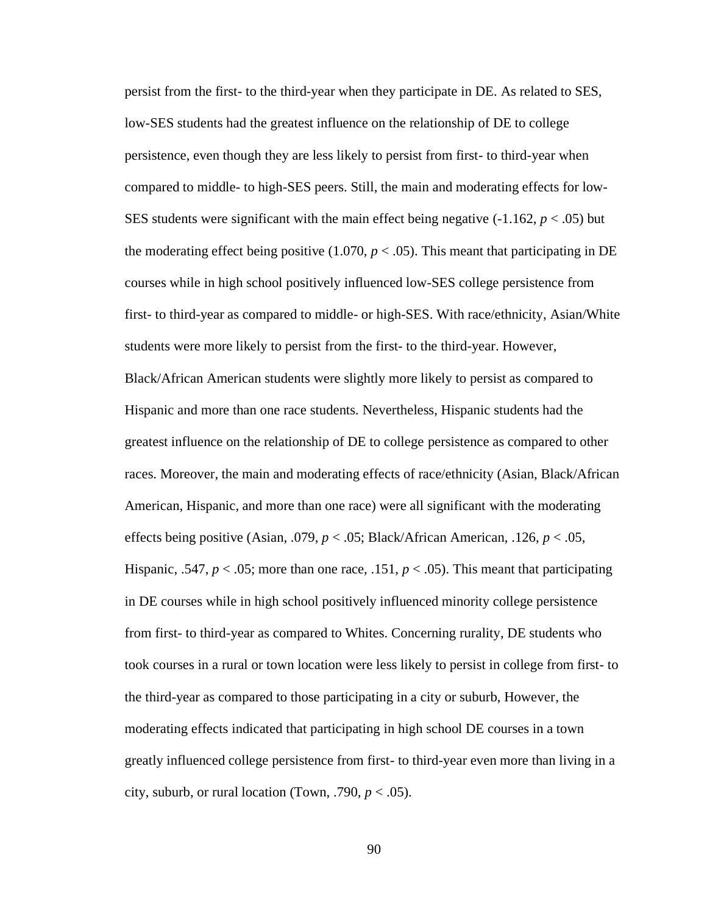persist from the first- to the third-year when they participate in DE. As related to SES, low-SES students had the greatest influence on the relationship of DE to college persistence, even though they are less likely to persist from first- to third-year when compared to middle- to high-SES peers. Still, the main and moderating effects for low-SES students were significant with the main effect being negative (-1.162, $p < .05$) but the moderating effect being positive (1.070, $p < .05$). This meant that participating in DE courses while in high school positively influenced low-SES college persistence from first- to third-year as compared to middle- or high-SES. With race/ethnicity, Asian/White students were more likely to persist from the first- to the third-year. However, Black/African American students were slightly more likely to persist as compared to Hispanic and more than one race students. Nevertheless, Hispanic students had the greatest influence on the relationship of DE to college persistence as compared to other races. Moreover, the main and moderating effects of race/ethnicity (Asian, Black/African American, Hispanic, and more than one race) were all significant with the moderating effects being positive (Asian, .079, $p < .05$; Black/African American, .126, $p < .05$, Hispanic, .547, $p < .05$; more than one race, .151, $p < .05$). This meant that participating in DE courses while in high school positively influenced minority college persistence from first- to third-year as compared to Whites. Concerning rurality, DE students who took courses in a rural or town location were less likely to persist in college from first- to the third-year as compared to those participating in a city or suburb, However, the moderating effects indicated that participating in high school DE courses in a town greatly influenced college persistence from first- to third-year even more than living in a city, suburb, or rural location (Town, .790, $p < .05$).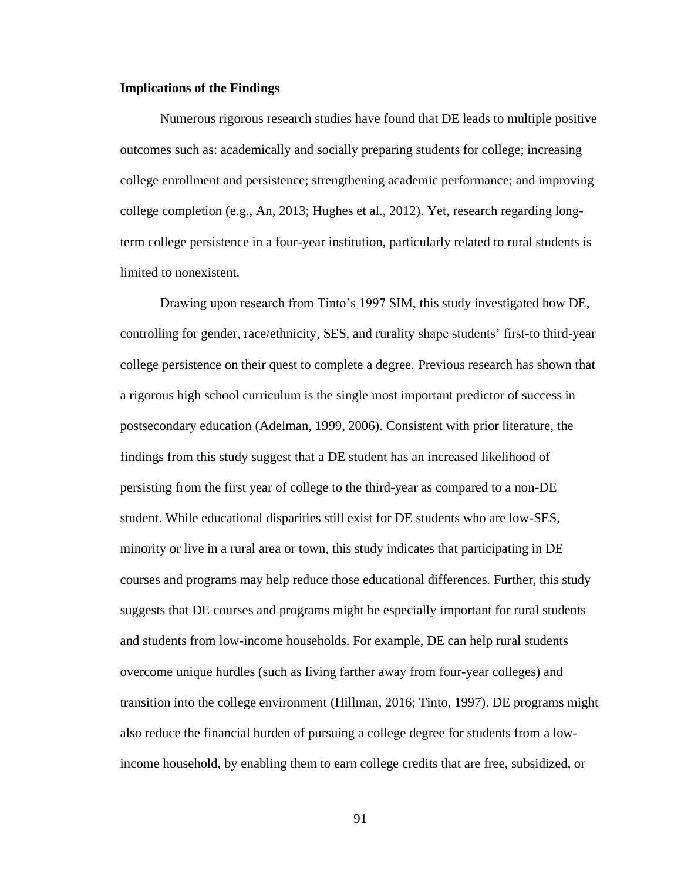**Implications of the Findings**

Numerous rigorous research studies have found that DE leads to multiple positive outcomes such as: academically and socially preparing students for college; increasing college enrollment and persistence; strengthening academic performance; and improving college completion (e.g., An, 2013; Hughes et al., 2012). Yet, research regarding long-term college persistence in a four-year institution, particularly related to rural students is limited to nonexistent.

Drawing upon research from Tinto's 1997 SIM, this study investigated how DE, controlling for gender, race/ethnicity, SES, and rurality shape students' first-to third-year college persistence on their quest to complete a degree. Previous research has shown that a rigorous high school curriculum is the single most important predictor of success in postsecondary education (Adelman, 1999, 2006). Consistent with prior literature, the findings from this study suggest that a DE student has an increased likelihood of persisting from the first year of college to the third-year as compared to a non-DE student. While educational disparities still exist for DE students who are low-SES, minority or live in a rural area or town, this study indicates that participating in DE courses and programs may help reduce those educational differences. Further, this study suggests that DE courses and programs might be especially important for rural students and students from low-income households. For example, DE can help rural students overcome unique hurdles (such as living farther away from four-year colleges) and transition into the college environment (Hillman, 2016; Tinto, 1997). DE programs might also reduce the financial burden of pursuing a college degree for students from a low-income household, by enabling them to earn college credits that are free, subsidized, or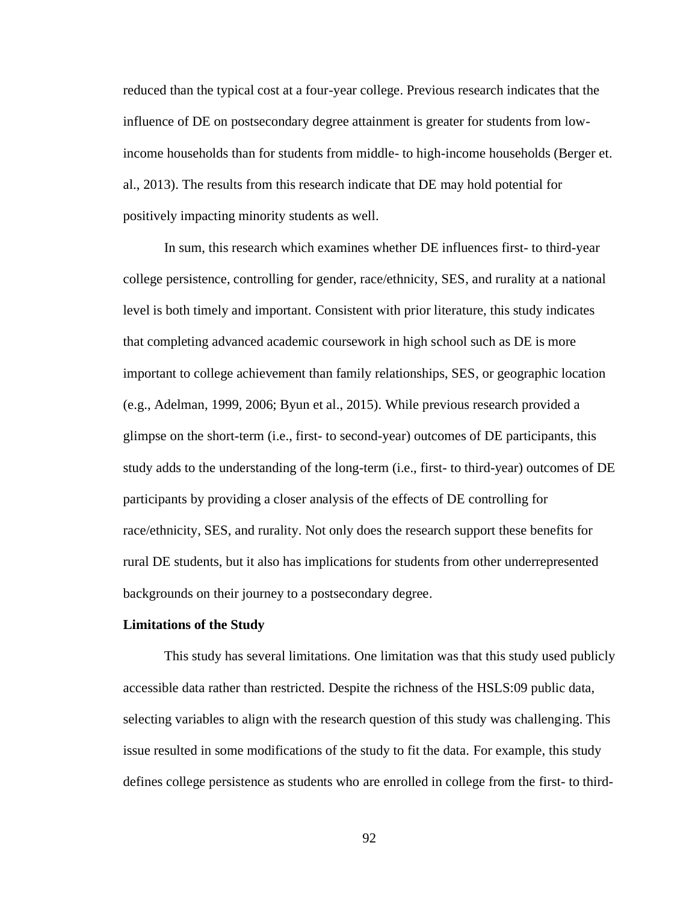reduced than the typical cost at a four-year college. Previous research indicates that the influence of DE on postsecondary degree attainment is greater for students from low-income households than for students from middle- to high-income households (Berger et. al., 2013). The results from this research indicate that DE may hold potential for positively impacting minority students as well.

In sum, this research which examines whether DE influences first- to third-year college persistence, controlling for gender, race/ethnicity, SES, and rurality at a national level is both timely and important. Consistent with prior literature, this study indicates that completing advanced academic coursework in high school such as DE is more important to college achievement than family relationships, SES, or geographic location (e.g., Adelman, 1999, 2006; Byun et al., 2015). While previous research provided a glimpse on the short-term (i.e., first- to second-year) outcomes of DE participants, this study adds to the understanding of the long-term (i.e., first- to third-year) outcomes of DE participants by providing a closer analysis of the effects of DE controlling for race/ethnicity, SES, and rurality. Not only does the research support these benefits for rural DE students, but it also has implications for students from other underrepresented backgrounds on their journey to a postsecondary degree.

**Limitations of the Study**

This study has several limitations. One limitation was that this study used publicly accessible data rather than restricted. Despite the richness of the HSLS:09 public data, selecting variables to align with the research question of this study was challenging. This issue resulted in some modifications of the study to fit the data. For example, this study defines college persistence as students who are enrolled in college from the first- to third-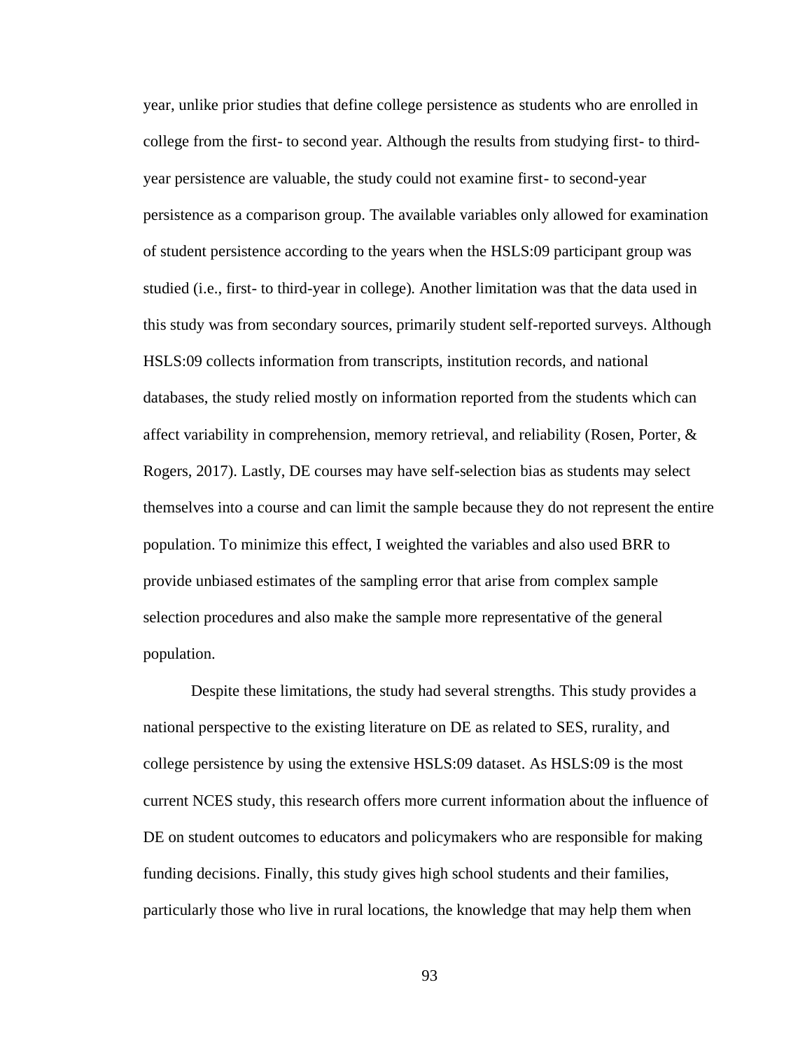year, unlike prior studies that define college persistence as students who are enrolled in college from the first- to second year. Although the results from studying first- to third-year persistence are valuable, the study could not examine first- to second-year persistence as a comparison group. The available variables only allowed for examination of student persistence according to the years when the HSLS:09 participant group was studied (i.e., first- to third-year in college). Another limitation was that the data used in this study was from secondary sources, primarily student self-reported surveys. Although HSLS:09 collects information from transcripts, institution records, and national databases, the study relied mostly on information reported from the students which can affect variability in comprehension, memory retrieval, and reliability (Rosen, Porter, & Rogers, 2017). Lastly, DE courses may have self-selection bias as students may select themselves into a course and can limit the sample because they do not represent the entire population. To minimize this effect, I weighted the variables and also used BRR to provide unbiased estimates of the sampling error that arise from complex sample selection procedures and also make the sample more representative of the general population.

Despite these limitations, the study had several strengths. This study provides a national perspective to the existing literature on DE as related to SES, rurality, and college persistence by using the extensive HSLS:09 dataset. As HSLS:09 is the most current NCES study, this research offers more current information about the influence of DE on student outcomes to educators and policymakers who are responsible for making funding decisions. Finally, this study gives high school students and their families, particularly those who live in rural locations, the knowledge that may help them when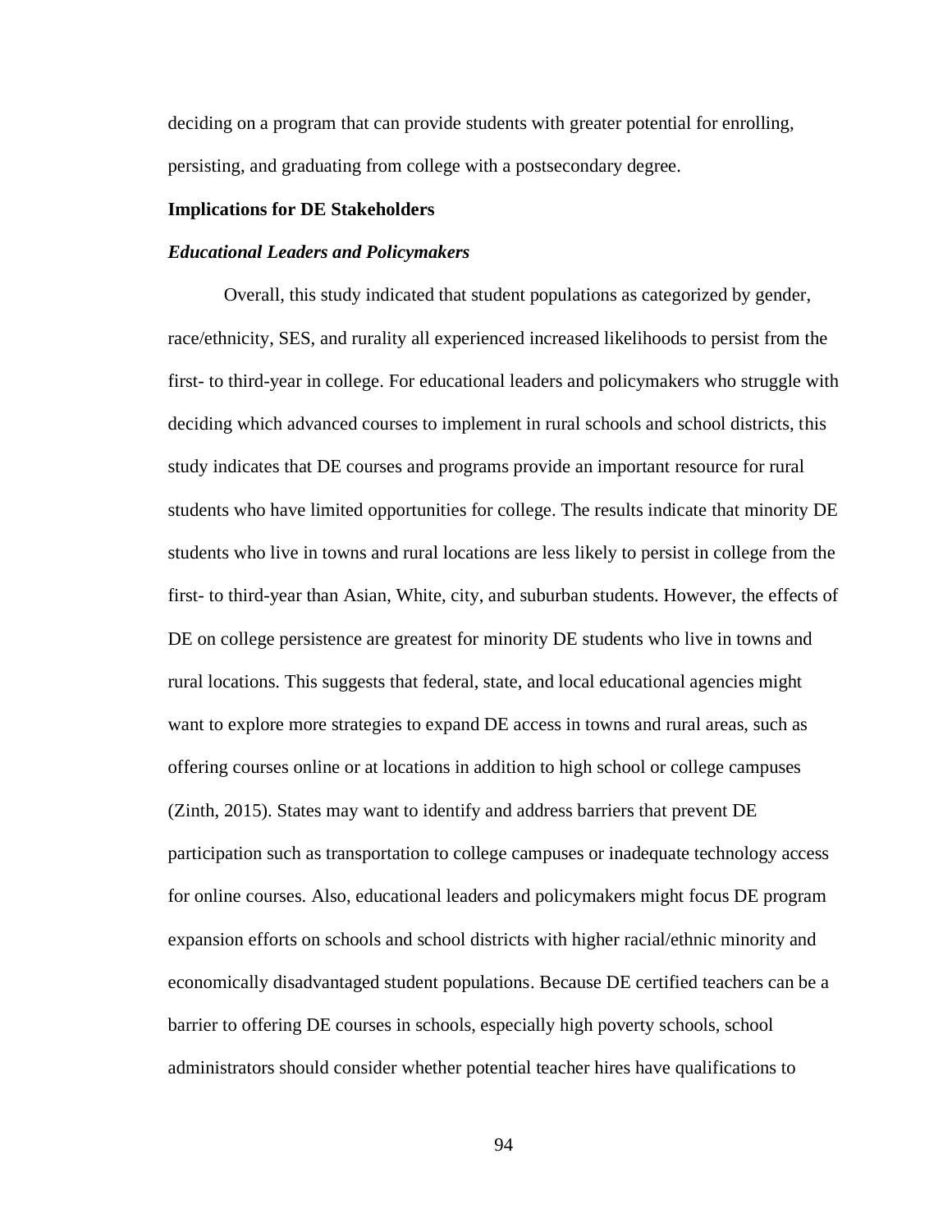deciding on a program that can provide students with greater potential for enrolling, persisting, and graduating from college with a postsecondary degree.

## Implications for DE Stakeholders

### *Educational Leaders and Policymakers*

Overall, this study indicated that student populations as categorized by gender, race/ethnicity, SES, and rurality all experienced increased likelihoods to persist from the first- to third-year in college. For educational leaders and policymakers who struggle with deciding which advanced courses to implement in rural schools and school districts, this study indicates that DE courses and programs provide an important resource for rural students who have limited opportunities for college. The results indicate that minority DE students who live in towns and rural locations are less likely to persist in college from the first- to third-year than Asian, White, city, and suburban students. However, the effects of DE on college persistence are greatest for minority DE students who live in towns and rural locations. This suggests that federal, state, and local educational agencies might want to explore more strategies to expand DE access in towns and rural areas, such as offering courses online or at locations in addition to high school or college campuses (Zinth, 2015). States may want to identify and address barriers that prevent DE participation such as transportation to college campuses or inadequate technology access for online courses. Also, educational leaders and policymakers might focus DE program expansion efforts on schools and school districts with higher racial/ethnic minority and economically disadvantaged student populations. Because DE certified teachers can be a barrier to offering DE courses in schools, especially high poverty schools, school administrators should consider whether potential teacher hires have qualifications to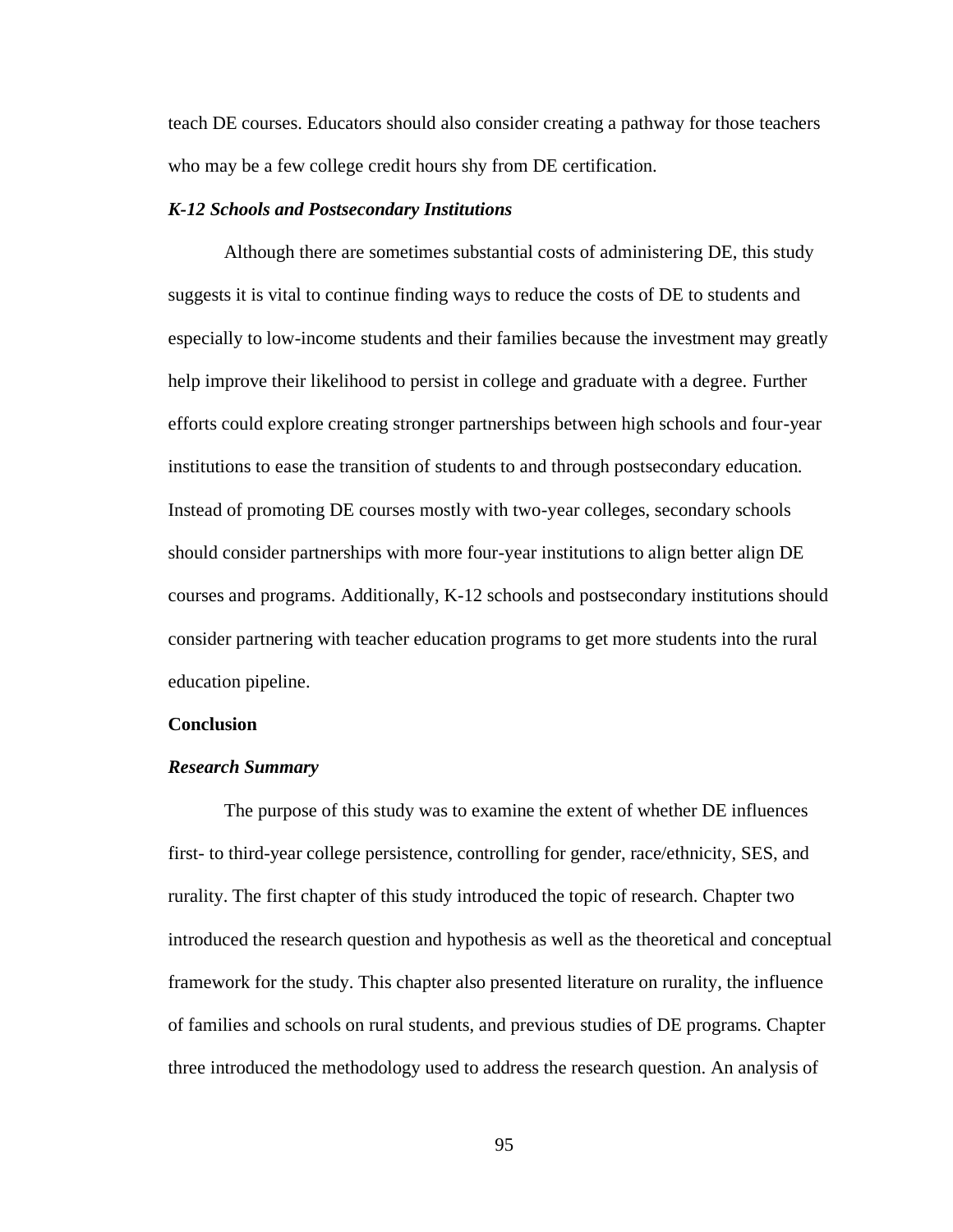teach DE courses. Educators should also consider creating a pathway for those teachers who may be a few college credit hours shy from DE certification.

### *K-12 Schools and Postsecondary Institutions*

Although there are sometimes substantial costs of administering DE, this study suggests it is vital to continue finding ways to reduce the costs of DE to students and especially to low-income students and their families because the investment may greatly help improve their likelihood to persist in college and graduate with a degree. Further efforts could explore creating stronger partnerships between high schools and four-year institutions to ease the transition of students to and through postsecondary education. Instead of promoting DE courses mostly with two-year colleges, secondary schools should consider partnerships with more four-year institutions to align better align DE courses and programs. Additionally, K-12 schools and postsecondary institutions should consider partnering with teacher education programs to get more students into the rural education pipeline.

## Conclusion

### *Research Summary*

The purpose of this study was to examine the extent of whether DE influences first- to third-year college persistence, controlling for gender, race/ethnicity, SES, and rurality. The first chapter of this study introduced the topic of research. Chapter two introduced the research question and hypothesis as well as the theoretical and conceptual framework for the study. This chapter also presented literature on rurality, the influence of families and schools on rural students, and previous studies of DE programs. Chapter three introduced the methodology used to address the research question. An analysis of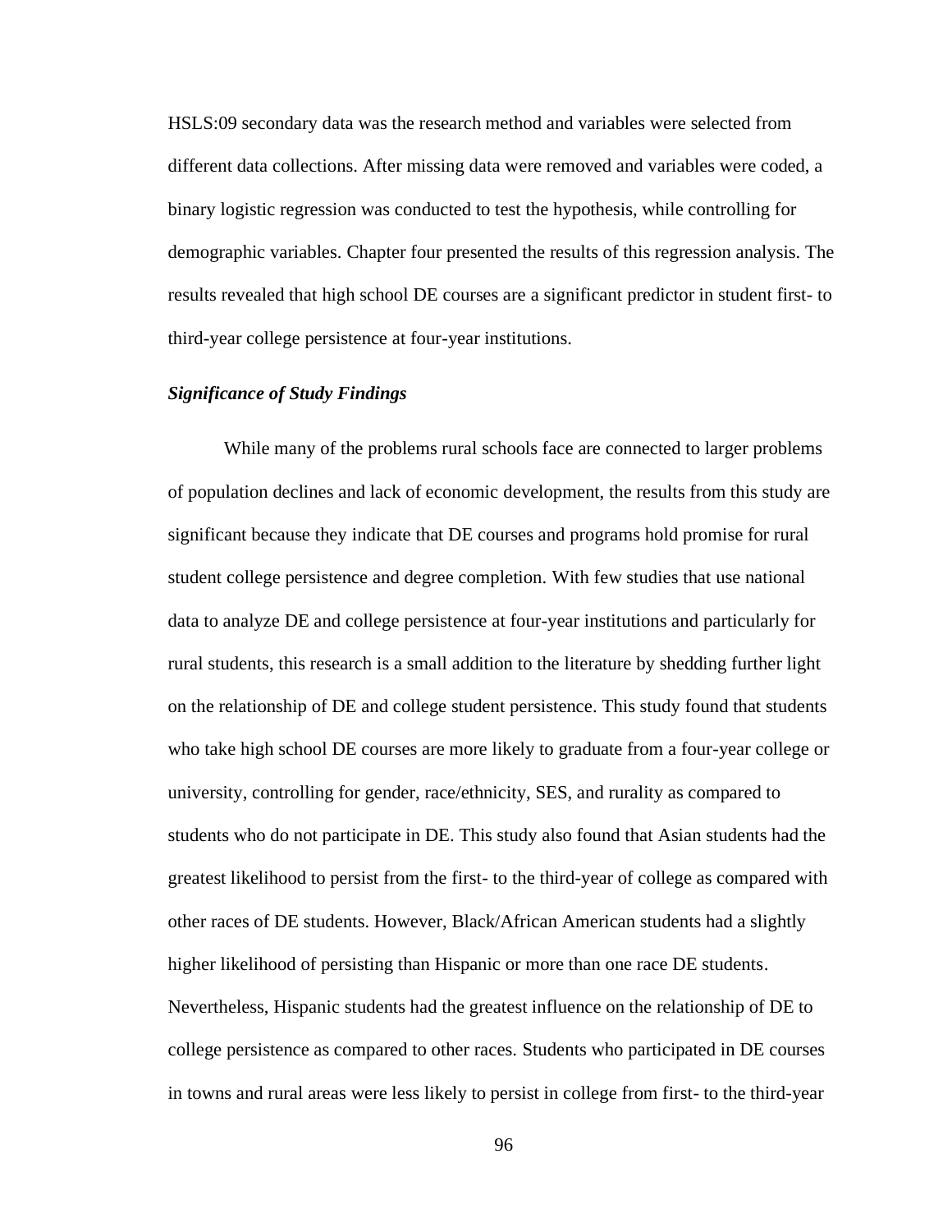HSLS:09 secondary data was the research method and variables were selected from different data collections. After missing data were removed and variables were coded, a binary logistic regression was conducted to test the hypothesis, while controlling for demographic variables. Chapter four presented the results of this regression analysis. The results revealed that high school DE courses are a significant predictor in student first- to third-year college persistence at four-year institutions.

### *Significance of Study Findings*

While many of the problems rural schools face are connected to larger problems of population declines and lack of economic development, the results from this study are significant because they indicate that DE courses and programs hold promise for rural student college persistence and degree completion. With few studies that use national data to analyze DE and college persistence at four-year institutions and particularly for rural students, this research is a small addition to the literature by shedding further light on the relationship of DE and college student persistence. This study found that students who take high school DE courses are more likely to graduate from a four-year college or university, controlling for gender, race/ethnicity, SES, and rurality as compared to students who do not participate in DE. This study also found that Asian students had the greatest likelihood to persist from the first- to the third-year of college as compared with other races of DE students. However, Black/African American students had a slightly higher likelihood of persisting than Hispanic or more than one race DE students. Nevertheless, Hispanic students had the greatest influence on the relationship of DE to college persistence as compared to other races. Students who participated in DE courses in towns and rural areas were less likely to persist in college from first- to the third-year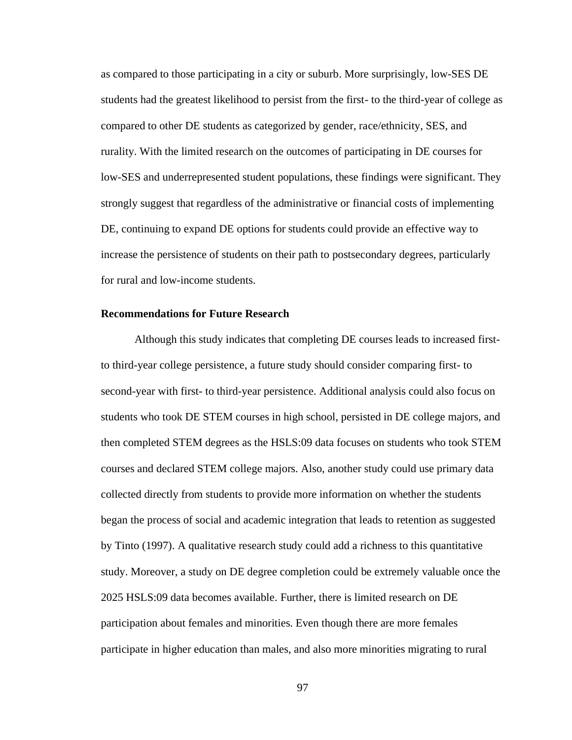as compared to those participating in a city or suburb. More surprisingly, low-SES DE students had the greatest likelihood to persist from the first- to the third-year of college as compared to other DE students as categorized by gender, race/ethnicity, SES, and rurality. With the limited research on the outcomes of participating in DE courses for low-SES and underrepresented student populations, these findings were significant. They strongly suggest that regardless of the administrative or financial costs of implementing DE, continuing to expand DE options for students could provide an effective way to increase the persistence of students on their path to postsecondary degrees, particularly for rural and low-income students.

### Recommendations for Future Research

Although this study indicates that completing DE courses leads to increased first- to third-year college persistence, a future study should consider comparing first- to second-year with first- to third-year persistence. Additional analysis could also focus on students who took DE STEM courses in high school, persisted in DE college majors, and then completed STEM degrees as the HSLS:09 data focuses on students who took STEM courses and declared STEM college majors. Also, another study could use primary data collected directly from students to provide more information on whether the students began the process of social and academic integration that leads to retention as suggested by Tinto (1997). A qualitative research study could add a richness to this quantitative study. Moreover, a study on DE degree completion could be extremely valuable once the 2025 HSLS:09 data becomes available. Further, there is limited research on DE participation about females and minorities. Even though there are more females participate in higher education than males, and also more minorities migrating to rural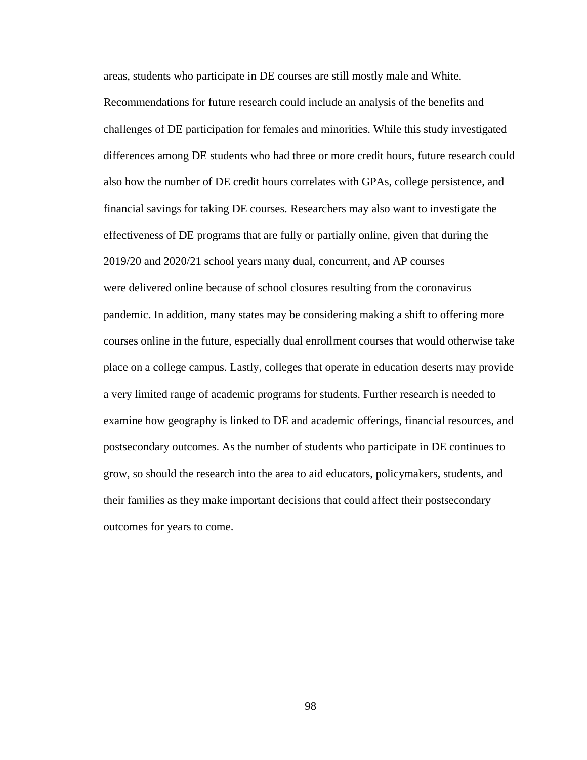areas, students who participate in DE courses are still mostly male and White. Recommendations for future research could include an analysis of the benefits and challenges of DE participation for females and minorities. While this study investigated differences among DE students who had three or more credit hours, future research could also how the number of DE credit hours correlates with GPAs, college persistence, and financial savings for taking DE courses. Researchers may also want to investigate the effectiveness of DE programs that are fully or partially online, given that during the 2019/20 and 2020/21 school years many dual, concurrent, and AP courses were delivered online because of school closures resulting from the coronavirus pandemic. In addition, many states may be considering making a shift to offering more courses online in the future, especially dual enrollment courses that would otherwise take place on a college campus. Lastly, colleges that operate in education deserts may provide a very limited range of academic programs for students. Further research is needed to examine how geography is linked to DE and academic offerings, financial resources, and postsecondary outcomes. As the number of students who participate in DE continues to grow, so should the research into the area to aid educators, policymakers, students, and their families as they make important decisions that could affect their postsecondary outcomes for years to come.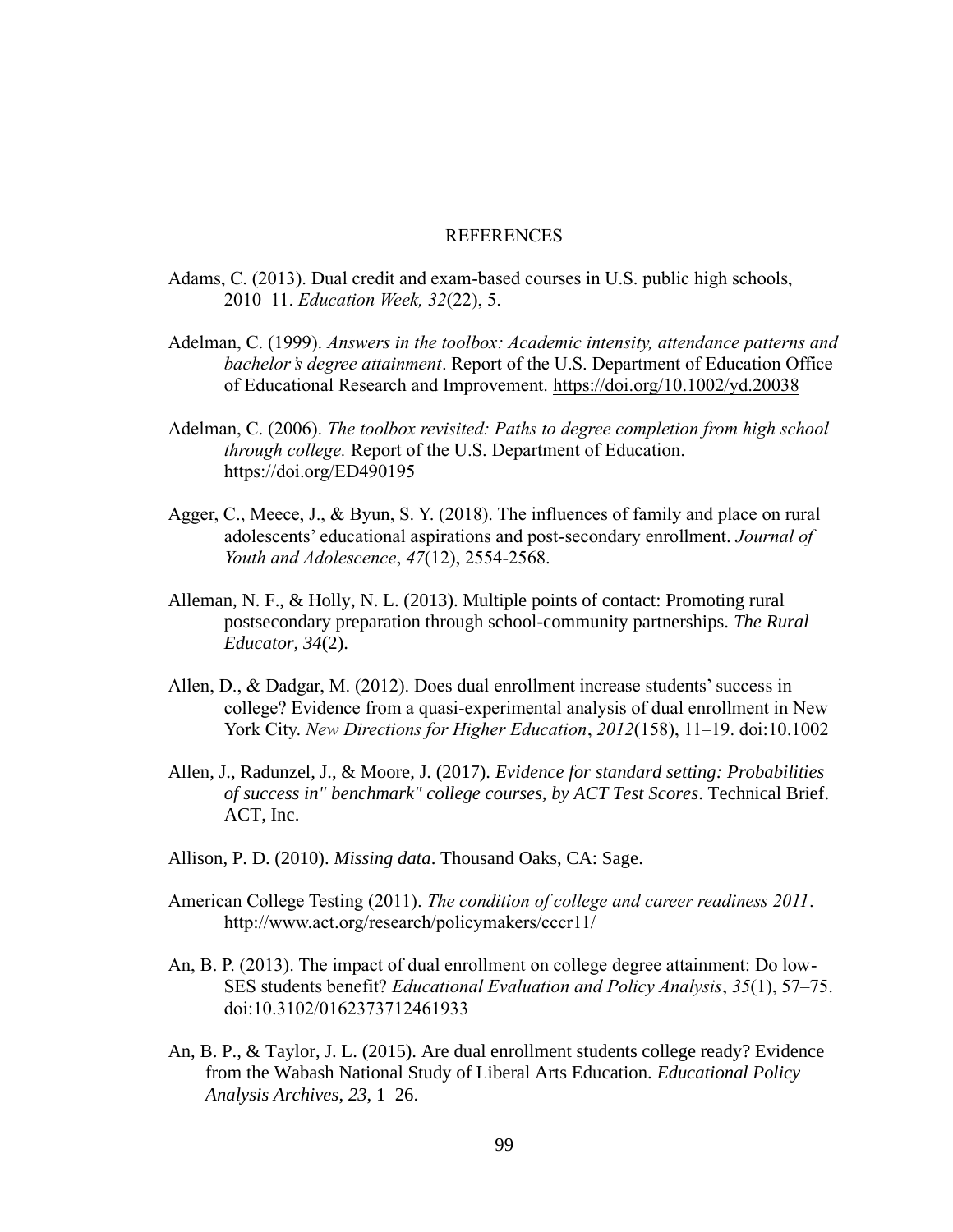# REFERENCES

Adams, C. (2013). Dual credit and exam-based courses in U.S. public high schools, 2010–11. *Education Week, 32*(22), 5.

Adelman, C. (1999). *Answers in the toolbox: Academic intensity, attendance patterns and bachelor's degree attainment*. Report of the U.S. Department of Education Office of Educational Research and Improvement. https://doi.org/10.1002/yd.20038

Adelman, C. (2006). *The toolbox revisited: Paths to degree completion from high school through college.* Report of the U.S. Department of Education. https://doi.org/ED490195

Agger, C., Meece, J., & Byun, S. Y. (2018). The influences of family and place on rural adolescents' educational aspirations and post-secondary enrollment. *Journal of Youth and Adolescence*, *47*(12), 2554-2568.

Alleman, N. F., & Holly, N. L. (2013). Multiple points of contact: Promoting rural postsecondary preparation through school-community partnerships. *The Rural Educator*, *34*(2).

Allen, D., & Dadgar, M. (2012). Does dual enrollment increase students' success in college? Evidence from a quasi-experimental analysis of dual enrollment in New York City. *New Directions for Higher Education*, *2012*(158), 11–19. doi:10.1002

Allen, J., Radunzel, J., & Moore, J. (2017). *Evidence for standard setting: Probabilities of success in" benchmark" college courses, by ACT Test Scores*. Technical Brief. ACT, Inc.

Allison, P. D. (2010). *Missing data*. Thousand Oaks, CA: Sage.

American College Testing (2011). *The condition of college and career readiness 2011*. http://www.act.org/research/policymakers/cccr11/

An, B. P. (2013). The impact of dual enrollment on college degree attainment: Do low-SES students benefit? *Educational Evaluation and Policy Analysis*, *35*(1), 57–75. doi:10.3102/0162373712461933

An, B. P., & Taylor, J. L. (2015). Are dual enrollment students college ready? Evidence from the Wabash National Study of Liberal Arts Education. *Educational Policy Analysis Archives*, *23*, 1–26.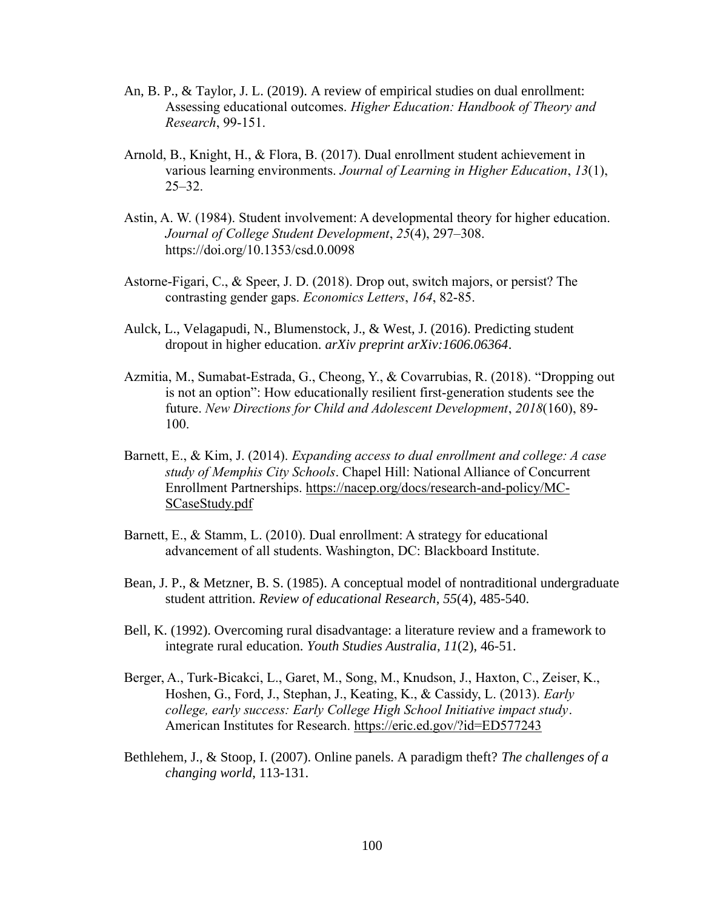An, B. P., & Taylor, J. L. (2019). A review of empirical studies on dual enrollment: Assessing educational outcomes. *Higher Education: Handbook of Theory and Research*, 99-151.

Arnold, B., Knight, H., & Flora, B. (2017). Dual enrollment student achievement in various learning environments. *Journal of Learning in Higher Education*, *13*(1), 25–32.

Astin, A. W. (1984). Student involvement: A developmental theory for higher education. *Journal of College Student Development*, *25*(4), 297–308. https://doi.org/10.1353/csd.0.0098

Astorne-Figari, C., & Speer, J. D. (2018). Drop out, switch majors, or persist? The contrasting gender gaps. *Economics Letters*, *164*, 82-85.

Aulck, L., Velagapudi, N., Blumenstock, J., & West, J. (2016). Predicting student dropout in higher education. *arXiv preprint arXiv:1606.06364*.

Azmitia, M., Sumabat-Estrada, G., Cheong, Y., & Covarrubias, R. (2018). "Dropping out is not an option": How educationally resilient first-generation students see the future. *New Directions for Child and Adolescent Development*, *2018*(160), 89-100.

Barnett, E., & Kim, J. (2014). *Expanding access to dual enrollment and college: A case study of Memphis City Schools*. Chapel Hill: National Alliance of Concurrent Enrollment Partnerships. https://nacep.org/docs/research-and-policy/MC-SCaseStudy.pdf

Barnett, E., & Stamm, L. (2010). Dual enrollment: A strategy for educational advancement of all students. Washington, DC: Blackboard Institute.

Bean, J. P., & Metzner, B. S. (1985). A conceptual model of nontraditional undergraduate student attrition. *Review of educational Research*, *55*(4), 485-540.

Bell, K. (1992). Overcoming rural disadvantage: a literature review and a framework to integrate rural education. *Youth Studies Australia*, *11*(2), 46-51.

Berger, A., Turk-Bicakci, L., Garet, M., Song, M., Knudson, J., Haxton, C., Zeiser, K., Hoshen, G., Ford, J., Stephan, J., Keating, K., & Cassidy, L. (2013). *Early college, early success: Early College High School Initiative impact study*. American Institutes for Research. https://eric.ed.gov/?id=ED577243

Bethlehem, J., & Stoop, I. (2007). Online panels. A paradigm theft? *The challenges of a changing world*, 113-131.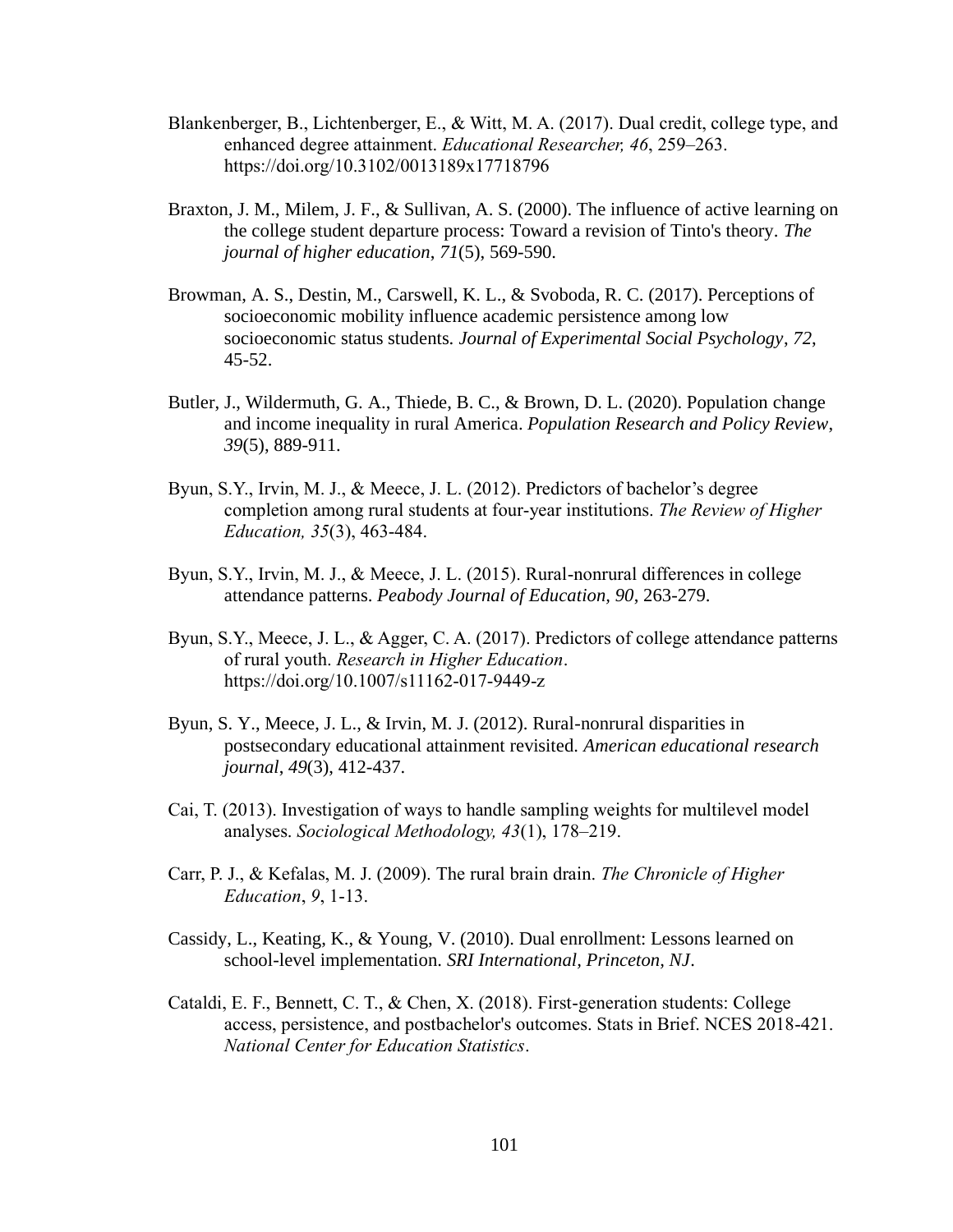Blankenberger, B., Lichtenberger, E., & Witt, M. A. (2017). Dual credit, college type, and enhanced degree attainment. *Educational Researcher, 46*, 259–263. https://doi.org/10.3102/0013189x17718796

Braxton, J. M., Milem, J. F., & Sullivan, A. S. (2000). The influence of active learning on the college student departure process: Toward a revision of Tinto's theory. *The journal of higher education*, *71*(5), 569-590.

Browman, A. S., Destin, M., Carswell, K. L., & Svoboda, R. C. (2017). Perceptions of socioeconomic mobility influence academic persistence among low socioeconomic status students. *Journal of Experimental Social Psychology*, *72*, 45-52.

Butler, J., Wildermuth, G. A., Thiede, B. C., & Brown, D. L. (2020). Population change and income inequality in rural America. *Population Research and Policy Review*, *39*(5), 889-911.

Byun, S.Y., Irvin, M. J., & Meece, J. L. (2012). Predictors of bachelor's degree completion among rural students at four-year institutions. *The Review of Higher Education, 35*(3), 463-484.

Byun, S.Y., Irvin, M. J., & Meece, J. L. (2015). Rural-nonrural differences in college attendance patterns. *Peabody Journal of Education, 90*, 263-279.

Byun, S.Y., Meece, J. L., & Agger, C. A. (2017). Predictors of college attendance patterns of rural youth. *Research in Higher Education*. https://doi.org/10.1007/s11162-017-9449-z

Byun, S. Y., Meece, J. L., & Irvin, M. J. (2012). Rural-nonrural disparities in postsecondary educational attainment revisited. *American educational research journal*, *49*(3), 412-437.

Cai, T. (2013). Investigation of ways to handle sampling weights for multilevel model analyses. *Sociological Methodology, 43*(1), 178–219.

Carr, P. J., & Kefalas, M. J. (2009). The rural brain drain. *The Chronicle of Higher Education*, *9*, 1-13.

Cassidy, L., Keating, K., & Young, V. (2010). Dual enrollment: Lessons learned on school-level implementation. *SRI International, Princeton, NJ*.

Cataldi, E. F., Bennett, C. T., & Chen, X. (2018). First-generation students: College access, persistence, and postbachelor's outcomes. Stats in Brief. NCES 2018-421. *National Center for Education Statistics*.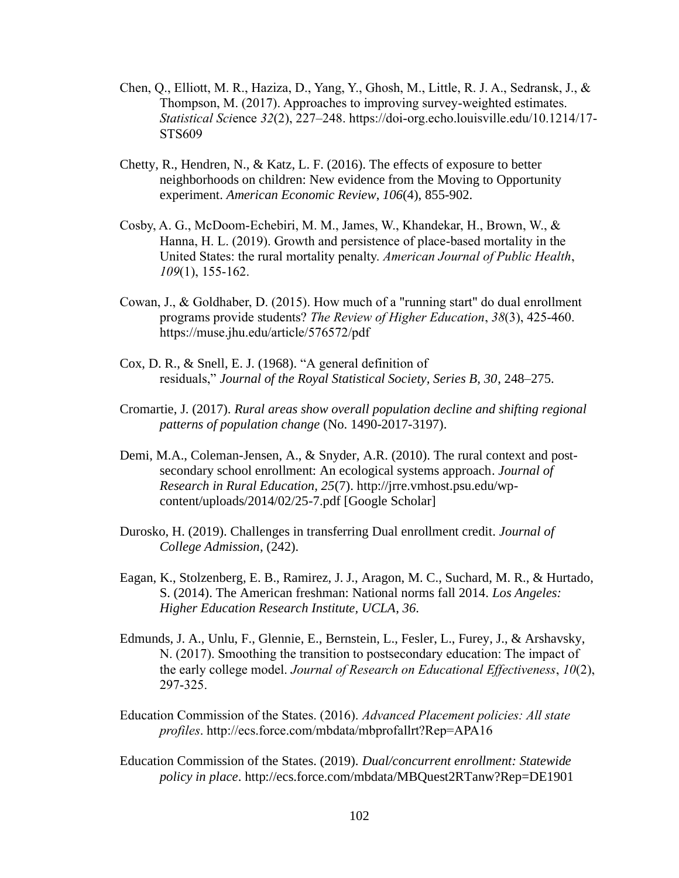Chen, Q., Elliott, M. R., Haziza, D., Yang, Y., Ghosh, M., Little, R. J. A., Sedransk, J., & Thompson, M. (2017). Approaches to improving survey-weighted estimates. *Statistical Science* *32*(2), 227–248. https://doi-org.echo.louisville.edu/10.1214/17-STS609

Chetty, R., Hendren, N., & Katz, L. F. (2016). The effects of exposure to better neighborhoods on children: New evidence from the Moving to Opportunity experiment. *American Economic Review*, *106*(4), 855-902.

Cosby, A. G., McDoom-Echebiri, M. M., James, W., Khandekar, H., Brown, W., & Hanna, H. L. (2019). Growth and persistence of place-based mortality in the United States: the rural mortality penalty. *American Journal of Public Health*, *109*(1), 155-162.

Cowan, J., & Goldhaber, D. (2015). How much of a "running start" do dual enrollment programs provide students? *The Review of Higher Education*, *38*(3), 425-460. https://muse.jhu.edu/article/576572/pdf

Cox, D. R., & Snell, E. J. (1968). "A general definition of residuals," *Journal of the Royal Statistical Society, Series B, 30*, 248–275.

Cromartie, J. (2017). *Rural areas show overall population decline and shifting regional patterns of population change* (No. 1490-2017-3197).

Demi, M.A., Coleman-Jensen, A., & Snyder, A.R. (2010). The rural context and post-secondary school enrollment: An ecological systems approach. *Journal of Research in Rural Education, 25*(7). http://jrre.vmhost.psu.edu/wp-content/uploads/2014/02/25-7.pdf [Google Scholar]

Durosko, H. (2019). Challenges in transferring Dual enrollment credit. *Journal of College Admission*, (242).

Eagan, K., Stolzenberg, E. B., Ramirez, J. J., Aragon, M. C., Suchard, M. R., & Hurtado, S. (2014). The American freshman: National norms fall 2014. *Los Angeles: Higher Education Research Institute, UCLA*, *36*.

Edmunds, J. A., Unlu, F., Glennie, E., Bernstein, L., Fesler, L., Furey, J., & Arshavsky, N. (2017). Smoothing the transition to postsecondary education: The impact of the early college model. *Journal of Research on Educational Effectiveness*, *10*(2), 297-325.

Education Commission of the States. (2016). *Advanced Placement policies: All state profiles*. http://ecs.force.com/mbdata/mbprofallrt?Rep=APA16

Education Commission of the States. (2019). *Dual/concurrent enrollment: Statewide policy in place*. http://ecs.force.com/mbdata/MBQuest2RTanw?Rep=DE1901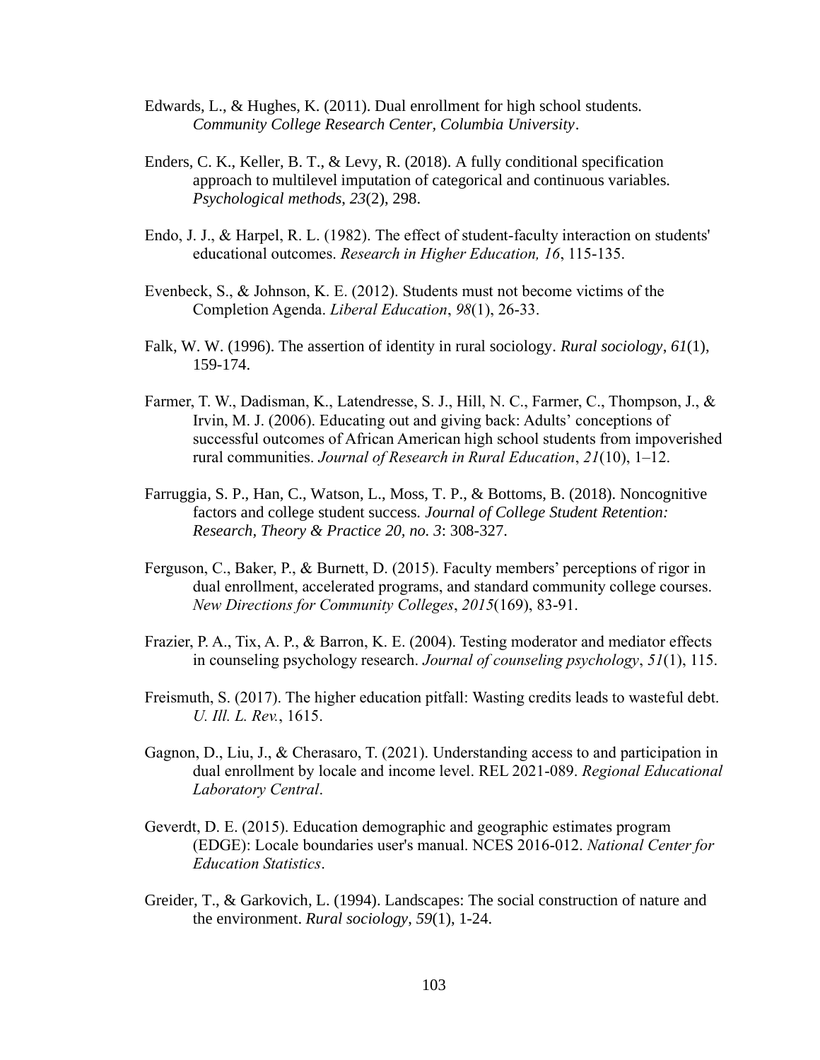Edwards, L., & Hughes, K. (2011). Dual enrollment for high school students. *Community College Research Center, Columbia University*.

Enders, C. K., Keller, B. T., & Levy, R. (2018). A fully conditional specification approach to multilevel imputation of categorical and continuous variables. *Psychological methods*, *23*(2), 298.

Endo, J. J., & Harpel, R. L. (1982). The effect of student-faculty interaction on students' educational outcomes. *Research in Higher Education, 16*, 115-135.

Evenbeck, S., & Johnson, K. E. (2012). Students must not become victims of the Completion Agenda. *Liberal Education*, *98*(1), 26-33.

Falk, W. W. (1996). The assertion of identity in rural sociology. *Rural sociology*, *61*(1), 159-174.

Farmer, T. W., Dadisman, K., Latendresse, S. J., Hill, N. C., Farmer, C., Thompson, J., & Irvin, M. J. (2006). Educating out and giving back: Adults' conceptions of successful outcomes of African American high school students from impoverished rural communities. *Journal of Research in Rural Education*, *21*(10), 1–12.

Farruggia, S. P., Han, C., Watson, L., Moss, T. P., & Bottoms, B. (2018). Noncognitive factors and college student success. *Journal of College Student Retention: Research, Theory & Practice 20, no. 3*: 308-327.

Ferguson, C., Baker, P., & Burnett, D. (2015). Faculty members' perceptions of rigor in dual enrollment, accelerated programs, and standard community college courses. *New Directions for Community Colleges*, *2015*(169), 83-91.

Frazier, P. A., Tix, A. P., & Barron, K. E. (2004). Testing moderator and mediator effects in counseling psychology research. *Journal of counseling psychology*, *51*(1), 115.

Freismuth, S. (2017). The higher education pitfall: Wasting credits leads to wasteful debt. *U. Ill. L. Rev.*, 1615.

Gagnon, D., Liu, J., & Cherasaro, T. (2021). Understanding access to and participation in dual enrollment by locale and income level. REL 2021-089. *Regional Educational Laboratory Central*.

Geverdt, D. E. (2015). Education demographic and geographic estimates program (EDGE): Locale boundaries user's manual. NCES 2016-012. *National Center for Education Statistics*.

Greider, T., & Garkovich, L. (1994). Landscapes: The social construction of nature and the environment. *Rural sociology*, *59*(1), 1-24.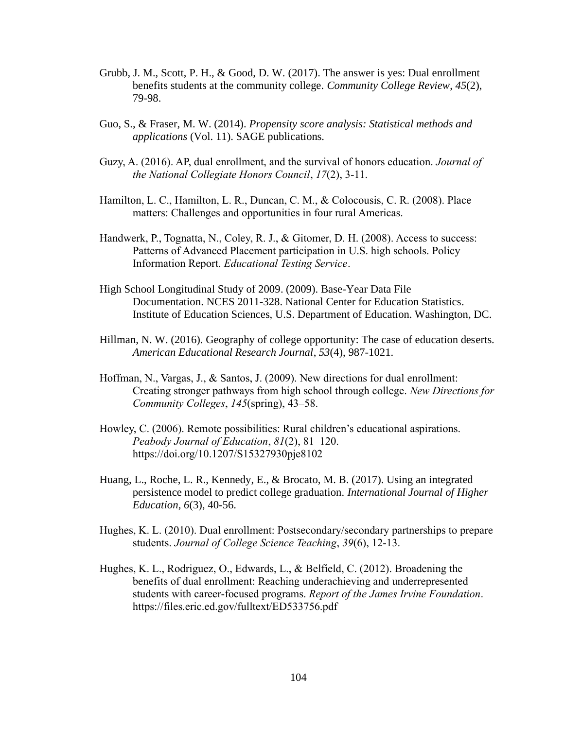Grubb, J. M., Scott, P. H., & Good, D. W. (2017). The answer is yes: Dual enrollment benefits students at the community college. *Community College Review, 45*(2), 79-98.

Guo, S., & Fraser, M. W. (2014). *Propensity score analysis: Statistical methods and applications* (Vol. 11). SAGE publications.

Guzy, A. (2016). AP, dual enrollment, and the survival of honors education. *Journal of the National Collegiate Honors Council*, *17*(2), 3-11.

Hamilton, L. C., Hamilton, L. R., Duncan, C. M., & Colocousis, C. R. (2008). Place matters: Challenges and opportunities in four rural Americas.

Handwerk, P., Tognatta, N., Coley, R. J., & Gitomer, D. H. (2008). Access to success: Patterns of Advanced Placement participation in U.S. high schools. Policy Information Report. *Educational Testing Service*.

High School Longitudinal Study of 2009. (2009). Base-Year Data File Documentation. NCES 2011-328. National Center for Education Statistics. Institute of Education Sciences, U.S. Department of Education. Washington, DC.

Hillman, N. W. (2016). Geography of college opportunity: The case of education deserts. *American Educational Research Journal*, *53*(4), 987-1021.

Hoffman, N., Vargas, J., & Santos, J. (2009). New directions for dual enrollment: Creating stronger pathways from high school through college. *New Directions for Community Colleges*, *145*(spring), 43–58.

Howley, C. (2006). Remote possibilities: Rural children's educational aspirations. *Peabody Journal of Education*, *81*(2), 81–120. https://doi.org/10.1207/S15327930pje8102

Huang, L., Roche, L. R., Kennedy, E., & Brocato, M. B. (2017). Using an integrated persistence model to predict college graduation. *International Journal of Higher Education*, *6*(3), 40-56.

Hughes, K. L. (2010). Dual enrollment: Postsecondary/secondary partnerships to prepare students. *Journal of College Science Teaching*, *39*(6), 12-13.

Hughes, K. L., Rodriguez, O., Edwards, L., & Belfield, C. (2012). Broadening the benefits of dual enrollment: Reaching underachieving and underrepresented students with career-focused programs. *Report of the James Irvine Foundation*. https://files.eric.ed.gov/fulltext/ED533756.pdf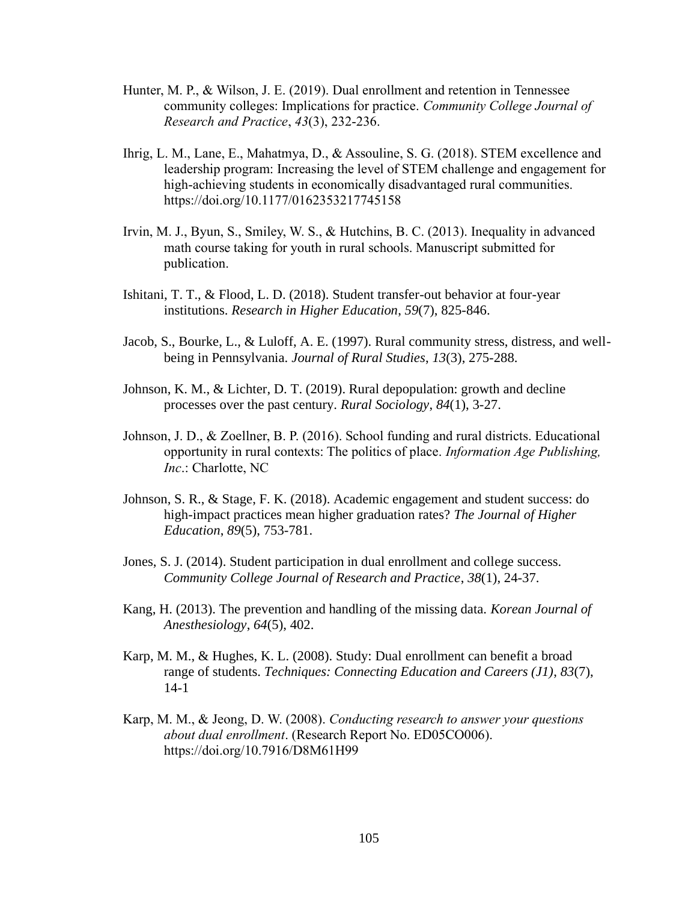Hunter, M. P., & Wilson, J. E. (2019). Dual enrollment and retention in Tennessee community colleges: Implications for practice. *Community College Journal of Research and Practice*, *43*(3), 232-236.

Ihrig, L. M., Lane, E., Mahatmya, D., & Assouline, S. G. (2018). STEM excellence and leadership program: Increasing the level of STEM challenge and engagement for high-achieving students in economically disadvantaged rural communities. https://doi.org/10.1177/0162353217745158

Irvin, M. J., Byun, S., Smiley, W. S., & Hutchins, B. C. (2013). Inequality in advanced math course taking for youth in rural schools. Manuscript submitted for publication.

Ishitani, T. T., & Flood, L. D. (2018). Student transfer-out behavior at four-year institutions. *Research in Higher Education*, *59*(7), 825-846.

Jacob, S., Bourke, L., & Luloff, A. E. (1997). Rural community stress, distress, and well-being in Pennsylvania. *Journal of Rural Studies*, *13*(3), 275-288.

Johnson, K. M., & Lichter, D. T. (2019). Rural depopulation: growth and decline processes over the past century. *Rural Sociology*, *84*(1), 3-27.

Johnson, J. D., & Zoellner, B. P. (2016). School funding and rural districts. Educational opportunity in rural contexts: The politics of place. *Information Age Publishing, Inc*.: Charlotte, NC

Johnson, S. R., & Stage, F. K. (2018). Academic engagement and student success: do high-impact practices mean higher graduation rates? *The Journal of Higher Education*, *89*(5), 753-781.

Jones, S. J. (2014). Student participation in dual enrollment and college success. *Community College Journal of Research and Practice*, *38*(1), 24-37.

Kang, H. (2013). The prevention and handling of the missing data. *Korean Journal of Anesthesiology*, *64*(5), 402.

Karp, M. M., & Hughes, K. L. (2008). Study: Dual enrollment can benefit a broad range of students. *Techniques: Connecting Education and Careers (J1)*, *83*(7), 14-1

Karp, M. M., & Jeong, D. W. (2008). *Conducting research to answer your questions about dual enrollment*. (Research Report No. ED05CO006). https://doi.org/10.7916/D8M61H99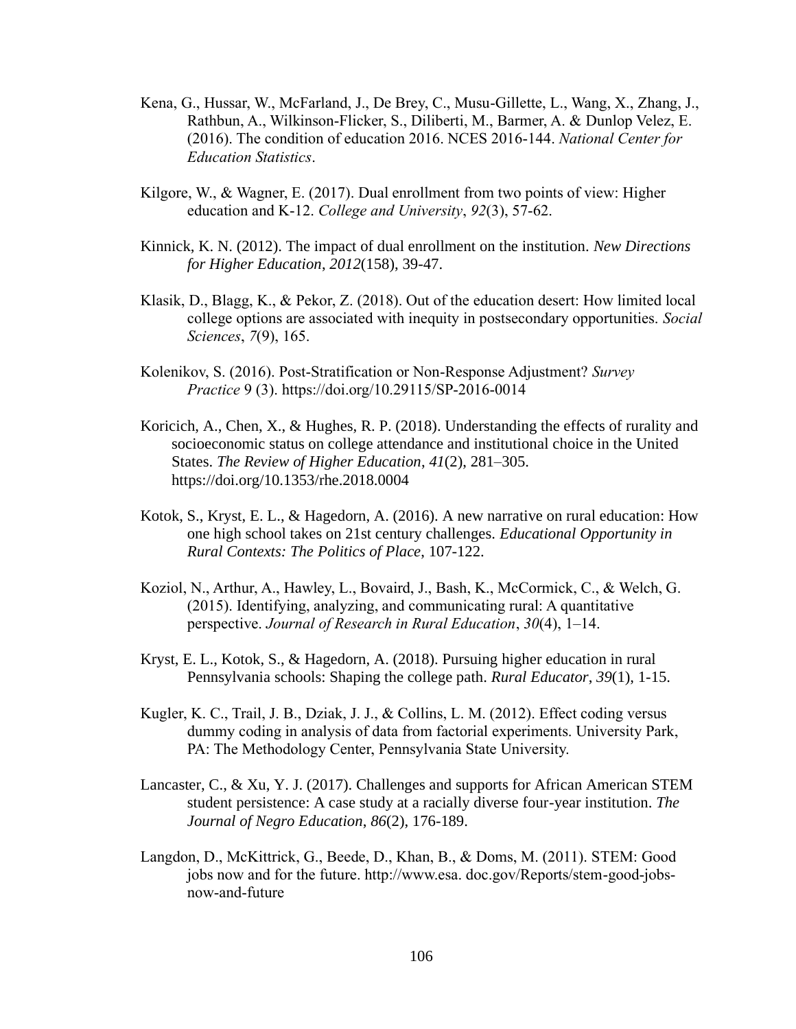Kena, G., Hussar, W., McFarland, J., De Brey, C., Musu-Gillette, L., Wang, X., Zhang, J., Rathbun, A., Wilkinson-Flicker, S., Diliberti, M., Barmer, A. & Dunlop Velez, E. (2016). The condition of education 2016. NCES 2016-144. *National Center for Education Statistics*.

Kilgore, W., & Wagner, E. (2017). Dual enrollment from two points of view: Higher education and K-12. *College and University*, *92*(3), 57-62.

Kinnick, K. N. (2012). The impact of dual enrollment on the institution. *New Directions for Higher Education, 2012*(158), 39-47.

Klasik, D., Blagg, K., & Pekor, Z. (2018). Out of the education desert: How limited local college options are associated with inequity in postsecondary opportunities. *Social Sciences*, *7*(9), 165.

Kolenikov, S. (2016). Post-Stratification or Non-Response Adjustment? *Survey Practice* 9 (3). https://doi.org/10.29115/SP-2016-0014

Koricich, A., Chen, X., & Hughes, R. P. (2018). Understanding the effects of rurality and socioeconomic status on college attendance and institutional choice in the United States. *The Review of Higher Education*, *41*(2), 281–305. https://doi.org/10.1353/rhe.2018.0004

Kotok, S., Kryst, E. L., & Hagedorn, A. (2016). A new narrative on rural education: How one high school takes on 21st century challenges. *Educational Opportunity in Rural Contexts: The Politics of Place*, 107-122.

Koziol, N., Arthur, A., Hawley, L., Bovaird, J., Bash, K., McCormick, C., & Welch, G. (2015). Identifying, analyzing, and communicating rural: A quantitative perspective. *Journal of Research in Rural Education*, *30*(4), 1–14.

Kryst, E. L., Kotok, S., & Hagedorn, A. (2018). Pursuing higher education in rural Pennsylvania schools: Shaping the college path. *Rural Educator*, *39*(1), 1-15.

Kugler, K. C., Trail, J. B., Dziak, J. J., & Collins, L. M. (2012). Effect coding versus dummy coding in analysis of data from factorial experiments. University Park, PA: The Methodology Center, Pennsylvania State University.

Lancaster, C., & Xu, Y. J. (2017). Challenges and supports for African American STEM student persistence: A case study at a racially diverse four-year institution. *The Journal of Negro Education*, *86*(2), 176-189.

Langdon, D., McKittrick, G., Beede, D., Khan, B., & Doms, M. (2011). STEM: Good jobs now and for the future. http://www.esa. doc.gov/Reports/stem-good-jobs-now-and-future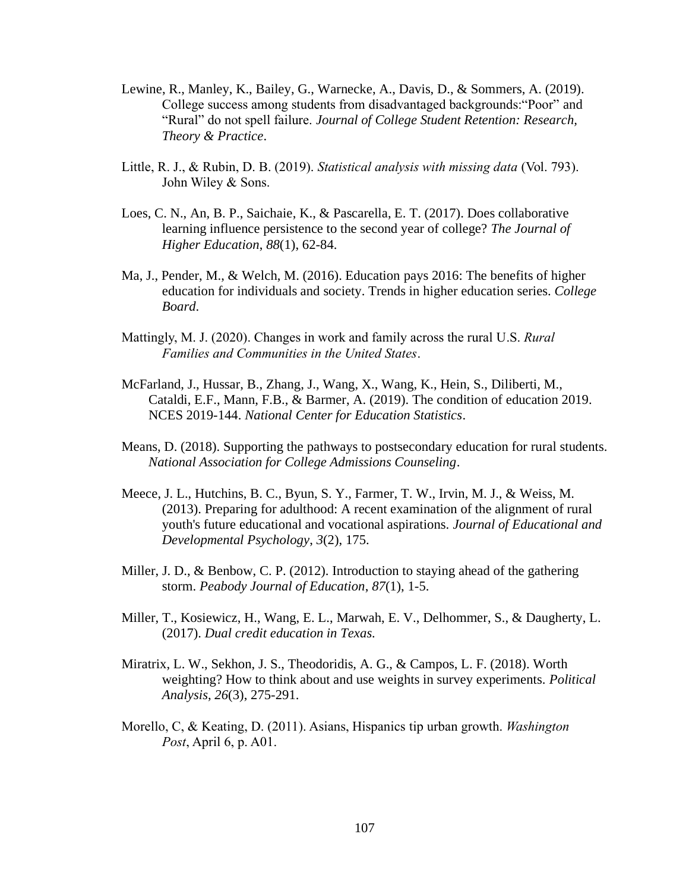Lewine, R., Manley, K., Bailey, G., Warnecke, A., Davis, D., & Sommers, A. (2019). College success among students from disadvantaged backgrounds:“Poor” and “Rural” do not spell failure. *Journal of College Student Retention: Research, Theory & Practice*.

Little, R. J., & Rubin, D. B. (2019). *Statistical analysis with missing data* (Vol. 793). John Wiley & Sons.

Loes, C. N., An, B. P., Saichaie, K., & Pascarella, E. T. (2017). Does collaborative learning influence persistence to the second year of college? *The Journal of Higher Education*, *88*(1), 62-84.

Ma, J., Pender, M., & Welch, M. (2016). Education pays 2016: The benefits of higher education for individuals and society. Trends in higher education series. *College Board*.

Mattingly, M. J. (2020). Changes in work and family across the rural U.S. *Rural Families and Communities in the United States*.

McFarland, J., Hussar, B., Zhang, J., Wang, X., Wang, K., Hein, S., Diliberti, M., Cataldi, E.F., Mann, F.B., & Barmer, A. (2019). The condition of education 2019. NCES 2019-144. *National Center for Education Statistics*.

Means, D. (2018). Supporting the pathways to postsecondary education for rural students. *National Association for College Admissions Counseling*.

Meece, J. L., Hutchins, B. C., Byun, S. Y., Farmer, T. W., Irvin, M. J., & Weiss, M. (2013). Preparing for adulthood: A recent examination of the alignment of rural youth's future educational and vocational aspirations. *Journal of Educational and Developmental Psychology*, *3*(2), 175.

Miller, J. D., & Benbow, C. P. (2012). Introduction to staying ahead of the gathering storm. *Peabody Journal of Education*, *87*(1), 1-5.

Miller, T., Kosiewicz, H., Wang, E. L., Marwah, E. V., Delhommer, S., & Daugherty, L. (2017). *Dual credit education in Texas.*

Miratrix, L. W., Sekhon, J. S., Theodoridis, A. G., & Campos, L. F. (2018). Worth weighting? How to think about and use weights in survey experiments. *Political Analysis*, *26*(3), 275-291.

Morello, C, & Keating, D. (2011). Asians, Hispanics tip urban growth. *Washington Post*, April 6, p. A01.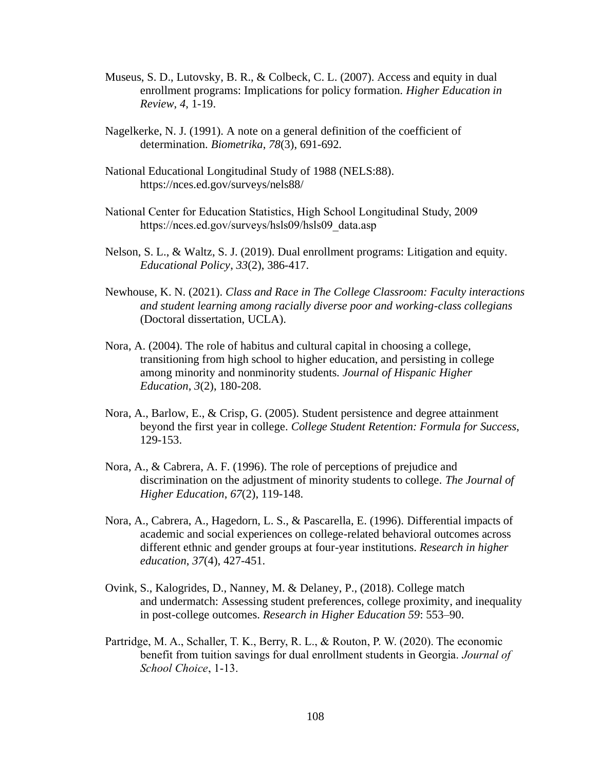Museus, S. D., Lutovsky, B. R., & Colbeck, C. L. (2007). Access and equity in dual enrollment programs: Implications for policy formation. *Higher Education in Review*, *4*, 1-19.

Nagelkerke, N. J. (1991). A note on a general definition of the coefficient of determination. *Biometrika*, *78*(3), 691-692.

National Educational Longitudinal Study of 1988 (NELS:88). https://nces.ed.gov/surveys/nels88/

National Center for Education Statistics, High School Longitudinal Study, 2009 https://nces.ed.gov/surveys/hsls09/hsls09_data.asp

Nelson, S. L., & Waltz, S. J. (2019). Dual enrollment programs: Litigation and equity. *Educational Policy*, *33*(2), 386-417.

Newhouse, K. N. (2021). *Class and Race in The College Classroom: Faculty interactions and student learning among racially diverse poor and working-class collegians* (Doctoral dissertation, UCLA).

Nora, A. (2004). The role of habitus and cultural capital in choosing a college, transitioning from high school to higher education, and persisting in college among minority and nonminority students. *Journal of Hispanic Higher Education*, *3*(2), 180-208.

Nora, A., Barlow, E., & Crisp, G. (2005). Student persistence and degree attainment beyond the first year in college. *College Student Retention: Formula for Success*, 129-153.

Nora, A., & Cabrera, A. F. (1996). The role of perceptions of prejudice and discrimination on the adjustment of minority students to college. *The Journal of Higher Education*, *67*(2), 119-148.

Nora, A., Cabrera, A., Hagedorn, L. S., & Pascarella, E. (1996). Differential impacts of academic and social experiences on college-related behavioral outcomes across different ethnic and gender groups at four-year institutions. *Research in higher education*, *37*(4), 427-451.

Ovink, S., Kalogrides, D., Nanney, M. & Delaney, P., (2018). College match and undermatch: Assessing student preferences, college proximity, and inequality in post-college outcomes. *Research in Higher Education 59*: 553–90.

Partridge, M. A., Schaller, T. K., Berry, R. L., & Routon, P. W. (2020). The economic benefit from tuition savings for dual enrollment students in Georgia. *Journal of School Choice*, 1-13.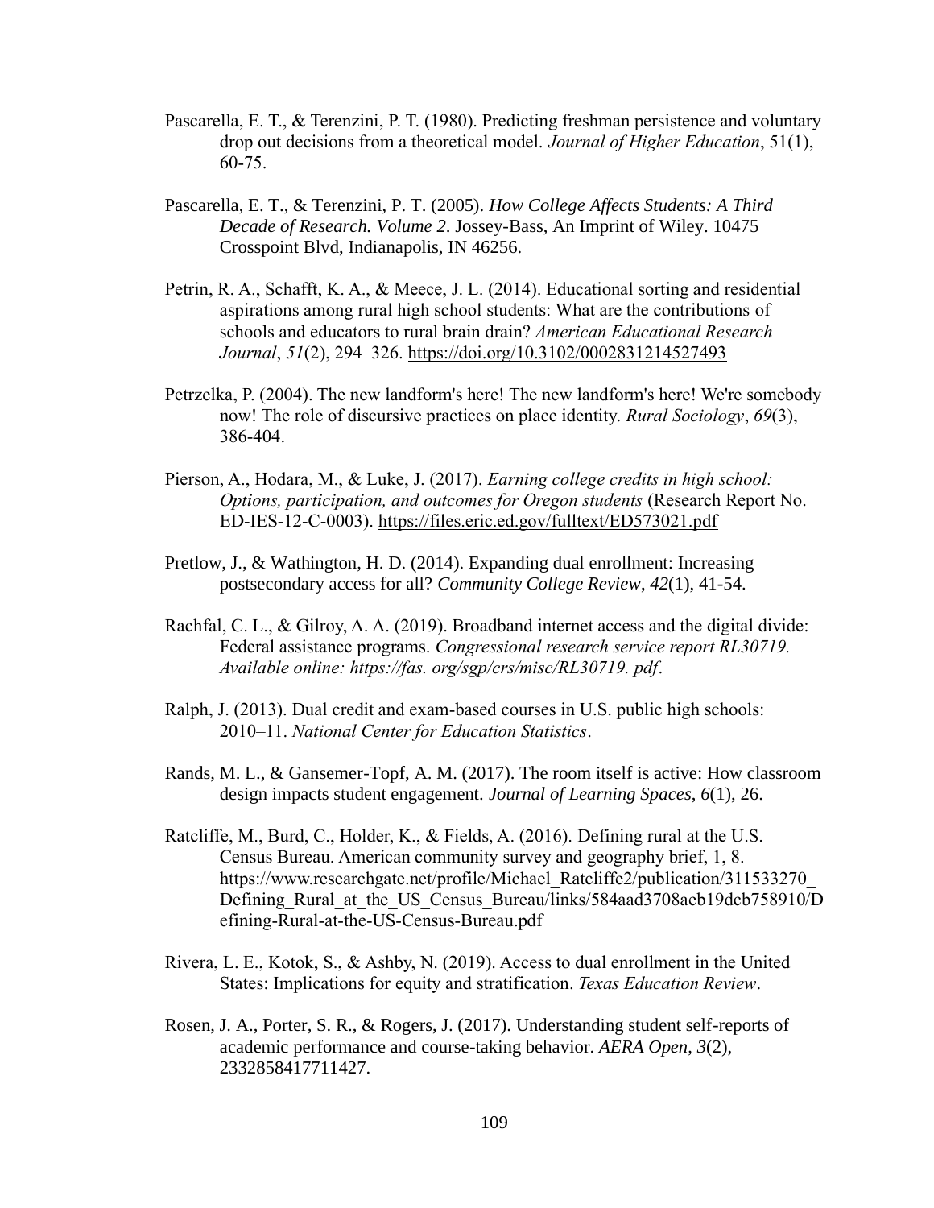Pascarella, E. T., & Terenzini, P. T. (1980). Predicting freshman persistence and voluntary drop out decisions from a theoretical model. *Journal of Higher Education*, 51(1), 60-75.

Pascarella, E. T., & Terenzini, P. T. (2005). *How College Affects Students: A Third Decade of Research. Volume 2*. Jossey-Bass, An Imprint of Wiley. 10475 Crosspoint Blvd, Indianapolis, IN 46256.

Petrin, R. A., Schafft, K. A., & Meece, J. L. (2014). Educational sorting and residential aspirations among rural high school students: What are the contributions of schools and educators to rural brain drain? *American Educational Research Journal*, *51*(2), 294–326. https://doi.org/10.3102/0002831214527493

Petrzelka, P. (2004). The new landform's here! The new landform's here! We're somebody now! The role of discursive practices on place identity. *Rural Sociology*, *69*(3), 386-404.

Pierson, A., Hodara, M., & Luke, J. (2017). *Earning college credits in high school: Options, participation, and outcomes for Oregon students* (Research Report No. ED-IES-12-C-0003). https://files.eric.ed.gov/fulltext/ED573021.pdf

Pretlow, J., & Wathington, H. D. (2014). Expanding dual enrollment: Increasing postsecondary access for all? *Community College Review*, *42*(1), 41-54.

Rachfal, C. L., & Gilroy, A. A. (2019). Broadband internet access and the digital divide: Federal assistance programs. *Congressional research service report RL30719. Available online: https://fas. org/sgp/crs/misc/RL30719. pdf*.

Ralph, J. (2013). Dual credit and exam-based courses in U.S. public high schools: 2010–11. *National Center for Education Statistics*.

Rands, M. L., & Gansemer-Topf, A. M. (2017). The room itself is active: How classroom design impacts student engagement. *Journal of Learning Spaces*, *6*(1), 26.

Ratcliffe, M., Burd, C., Holder, K., & Fields, A. (2016). Defining rural at the U.S. Census Bureau. American community survey and geography brief, 1, 8. https://www.researchgate.net/profile/Michael_Ratcliffe2/publication/311533270_Defining_Rural_at_the_US_Census_Bureau/links/584aad3708aeb19dcb758910/Defining-Rural-at-the-US-Census-Bureau.pdf

Rivera, L. E., Kotok, S., & Ashby, N. (2019). Access to dual enrollment in the United States: Implications for equity and stratification. *Texas Education Review*.

Rosen, J. A., Porter, S. R., & Rogers, J. (2017). Understanding student self-reports of academic performance and course-taking behavior. *AERA Open*, *3*(2), 2332858417711427.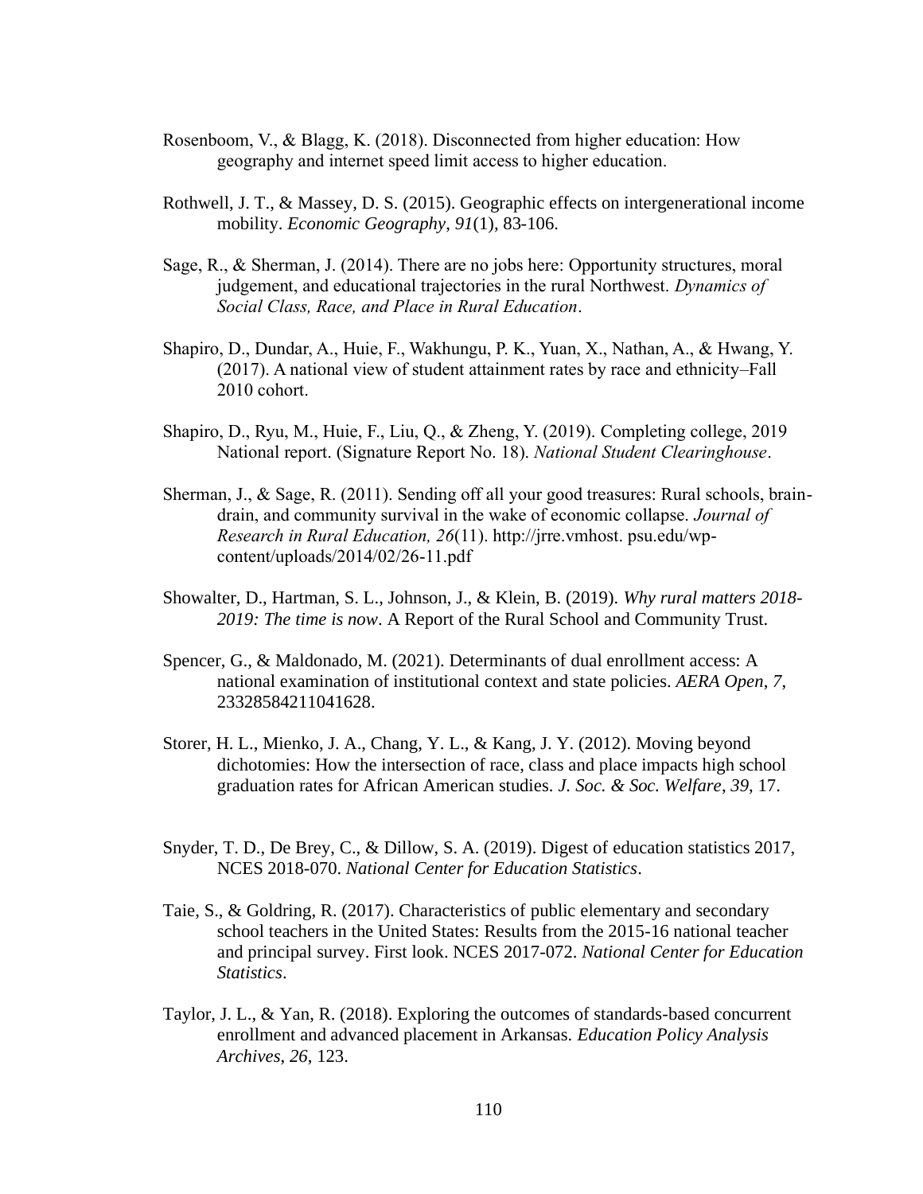Rosenboom, V., & Blagg, K. (2018). Disconnected from higher education: How geography and internet speed limit access to higher education.

Rothwell, J. T., & Massey, D. S. (2015). Geographic effects on intergenerational income mobility. *Economic Geography*, *91*(1), 83-106.

Sage, R., & Sherman, J. (2014). There are no jobs here: Opportunity structures, moral judgement, and educational trajectories in the rural Northwest. *Dynamics of Social Class, Race, and Place in Rural Education*.

Shapiro, D., Dundar, A., Huie, F., Wakhungu, P. K., Yuan, X., Nathan, A., & Hwang, Y. (2017). A national view of student attainment rates by race and ethnicity–Fall 2010 cohort.

Shapiro, D., Ryu, M., Huie, F., Liu, Q., & Zheng, Y. (2019). Completing college, 2019 National report. (Signature Report No. 18). *National Student Clearinghouse*.

Sherman, J., & Sage, R. (2011). Sending off all your good treasures: Rural schools, brain-drain, and community survival in the wake of economic collapse. *Journal of Research in Rural Education, 26*(11). http://jrre.vmhost. psu.edu/wp-content/uploads/2014/02/26-11.pdf

Showalter, D., Hartman, S. L., Johnson, J., & Klein, B. (2019). *Why rural matters 2018-2019: The time is now*. A Report of the Rural School and Community Trust.

Spencer, G., & Maldonado, M. (2021). Determinants of dual enrollment access: A national examination of institutional context and state policies. *AERA Open*, *7*, 23328584211041628.

Storer, H. L., Mienko, J. A., Chang, Y. L., & Kang, J. Y. (2012). Moving beyond dichotomies: How the intersection of race, class and place impacts high school graduation rates for African American studies. *J. Soc. & Soc. Welfare*, *39*, 17.

Snyder, T. D., De Brey, C., & Dillow, S. A. (2019). Digest of education statistics 2017, NCES 2018-070. *National Center for Education Statistics*.

Taie, S., & Goldring, R. (2017). Characteristics of public elementary and secondary school teachers in the United States: Results from the 2015-16 national teacher and principal survey. First look. NCES 2017-072. *National Center for Education Statistics*.

Taylor, J. L., & Yan, R. (2018). Exploring the outcomes of standards-based concurrent enrollment and advanced placement in Arkansas. *Education Policy Analysis Archives*, *26*, 123.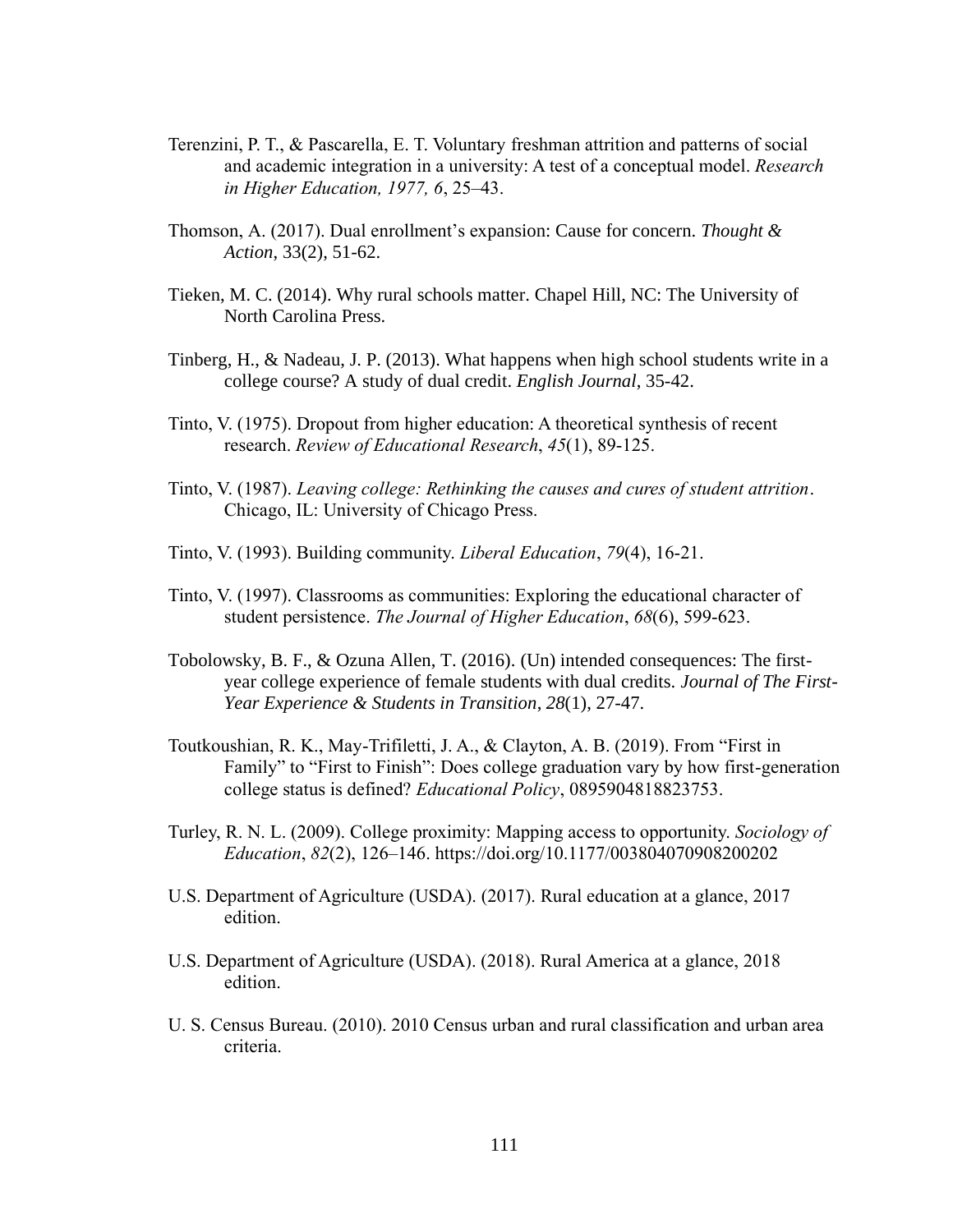Terenzini, P. T., & Pascarella, E. T. Voluntary freshman attrition and patterns of social and academic integration in a university: A test of a conceptual model. *Research in Higher Education, 1977, 6*, 25–43.

Thomson, A. (2017). Dual enrollment's expansion: Cause for concern. *Thought & Action*, 33(2), 51-62.

Tieken, M. C. (2014). Why rural schools matter. Chapel Hill, NC: The University of North Carolina Press.

Tinberg, H., & Nadeau, J. P. (2013). What happens when high school students write in a college course? A study of dual credit. *English Journal*, 35-42.

Tinto, V. (1975). Dropout from higher education: A theoretical synthesis of recent research. *Review of Educational Research*, *45*(1), 89-125.

Tinto, V. (1987). *Leaving college: Rethinking the causes and cures of student attrition*. Chicago, IL: University of Chicago Press.

Tinto, V. (1993). Building community. *Liberal Education*, *79*(4), 16-21.

Tinto, V. (1997). Classrooms as communities: Exploring the educational character of student persistence. *The Journal of Higher Education*, *68*(6), 599-623.

Tobolowsky, B. F., & Ozuna Allen, T. (2016). (Un) intended consequences: The first-year college experience of female students with dual credits. *Journal of The First-Year Experience & Students in Transition*, *28*(1), 27-47.

Toutkoushian, R. K., May-Trifiletti, J. A., & Clayton, A. B. (2019). From "First in Family" to "First to Finish": Does college graduation vary by how first-generation college status is defined? *Educational Policy*, 0895904818823753.

Turley, R. N. L. (2009). College proximity: Mapping access to opportunity. *Sociology of Education*, *82*(2), 126–146. https://doi.org/10.1177/003804070908200202

U.S. Department of Agriculture (USDA). (2017). Rural education at a glance, 2017 edition.

U.S. Department of Agriculture (USDA). (2018). Rural America at a glance, 2018 edition.

U. S. Census Bureau. (2010). 2010 Census urban and rural classification and urban area criteria.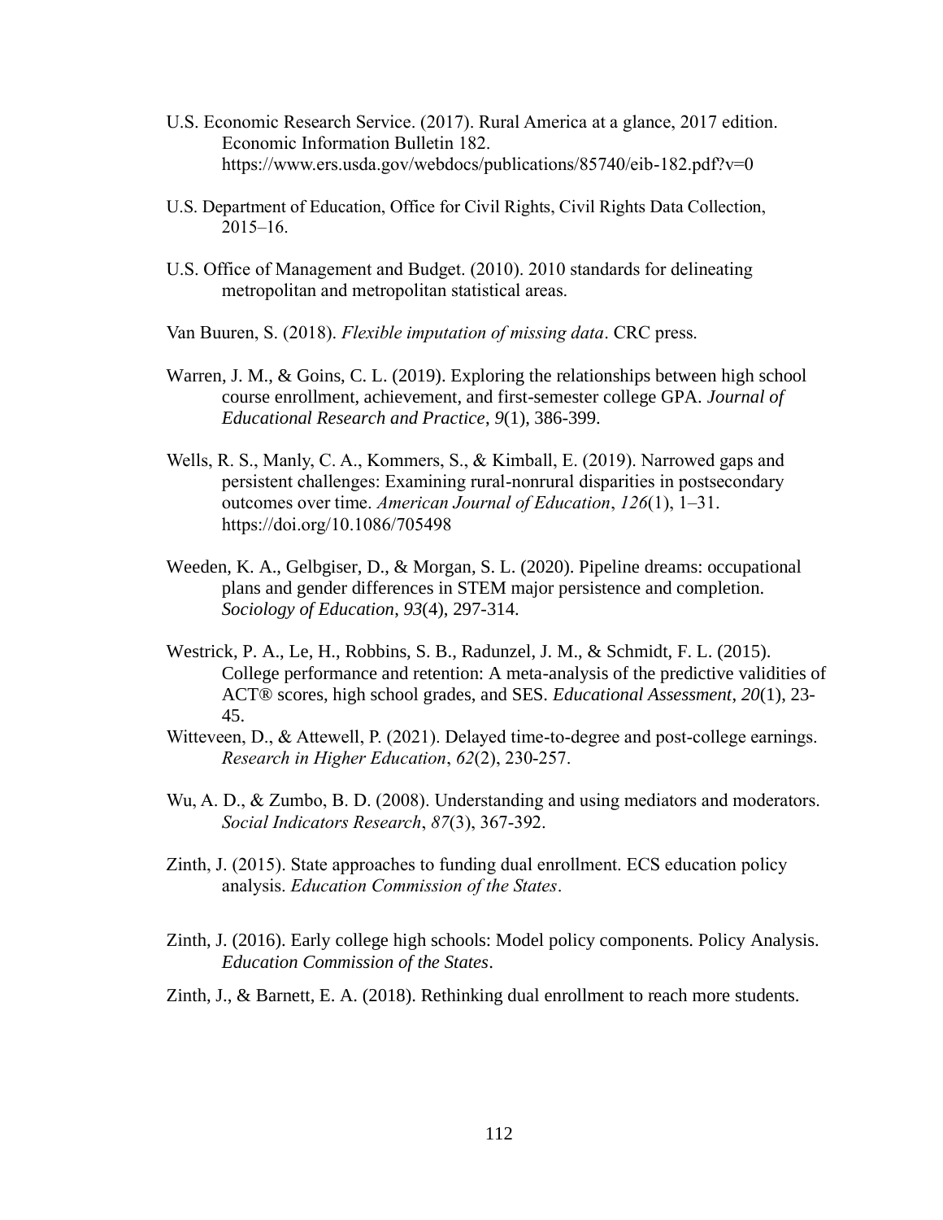U.S. Economic Research Service. (2017). Rural America at a glance, 2017 edition. Economic Information Bulletin 182. https://www.ers.usda.gov/webdocs/publications/85740/eib-182.pdf?v=0

U.S. Department of Education, Office for Civil Rights, Civil Rights Data Collection, 2015–16.

U.S. Office of Management and Budget. (2010). 2010 standards for delineating metropolitan and metropolitan statistical areas.

Van Buuren, S. (2018). *Flexible imputation of missing data*. CRC press.

Warren, J. M., & Goins, C. L. (2019). Exploring the relationships between high school course enrollment, achievement, and first-semester college GPA. *Journal of Educational Research and Practice*, *9*(1), 386-399.

Wells, R. S., Manly, C. A., Kommers, S., & Kimball, E. (2019). Narrowed gaps and persistent challenges: Examining rural-nonrural disparities in postsecondary outcomes over time. *American Journal of Education*, *126*(1), 1–31. https://doi.org/10.1086/705498

Weeden, K. A., Gelbgiser, D., & Morgan, S. L. (2020). Pipeline dreams: occupational plans and gender differences in STEM major persistence and completion. *Sociology of Education*, *93*(4), 297-314.

Westrick, P. A., Le, H., Robbins, S. B., Radunzel, J. M., & Schmidt, F. L. (2015). College performance and retention: A meta-analysis of the predictive validities of ACT® scores, high school grades, and SES. *Educational Assessment*, *20*(1), 23-45.

Witteveen, D., & Attewell, P. (2021). Delayed time-to-degree and post-college earnings. *Research in Higher Education*, *62*(2), 230-257.

Wu, A. D., & Zumbo, B. D. (2008). Understanding and using mediators and moderators. *Social Indicators Research*, *87*(3), 367-392.

Zinth, J. (2015). State approaches to funding dual enrollment. ECS education policy analysis. *Education Commission of the States*.

Zinth, J. (2016). Early college high schools: Model policy components. Policy Analysis. *Education Commission of the States*.

Zinth, J., & Barnett, E. A. (2018). Rethinking dual enrollment to reach more students.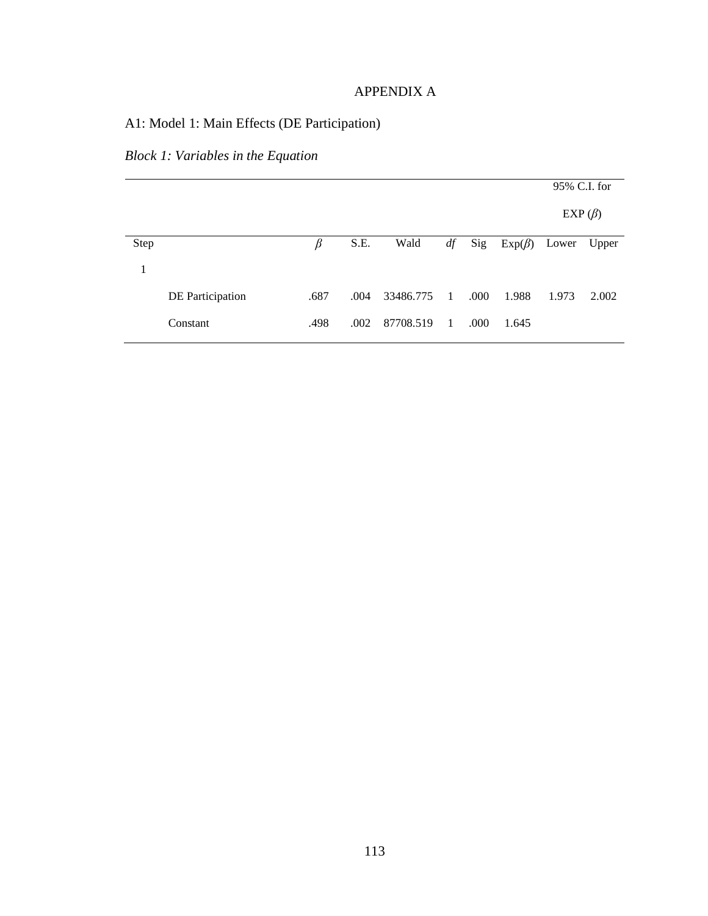# APPENDIX A

## A1: Model 1: Main Effects (DE Participation)

*Block 1: Variables in the Equation*

| | | | | | | | | 95% C.I. for EXP ($\beta$) | |
|---|---|---|---|---|---|---|---|---|---|
| Step | | $\beta$ | S.E. | Wald | *df* | Sig | Exp($\beta$) | Lower | Upper |
| 1 | | | | | | | | | |
| | DE Participation | .687 | .004 | 33486.775 | 1 | .000 | 1.988 | 1.973 | 2.002 |
| | Constant | .498 | .002 | 87708.519 | 1 | .000 | 1.645 | | |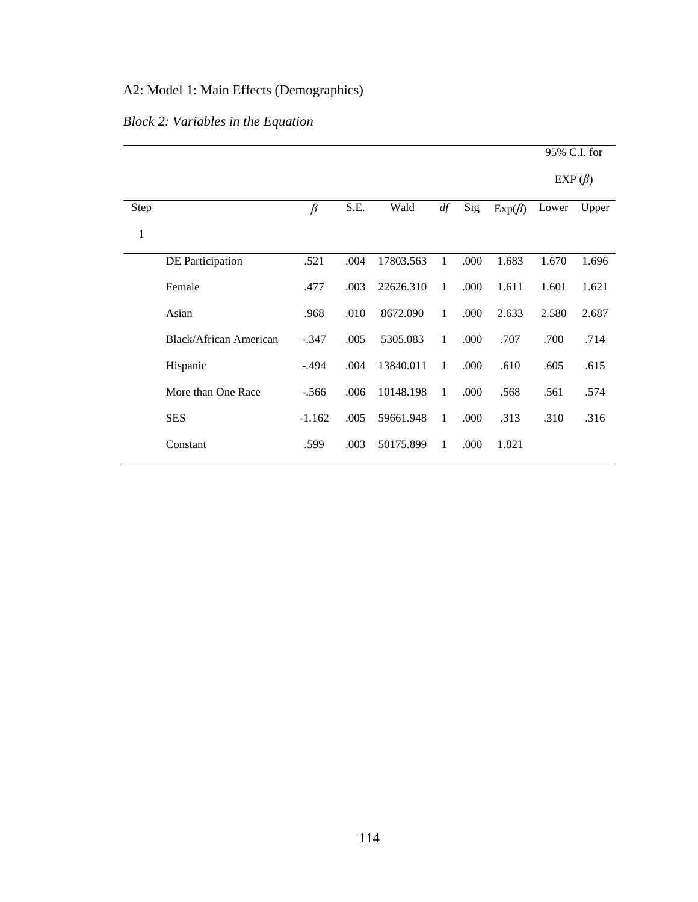A2: Model 1: Main Effects (Demographics)

*Block 2: Variables in the Equation*

| | | | | | | | | 95% C.I. for EXP ($\beta$) | |
|---|---|---|---|---|---|---|---|---|---|
| Step 1 | | $\beta$ | S.E. | Wald | *df* | Sig | Exp($\beta$) | Lower | Upper |
| | DE Participation | .521 | .004 | 17803.563 | 1 | .000 | 1.683 | 1.670 | 1.696 |
| | Female | .477 | .003 | 22626.310 | 1 | .000 | 1.611 | 1.601 | 1.621 |
| | Asian | .968 | .010 | 8672.090 | 1 | .000 | 2.633 | 2.580 | 2.687 |
| | Black/African American | -.347 | .005 | 5305.083 | 1 | .000 | .707 | .700 | .714 |
| | Hispanic | -.494 | .004 | 13840.011 | 1 | .000 | .610 | .605 | .615 |
| | More than One Race | -.566 | .006 | 10148.198 | 1 | .000 | .568 | .561 | .574 |
| | SES | -1.162 | .005 | 59661.948 | 1 | .000 | .313 | .310 | .316 |
| | Constant | .599 | .003 | 50175.899 | 1 | .000 | 1.821 | | |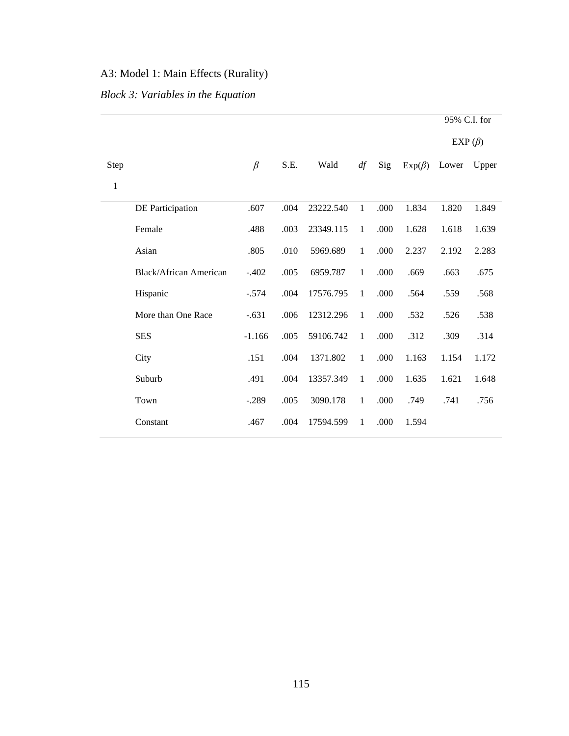A3: Model 1: Main Effects (Rurality)

*Block 3: Variables in the Equation*

| Step 1 | | $\beta$ | S.E. | Wald | *df* | Sig | Exp($\beta$) | 95% C.I. for EXP ($\beta$) Lower | Upper |
|---|---|---|---|---|---|---|---|---|---|
| | DE Participation | .607 | .004 | 23222.540 | 1 | .000 | 1.834 | 1.820 | 1.849 |
| | Female | .488 | .003 | 23349.115 | 1 | .000 | 1.628 | 1.618 | 1.639 |
| | Asian | .805 | .010 | 5969.689 | 1 | .000 | 2.237 | 2.192 | 2.283 |
| | Black/African American | -.402 | .005 | 6959.787 | 1 | .000 | .669 | .663 | .675 |
| | Hispanic | -.574 | .004 | 17576.795 | 1 | .000 | .564 | .559 | .568 |
| | More than One Race | -.631 | .006 | 12312.296 | 1 | .000 | .532 | .526 | .538 |
| | SES | -1.166 | .005 | 59106.742 | 1 | .000 | .312 | .309 | .314 |
| | City | .151 | .004 | 1371.802 | 1 | .000 | 1.163 | 1.154 | 1.172 |
| | Suburb | .491 | .004 | 13357.349 | 1 | .000 | 1.635 | 1.621 | 1.648 |
| | Town | -.289 | .005 | 3090.178 | 1 | .000 | .749 | .741 | .756 |
| | Constant | .467 | .004 | 17594.599 | 1 | .000 | 1.594 | | |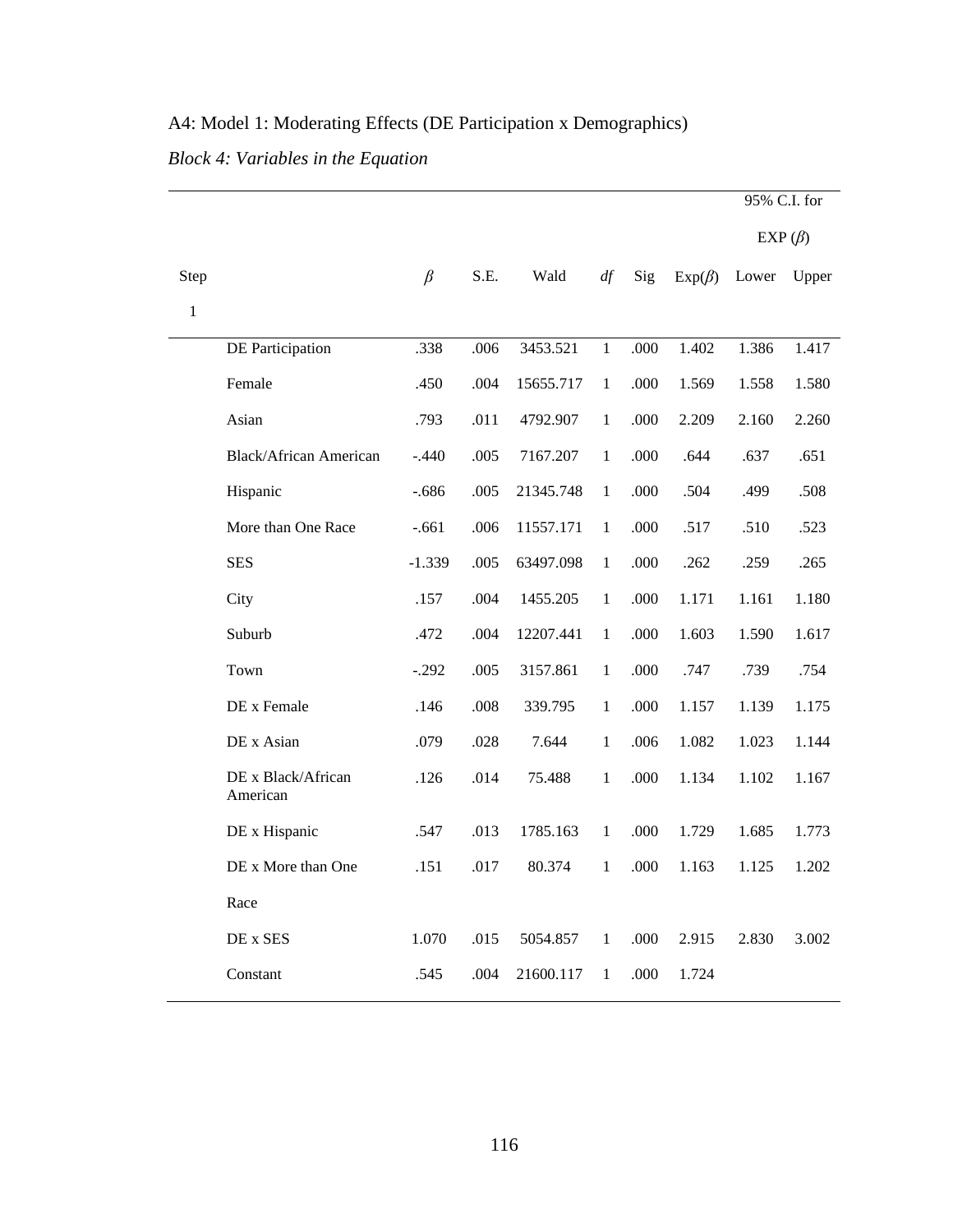A4: Model 1: Moderating Effects (DE Participation x Demographics)

*Block 4: Variables in the Equation*

| Step 1 | | $\beta$ | S.E. | Wald | *df* | Sig | Exp($\beta$) | 95% C.I. for EXP ($\beta$) Lower | Upper |
|---|---|---|---|---|---|---|---|---|---|
| | DE Participation | .338 | .006 | 3453.521 | 1 | .000 | 1.402 | 1.386 | 1.417 |
| | Female | .450 | .004 | 15655.717 | 1 | .000 | 1.569 | 1.558 | 1.580 |
| | Asian | .793 | .011 | 4792.907 | 1 | .000 | 2.209 | 2.160 | 2.260 |
| | Black/African American | -.440 | .005 | 7167.207 | 1 | .000 | .644 | .637 | .651 |
| | Hispanic | -.686 | .005 | 21345.748 | 1 | .000 | .504 | .499 | .508 |
| | More than One Race | -.661 | .006 | 11557.171 | 1 | .000 | .517 | .510 | .523 |
| | SES | -1.339 | .005 | 63497.098 | 1 | .000 | .262 | .259 | .265 |
| | City | .157 | .004 | 1455.205 | 1 | .000 | 1.171 | 1.161 | 1.180 |
| | Suburb | .472 | .004 | 12207.441 | 1 | .000 | 1.603 | 1.590 | 1.617 |
| | Town | -.292 | .005 | 3157.861 | 1 | .000 | .747 | .739 | .754 |
| | DE x Female | .146 | .008 | 339.795 | 1 | .000 | 1.157 | 1.139 | 1.175 |
| | DE x Asian | .079 | .028 | 7.644 | 1 | .006 | 1.082 | 1.023 | 1.144 |
| | DE x Black/African American | .126 | .014 | 75.488 | 1 | .000 | 1.134 | 1.102 | 1.167 |
| | DE x Hispanic | .547 | .013 | 1785.163 | 1 | .000 | 1.729 | 1.685 | 1.773 |
| | DE x More than One Race | .151 | .017 | 80.374 | 1 | .000 | 1.163 | 1.125 | 1.202 |
| | DE x SES | 1.070 | .015 | 5054.857 | 1 | .000 | 2.915 | 2.830 | 3.002 |
| | Constant | .545 | .004 | 21600.117 | 1 | .000 | 1.724 | | |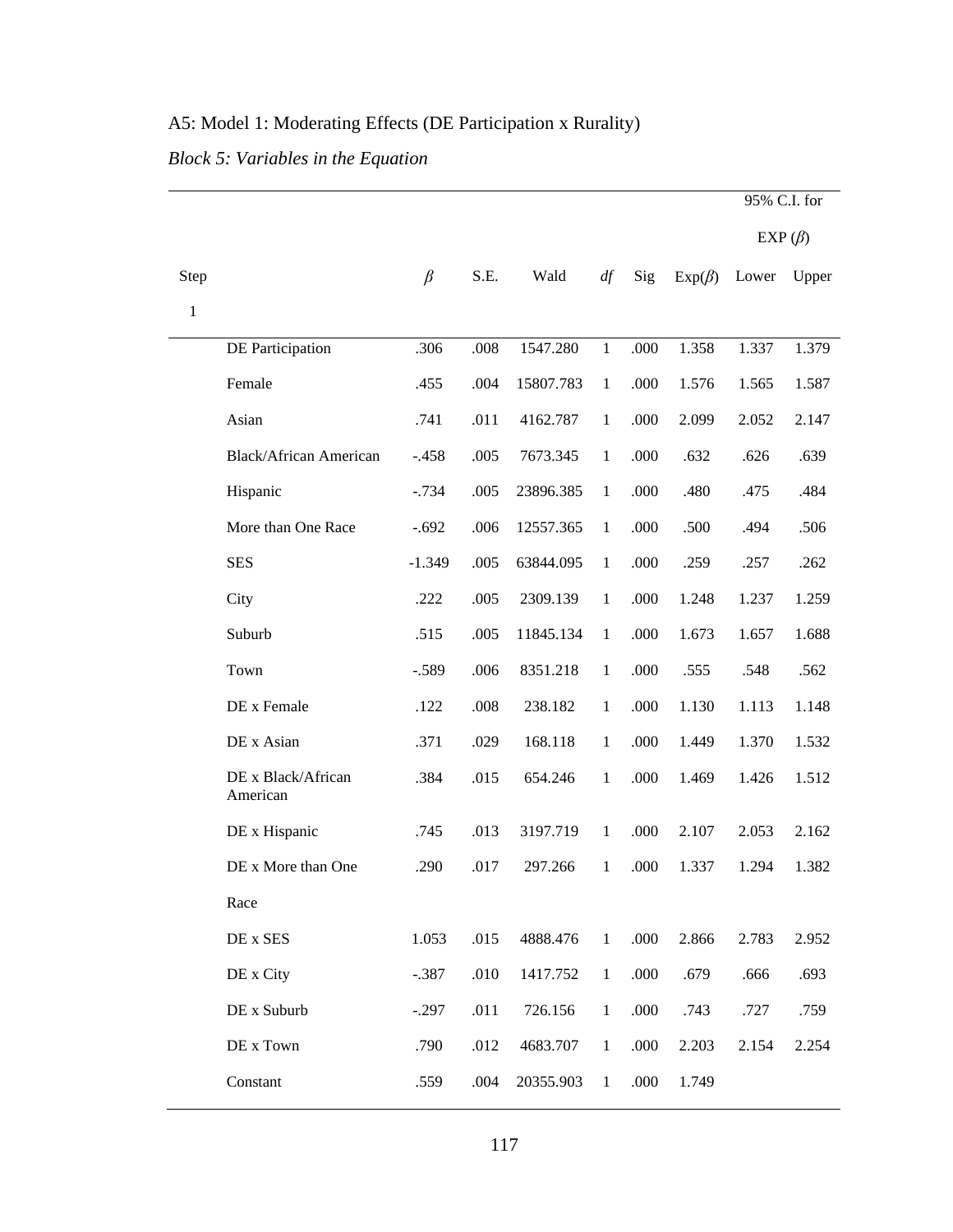A5: Model 1: Moderating Effects (DE Participation x Rurality)

*Block 5: Variables in the Equation*

| Step | | $\beta$ | S.E. | Wald | *df* | Sig | Exp($\beta$) | 95% C.I. for EXP ($\beta$) Lower | Upper |
|---|---|---|---|---|---|---|---|---|---|
| 1 | | | | | | | | | |
| | DE Participation | .306 | .008 | 1547.280 | 1 | .000 | 1.358 | 1.337 | 1.379 |
| | Female | .455 | .004 | 15807.783 | 1 | .000 | 1.576 | 1.565 | 1.587 |
| | Asian | .741 | .011 | 4162.787 | 1 | .000 | 2.099 | 2.052 | 2.147 |
| | Black/African American | -.458 | .005 | 7673.345 | 1 | .000 | .632 | .626 | .639 |
| | Hispanic | -.734 | .005 | 23896.385 | 1 | .000 | .480 | .475 | .484 |
| | More than One Race | -.692 | .006 | 12557.365 | 1 | .000 | .500 | .494 | .506 |
| | SES | -1.349 | .005 | 63844.095 | 1 | .000 | .259 | .257 | .262 |
| | City | .222 | .005 | 2309.139 | 1 | .000 | 1.248 | 1.237 | 1.259 |
| | Suburb | .515 | .005 | 11845.134 | 1 | .000 | 1.673 | 1.657 | 1.688 |
| | Town | -.589 | .006 | 8351.218 | 1 | .000 | .555 | .548 | .562 |
| | DE x Female | .122 | .008 | 238.182 | 1 | .000 | 1.130 | 1.113 | 1.148 |
| | DE x Asian | .371 | .029 | 168.118 | 1 | .000 | 1.449 | 1.370 | 1.532 |
| | DE x Black/African American | .384 | .015 | 654.246 | 1 | .000 | 1.469 | 1.426 | 1.512 |
| | DE x Hispanic | .745 | .013 | 3197.719 | 1 | .000 | 2.107 | 2.053 | 2.162 |
| | DE x More than One Race | .290 | .017 | 297.266 | 1 | .000 | 1.337 | 1.294 | 1.382 |
| | DE x SES | 1.053 | .015 | 4888.476 | 1 | .000 | 2.866 | 2.783 | 2.952 |
| | DE x City | -.387 | .010 | 1417.752 | 1 | .000 | .679 | .666 | .693 |
| | DE x Suburb | -.297 | .011 | 726.156 | 1 | .000 | .743 | .727 | .759 |
| | DE x Town | .790 | .012 | 4683.707 | 1 | .000 | 2.203 | 2.154 | 2.254 |
| | Constant | .559 | .004 | 20355.903 | 1 | .000 | 1.749 | | |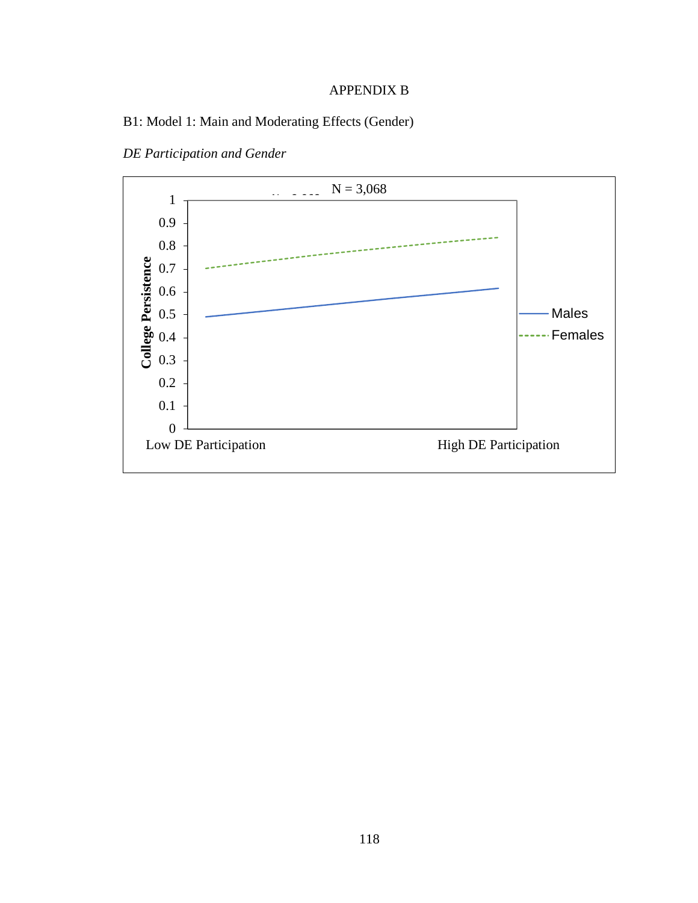# APPENDIX B

B1: Model 1: Main and Moderating Effects (Gender)

*DE Participation and Gender*

N = 3,068

| | Low DE Participation | High DE Participation |
|---|---|---|
| Males | ~0.49 | ~0.62 |
| Females | ~0.70 | ~0.84 |

College Persistence (y-axis, 0–1)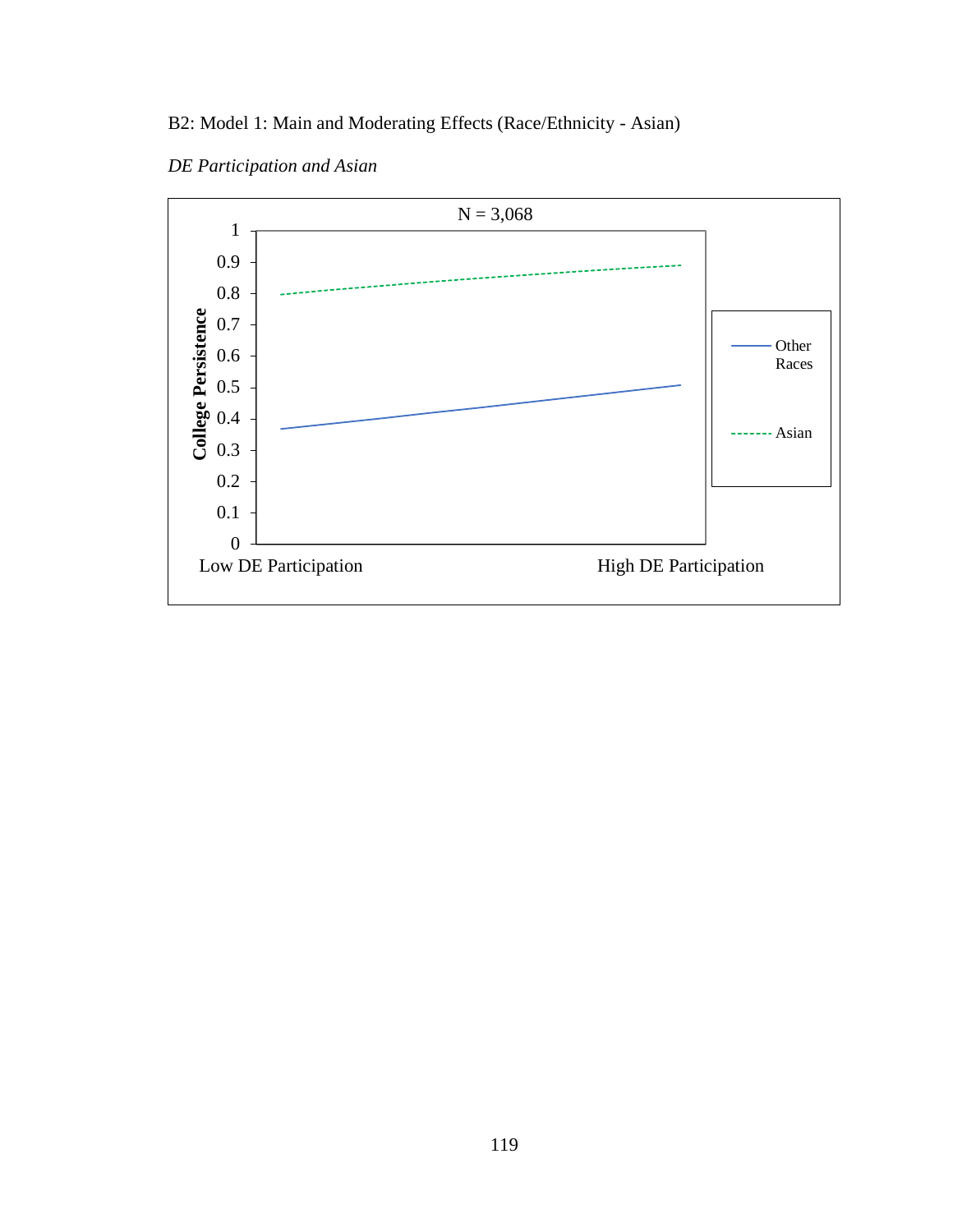B2: Model 1: Main and Moderating Effects (Race/Ethnicity - Asian)

*DE Participation and Asian*

N = 3,068

College Persistence

1
0.9
0.8
0.7
0.6
0.5
0.4
0.3
0.2
0.1
0

Low DE Participation

High DE Participation

Other Races

Asian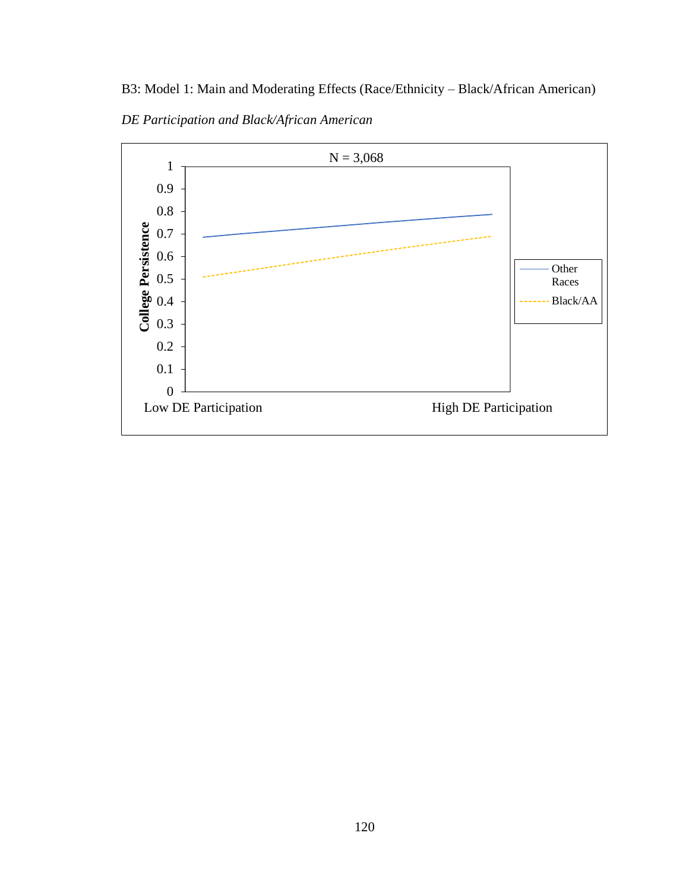B3: Model 1: Main and Moderating Effects (Race/Ethnicity – Black/African American)

*DE Participation and Black/African American*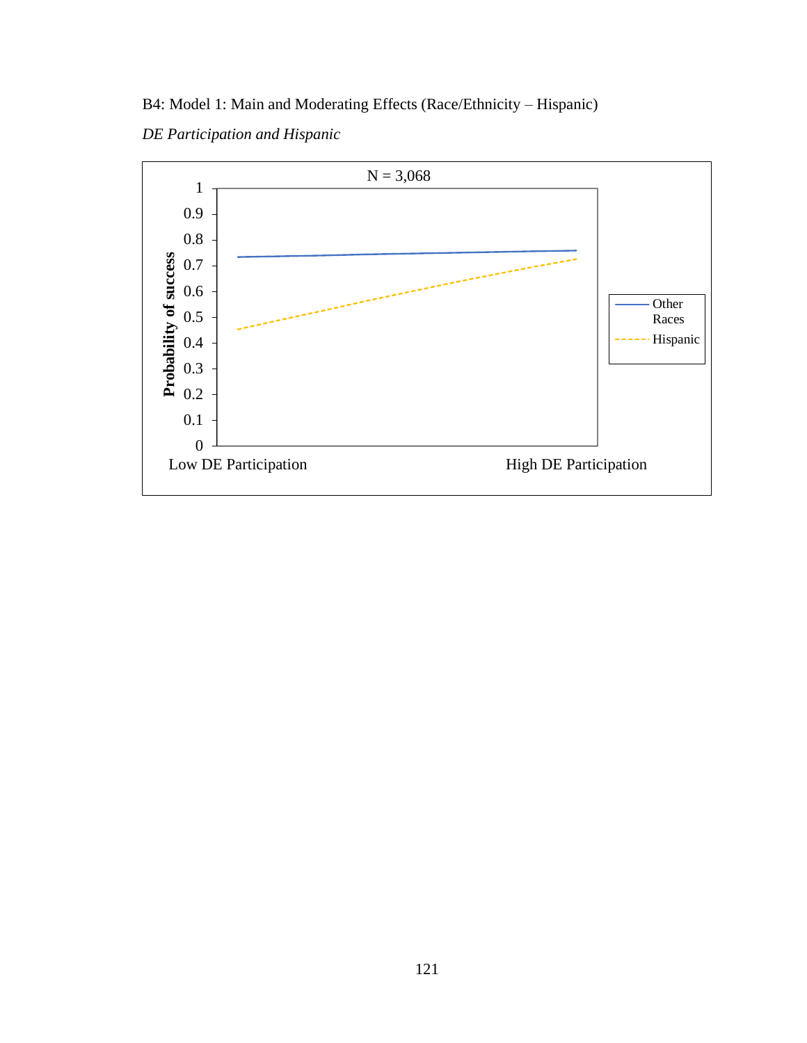B4: Model 1: Main and Moderating Effects (Race/Ethnicity – Hispanic)

*DE Participation and Hispanic*

N = 3,068

Probability of success

1
0.9
0.8
0.7
0.6
0.5
0.4
0.3
0.2
0.1
0

Low DE Participation

High DE Participation

Other Races

Hispanic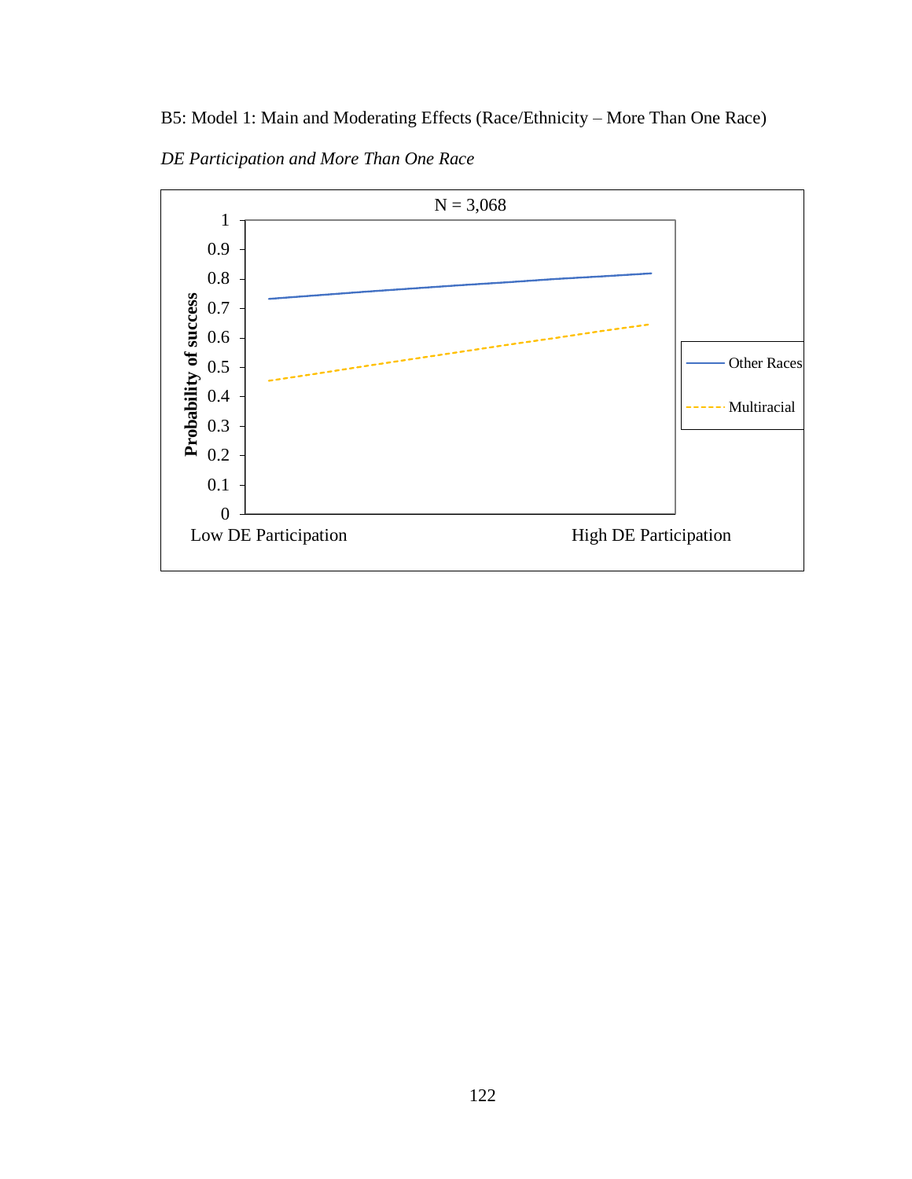B5: Model 1: Main and Moderating Effects (Race/Ethnicity – More Than One Race)

*DE Participation and More Than One Race*

N = 3,068

Probability of success

1
0.9
0.8
0.7
0.6
0.5
0.4
0.3
0.2
0.1
0

Low DE Participation

High DE Participation

Other Races

Multiracial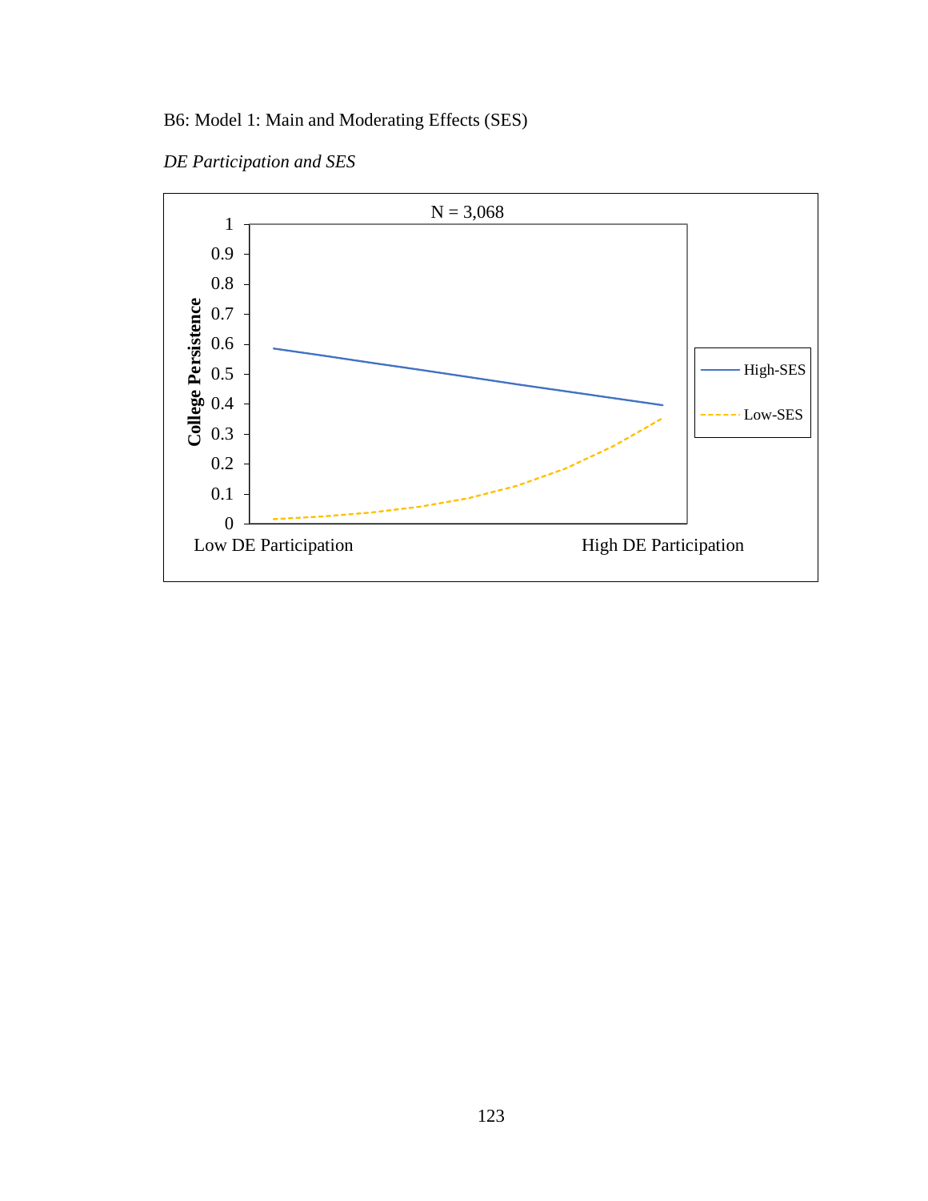B6: Model 1: Main and Moderating Effects (SES)

*DE Participation and SES*

N = 3,068

College Persistence

High-SES

Low-SES

Low DE Participation

High DE Participation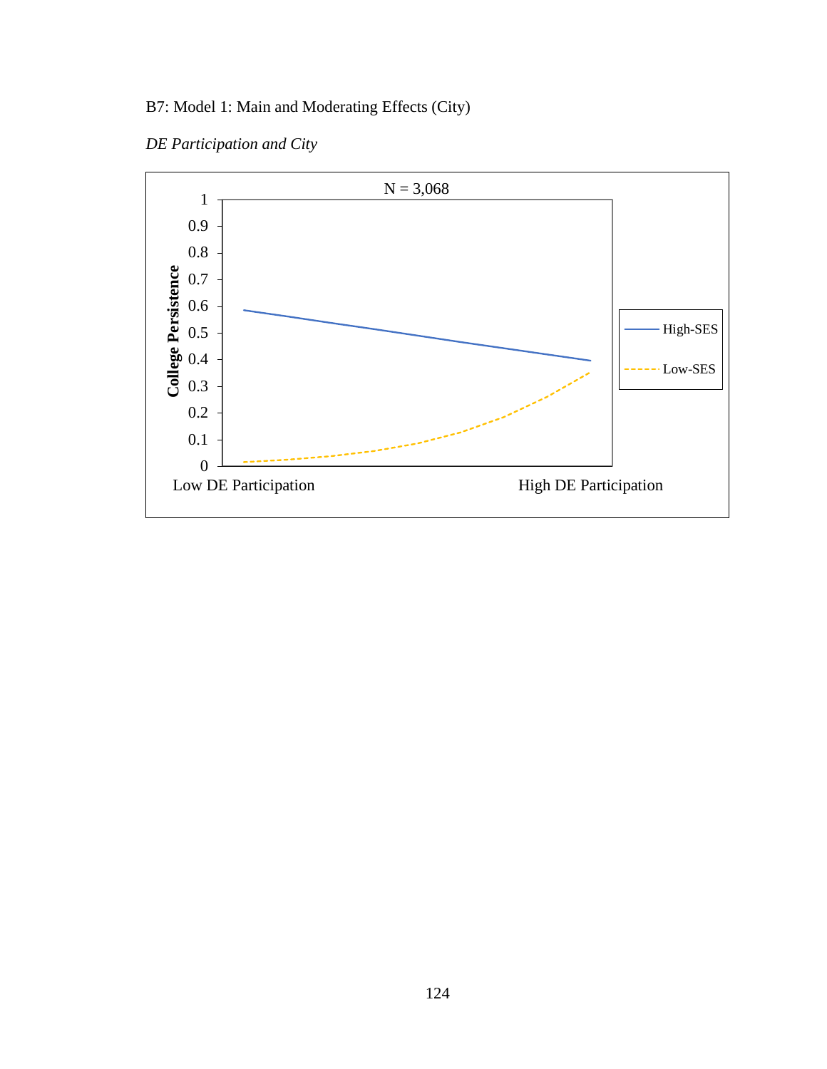B7: Model 1: Main and Moderating Effects (City)

*DE Participation and City*

N = 3,068

College Persistence

1
0.9
0.8
0.7
0.6
0.5
0.4
0.3
0.2
0.1
0

Low DE Participation High DE Participation

High-SES
Low-SES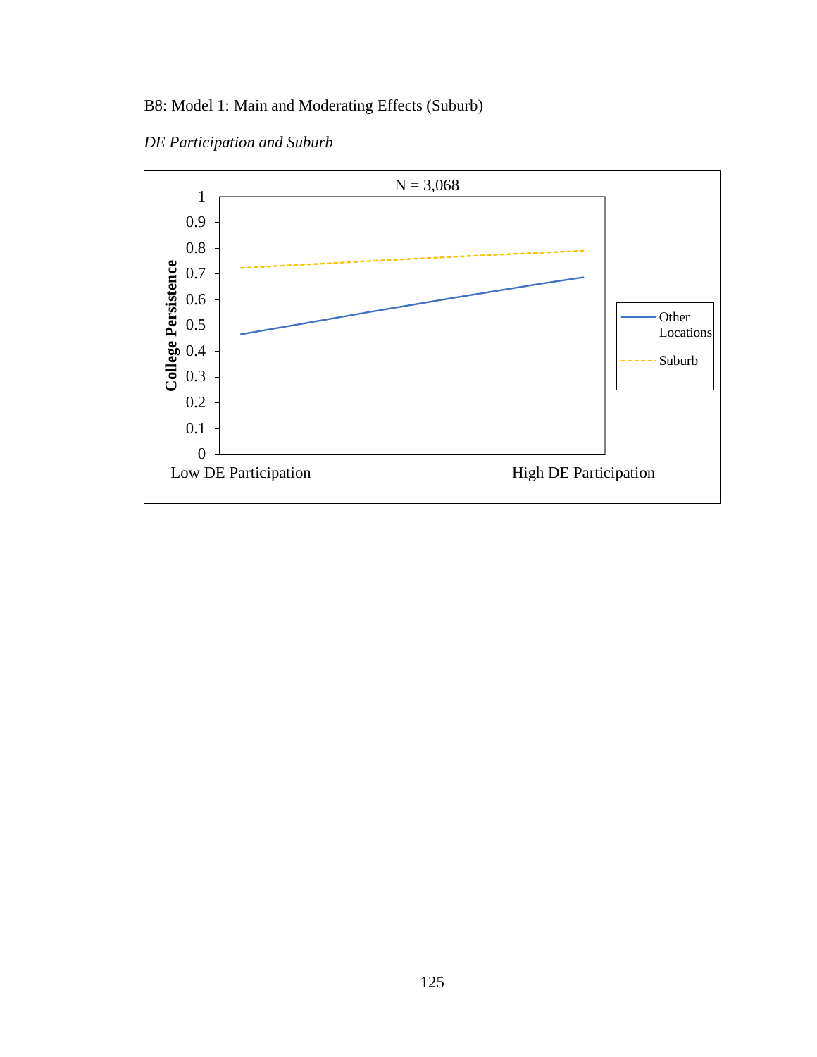B8: Model 1: Main and Moderating Effects (Suburb)

*DE Participation and Suburb*

N = 3,068

College Persistence

1
0.9
0.8
0.7
0.6
0.5
0.4
0.3
0.2
0.1
0

Low DE Participation

High DE Participation

Other Locations

Suburb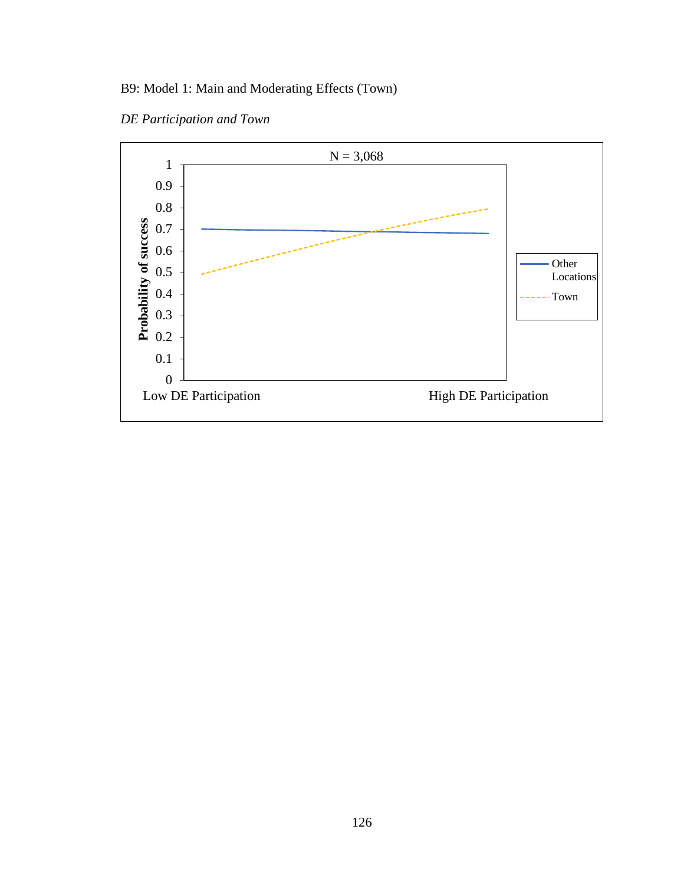B9: Model 1: Main and Moderating Effects (Town)

*DE Participation and Town*

N = 3,068

Probability of success

Low DE Participation

High DE Participation

Other Locations

Town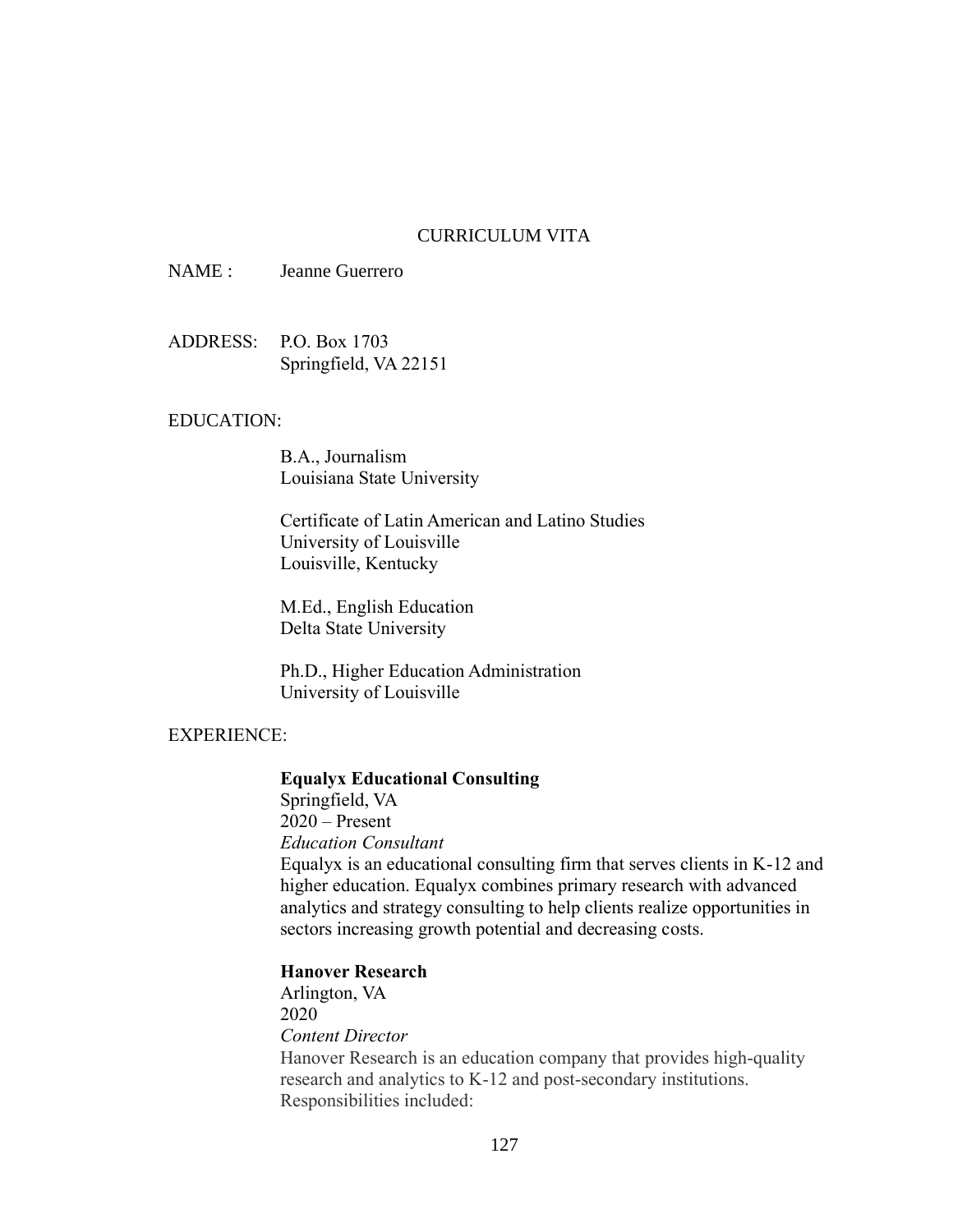# CURRICULUM VITA

NAME : Jeanne Guerrero

ADDRESS: P.O. Box 1703
Springfield, VA 22151

EDUCATION:

B.A., Journalism
Louisiana State University

Certificate of Latin American and Latino Studies
University of Louisville
Louisville, Kentucky

M.Ed., English Education
Delta State University

Ph.D., Higher Education Administration
University of Louisville

EXPERIENCE:

**Equalyx Educational Consulting**
Springfield, VA
2020 – Present
*Education Consultant*
Equalyx is an educational consulting firm that serves clients in K-12 and higher education. Equalyx combines primary research with advanced analytics and strategy consulting to help clients realize opportunities in sectors increasing growth potential and decreasing costs.

**Hanover Research**
Arlington, VA
2020
*Content Director*
Hanover Research is an education company that provides high-quality research and analytics to K-12 and post-secondary institutions.
Responsibilities included: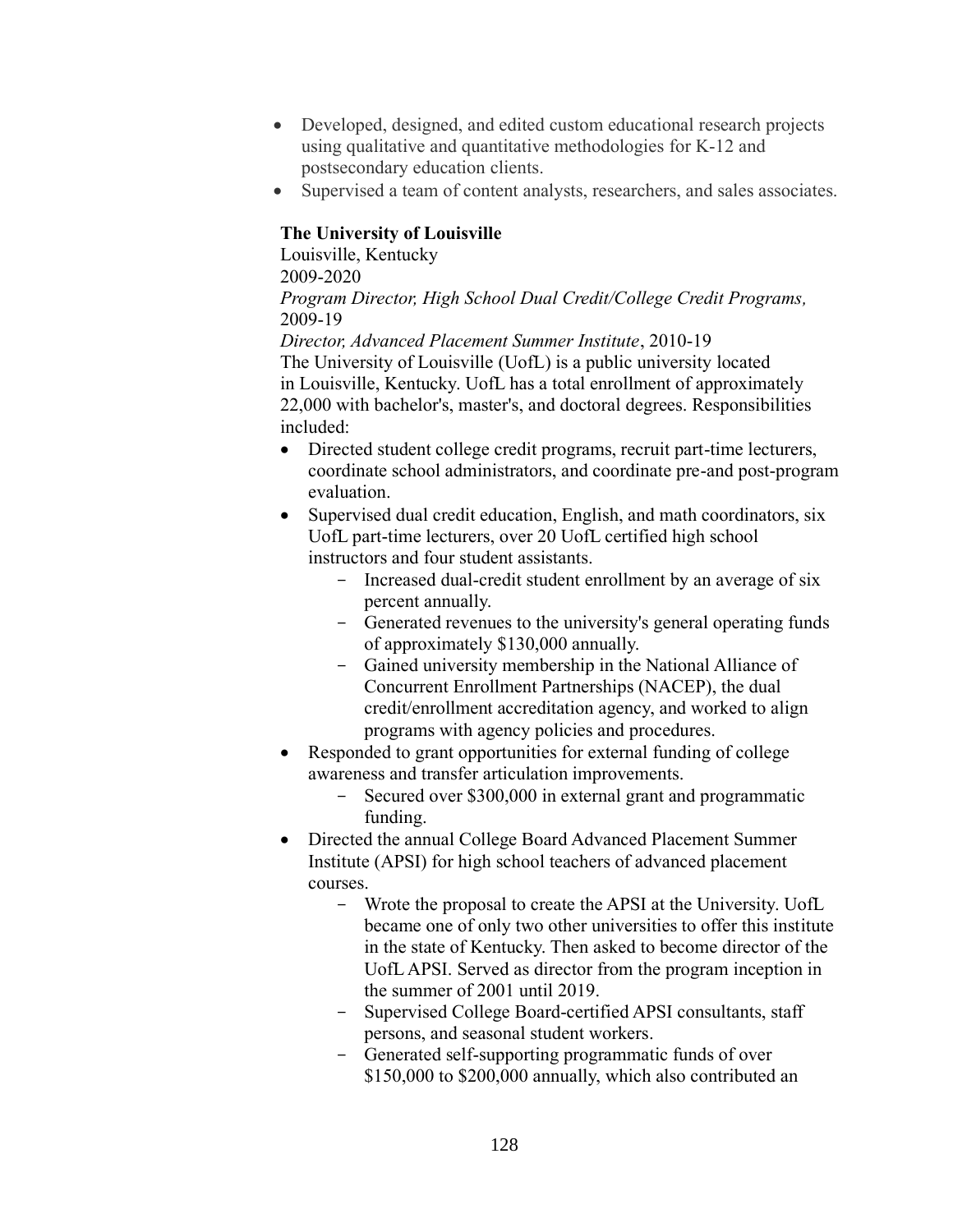- Developed, designed, and edited custom educational research projects using qualitative and quantitative methodologies for K-12 and postsecondary education clients.
- Supervised a team of content analysts, researchers, and sales associates.

**The University of Louisville**
Louisville, Kentucky
2009-2020
*Program Director, High School Dual Credit/College Credit Programs,* 2009-19
*Director, Advanced Placement Summer Institute*, 2010-19
The University of Louisville (UofL) is a public university located in Louisville, Kentucky. UofL has a total enrollment of approximately 22,000 with bachelor's, master's, and doctoral degrees. Responsibilities included:

- Directed student college credit programs, recruit part-time lecturers, coordinate school administrators, and coordinate pre-and post-program evaluation.
- Supervised dual credit education, English, and math coordinators, six UofL part-time lecturers, over 20 UofL certified high school instructors and four student assistants.
    - Increased dual-credit student enrollment by an average of six percent annually.
    - Generated revenues to the university's general operating funds of approximately $130,000 annually.
    - Gained university membership in the National Alliance of Concurrent Enrollment Partnerships (NACEP), the dual credit/enrollment accreditation agency, and worked to align programs with agency policies and procedures.
- Responded to grant opportunities for external funding of college awareness and transfer articulation improvements.
    - Secured over $300,000 in external grant and programmatic funding.
- Directed the annual College Board Advanced Placement Summer Institute (APSI) for high school teachers of advanced placement courses.
    - Wrote the proposal to create the APSI at the University. UofL became one of only two other universities to offer this institute in the state of Kentucky. Then asked to become director of the UofL APSI. Served as director from the program inception in the summer of 2001 until 2019.
    - Supervised College Board-certified APSI consultants, staff persons, and seasonal student workers.
    - Generated self-supporting programmatic funds of over $150,000 to $200,000 annually, which also contributed an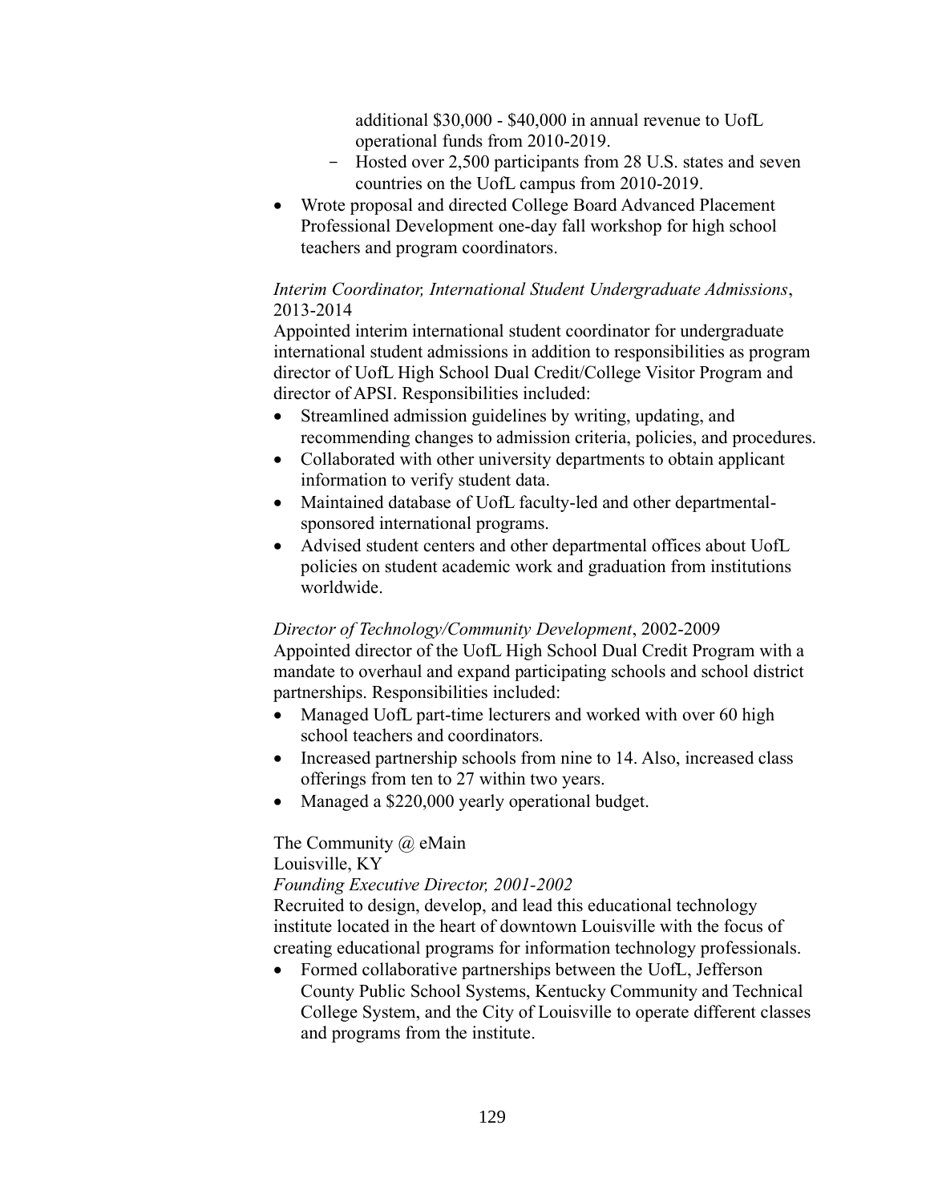additional $30,000 - $40,000 in annual revenue to UofL operational funds from 2010-2019.
  - Hosted over 2,500 participants from 28 U.S. states and seven countries on the UofL campus from 2010-2019.
- Wrote proposal and directed College Board Advanced Placement Professional Development one-day fall workshop for high school teachers and program coordinators.

*Interim Coordinator, International Student Undergraduate Admissions*, 2013-2014

Appointed interim international student coordinator for undergraduate international student admissions in addition to responsibilities as program director of UofL High School Dual Credit/College Visitor Program and director of APSI. Responsibilities included:

- Streamlined admission guidelines by writing, updating, and recommending changes to admission criteria, policies, and procedures.
- Collaborated with other university departments to obtain applicant information to verify student data.
- Maintained database of UofL faculty-led and other departmental-sponsored international programs.
- Advised student centers and other departmental offices about UofL policies on student academic work and graduation from institutions worldwide.

*Director of Technology/Community Development*, 2002-2009

Appointed director of the UofL High School Dual Credit Program with a mandate to overhaul and expand participating schools and school district partnerships. Responsibilities included:

- Managed UofL part-time lecturers and worked with over 60 high school teachers and coordinators.
- Increased partnership schools from nine to 14. Also, increased class offerings from ten to 27 within two years.
- Managed a $220,000 yearly operational budget.

The Community @ eMain
Louisville, KY
*Founding Executive Director, 2001-2002*

Recruited to design, develop, and lead this educational technology institute located in the heart of downtown Louisville with the focus of creating educational programs for information technology professionals.

- Formed collaborative partnerships between the UofL, Jefferson County Public School Systems, Kentucky Community and Technical College System, and the City of Louisville to operate different classes and programs from the institute.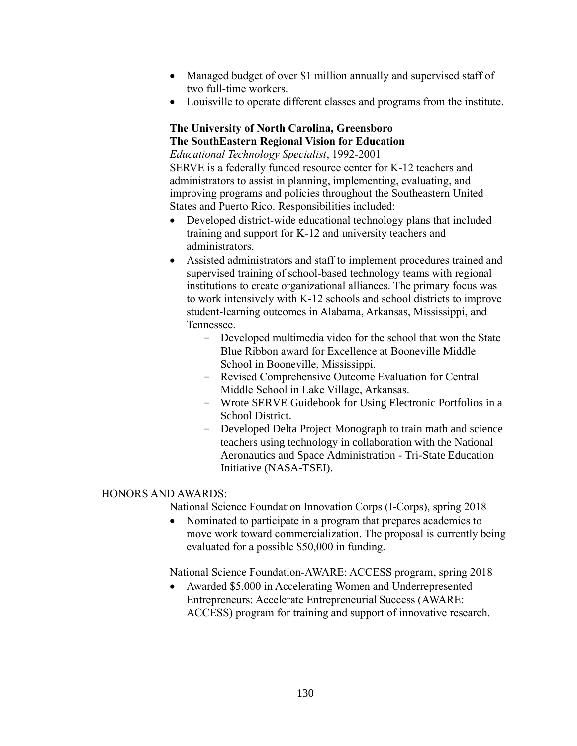- Managed budget of over $1 million annually and supervised staff of two full-time workers.
- Louisville to operate different classes and programs from the institute.

**The University of North Carolina, Greensboro**
**The SouthEastern Regional Vision for Education**
*Educational Technology Specialist*, 1992-2001
SERVE is a federally funded resource center for K-12 teachers and administrators to assist in planning, implementing, evaluating, and improving programs and policies throughout the Southeastern United States and Puerto Rico. Responsibilities included:

- Developed district-wide educational technology plans that included training and support for K-12 and university teachers and administrators.
- Assisted administrators and staff to implement procedures trained and supervised training of school-based technology teams with regional institutions to create organizational alliances. The primary focus was to work intensively with K-12 schools and school districts to improve student-learning outcomes in Alabama, Arkansas, Mississippi, and Tennessee.
    - Developed multimedia video for the school that won the State Blue Ribbon award for Excellence at Booneville Middle School in Booneville, Mississippi.
    - Revised Comprehensive Outcome Evaluation for Central Middle School in Lake Village, Arkansas.
    - Wrote SERVE Guidebook for Using Electronic Portfolios in a School District.
    - Developed Delta Project Monograph to train math and science teachers using technology in collaboration with the National Aeronautics and Space Administration - Tri-State Education Initiative (NASA-TSEI).

HONORS AND AWARDS:

National Science Foundation Innovation Corps (I-Corps), spring 2018

- Nominated to participate in a program that prepares academics to move work toward commercialization. The proposal is currently being evaluated for a possible $50,000 in funding.

National Science Foundation-AWARE: ACCESS program, spring 2018

- Awarded $5,000 in Accelerating Women and Underrepresented Entrepreneurs: Accelerate Entrepreneurial Success (AWARE: ACCESS) program for training and support of innovative research.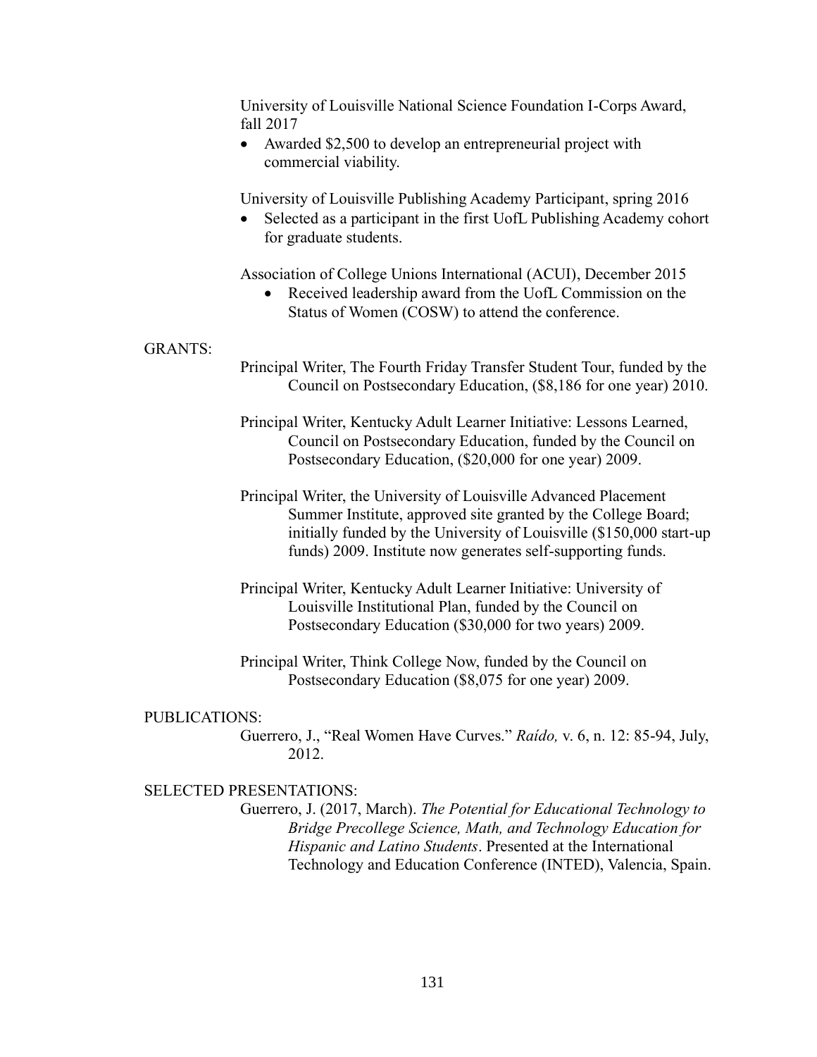University of Louisville National Science Foundation I-Corps Award, fall 2017

- Awarded $2,500 to develop an entrepreneurial project with commercial viability.

University of Louisville Publishing Academy Participant, spring 2016

- Selected as a participant in the first UofL Publishing Academy cohort for graduate students.

Association of College Unions International (ACUI), December 2015

- Received leadership award from the UofL Commission on the Status of Women (COSW) to attend the conference.

GRANTS:

Principal Writer, The Fourth Friday Transfer Student Tour, funded by the Council on Postsecondary Education, ($8,186 for one year) 2010.

Principal Writer, Kentucky Adult Learner Initiative: Lessons Learned, Council on Postsecondary Education, funded by the Council on Postsecondary Education, ($20,000 for one year) 2009.

Principal Writer, the University of Louisville Advanced Placement Summer Institute, approved site granted by the College Board; initially funded by the University of Louisville ($150,000 start-up funds) 2009. Institute now generates self-supporting funds.

Principal Writer, Kentucky Adult Learner Initiative: University of Louisville Institutional Plan, funded by the Council on Postsecondary Education ($30,000 for two years) 2009.

Principal Writer, Think College Now, funded by the Council on Postsecondary Education ($8,075 for one year) 2009.

PUBLICATIONS:

Guerrero, J., "Real Women Have Curves." *Raído,* v. 6, n. 12: 85-94, July, 2012.

SELECTED PRESENTATIONS:

Guerrero, J. (2017, March). *The Potential for Educational Technology to Bridge Precollege Science, Math, and Technology Education for Hispanic and Latino Students*. Presented at the International Technology and Education Conference (INTED), Valencia, Spain.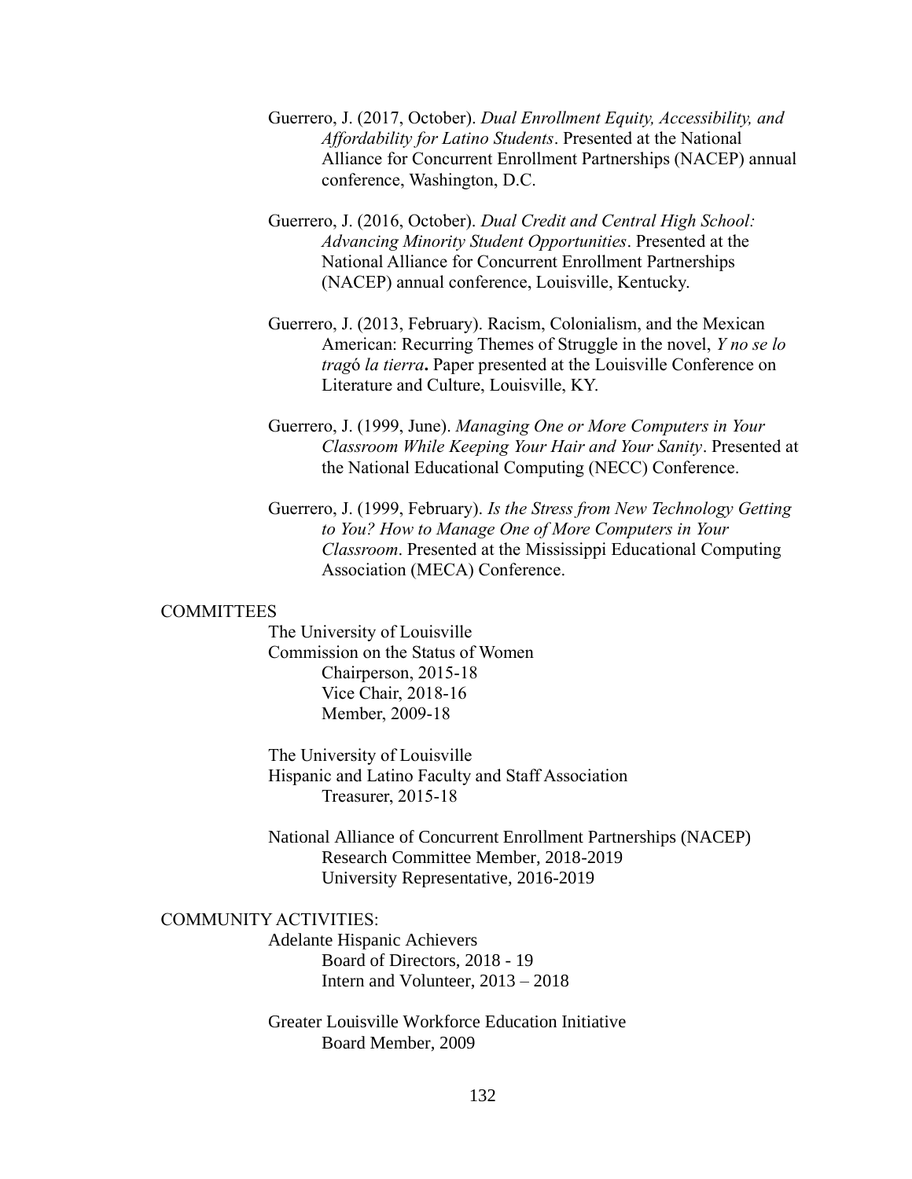Guerrero, J. (2017, October). *Dual Enrollment Equity, Accessibility, and Affordability for Latino Students*. Presented at the National Alliance for Concurrent Enrollment Partnerships (NACEP) annual conference, Washington, D.C.

Guerrero, J. (2016, October). *Dual Credit and Central High School: Advancing Minority Student Opportunities*. Presented at the National Alliance for Concurrent Enrollment Partnerships (NACEP) annual conference, Louisville, Kentucky.

Guerrero, J. (2013, February). Racism, Colonialism, and the Mexican American: Recurring Themes of Struggle in the novel, *Y no se lo tragó la tierra***.** Paper presented at the Louisville Conference on Literature and Culture, Louisville, KY.

Guerrero, J. (1999, June). *Managing One or More Computers in Your Classroom While Keeping Your Hair and Your Sanity*. Presented at the National Educational Computing (NECC) Conference.

Guerrero, J. (1999, February). *Is the Stress from New Technology Getting to You? How to Manage One of More Computers in Your Classroom*. Presented at the Mississippi Educational Computing Association (MECA) Conference.

COMMITTEES

The University of Louisville
Commission on the Status of Women
Chairperson, 2015-18
Vice Chair, 2018-16
Member, 2009-18

The University of Louisville
Hispanic and Latino Faculty and Staff Association
Treasurer, 2015-18

National Alliance of Concurrent Enrollment Partnerships (NACEP)
Research Committee Member, 2018-2019
University Representative, 2016-2019

COMMUNITY ACTIVITIES:

Adelante Hispanic Achievers
Board of Directors, 2018 - 19
Intern and Volunteer, 2013 – 2018

Greater Louisville Workforce Education Initiative
Board Member, 2009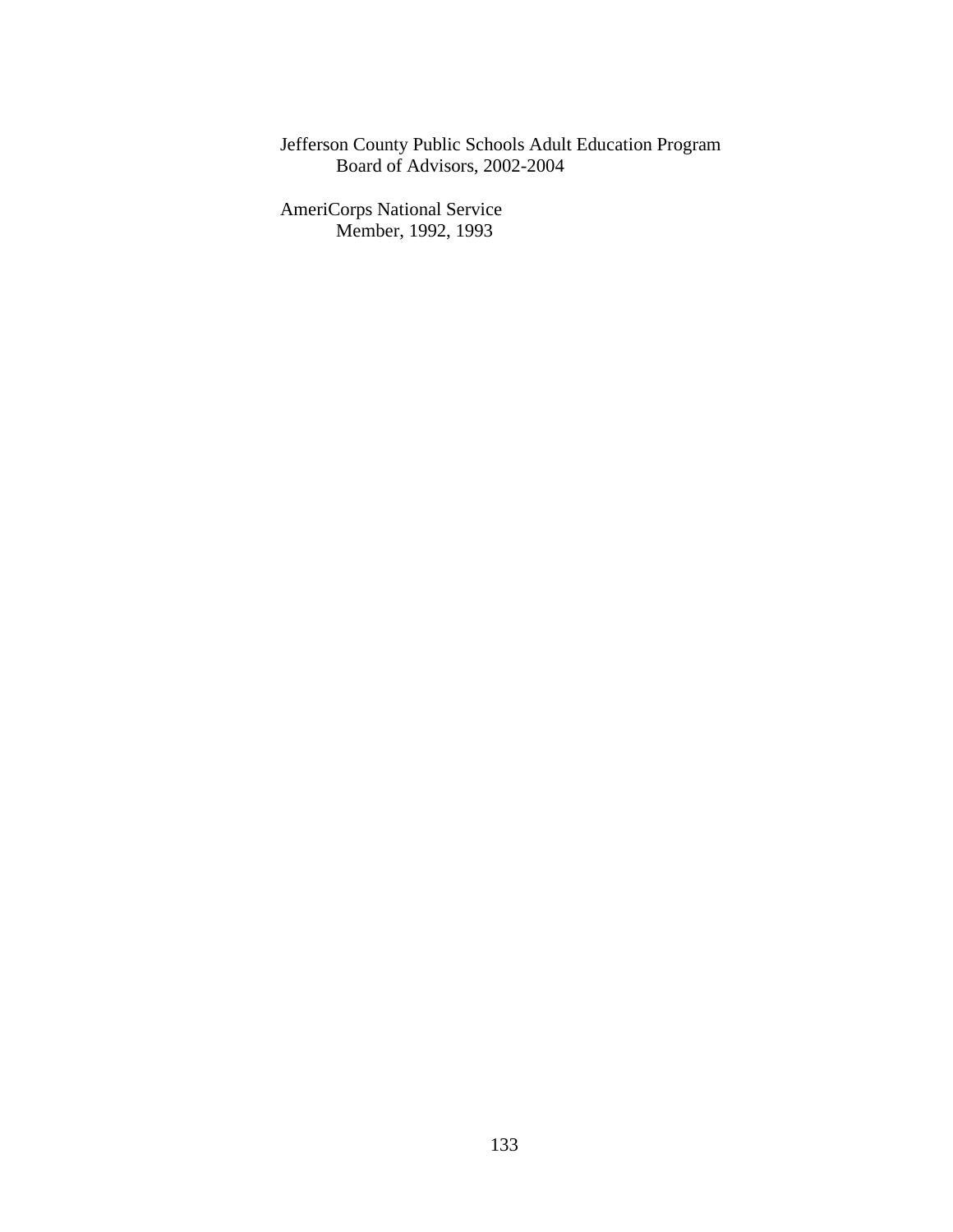Jefferson County Public Schools Adult Education Program
Board of Advisors, 2002-2004

AmeriCorps National Service
Member, 1992, 1993